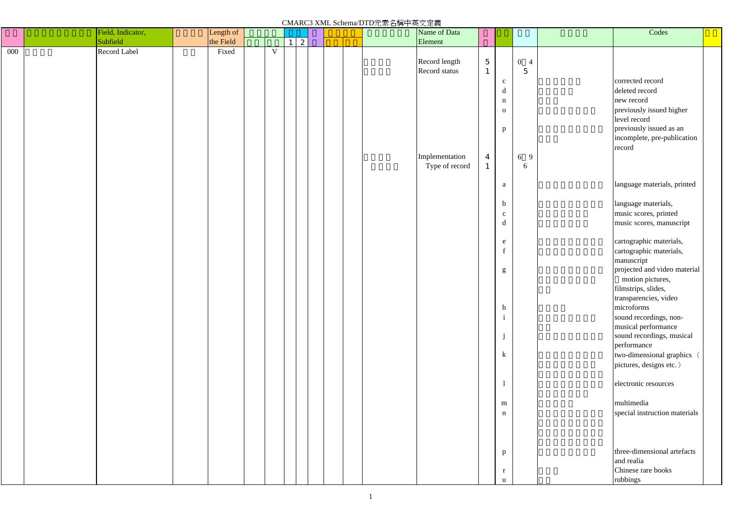CMARC3 XML Schema/DTD元素名稱中英文定義

| | | Field, Indicator, Subfield | | Length of the Field | | | | | | | | | Name of Data Element | | | | | Codes | |
|---|---|---|---|---|---|---|---|---|---|---|---|---|---|---|---|---|---|---|---|
| | | | | | | | 1 | 2 | | | | | | | | | | | |
| 000 | | Record Label | | Fixed | | V | | | | | | | | | | | | | |
| | | | | | | | | | | | | | Record length | 5 | | 0-4 | | | |
| | | | | | | | | | | | | | Record status | 1 | | 5 | | | |
| | | | | | | | | | | | | | | | c | | | corrected record | |
| | | | | | | | | | | | | | | | d | | | deleted record | |
| | | | | | | | | | | | | | | | n | | | new record | |
| | | | | | | | | | | | | | | | o | | | previously issued higher level record | |
| | | | | | | | | | | | | | | | p | | | previously issued as an incomplete, pre-publication record | |
| | | | | | | | | | | | | | Implementation | 4 | | 6-9 | | | |
| | | | | | | | | | | | | | Type of record | 1 | | 6 | | | |
| | | | | | | | | | | | | | | | a | | | language materials, printed | |
| | | | | | | | | | | | | | | | b | | | language materials, | |
| | | | | | | | | | | | | | | | c | | | music scores, printed | |
| | | | | | | | | | | | | | | | d | | | music scores, manuscript | |
| | | | | | | | | | | | | | | | e | | | cartographic materials, | |
| | | | | | | | | | | | | | | | f | | | cartographic materials, manuscript | |
| | | | | | | | | | | | | | | | g | | | projected and video material (motion pictures, filmstrips, slides, transparencies, video | |
| | | | | | | | | | | | | | | | h | | | microforms | |
| | | | | | | | | | | | | | | | i | | | sound recordings, non-musical performance | |
| | | | | | | | | | | | | | | | j | | | sound recordings, musical performance | |
| | | | | | | | | | | | | | | | k | | | two-dimensional graphics (pictures, designs etc.) | |
| | | | | | | | | | | | | | | | l | | | electronic resources | |
| | | | | | | | | | | | | | | | m | | | multimedia | |
| | | | | | | | | | | | | | | | n | | | special instruction materials | |
| | | | | | | | | | | | | | | | p | | | three-dimensional artefacts and realia | |
| | | | | | | | | | | | | | | | r | | | Chinese rare books | |
| | | | | | | | | | | | | | | | u | | | rubbings | |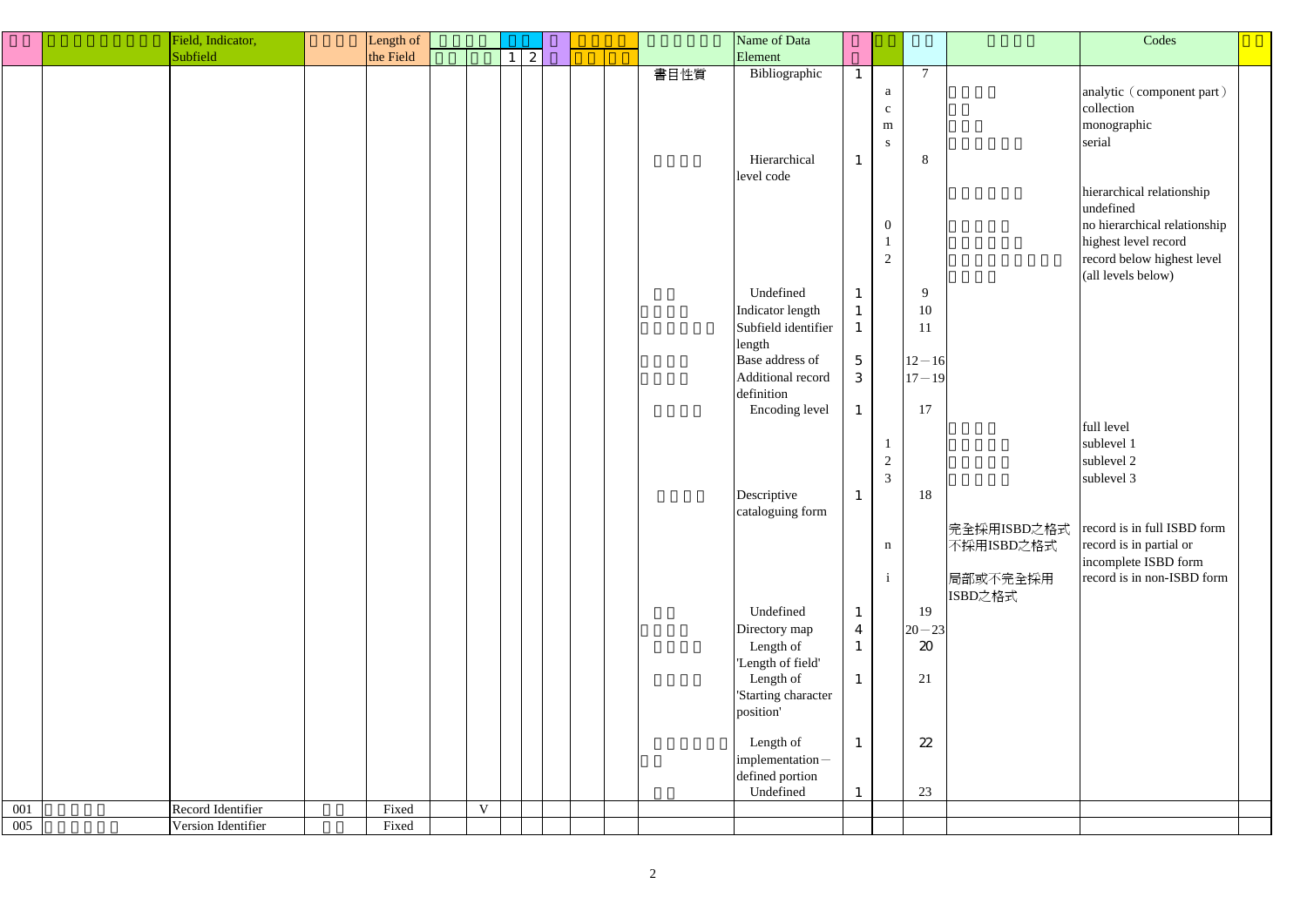| □□ | □□□□□□□□□ | Field, Indicator, Subfield | □□□□ | Length of the Field | □□□□ | | □□ | | □ | □□□□ | | □□□□□□ | Name of Data Element | □□ | □□ | □□ | □□□ | Codes | □□ |
|---|---|---|---|---|---|---|---|---|---|---|---|---|---|---|---|---|---|---|---|
| | | | | | □□ | □□ | 1 | 2 | | □□ | □□ | | | | | | | | |
| | | | | | | | | | | | | 書目性質 | Bibliographic | 1 | | 7 | | | |
| | | | | | | | | | | | | | | | a | | □□□□ | analytic（component part） | |
| | | | | | | | | | | | | | | | c | | □□ | collection | |
| | | | | | | | | | | | | | | | m | | □□□ | monographic | |
| | | | | | | | | | | | | | | | s | | □□□□□□ | serial | |
| | | | | | | | | | | | | □□□□ | Hierarchical level code | 1 | | 8 | | | |
| | | | | | | | | | | | | | | | | | □□□□□□ | hierarchical relationship undefined | |
| | | | | | | | | | | | | | | | 0 | | □□□□□ | no hierarchical relationship | |
| | | | | | | | | | | | | | | | 1 | | □□□□□□ | highest level record | |
| | | | | | | | | | | | | | | | 2 | | □□□□□□□□□□□□□□ | record below highest level (all levels below) | |
| | | | | | | | | | | | | □□ | Undefined | 1 | | 9 | | | |
| | | | | | | | | | | | | □□□□ | Indicator length | 1 | | 10 | | | |
| | | | | | | | | | | | | □□□□□□□ | Subfield identifier length | 1 | | 11 | | | |
| | | | | | | | | | | | | □□□□ | Base address of | 5 | | 12－16 | | | |
| | | | | | | | | | | | | □□□□ | Additional record definition | 3 | | 17－19 | | | |
| | | | | | | | | | | | | □□□□ | Encoding level | 1 | | 17 | | | |
| | | | | | | | | | | | | | | | | | □□□□ | full level | |
| | | | | | | | | | | | | | | | 1 | | □□□□□ | sublevel 1 | |
| | | | | | | | | | | | | | | | 2 | | □□□□□ | sublevel 2 | |
| | | | | | | | | | | | | | | | 3 | | □□□□□ | sublevel 3 | |
| | | | | | | | | | | | | □□□□ | Descriptive cataloguing form | 1 | | 18 | | | |
| | | | | | | | | | | | | | | | | | 完全採用ISBD之格式 | record is in full ISBD form | |
| | | | | | | | | | | | | | | | n | | 不採用ISBD之格式 | record is in partial or incomplete ISBD form | |
| | | | | | | | | | | | | | | | i | | 局部或不完全採用ISBD之格式 | record is in non-ISBD form | |
| | | | | | | | | | | | | □□ | Undefined | 1 | | 19 | | | |
| | | | | | | | | | | | | □□□□ | Directory map | 4 | | 20－23 | | | |
| | | | | | | | | | | | | □□□□ | Length of 'Length of field' | 1 | | 20 | | | |
| | | | | | | | | | | | | □□□□ | Length of 'Starting character position' | 1 | | 21 | | | |
| | | | | | | | | | | | | □□□□□□□□ | Length of implementation－defined portion | 1 | | 22 | | | |
| | | | | | | | | | | | | □□ | Undefined | 1 | | 23 | | | |
| 001 | □□□□□ | Record Identifier | □□ | Fixed | | V | | | | | | | | | | | | | |
| 005 | □□□□□□ | Version Identifier | □□ | Fixed | | | | | | | | | | | | | | | |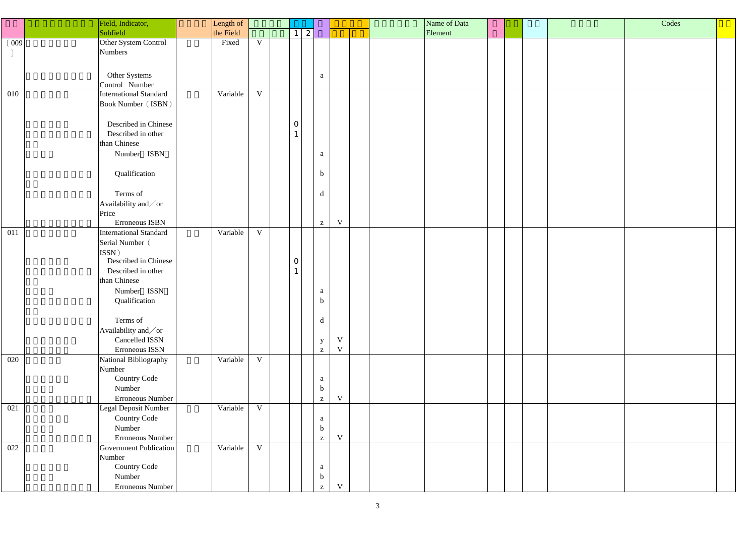| | | Field, Indicator, Subfield | | Length of the Field | | | | | | | | | | Name of Data Element | | | | | Codes | |
|---|---|---|---|---|---|---|---|---|---|---|---|---|---|---|---|---|---|---|---|---|
| | | | | | | | 1 | 2 | | | | | | | | | | | | |
| 〔009〕 | | Other System Control Numbers | | Fixed | V | | | | | | | | | | | | | | | |
| | | Other Systems Control Number | | | | | | | a | | | | | | | | | | | |
| 010 | | International Standard Book Number（ISBN） | | Variable | V | | | | | | | | | | | | | | | |
| | | Described in Chinese | | | | | 0 | | | | | | | | | | | | | |
| | | Described in other than Chinese | | | | | 1 | | | | | | | | | | | | | |
| | | Number（ISBN） | | | | | | | a | | | | | | | | | | | |
| | | Qualification | | | | | | | b | | | | | | | | | | | |
| | | Terms of Availability and／or Price | | | | | | | d | | | | | | | | | | | |
| | | Erroneous ISBN | | | | | | | z | V | | | | | | | | | | |
| 011 | | International Standard Serial Number（ISSN） | | Variable | V | | | | | | | | | | | | | | | |
| | | Described in Chinese | | | | | 0 | | | | | | | | | | | | | |
| | | Described in other than Chinese | | | | | 1 | | | | | | | | | | | | | |
| | | Number（ISSN） | | | | | | | a | | | | | | | | | | | |
| | | Qualification | | | | | | | b | | | | | | | | | | | |
| | | Terms of Availability and／or | | | | | | | d | | | | | | | | | | | |
| | | Cancelled ISSN | | | | | | | y | V | | | | | | | | | | |
| | | Erroneous ISSN | | | | | | | z | V | | | | | | | | | | |
| 020 | | National Bibliography Number | | Variable | V | | | | | | | | | | | | | | | |
| | | Country Code | | | | | | | a | | | | | | | | | | | |
| | | Number | | | | | | | b | | | | | | | | | | | |
| | | Erroneous Number | | | | | | | z | V | | | | | | | | | | |
| 021 | | Legal Deposit Number | | Variable | V | | | | | | | | | | | | | | | |
| | | Country Code | | | | | | | a | | | | | | | | | | | |
| | | Number | | | | | | | b | | | | | | | | | | | |
| | | Erroneous Number | | | | | | | z | V | | | | | | | | | | |
| 022 | | Government Publication Number | | Variable | V | | | | | | | | | | | | | | | |
| | | Country Code | | | | | | | a | | | | | | | | | | | |
| | | Number | | | | | | | b | | | | | | | | | | | |
| | | Erroneous Number | | | | | | | z | V | | | | | | | | | | |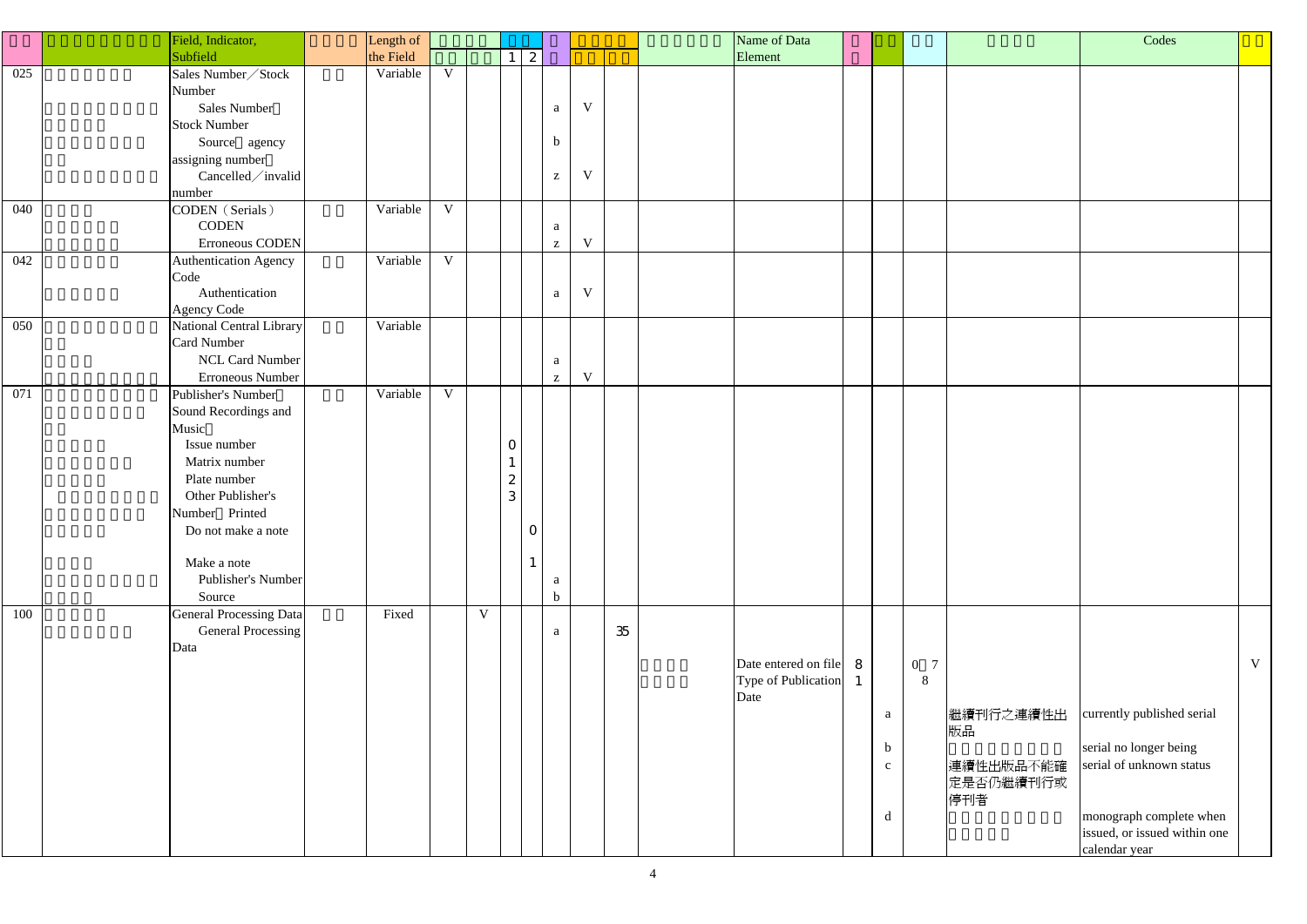| | | Field, Indicator, Subfield | | Length of the Field | | | | | | | | | | Name of Data Element | | | | | Codes | |
|---|---|---|---|---|---|---|---|---|---|---|---|---|---|---|---|---|---|---|---|---|
| | | | | | | | 1 | 2 | | | | | | | | | | | | |
| 025 | | Sales Number／Stock Number | | Variable | V | | | | | | | | | | | | | | | |
| | | Sales Number Stock Number | | | | | | | a | V | | | | | | | | | | |
| | | Source agency assigning number | | | | | | | b | | | | | | | | | | | |
| | | Cancelled／invalid number | | | | | | | z | V | | | | | | | | | | |
| 040 | | CODEN（Serials） | | Variable | V | | | | | | | | | | | | | | | |
| | | CODEN | | | | | | | a | | | | | | | | | | | |
| | | Erroneous CODEN | | | | | | | z | V | | | | | | | | | | |
| 042 | | Authentication Agency Code | | Variable | V | | | | | | | | | | | | | | | |
| | | Authentication Agency Code | | | | | | | a | V | | | | | | | | | | |
| 050 | | National Central Library Card Number | | Variable | | | | | | | | | | | | | | | | |
| | | NCL Card Number | | | | | | | a | | | | | | | | | | | |
| | | Erroneous Number | | | | | | | z | V | | | | | | | | | | |
| 071 | | Publisher's Number Sound Recordings and Music | | Variable | V | | | | | | | | | | | | | | | |
| | | Issue number | | | | | 0 | | | | | | | | | | | | | |
| | | Matrix number | | | | | 1 | | | | | | | | | | | | | |
| | | Plate number | | | | | 2 | | | | | | | | | | | | | |
| | | Other Publisher's Number Printed | | | | | 3 | | | | | | | | | | | | | |
| | | Do not make a note | | | | | | 0 | | | | | | | | | | | | |
| | | Make a note | | | | | | 1 | | | | | | | | | | | | |
| | | Publisher's Number | | | | | | | a | | | | | | | | | | | |
| | | Source | | | | | | | b | | | | | | | | | | | |
| 100 | | General Processing Data | | Fixed | | V | | | | | | | | | | | | | | |
| | | General Processing Data | | | | | | | a | | 35 | | | | | | | | | |
| | | | | | | | | | | | | | | Date entered on file | 8 | | 0 7 8 | | | V |
| | | | | | | | | | | | | | | Type of Publication Date | 1 | | | | | |
| | | | | | | | | | | | | | | | | a | | 繼續刊行之連續性出版品 | currently published serial | |
| | | | | | | | | | | | | | | | | b | | | serial no longer being | |
| | | | | | | | | | | | | | | | | c | | 連續性出版品不能確定是否仍繼續刊行或停刊者 | serial of unknown status | |
| | | | | | | | | | | | | | | | | d | | | monograph complete when issued, or issued within one calendar year | |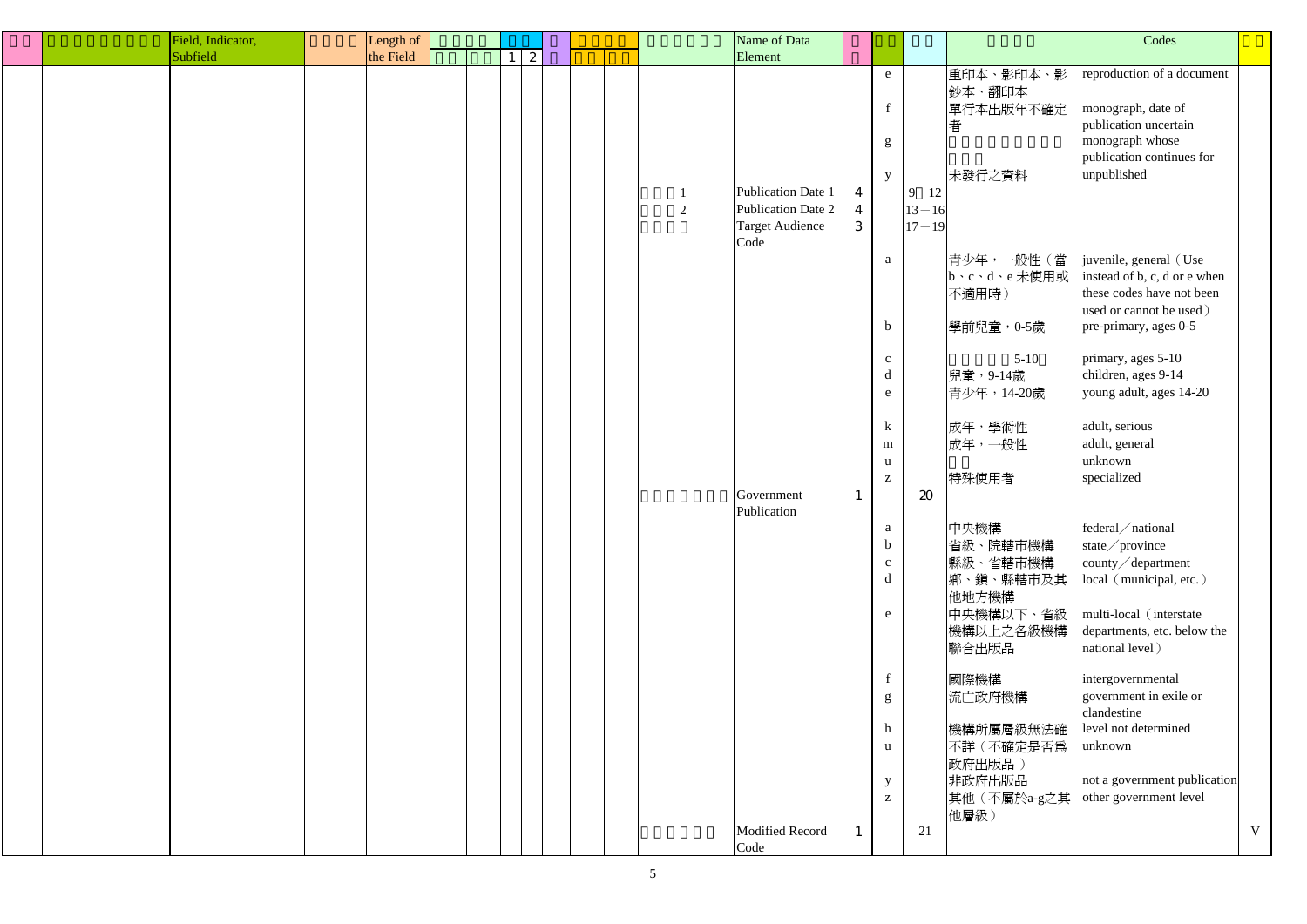| □□ | □□□□□□□□□ | Field, Indicator, Subfield | □□□□ | Length of the Field | □□□□ | | □□ | | □ | □□□□ | | □□□□□□ | Name of Data Element | □ | □□ | □□ | □□□□ | Codes | □□ |
|---|---|---|---|---|---|---|---|---|---|---|---|---|---|---|---|---|---|---|---|
| | | | | | □□ | □□ | 1 | 2 | | □□ | □□ | | | | | | | | |
| | | | | | | | | | | | | | | | e | | 重印本、影印本、影鈔本、翻印本 | reproduction of a document | |
| | | | | | | | | | | | | | | | f | | 單行本出版年不確定者 | monograph, date of publication uncertain | |
| | | | | | | | | | | | | | | | g | | □□□□□□□□□□□□ | monograph whose publication continues for | |
| | | | | | | | | | | | | | | | y | | 未發行之資料 | unpublished | |
| | | | | | | | | | | | | □□□1 | Publication Date 1 | 4 | | 9－12 | | | |
| | | | | | | | | | | | | □□□2 | Publication Date 2 | 4 | | 13－16 | | | |
| | | | | | | | | | | | | □□□□ | Target Audience Code | 3 | | 17－19 | | | |
| | | | | | | | | | | | | | | | a | | 青少年，一般性（當b、c、d、e未使用或不適用時） | juvenile, general（Use instead of b, c, d or e when these codes have not been used or cannot be used） | |
| | | | | | | | | | | | | | | | b | | 學前兒童，0-5歲 | pre-primary, ages 0-5 | |
| | | | | | | | | | | | | | | | c | | □□□□□5-10□ | primary, ages 5-10 | |
| | | | | | | | | | | | | | | | d | | 兒童，9-14歲 | children, ages 9-14 | |
| | | | | | | | | | | | | | | | e | | 青少年，14-20歲 | young adult, ages 14-20 | |
| | | | | | | | | | | | | | | | k | | 成年，學術性 | adult, serious | |
| | | | | | | | | | | | | | | | m | | 成年，一般性 | adult, general | |
| | | | | | | | | | | | | | | | u | | □□ | unknown | |
| | | | | | | | | | | | | | | | z | | 特殊使用者 | specialized | |
| | | | | | | | | | | | | □□□□□□□ | Government Publication | 1 | | 20 | | | |
| | | | | | | | | | | | | | | | a | | 中央機構 | federal／national | |
| | | | | | | | | | | | | | | | b | | 省級、院轄市機構 | state／province | |
| | | | | | | | | | | | | | | | c | | 縣級、省轄市機構 | county／department | |
| | | | | | | | | | | | | | | | d | | 鄉、鎮、縣轄市及其他地方機構 | local（municipal, etc.） | |
| | | | | | | | | | | | | | | | e | | 中央機構以下、省級機構以上之各級機構聯合出版品 | multi-local（interstate departments, etc. below the national level） | |
| | | | | | | | | | | | | | | | f | | 國際機構 | intergovernmental | |
| | | | | | | | | | | | | | | | g | | 流亡政府機構 | government in exile or clandestine | |
| | | | | | | | | | | | | | | | h | | 機構所屬層級無法確 | level not determined | |
| | | | | | | | | | | | | | | | u | | 不詳（不確定是否為政府出版品） | unknown | |
| | | | | | | | | | | | | | | | y | | 非政府出版品 | not a government publication | |
| | | | | | | | | | | | | | | | z | | 其他（不屬於a-g之其他層級） | other government level | |
| | | | | | | | | | | | | □□□□□□ | Modified Record Code | 1 | | 21 | | | V |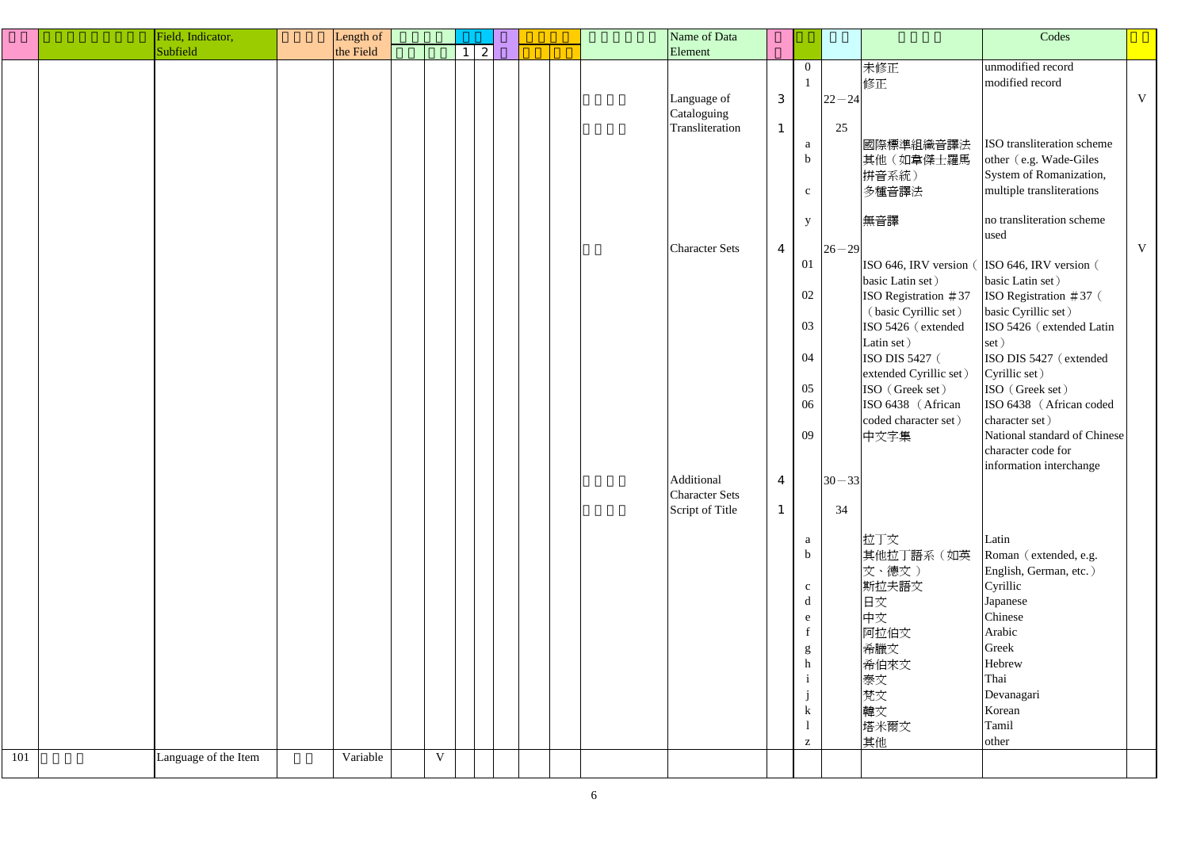| | | Field, Indicator, Subfield | | Length of the Field | | | | | | | | | | Name of Data Element | | | | | Codes | |
|---|---|---|---|---|---|---|---|---|---|---|---|---|---|---|---|---|---|---|---|---|
| | | | | | | | 1 | 2 | | | | | | | | | | | | |
| | | | | | | | | | | | | | | | | 0 | | 未修正 | unmodified record | |
| | | | | | | | | | | | | | | | | 1 | | 修正 | modified record | |
| | | | | | | | | | | | | | | Language of Cataloguing | 3 | | 22－24 | | | V |
| | | | | | | | | | | | | | | Transliteration | 1 | | 25 | | | |
| | | | | | | | | | | | | | | | | a | | 國際標準組織音譯法 | ISO transliteration scheme | |
| | | | | | | | | | | | | | | | | b | | 其他（如韋傑士羅馬拼音系統） | other（e.g. Wade-Giles System of Romanization, | |
| | | | | | | | | | | | | | | | | c | | 多種音譯法 | multiple transliterations | |
| | | | | | | | | | | | | | | | | y | | 無音譯 | no transliteration scheme used | |
| | | | | | | | | | | | | | | Character Sets | 4 | | 26－29 | | | V |
| | | | | | | | | | | | | | | | | 01 | | ISO 646, IRV version（basic Latin set） | ISO 646, IRV version（basic Latin set） | |
| | | | | | | | | | | | | | | | | 02 | | ISO Registration ＃37（basic Cyrillic set） | ISO Registration ＃37（basic Cyrillic set） | |
| | | | | | | | | | | | | | | | | 03 | | ISO 5426（extended Latin set） | ISO 5426（extended Latin set） | |
| | | | | | | | | | | | | | | | | 04 | | ISO DIS 5427（extended Cyrillic set） | ISO DIS 5427（extended Cyrillic set） | |
| | | | | | | | | | | | | | | | | 05 | | ISO（Greek set） | ISO（Greek set） | |
| | | | | | | | | | | | | | | | | 06 | | ISO 6438 （African coded character set） | ISO 6438 （African coded character set） | |
| | | | | | | | | | | | | | | | | 09 | | 中文字集 | National standard of Chinese character code for information interchange | |
| | | | | | | | | | | | | | | Additional Character Sets | 4 | | 30－33 | | | |
| | | | | | | | | | | | | | | Script of Title | 1 | | 34 | | | |
| | | | | | | | | | | | | | | | | a | | 拉丁文 | Latin | |
| | | | | | | | | | | | | | | | | b | | 其他拉丁語系（如英文、德文） | Roman（extended, e.g. English, German, etc.） | |
| | | | | | | | | | | | | | | | | c | | 斯拉夫語文 | Cyrillic | |
| | | | | | | | | | | | | | | | | d | | 日文 | Japanese | |
| | | | | | | | | | | | | | | | | e | | 中文 | Chinese | |
| | | | | | | | | | | | | | | | | f | | 阿拉伯文 | Arabic | |
| | | | | | | | | | | | | | | | | g | | 希臘文 | Greek | |
| | | | | | | | | | | | | | | | | h | | 希伯來文 | Hebrew | |
| | | | | | | | | | | | | | | | | i | | 泰文 | Thai | |
| | | | | | | | | | | | | | | | | j | | 梵文 | Devanagari | |
| | | | | | | | | | | | | | | | | k | | 韓文 | Korean | |
| | | | | | | | | | | | | | | | | l | | 塔米爾文 | Tamil | |
| | | | | | | | | | | | | | | | | z | | 其他 | other | |
| 101 | | Language of the Item | | Variable | | V | | | | | | | | | | | | | | |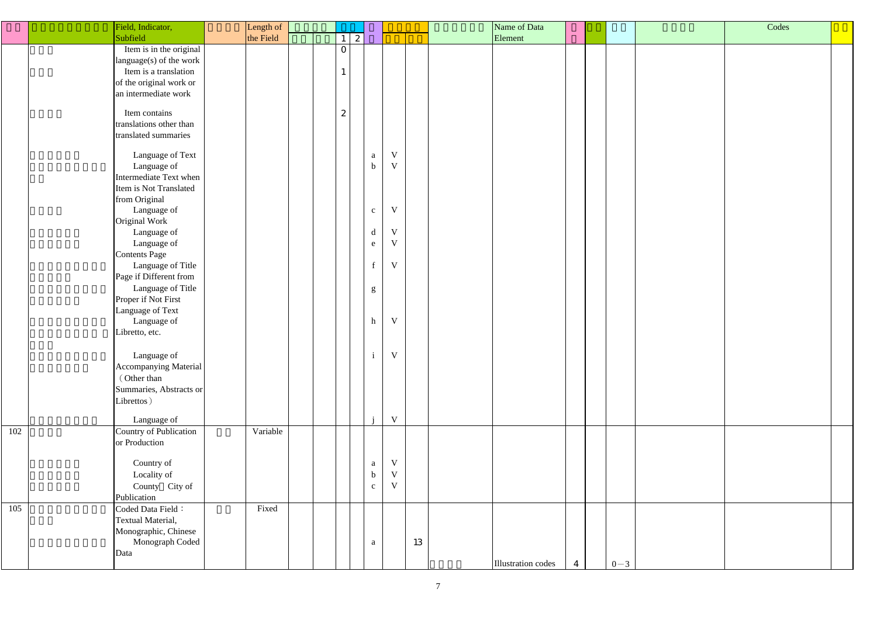| | | Field, Indicator, Subfield | | Length of the Field | | | 1 | 2 | | | | | Name of Data Element | | | | | Codes | |
|---|---|---|---|---|---|---|---|---|---|---|---|---|---|---|---|---|---|---|---|
| | | Item is in the original language(s) of the work | | | | | 0 | | | | | | | | | | | | |
| | | Item is a translation of the original work or an intermediate work | | | | | 1 | | | | | | | | | | | | |
| | | Item contains translations other than translated summaries | | | | | 2 | | | | | | | | | | | | |
| | | Language of Text | | | | | | | a | V | | | | | | | | | |
| | | Language of Intermediate Text when Item is Not Translated from Original | | | | | | | b | V | | | | | | | | | |
| | | Language of Original Work | | | | | | | c | V | | | | | | | | | |
| | | Language of | | | | | | | d | V | | | | | | | | | |
| | | Language of Contents Page | | | | | | | e | V | | | | | | | | | |
| | | Language of Title Page if Different from | | | | | | | f | V | | | | | | | | | |
| | | Language of Title Proper if Not First Language of Text | | | | | | | g | | | | | | | | | | |
| | | Language of Libretto, etc. | | | | | | | h | V | | | | | | | | | |
| | | Language of Accompanying Material (Other than Summaries, Abstracts or Librettos) | | | | | | | i | V | | | | | | | | | |
| | | Language of | | | | | | | j | V | | | | | | | | | |
| 102 | | Country of Publication or Production | | Variable | | | | | | | | | | | | | | | |
| | | Country of | | | | | | | a | V | | | | | | | | | |
| | | Locality of | | | | | | | b | V | | | | | | | | | |
| | | County City of Publication | | | | | | | c | V | | | | | | | | | |
| 105 | | Coded Data Field： Textual Material, Monographic, Chinese | | Fixed | | | | | | | | | | | | | | | |
| | | Monograph Coded Data | | | | | | | a | | 13 | | | | | | | | |
| | | | | | | | | | | | | | Illustration codes | 4 | | 0－3 | | | |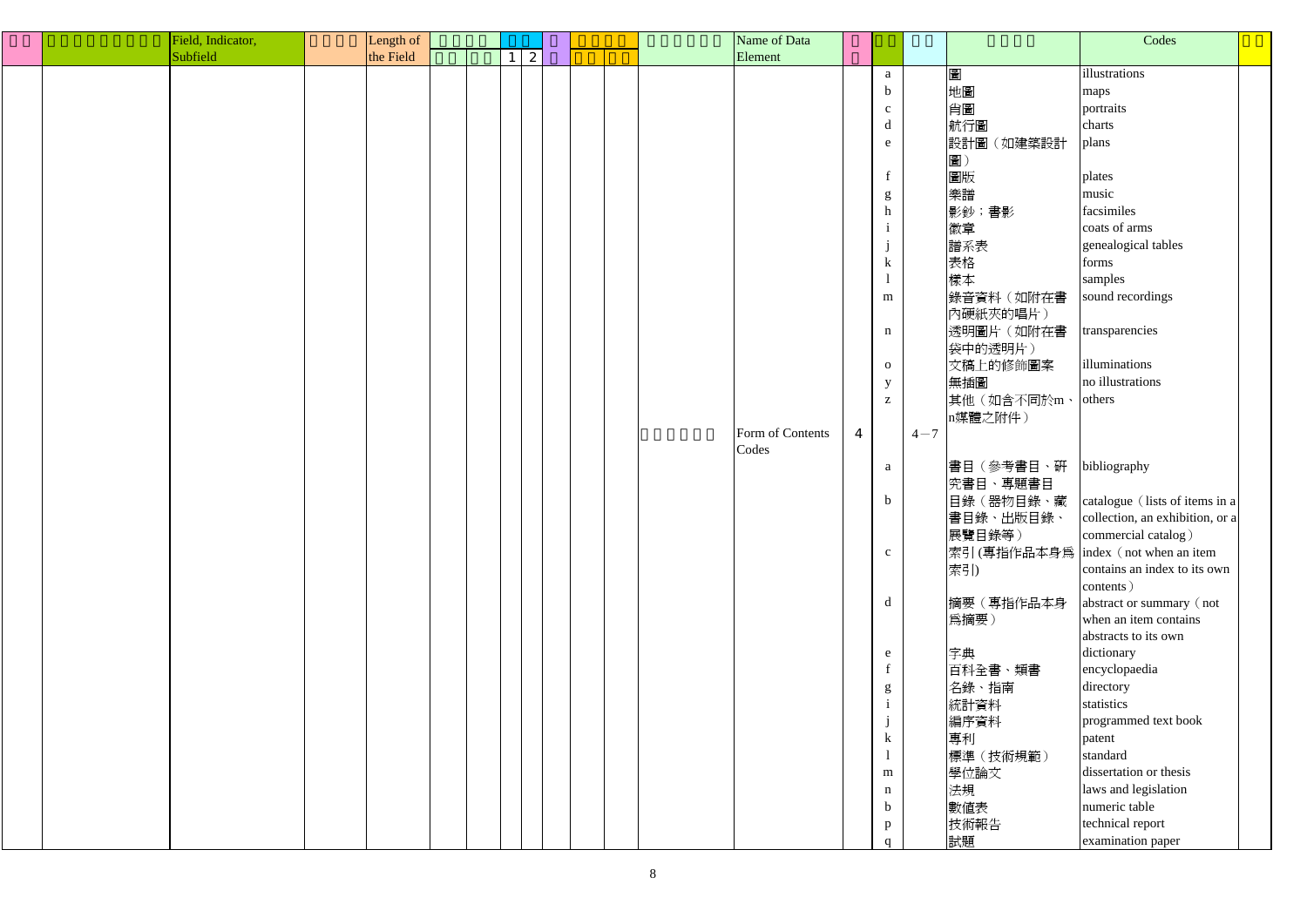| □□ | □□□□□□□□□ | Field, Indicator, Subfield | □□□□ | Length of the Field | □□□□ | | □□ | | □ | □□□□ | | □□□□□□ | Name of Data Element | □□ | □□ | □□ | □□□□ | Codes | □□ |
|---|---|---|---|---|---|---|---|---|---|---|---|---|---|---|---|---|---|---|---|
| | | | | | □□ | □□ | 1 | 2 | | □□ | □□ | | | | | | | | |
| | | | | | | | | | | | | | | | a | | 圖 | illustrations | |
| | | | | | | | | | | | | | | | b | | 地圖 | maps | |
| | | | | | | | | | | | | | | | c | | 肖圖 | portraits | |
| | | | | | | | | | | | | | | | d | | 航行圖 | charts | |
| | | | | | | | | | | | | | | | e | | 設計圖（如建築設計圖） | plans | |
| | | | | | | | | | | | | | | | f | | 圖版 | plates | |
| | | | | | | | | | | | | | | | g | | 樂譜 | music | |
| | | | | | | | | | | | | | | | h | | 影鈔；書影 | facsimiles | |
| | | | | | | | | | | | | | | | i | | 徽章 | coats of arms | |
| | | | | | | | | | | | | | | | j | | 譜系表 | genealogical tables | |
| | | | | | | | | | | | | | | | k | | 表格 | forms | |
| | | | | | | | | | | | | | | | l | | 樣本 | samples | |
| | | | | | | | | | | | | | | | m | | 錄音資料（如附在書內硬紙夾的唱片） | sound recordings | |
| | | | | | | | | | | | | | | | n | | 透明圖片（如附在書袋中的透明片） | transparencies | |
| | | | | | | | | | | | | | | | o | | 文稿上的修飾圖案 | illuminations | |
| | | | | | | | | | | | | | | | y | | 無插圖 | no illustrations | |
| | | | | | | | | | | | | | | | z | | 其他（如含不同於m、n媒體之附件） | others | |
| | | | | | | | | | | | | □□□□□□ | Form of Contents Codes | 4 | | 4－7 | | | |
| | | | | | | | | | | | | | | | a | | 書目（參考書目、研究書目、專題書目 | bibliography | |
| | | | | | | | | | | | | | | | b | | 目錄（器物目錄、藏書目錄、出版目錄、展覽目錄等） | catalogue（lists of items in a collection, an exhibition, or a commercial catalog） | |
| | | | | | | | | | | | | | | | c | | 索引(專指作品本身爲索引) | index（not when an item contains an index to its own contents） | |
| | | | | | | | | | | | | | | | d | | 摘要（專指作品本身爲摘要） | abstract or summary（not when an item contains abstracts to its own | |
| | | | | | | | | | | | | | | | e | | 字典 | dictionary | |
| | | | | | | | | | | | | | | | f | | 百科全書、類書 | encyclopaedia | |
| | | | | | | | | | | | | | | | g | | 名錄、指南 | directory | |
| | | | | | | | | | | | | | | | i | | 統計資料 | statistics | |
| | | | | | | | | | | | | | | | j | | 編序資料 | programmed text book | |
| | | | | | | | | | | | | | | | k | | 專利 | patent | |
| | | | | | | | | | | | | | | | l | | 標準（技術規範） | standard | |
| | | | | | | | | | | | | | | | m | | 學位論文 | dissertation or thesis | |
| | | | | | | | | | | | | | | | n | | 法規 | laws and legislation | |
| | | | | | | | | | | | | | | | b | | 數值表 | numeric table | |
| | | | | | | | | | | | | | | | p | | 技術報告 | technical report | |
| | | | | | | | | | | | | | | | q | | 試題 | examination paper | |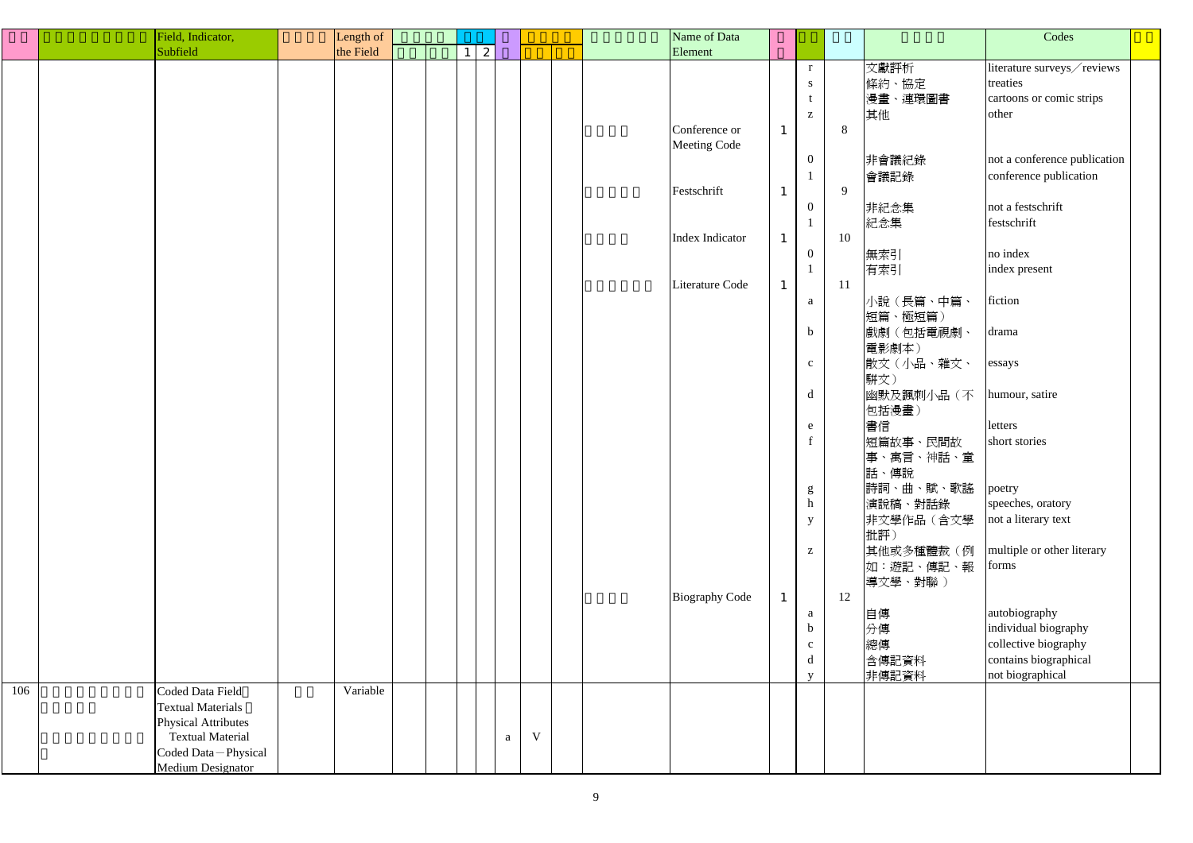| | | Field, Indicator, Subfield | | Length of the Field | | | 1 | 2 | | | | | Name of Data Element | | | | | Codes | |
|---|---|---|---|---|---|---|---|---|---|---|---|---|---|---|---|---|---|---|---|
| | | | | | | | | | | | | | | | r | | 文獻評析 | literature surveys／reviews | |
| | | | | | | | | | | | | | | | s | | 條約、協定 | treaties | |
| | | | | | | | | | | | | | | | t | | 漫畫、連環圖書 | cartoons or comic strips | |
| | | | | | | | | | | | | | | | z | | 其他 | other | |
| | | | | | | | | | | | | | Conference or Meeting Code | 1 | | 8 | | | |
| | | | | | | | | | | | | | | | 0 | | 非會議紀錄 | not a conference publication | |
| | | | | | | | | | | | | | | | 1 | | 會議記錄 | conference publication | |
| | | | | | | | | | | | | | Festschrift | 1 | | 9 | | | |
| | | | | | | | | | | | | | | | 0 | | 非紀念集 | not a festschrift | |
| | | | | | | | | | | | | | | | 1 | | 紀念集 | festschrift | |
| | | | | | | | | | | | | | Index Indicator | 1 | | 10 | | | |
| | | | | | | | | | | | | | | | 0 | | 無索引 | no index | |
| | | | | | | | | | | | | | | | 1 | | 有索引 | index present | |
| | | | | | | | | | | | | | Literature Code | 1 | | 11 | | | |
| | | | | | | | | | | | | | | | a | | 小說（長篇、中篇、短篇、極短篇） | fiction | |
| | | | | | | | | | | | | | | | b | | 戲劇（包括電視劇、電影劇本） | drama | |
| | | | | | | | | | | | | | | | c | | 散文（小品、雜文、駢文） | essays | |
| | | | | | | | | | | | | | | | d | | 幽默及諷刺小品（不包括漫畫） | humour, satire | |
| | | | | | | | | | | | | | | | e | | 書信 | letters | |
| | | | | | | | | | | | | | | | f | | 短篇故事、民間故事、寓言、神話、童話、傳說 | short stories | |
| | | | | | | | | | | | | | | | g | | 詩詞、曲、賦、歌謠 | poetry | |
| | | | | | | | | | | | | | | | h | | 演說稿、對話錄 | speeches, oratory | |
| | | | | | | | | | | | | | | | y | | 非文學作品（含文學批評） | not a literary text | |
| | | | | | | | | | | | | | | | z | | 其他或多種體裁（例如：遊記、傳記、報導文學、對聯） | multiple or other literary forms | |
| | | | | | | | | | | | | | Biography Code | 1 | | 12 | | | |
| | | | | | | | | | | | | | | | a | | 自傳 | autobiography | |
| | | | | | | | | | | | | | | | b | | 分傳 | individual biography | |
| | | | | | | | | | | | | | | | c | | 總傳 | collective biography | |
| | | | | | | | | | | | | | | | d | | 含傳記資料 | contains biographical | |
| | | | | | | | | | | | | | | | y | | 非傳記資料 | not biographical | |
| 106 | | Coded Data Field: Textual Materials: Physical Attributes<br>Textual Material Coded Data－Physical Medium Designator | | Variable | | | | | a | V | | | | | | | | | |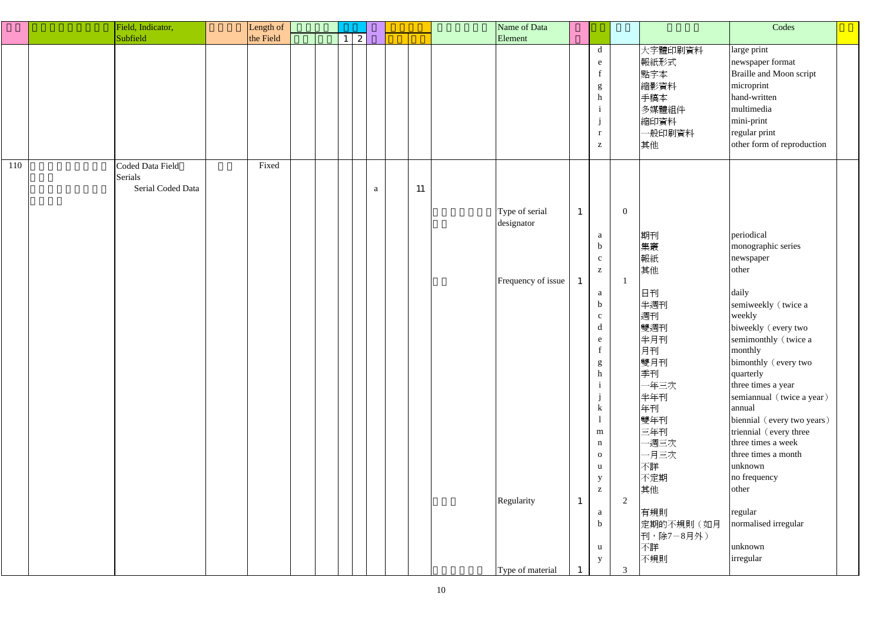| | | Field, Indicator, Subfield | | Length of the Field | | | | 1 | 2 | | | | | Name of Data Element | | | | | Codes | |
|---|---|---|---|---|---|---|---|---|---|---|---|---|---|---|---|---|---|---|---|---|
| | | | | | | | | | | | | | | | | | d | 大字體印刷資料 | large print | |
| | | | | | | | | | | | | | | | | | e | 報紙形式 | newspaper format | |
| | | | | | | | | | | | | | | | | | f | 點字本 | Braille and Moon script | |
| | | | | | | | | | | | | | | | | | g | 縮影資料 | microprint | |
| | | | | | | | | | | | | | | | | | h | 手稿本 | hand-written | |
| | | | | | | | | | | | | | | | | | i | 多媒體組件 | multimedia | |
| | | | | | | | | | | | | | | | | | j | 縮印資料 | mini-print | |
| | | | | | | | | | | | | | | | | | r | 一般印刷資料 | regular print | |
| | | | | | | | | | | | | | | | | | z | 其他 | other form of reproduction | |
| 110 | | Coded Data Field: Serials | | Fixed | | | | | | | | | | | | | | | | |
| | | Serial Coded Data | | | | | | | | a | | 11 | | | | | | | | |
| | | | | | | | | | | | | | | Type of serial designator | 1 | 0 | | | | |
| | | | | | | | | | | | | | | | | | a | 期刊 | periodical | |
| | | | | | | | | | | | | | | | | | b | 集叢 | monographic series | |
| | | | | | | | | | | | | | | | | | c | 報紙 | newspaper | |
| | | | | | | | | | | | | | | | | | z | 其他 | other | |
| | | | | | | | | | | | | | | Frequency of issue | 1 | 1 | | | | |
| | | | | | | | | | | | | | | | | | a | 日刊 | daily | |
| | | | | | | | | | | | | | | | | | b | 半週刊 | semiweekly (twice a weekly | |
| | | | | | | | | | | | | | | | | | c | 週刊 | weekly | |
| | | | | | | | | | | | | | | | | | d | 雙週刊 | biweekly (every two | |
| | | | | | | | | | | | | | | | | | e | 半月刊 | semimonthly (twice a | |
| | | | | | | | | | | | | | | | | | f | 月刊 | monthly | |
| | | | | | | | | | | | | | | | | | g | 雙月刊 | bimonthly (every two | |
| | | | | | | | | | | | | | | | | | h | 季刊 | quarterly | |
| | | | | | | | | | | | | | | | | | i | 一年三次 | three times a year | |
| | | | | | | | | | | | | | | | | | j | 半年刊 | semiannual (twice a year) | |
| | | | | | | | | | | | | | | | | | k | 年刊 | annual | |
| | | | | | | | | | | | | | | | | | l | 雙年刊 | biennial (every two years) | |
| | | | | | | | | | | | | | | | | | m | 三年刊 | triennial (every three | |
| | | | | | | | | | | | | | | | | | n | 一週三次 | three times a week | |
| | | | | | | | | | | | | | | | | | o | 一月三次 | three times a month | |
| | | | | | | | | | | | | | | | | | u | 不詳 | unknown | |
| | | | | | | | | | | | | | | | | | y | 不定期 | no frequency | |
| | | | | | | | | | | | | | | | | | z | 其他 | other | |
| | | | | | | | | | | | | | | Regularity | 1 | 2 | | | | |
| | | | | | | | | | | | | | | | | | a | 有規則 | regular | |
| | | | | | | | | | | | | | | | | | b | 定期的不規則（如月刊，除7－8月外） | normalised irregular | |
| | | | | | | | | | | | | | | | | | u | 不詳 | unknown | |
| | | | | | | | | | | | | | | | | | y | 不規則 | irregular | |
| | | | | | | | | | | | | | | Type of material | 1 | 3 | | | | |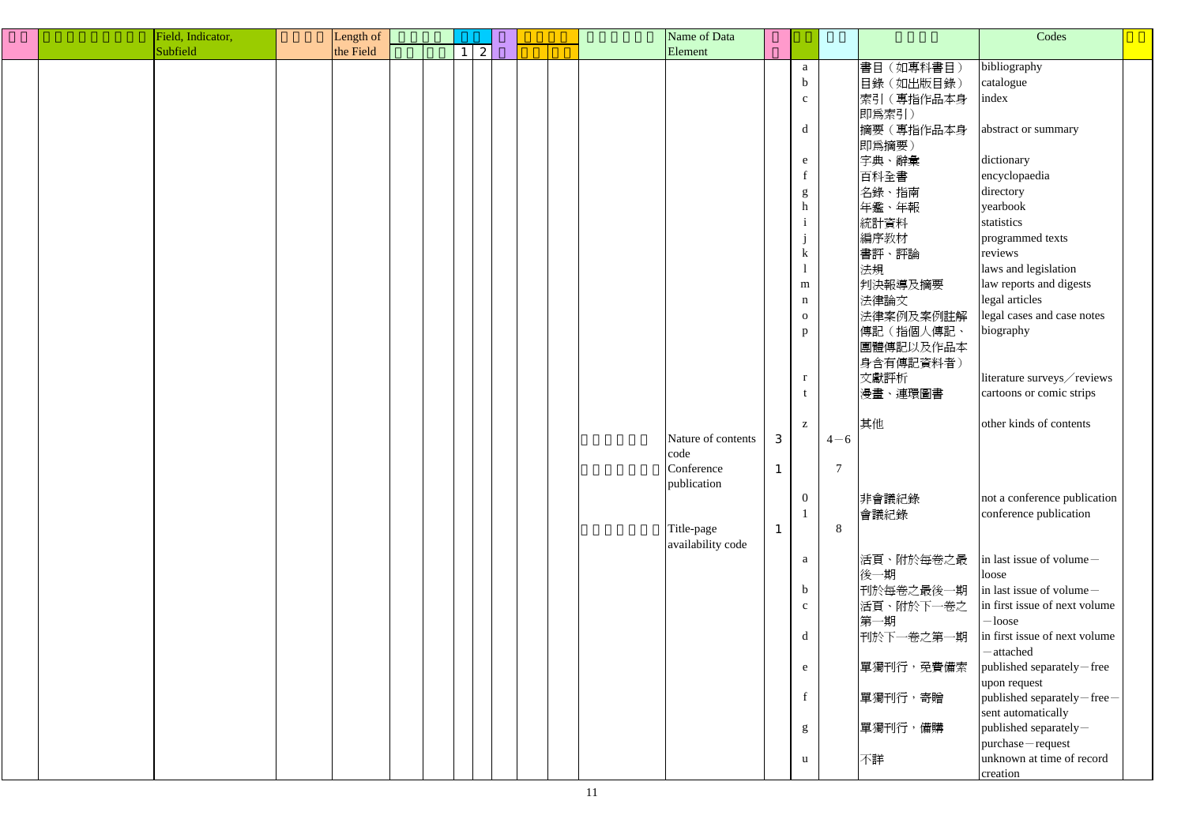| Field, Indicator, Subfield | Length of the Field | 1 | 2 | Name of Data Element | | | | | Codes |
|---|---|---|---|---|---|---|---|---|---|
| | | | | | | a | | 書目（如專科書目） | bibliography |
| | | | | | | b | | 目錄（如出版目錄） | catalogue |
| | | | | | | c | | 索引（專指作品本身即爲索引） | index |
| | | | | | | d | | 摘要（專指作品本身即爲摘要） | abstract or summary |
| | | | | | | e | | 字典、辭彙 | dictionary |
| | | | | | | f | | 百科全書 | encyclopaedia |
| | | | | | | g | | 名錄、指南 | directory |
| | | | | | | h | | 年鑑、年報 | yearbook |
| | | | | | | i | | 統計資料 | statistics |
| | | | | | | j | | 編序教材 | programmed texts |
| | | | | | | k | | 書評、評論 | reviews |
| | | | | | | l | | 法規 | laws and legislation |
| | | | | | | m | | 判決報導及摘要 | law reports and digests |
| | | | | | | n | | 法律論文 | legal articles |
| | | | | | | o | | 法律案例及案例註解 | legal cases and case notes |
| | | | | | | p | | 傳記（指個人傳記、團體傳記以及作品本身含有傳記資料者） | biography |
| | | | | | | r | | 文獻評析 | literature surveys／reviews |
| | | | | | | t | | 漫畫、連環圖書 | cartoons or comic strips |
| | | | | | | z | | 其他 | other kinds of contents |
| | | | | Nature of contents code | 3 | | 4－6 | | |
| | | | | Conference publication | 1 | | 7 | | |
| | | | | | | 0 | | 非會議紀錄 | not a conference publication |
| | | | | | | 1 | | 會議紀錄 | conference publication |
| | | | | Title-page availability code | 1 | | 8 | | |
| | | | | | | a | | 活頁、附於每卷之最後一期 | in last issue of volume－loose |
| | | | | | | b | | 刊於每卷之最後一期 | in last issue of volume－ |
| | | | | | | c | | 活頁、附於下一卷之第一期 | in first issue of next volume－loose |
| | | | | | | d | | 刊於下一卷之第一期 | in first issue of next volume－attached |
| | | | | | | e | | 單獨刊行，免費備索 | published separately－free upon request |
| | | | | | | f | | 單獨刊行，寄贈 | published separately－free－sent automatically |
| | | | | | | g | | 單獨刊行，備購 | published separately－purchase－request |
| | | | | | | u | | 不詳 | unknown at time of record creation |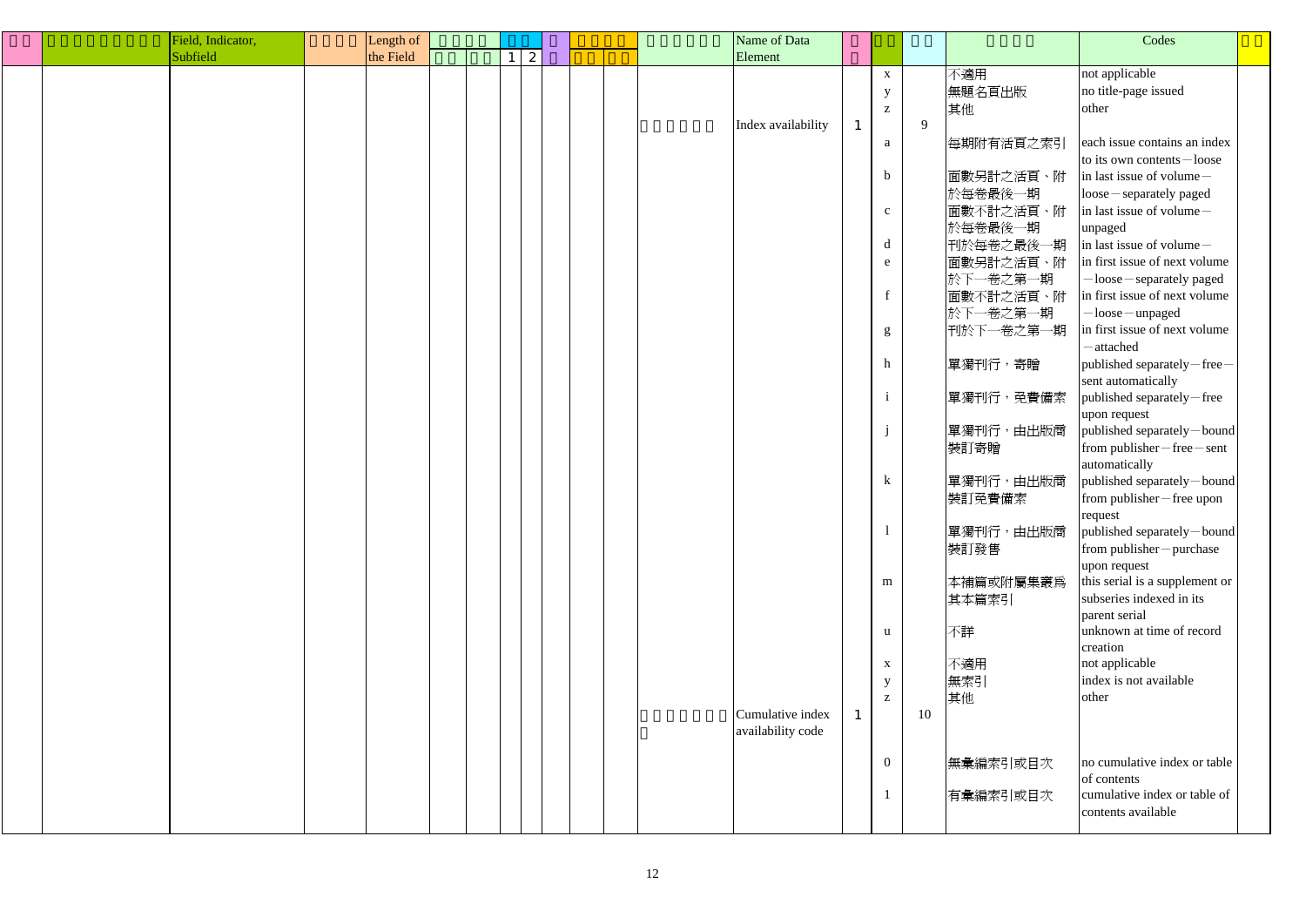| □□ | □□□□□□□□□ | Field, Indicator, Subfield | □□□□ | Length of the Field | □□□□ | | □□ | | □ | □□□□ | | □□□□□□ | Name of Data Element | □ | □□ | □□ | □□□□ | Codes | □□ |
|---|---|---|---|---|---|---|---|---|---|---|---|---|---|---|---|---|---|---|---|
| | | | | | □□ | □□ | 1 | 2 | | □□ | □□ | | | □ | | | | | |
| | | | | | | | | | | | | | | | x | | 不適用 | not applicable | |
| | | | | | | | | | | | | | | | y | | 無題名頁出版 | no title-page issued | |
| | | | | | | | | | | | | | | | z | | 其他 | other | |
| | | | | | | | | | | | | □□□□□□ | Index availability | 1 | | 9 | | | |
| | | | | | | | | | | | | | | | a | | 每期附有活頁之索引 | each issue contains an index to its own contents－loose | |
| | | | | | | | | | | | | | | | b | | 面數另計之活頁、附於每卷最後一期 | in last issue of volume－loose－separately paged | |
| | | | | | | | | | | | | | | | c | | 面數不計之活頁、附於每卷最後一期 | in last issue of volume－unpaged | |
| | | | | | | | | | | | | | | | d | | 刊於每卷之最後一期 | in last issue of volume－ | |
| | | | | | | | | | | | | | | | e | | 面數另計之活頁、附於下一卷之第一期 | in first issue of next volume－loose－separately paged | |
| | | | | | | | | | | | | | | | f | | 面數不計之活頁、附於下一卷之第一期 | in first issue of next volume－loose－unpaged | |
| | | | | | | | | | | | | | | | g | | 刊於下一卷之第一期 | in first issue of next volume－attached | |
| | | | | | | | | | | | | | | | h | | 單獨刊行，寄贈 | published separately－free－sent automatically | |
| | | | | | | | | | | | | | | | i | | 單獨刊行，免費備索 | published separately－free upon request | |
| | | | | | | | | | | | | | | | j | | 單獨刊行，由出版商裝訂寄贈 | published separately－bound from publisher－free－sent automatically | |
| | | | | | | | | | | | | | | | k | | 單獨刊行，由出版商裝訂免費備索 | published separately－bound from publisher－free upon request | |
| | | | | | | | | | | | | | | | l | | 單獨刊行，由出版商裝訂發售 | published separately－bound from publisher－purchase upon request | |
| | | | | | | | | | | | | | | | m | | 本補篇或附屬集叢爲其本篇索引 | this serial is a supplement or subseries indexed in its parent serial | |
| | | | | | | | | | | | | | | | u | | 不詳 | unknown at time of record creation | |
| | | | | | | | | | | | | | | | x | | 不適用 | not applicable | |
| | | | | | | | | | | | | | | | y | | 無索引 | index is not available | |
| | | | | | | | | | | | | | | | z | | 其他 | other | |
| | | | | | | | | | | | | □□□□□□□□ | Cumulative index availability code | 1 | | 10 | | | |
| | | | | | | | | | | | | | | | 0 | | 無彙編索引或目次 | no cumulative index or table of contents | |
| | | | | | | | | | | | | | | | 1 | | 有彙編索引或目次 | cumulative index or table of contents available | |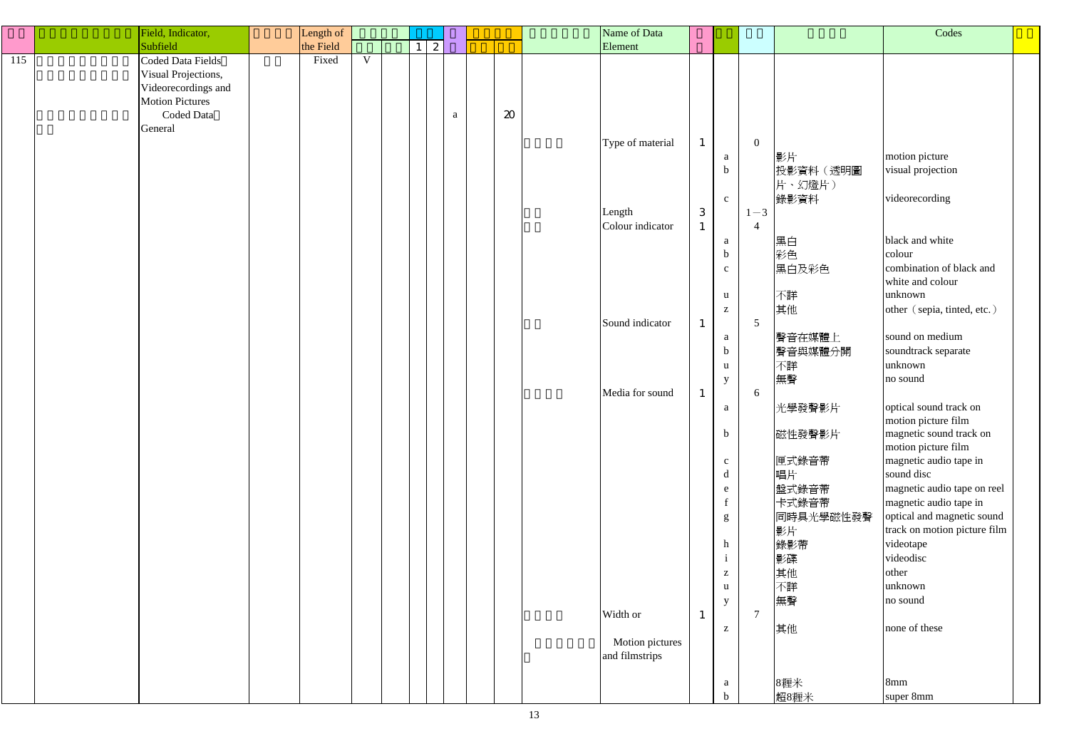| | | Field, Indicator, Subfield | | Length of the Field | | | | | | | | | | Name of Data Element | | | | | Codes | |
|---|---|---|---|---|---|---|---|---|---|---|---|---|---|---|---|---|---|---|---|---|
| | | | | | | | 1 | 2 | | | | | | | | | | | | |
| 115 | | Coded Data Fields Visual Projections, Videorecordings and Motion Pictures | | Fixed | V | | | | | | | | | | | | | | | |
| | | Coded Data General | | | | | | | a | | 20 | | | | | | | | | |
| | | | | | | | | | | | | | | Type of material | 1 | | 0 | | | |
| | | | | | | | | | | | | | | | | a | | 影片 | motion picture | |
| | | | | | | | | | | | | | | | | b | | 投影資料（透明圖片、幻燈片） | visual projection | |
| | | | | | | | | | | | | | | | | c | | 錄影資料 | videorecording | |
| | | | | | | | | | | | | | | Length | 3 | | 1－3 | | | |
| | | | | | | | | | | | | | | Colour indicator | 1 | | 4 | | | |
| | | | | | | | | | | | | | | | | a | | 黑白 | black and white | |
| | | | | | | | | | | | | | | | | b | | 彩色 | colour | |
| | | | | | | | | | | | | | | | | c | | 黑白及彩色 | combination of black and white and colour | |
| | | | | | | | | | | | | | | | | u | | 不詳 | unknown | |
| | | | | | | | | | | | | | | | | z | | 其他 | other（sepia, tinted, etc.） | |
| | | | | | | | | | | | | | | Sound indicator | 1 | | 5 | | | |
| | | | | | | | | | | | | | | | | a | | 聲音在媒體上 | sound on medium | |
| | | | | | | | | | | | | | | | | b | | 聲音與媒體分開 | soundtrack separate | |
| | | | | | | | | | | | | | | | | u | | 不詳 | unknown | |
| | | | | | | | | | | | | | | | | y | | 無聲 | no sound | |
| | | | | | | | | | | | | | | Media for sound | 1 | | 6 | | | |
| | | | | | | | | | | | | | | | | a | | 光學發聲影片 | optical sound track on motion picture film | |
| | | | | | | | | | | | | | | | | b | | 磁性發聲影片 | magnetic sound track on motion picture film | |
| | | | | | | | | | | | | | | | | c | | 匣式錄音帶 | magnetic audio tape in | |
| | | | | | | | | | | | | | | | | d | | 唱片 | sound disc | |
| | | | | | | | | | | | | | | | | e | | 盤式錄音帶 | magnetic audio tape on reel | |
| | | | | | | | | | | | | | | | | f | | 卡式錄音帶 | magnetic audio tape in | |
| | | | | | | | | | | | | | | | | g | | 同時具光學磁性發聲影片 | optical and magnetic sound track on motion picture film | |
| | | | | | | | | | | | | | | | | h | | 錄影帶 | videotape | |
| | | | | | | | | | | | | | | | | i | | 影碟 | videodisc | |
| | | | | | | | | | | | | | | | | z | | 其他 | other | |
| | | | | | | | | | | | | | | | | u | | 不詳 | unknown | |
| | | | | | | | | | | | | | | | | y | | 無聲 | no sound | |
| | | | | | | | | | | | | | | Width or | 1 | | 7 | | | |
| | | | | | | | | | | | | | | | | z | | 其他 | none of these | |
| | | | | | | | | | | | | | | Motion pictures and filmstrips | | | | | | |
| | | | | | | | | | | | | | | | | a | | 8糎米 | 8mm | |
| | | | | | | | | | | | | | | | | b | | 超8糎米 | super 8mm | |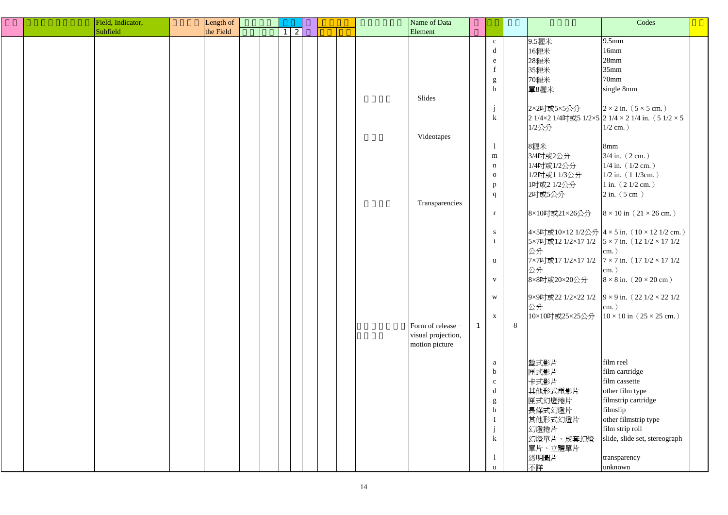| | | Field, Indicator, Subfield | | Length of the Field | | | 1 | 2 | | | | | Name of Data Element | | | | | Codes | |
|---|---|---|---|---|---|---|---|---|---|---|---|---|---|---|---|---|---|---|---|
| | | | | | | | | | | | | | | | c | | 9.5釐米 | 9.5mm | |
| | | | | | | | | | | | | | | | d | | 16釐米 | 16mm | |
| | | | | | | | | | | | | | | | e | | 28釐米 | 28mm | |
| | | | | | | | | | | | | | | | f | | 35釐米 | 35mm | |
| | | | | | | | | | | | | | | | g | | 70釐米 | 70mm | |
| | | | | | | | | | | | | | | | h | | 單8釐米 | single 8mm | |
| | | | | | | | | | | | | | Slides | | | | | | |
| | | | | | | | | | | | | | | | j | | 2×2吋或5×5公分 | 2 × 2 in.（5 × 5 cm.） | |
| | | | | | | | | | | | | | | | k | | 2 1/4×2 1/4吋或5 1/2×5 1/2公分 | 2 1/4 × 2 1/4 in.（5 1/2 × 5 1/2 cm.） | |
| | | | | | | | | | | | | | Videotapes | | | | | | |
| | | | | | | | | | | | | | | | l | | 8釐米 | 8mm | |
| | | | | | | | | | | | | | | | m | | 3/4吋或2公分 | 3/4 in.（2 cm.） | |
| | | | | | | | | | | | | | | | n | | 1/4吋或1/2公分 | 1/4 in.（1/2 cm.） | |
| | | | | | | | | | | | | | | | o | | 1/2吋或1 1/3公分 | 1/2 in.（1 1/3cm.） | |
| | | | | | | | | | | | | | | | p | | 1吋或2 1/2公分 | 1 in.（2 1/2 cm.） | |
| | | | | | | | | | | | | | | | q | | 2吋或5公分 | 2 in.（5 cm ） | |
| | | | | | | | | | | | | | Transparencies | | | | | | |
| | | | | | | | | | | | | | | | r | | 8×10吋或21×26公分 | 8 × 10 in（21 × 26 cm.） | |
| | | | | | | | | | | | | | | | s | | 4×5吋或10×12 1/2公分 | 4 × 5 in.（10 × 12 1/2 cm.） | |
| | | | | | | | | | | | | | | | t | | 5×7吋或12 1/2×17 1/2公分 | 5 × 7 in.（12 1/2 × 17 1/2 cm.） | |
| | | | | | | | | | | | | | | | u | | 7×7吋或17 1/2×17 1/2公分 | 7 × 7 in.（17 1/2 × 17 1/2 cm.） | |
| | | | | | | | | | | | | | | | v | | 8×8吋或20×20公分 | 8 × 8 in.（20 × 20 cm） | |
| | | | | | | | | | | | | | | | w | | 9×9吋或22 1/2×22 1/2公分 | 9 × 9 in.（22 1/2 × 22 1/2 cm.） | |
| | | | | | | | | | | | | | | | x | | 10×10吋或25×25公分 | 10 × 10 in（25 × 25 cm.） | |
| | | | | | | | | | | | | | Form of release－visual projection, motion picture | 1 | | 8 | | | |
| | | | | | | | | | | | | | | | a | | 盤式影片 | film reel | |
| | | | | | | | | | | | | | | | b | | 匣式影片 | film cartridge | |
| | | | | | | | | | | | | | | | c | | 卡式影片 | film cassette | |
| | | | | | | | | | | | | | | | d | | 其他形式電影片 | other film type | |
| | | | | | | | | | | | | | | | g | | 匣式幻燈捲片 | filmstrip cartridge | |
| | | | | | | | | | | | | | | | h | | 長條式幻燈片 | filmslip | |
| | | | | | | | | | | | | | | | I | | 其他形式幻燈片 | other filmstrip type | |
| | | | | | | | | | | | | | | | j | | 幻燈捲片 | film strip roll | |
| | | | | | | | | | | | | | | | k | | 幻燈單片、成套幻燈單片、立體單片 | slide, slide set, stereograph | |
| | | | | | | | | | | | | | | | l | | 透明圖片 | transparency | |
| | | | | | | | | | | | | | | | u | | 不詳 | unknown | |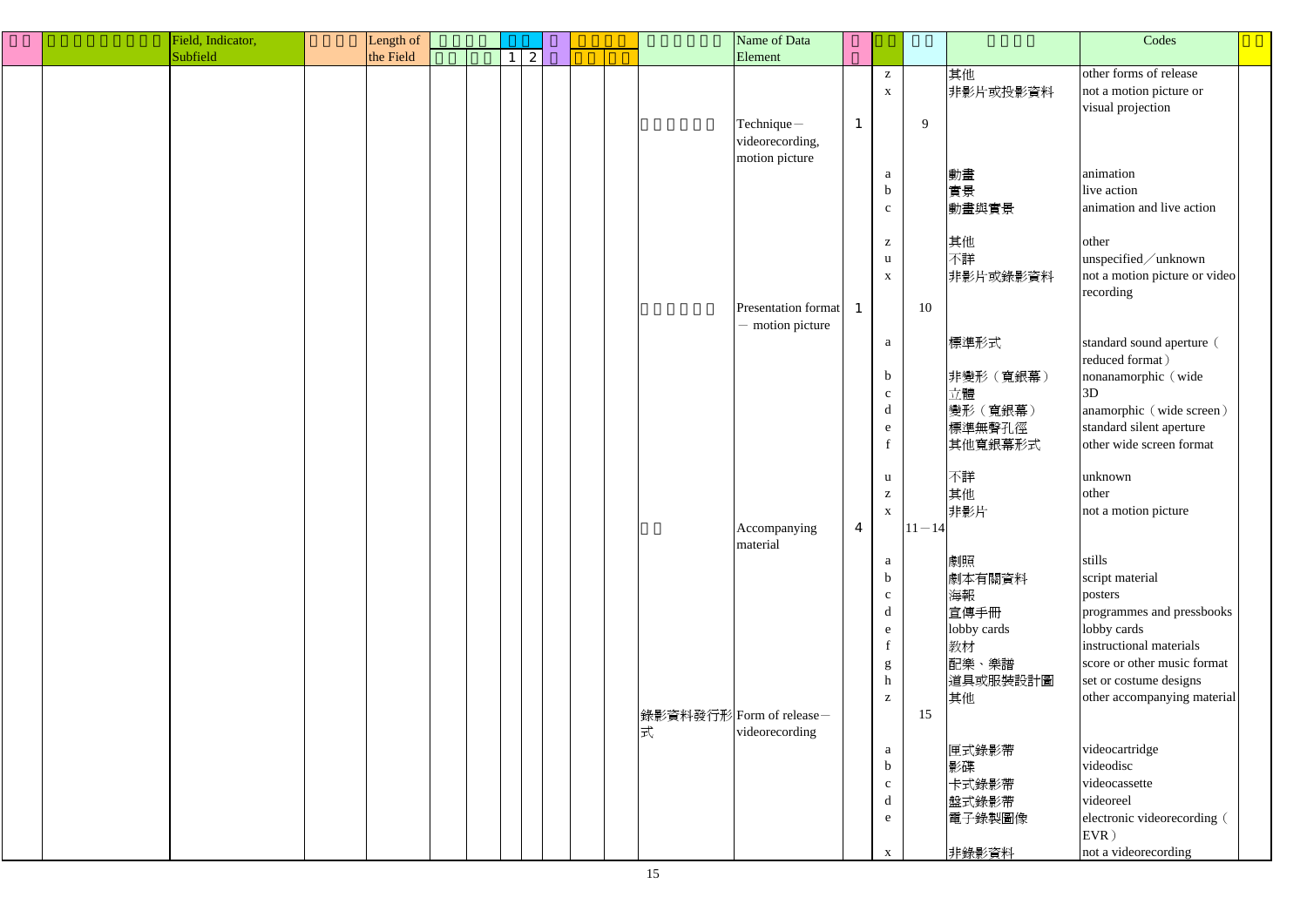| □□ | □□□□□□□□□ | Field, Indicator, Subfield | □□□□ | Length of the Field | □□□□ | | □□ | | □ | □□□□ | | □□□□□□ | Name of Data Element | □ | □□ | □□ | □□□□ | Codes | □□ |
|---|---|---|---|---|---|---|---|---|---|---|---|---|---|---|---|---|---|---|---|
| | | | | | □□ | □□ | 1 | 2 | □ | □□ | □□ | | | □ | | | | | |
| | | | | | | | | | | | | | | | z | | 其他 | other forms of release | |
| | | | | | | | | | | | | | | | x | | 非影片或投影資料 | not a motion picture or visual projection | |
| | | | | | | | | | | | | □□□□□□ | Technique－videorecording, motion picture | 1 | | 9 | | | |
| | | | | | | | | | | | | | | | a | | 動畫 | animation | |
| | | | | | | | | | | | | | | | b | | 實景 | live action | |
| | | | | | | | | | | | | | | | c | | 動畫與實景 | animation and live action | |
| | | | | | | | | | | | | | | | z | | 其他 | other | |
| | | | | | | | | | | | | | | | u | | 不詳 | unspecified／unknown | |
| | | | | | | | | | | | | | | | x | | 非影片或錄影資料 | not a motion picture or video recording | |
| | | | | | | | | | | | | □□□□□□ | Presentation format － motion picture | 1 | | 10 | | | |
| | | | | | | | | | | | | | | | a | | 標準形式 | standard sound aperture（reduced format） | |
| | | | | | | | | | | | | | | | b | | 非變形（寬銀幕） | nonanamorphic（wide | |
| | | | | | | | | | | | | | | | c | | 立體 | 3D | |
| | | | | | | | | | | | | | | | d | | 變形（寬銀幕） | anamorphic（wide screen） | |
| | | | | | | | | | | | | | | | e | | 標準無聲孔徑 | standard silent aperture | |
| | | | | | | | | | | | | | | | f | | 其他寬銀幕形式 | other wide screen format | |
| | | | | | | | | | | | | | | | u | | 不詳 | unknown | |
| | | | | | | | | | | | | | | | z | | 其他 | other | |
| | | | | | | | | | | | | | | | x | | 非影片 | not a motion picture | |
| | | | | | | | | | | | | □□ | Accompanying material | 4 | | 11－14 | | | |
| | | | | | | | | | | | | | | | a | | 劇照 | stills | |
| | | | | | | | | | | | | | | | b | | 劇本有關資料 | script material | |
| | | | | | | | | | | | | | | | c | | 海報 | posters | |
| | | | | | | | | | | | | | | | d | | 宣傳手冊 | programmes and pressbooks | |
| | | | | | | | | | | | | | | | e | | lobby cards | lobby cards | |
| | | | | | | | | | | | | | | | f | | 教材 | instructional materials | |
| | | | | | | | | | | | | | | | g | | 配樂、樂譜 | score or other music format | |
| | | | | | | | | | | | | | | | h | | 道具或服裝設計圖 | set or costume designs | |
| | | | | | | | | | | | | | | | z | | 其他 | other accompanying material | |
| | | | | | | | | | | | | 錄影資料發行形式 | Form of release－videorecording | | | 15 | | | |
| | | | | | | | | | | | | | | | a | | 匣式錄影帶 | videocartridge | |
| | | | | | | | | | | | | | | | b | | 影碟 | videodisc | |
| | | | | | | | | | | | | | | | c | | 卡式錄影帶 | videocassette | |
| | | | | | | | | | | | | | | | d | | 盤式錄影帶 | videoreel | |
| | | | | | | | | | | | | | | | e | | 電子錄製圖像 | electronic videorecording（EVR） | |
| | | | | | | | | | | | | | | | x | | 非錄影資料 | not a videorecording | |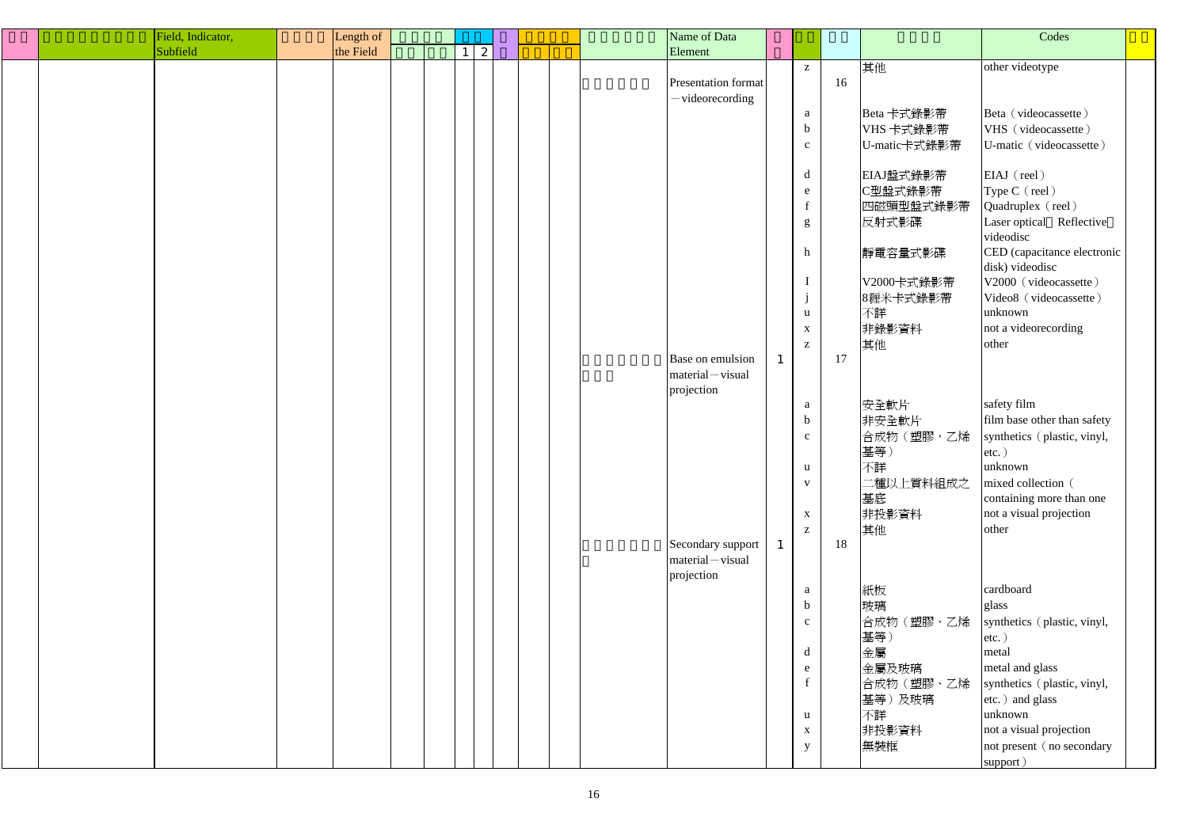| □□ | □□□□□□□□□ | Field, Indicator, Subfield | □□□□ | Length of the Field | □□□□ | | □□ | | □ | □□□□ | | □□□□□□ | Name of Data Element | □□ | □□ | □□ | □□□□ | Codes | □□ |
|---|---|---|---|---|---|---|---|---|---|---|---|---|---|---|---|---|---|---|---|
| | | | | | □□ | □□ | 1 | 2 | | □□ | □□ | | | | | | | | |
| | | | | | | | | | | | | | | | z | | 其他 | other videotype | |
| | | | | | | | | | | | | □□□□□□ | Presentation format －videorecording | | | 16 | | | |
| | | | | | | | | | | | | | | | a | | Beta 卡式錄影帶 | Beta（videocassette） | |
| | | | | | | | | | | | | | | | b | | VHS 卡式錄影帶 | VHS（videocassette） | |
| | | | | | | | | | | | | | | | c | | U-matic卡式錄影帶 | U-matic（videocassette） | |
| | | | | | | | | | | | | | | | d | | EIAJ盤式錄影帶 | EIAJ（reel） | |
| | | | | | | | | | | | | | | | e | | C型盤式錄影帶 | Type C（reel） | |
| | | | | | | | | | | | | | | | f | | 四磁頭型盤式錄影帶 | Quadruplex（reel） | |
| | | | | | | | | | | | | | | | g | | 反射式影碟 | Laser optical□Reflective□ videodisc | |
| | | | | | | | | | | | | | | | h | | 靜電容量式影碟 | CED (capacitance electronic disk) videodisc | |
| | | | | | | | | | | | | | | | I | | V2000卡式錄影帶 | V2000（videocassette） | |
| | | | | | | | | | | | | | | | j | | 8厘米卡式錄影帶 | Video8（videocassette） | |
| | | | | | | | | | | | | | | | u | | 不詳 | unknown | |
| | | | | | | | | | | | | | | | x | | 非錄影資料 | not a videorecording | |
| | | | | | | | | | | | | | | | z | | 其他 | other | |
| | | | | | | | | | | | | □□□□□□□□□□□ | Base on emulsion material－visual projection | 1 | | 17 | | | |
| | | | | | | | | | | | | | | | a | | 安全軟片 | safety film | |
| | | | | | | | | | | | | | | | b | | 非安全軟片 | film base other than safety | |
| | | | | | | | | | | | | | | | c | | 合成物（塑膠，乙烯基等） | synthetics（plastic, vinyl, etc.） | |
| | | | | | | | | | | | | | | | u | | 不詳 | unknown | |
| | | | | | | | | | | | | | | | v | | 二種以上質料組成之基底 | mixed collection（containing more than one | |
| | | | | | | | | | | | | | | | x | | 非投影資料 | not a visual projection | |
| | | | | | | | | | | | | | | | z | | 其他 | other | |
| | | | | | | | | | | | | □□□□□□□□ | Secondary support material－visual projection | 1 | | 18 | | | |
| | | | | | | | | | | | | | | | a | | 紙板 | cardboard | |
| | | | | | | | | | | | | | | | b | | 玻璃 | glass | |
| | | | | | | | | | | | | | | | c | | 合成物（塑膠、乙烯基等） | synthetics（plastic, vinyl, etc.） | |
| | | | | | | | | | | | | | | | d | | 金屬 | metal | |
| | | | | | | | | | | | | | | | e | | 金屬及玻璃 | metal and glass | |
| | | | | | | | | | | | | | | | f | | 合成物（塑膠、乙烯基等）及玻璃 | synthetics（plastic, vinyl, etc.）and glass | |
| | | | | | | | | | | | | | | | u | | 不詳 | unknown | |
| | | | | | | | | | | | | | | | x | | 非投影資料 | not a visual projection | |
| | | | | | | | | | | | | | | | y | | 無裝框 | not present（no secondary support） | |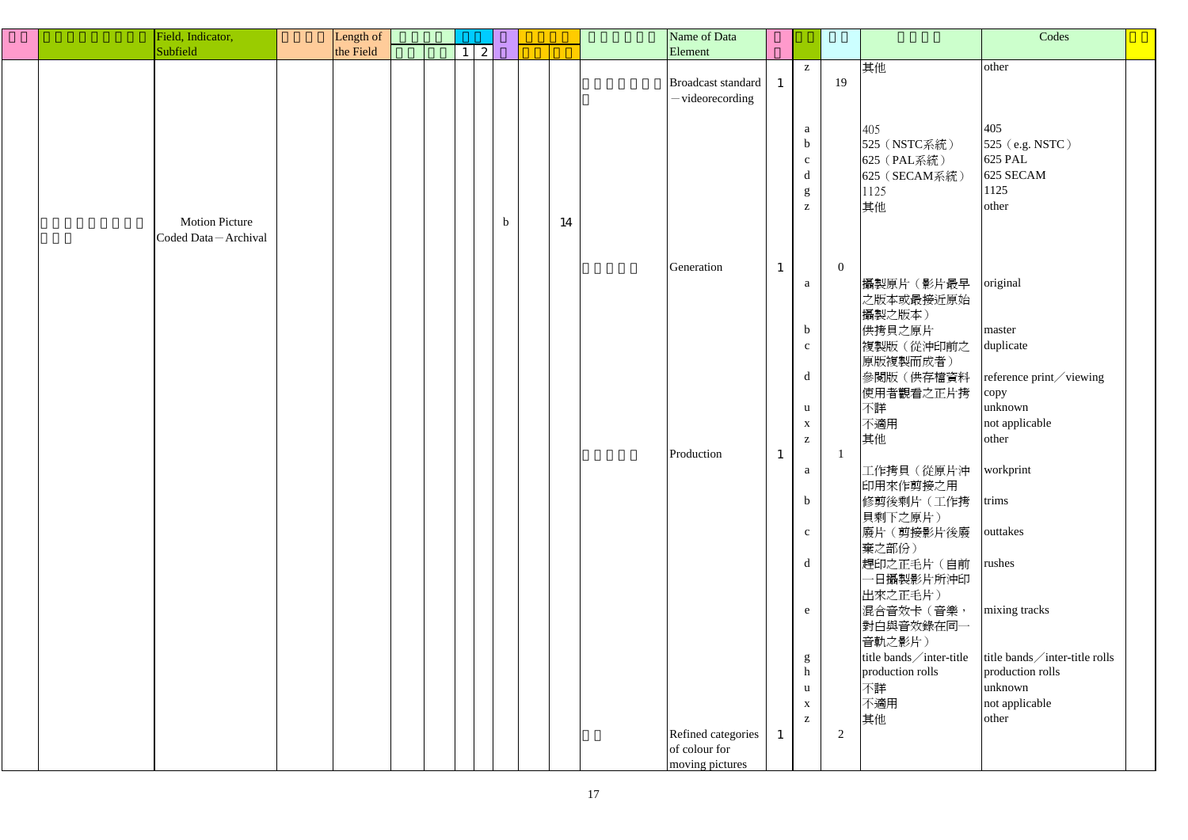| □□ | □□□□□□□□□ | Field, Indicator, Subfield | □□□□ | Length of the Field | □□ | □□ | 1 | 2 | □ | □□ | □□ | □□□□□□□ | Name of Data Element | □ | □□ | □□ | □□□□ | Codes | □□ |
|---|---|---|---|---|---|---|---|---|---|---|---|---|---|---|---|---|---|---|---|
| | | | | | | | | | | | | | | | z | | 其他 | other | |
| | | | | | | | | | | | | □□□□□□□□ | Broadcast standard －videorecording | 1 | | 19 | | | |
| | | | | | | | | | | | | | | | a | | 405 | 405 | |
| | | | | | | | | | | | | | | | b | | 525（NSTC系統） | 525（e.g. NSTC） | |
| | | | | | | | | | | | | | | | c | | 625（PAL系統） | 625 PAL | |
| | | | | | | | | | | | | | | | d | | 625（SECAM系統） | 625 SECAM | |
| | | | | | | | | | | | | | | | g | | 1125 | 1125 | |
| | | | | | | | | | | | | | | | z | | 其他 | other | |
| | □□□□□□□□□□□□ | Motion Picture Coded Data－Archival | | | | | | | b | | 14 | | | | | | | | |
| | | | | | | | | | | | | □□□□□ | Generation | 1 | | 0 | | | |
| | | | | | | | | | | | | | | | a | | 攝製原片（影片最早之版本或最接近原始攝製之版本） | original | |
| | | | | | | | | | | | | | | | b | | 供拷貝之原片 | master | |
| | | | | | | | | | | | | | | | c | | 複製版（從沖印前之原版複製而成者） | duplicate | |
| | | | | | | | | | | | | | | | d | | 參閱版（供存檔資料使用者觀看之正片拷 | reference print／viewing copy | |
| | | | | | | | | | | | | | | | u | | 不詳 | unknown | |
| | | | | | | | | | | | | | | | x | | 不適用 | not applicable | |
| | | | | | | | | | | | | | | | z | | 其他 | other | |
| | | | | | | | | | | | | □□□□□ | Production | 1 | | 1 | | | |
| | | | | | | | | | | | | | | | a | | 工作拷貝（從原片沖印用來作剪接之用 | workprint | |
| | | | | | | | | | | | | | | | b | | 修剪後剩片（工作拷貝剩下之原片） | trims | |
| | | | | | | | | | | | | | | | c | | 廢片（剪接影片後廢棄之部份） | outtakes | |
| | | | | | | | | | | | | | | | d | | 趕印之正毛片（自前一日攝製影片所沖印出來之正毛片） | rushes | |
| | | | | | | | | | | | | | | | e | | 混合音效卡（音樂，對白與音效錄在同一音軌之影片） | mixing tracks | |
| | | | | | | | | | | | | | | | g | | title bands／inter-title | title bands／inter-title rolls | |
| | | | | | | | | | | | | | | | h | | production rolls | production rolls | |
| | | | | | | | | | | | | | | | u | | 不詳 | unknown | |
| | | | | | | | | | | | | | | | x | | 不適用 | not applicable | |
| | | | | | | | | | | | | | | | z | | 其他 | other | |
| | | | | | | | | | | | | □□ | Refined categories of colour for moving pictures | 1 | | 2 | | | |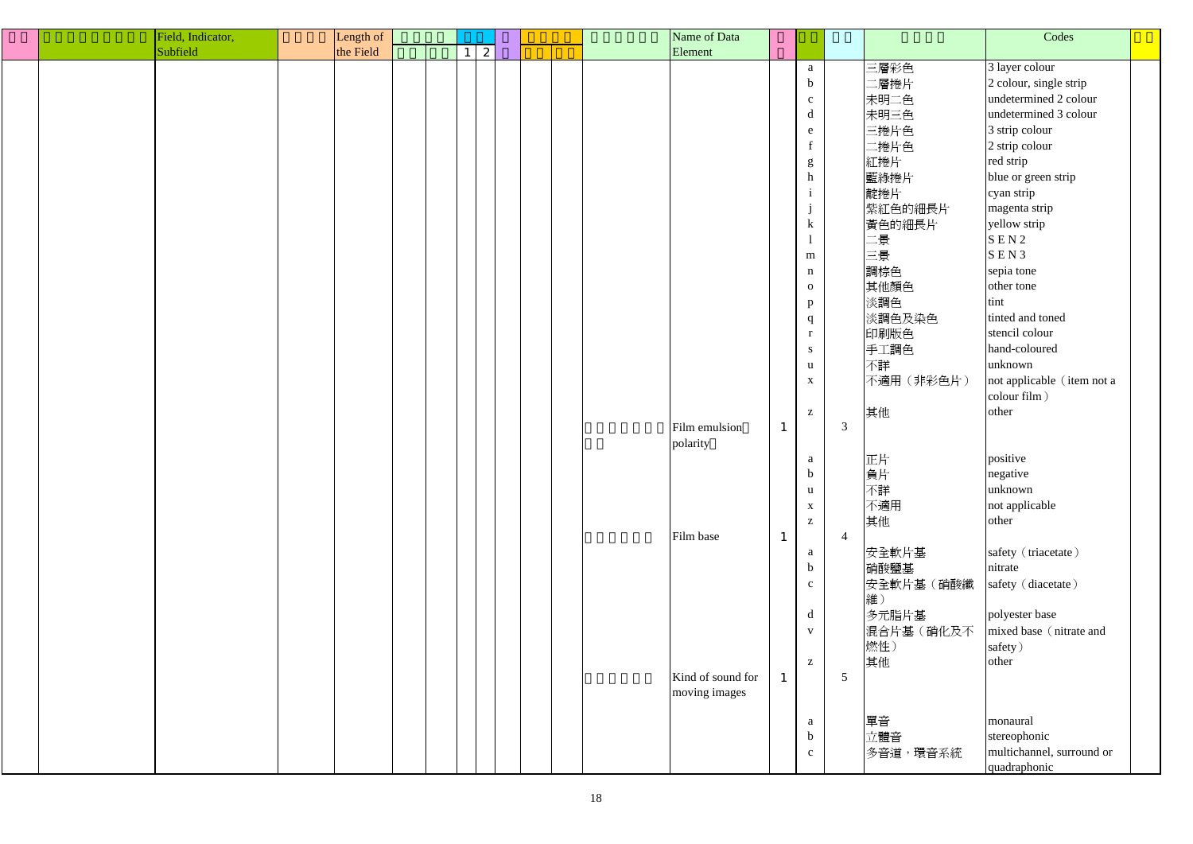| □□ | □□□□□□□□□ | Field, Indicator, Subfield | □□□□ | Length of the Field | □□□□ | □□ 1 2 | □ | □□□□ | □□□□□□□ | Name of Data Element | □ | □□ | □□ | □□□□ | Codes | □□ |
|---|---|---|---|---|---|---|---|---|---|---|---|---|---|---|---|---|
| | | | | | | | | | | | | a | | 三層彩色 | 3 layer colour | |
| | | | | | | | | | | | | b | | 二層捲片 | 2 colour, single strip | |
| | | | | | | | | | | | | c | | 未明二色 | undetermined 2 colour | |
| | | | | | | | | | | | | d | | 未明三色 | undetermined 3 colour | |
| | | | | | | | | | | | | e | | 三捲片色 | 3 strip colour | |
| | | | | | | | | | | | | f | | 二捲片色 | 2 strip colour | |
| | | | | | | | | | | | | g | | 紅捲片 | red strip | |
| | | | | | | | | | | | | h | | 藍綠捲片 | blue or green strip | |
| | | | | | | | | | | | | i | | 靛捲片 | cyan strip | |
| | | | | | | | | | | | | j | | 紫紅色的細長片 | magenta strip | |
| | | | | | | | | | | | | k | | 黃色的細長片 | yellow strip | |
| | | | | | | | | | | | | l | | 二景 | S E N 2 | |
| | | | | | | | | | | | | m | | 三景 | S E N 3 | |
| | | | | | | | | | | | | n | | 調棕色 | sepia tone | |
| | | | | | | | | | | | | o | | 其他顏色 | other tone | |
| | | | | | | | | | | | | p | | 淡調色 | tint | |
| | | | | | | | | | | | | q | | 淡調色及染色 | tinted and toned | |
| | | | | | | | | | | | | r | | 印刷版色 | stencil colour | |
| | | | | | | | | | | | | s | | 手工調色 | hand-coloured | |
| | | | | | | | | | | | | u | | 不詳 | unknown | |
| | | | | | | | | | | | | x | | 不適用（非彩色片） | not applicable（item not a colour film） | |
| | | | | | | | | | | | | z | | 其他 | other | |
| | | | | | | | | | □□□□□□□ □□ | Film emulsion□ polarity□ | 1 | | 3 | | | |
| | | | | | | | | | | | | a | | 正片 | positive | |
| | | | | | | | | | | | | b | | 負片 | negative | |
| | | | | | | | | | | | | u | | 不詳 | unknown | |
| | | | | | | | | | | | | x | | 不適用 | not applicable | |
| | | | | | | | | | | | | z | | 其他 | other | |
| | | | | | | | | | □□□□□□ | Film base | 1 | | 4 | | | |
| | | | | | | | | | | | | a | | 安全軟片基 | safety（triacetate） | |
| | | | | | | | | | | | | b | | 硝酸鹽基 | nitrate | |
| | | | | | | | | | | | | c | | 安全軟片基（硝酸纖維） | safety（diacetate） | |
| | | | | | | | | | | | | d | | 多元脂片基 | polyester base | |
| | | | | | | | | | | | | v | | 混合片基（硝化及不燃性） | mixed base（nitrate and safety） | |
| | | | | | | | | | | | | z | | 其他 | other | |
| | | | | | | | | | □□□□□□ | Kind of sound for moving images | 1 | | 5 | | | |
| | | | | | | | | | | | | a | | 單音 | monaural | |
| | | | | | | | | | | | | b | | 立體音 | stereophonic | |
| | | | | | | | | | | | | c | | 多音道，環音系統 | multichannel, surround or quadraphonic | |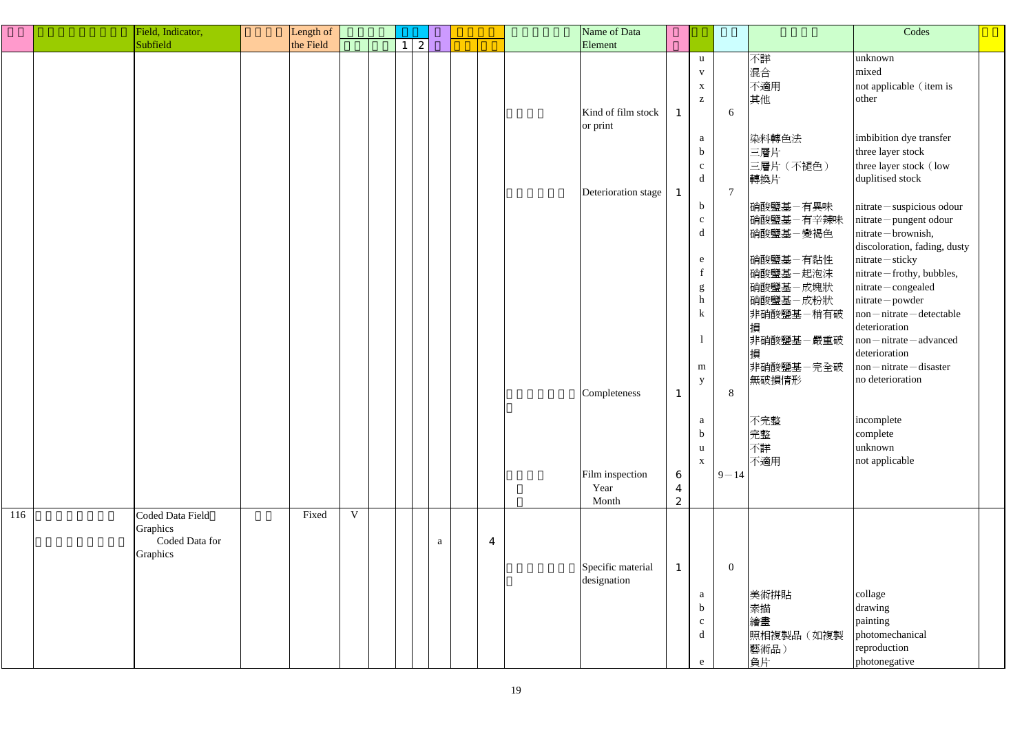| | | Field, Indicator, Subfield | | Length of the Field | | | 1 | 2 | | | | | Name of Data Element | | | | | Codes | |
|---|---|---|---|---|---|---|---|---|---|---|---|---|---|---|---|---|---|---|---|
| | | | | | | | | | | | | | | | u | | 不詳 | unknown | |
| | | | | | | | | | | | | | | | v | | 混合 | mixed | |
| | | | | | | | | | | | | | | | x | | 不適用 | not applicable (item is | |
| | | | | | | | | | | | | | | | z | | 其他 | other | |
| | | | | | | | | | | | | | Kind of film stock or print | 1 | | 6 | | | |
| | | | | | | | | | | | | | | | a | | 染料轉色法 | imbibition dye transfer | |
| | | | | | | | | | | | | | | | b | | 三層片 | three layer stock | |
| | | | | | | | | | | | | | | | c | | 三層片（不褪色） | three layer stock (low | |
| | | | | | | | | | | | | | | | d | | 轉換片 | duplitised stock | |
| | | | | | | | | | | | | | Deterioration stage | 1 | | 7 | | | |
| | | | | | | | | | | | | | | | b | | 硝酸鹽基－有異味 | nitrate－suspicious odour | |
| | | | | | | | | | | | | | | | c | | 硝酸鹽基－有辛辣味 | nitrate－pungent odour | |
| | | | | | | | | | | | | | | | d | | 硝酸鹽基－變褐色 | nitrate－brownish, discoloration, fading, dusty | |
| | | | | | | | | | | | | | | | e | | 硝酸鹽基－有黏性 | nitrate－sticky | |
| | | | | | | | | | | | | | | | f | | 硝酸鹽基－起泡沫 | nitrate－frothy, bubbles, | |
| | | | | | | | | | | | | | | | g | | 硝酸鹽基－成塊狀 | nitrate－congealed | |
| | | | | | | | | | | | | | | | h | | 硝酸鹽基－成粉狀 | nitrate－powder | |
| | | | | | | | | | | | | | | | k | | 非硝酸鹽基－稍有破損 | non－nitrate－detectable deterioration | |
| | | | | | | | | | | | | | | | l | | 非硝酸鹽基－嚴重破損 | non－nitrate－advanced deterioration | |
| | | | | | | | | | | | | | | | m | | 非硝酸鹽基－完全破 | non－nitrate－disaster | |
| | | | | | | | | | | | | | | | y | | 無破損情形 | no deterioration | |
| | | | | | | | | | | | | | Completeness | 1 | | 8 | | | |
| | | | | | | | | | | | | | | | a | | 不完整 | incomplete | |
| | | | | | | | | | | | | | | | b | | 完整 | complete | |
| | | | | | | | | | | | | | | | u | | 不詳 | unknown | |
| | | | | | | | | | | | | | | | x | | 不適用 | not applicable | |
| | | | | | | | | | | | | | Film inspection | 6 | | 9－14 | | | |
| | | | | | | | | | | | | | Year | 4 | | | | | |
| | | | | | | | | | | | | | Month | 2 | | | | | |
| 116 | | Coded Data Field Graphics | | Fixed | V | | | | | | | | | | | | | | |
| | | Coded Data for Graphics | | | | | | | a | | 4 | | | | | | | | |
| | | | | | | | | | | | | | Specific material designation | 1 | | 0 | | | |
| | | | | | | | | | | | | | | | a | | 美術拼貼 | collage | |
| | | | | | | | | | | | | | | | b | | 素描 | drawing | |
| | | | | | | | | | | | | | | | c | | 繪畫 | painting | |
| | | | | | | | | | | | | | | | d | | 照相複製品（如複製藝術品） | photomechanical reproduction | |
| | | | | | | | | | | | | | | | e | | 負片 | photonegative | |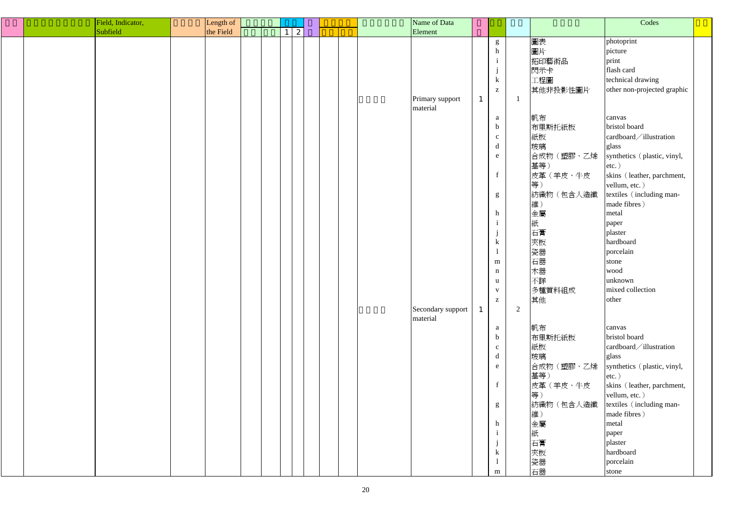| □□ | □□□□□□□□□ | Field, Indicator, Subfield | □□□□ | Length of the Field | □□□□ | | □□ | | □ | □□□□ | | □□□□□□ | Name of Data Element | □ | □□ | □□ | □□□□ | Codes | □□ |
|---|---|---|---|---|---|---|---|---|---|---|---|---|---|---|---|---|---|---|---|
| | | | | | □□ | □□ | 1 | 2 | □ | □□ | □□ | | | □ | | | | | |
| | | | | | | | | | | | | | | | g | | 圖表 | photoprint | |
| | | | | | | | | | | | | | | | h | | 圖片 | picture | |
| | | | | | | | | | | | | | | | i | | 拓印藝術品 | print | |
| | | | | | | | | | | | | | | | j | | 閃示卡 | flash card | |
| | | | | | | | | | | | | | | | k | | 工程圖 | technical drawing | |
| | | | | | | | | | | | | | | | z | | 其他非投影性圖片 | other non-projected graphic | |
| | | | | | | | | | | | | □□□□ | Primary support material | 1 | | 1 | | | |
| | | | | | | | | | | | | | | | a | | 帆布 | canvas | |
| | | | | | | | | | | | | | | | b | | 布里斯托紙板 | bristol board | |
| | | | | | | | | | | | | | | | c | | 紙板 | cardboard／illustration | |
| | | | | | | | | | | | | | | | d | | 玻璃 | glass | |
| | | | | | | | | | | | | | | | e | | 合成物（塑膠、乙烯基等） | synthetics（plastic, vinyl, etc.） | |
| | | | | | | | | | | | | | | | f | | 皮革（羊皮、牛皮等） | skins（leather, parchment, vellum, etc.） | |
| | | | | | | | | | | | | | | | g | | 紡織物（包含人造纖維） | textiles（including man-made fibres） | |
| | | | | | | | | | | | | | | | h | | 金屬 | metal | |
| | | | | | | | | | | | | | | | i | | 紙 | paper | |
| | | | | | | | | | | | | | | | j | | 石膏 | plaster | |
| | | | | | | | | | | | | | | | k | | 夾板 | hardboard | |
| | | | | | | | | | | | | | | | l | | 瓷器 | porcelain | |
| | | | | | | | | | | | | | | | m | | 石器 | stone | |
| | | | | | | | | | | | | | | | n | | 木器 | wood | |
| | | | | | | | | | | | | | | | u | | 不詳 | unknown | |
| | | | | | | | | | | | | | | | v | | 多種質料組成 | mixed collection | |
| | | | | | | | | | | | | | | | z | | 其他 | other | |
| | | | | | | | | | | | | □□□□ | Secondary support material | 1 | | 2 | | | |
| | | | | | | | | | | | | | | | a | | 帆布 | canvas | |
| | | | | | | | | | | | | | | | b | | 布里斯托紙板 | bristol board | |
| | | | | | | | | | | | | | | | c | | 紙板 | cardboard／illustration | |
| | | | | | | | | | | | | | | | d | | 玻璃 | glass | |
| | | | | | | | | | | | | | | | e | | 合成物（塑膠、乙烯基等） | synthetics（plastic, vinyl, etc.） | |
| | | | | | | | | | | | | | | | f | | 皮革（羊皮、牛皮等） | skins（leather, parchment, vellum, etc.） | |
| | | | | | | | | | | | | | | | g | | 紡織物（包含人造纖維） | textiles（including man-made fibres） | |
| | | | | | | | | | | | | | | | h | | 金屬 | metal | |
| | | | | | | | | | | | | | | | i | | 紙 | paper | |
| | | | | | | | | | | | | | | | j | | 石膏 | plaster | |
| | | | | | | | | | | | | | | | k | | 夾板 | hardboard | |
| | | | | | | | | | | | | | | | l | | 瓷器 | porcelain | |
| | | | | | | | | | | | | | | | m | | 石器 | stone | |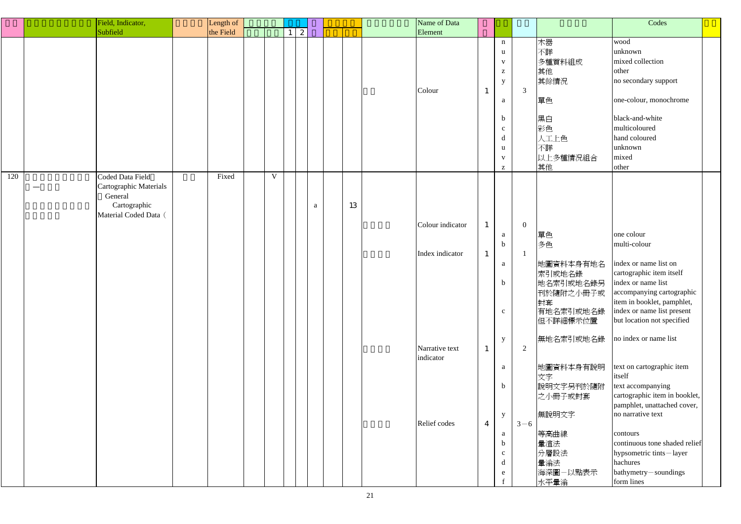| | | Field, Indicator, Subfield | | Length of the Field | | | | | | | | | | Name of Data Element | | | | | Codes | |
|---|---|---|---|---|---|---|---|---|---|---|---|---|---|---|---|---|---|---|---|---|
| | | | | | | | 1 | 2 | | | | | | | | | | | | |
| | | | | | | | | | | | | | | | | n | | 木器 | wood | |
| | | | | | | | | | | | | | | | | u | | 不詳 | unknown | |
| | | | | | | | | | | | | | | | | v | | 多種質料組成 | mixed collection | |
| | | | | | | | | | | | | | | | | z | | 其他 | other | |
| | | | | | | | | | | | | | | | | y | | 其餘情況 | no secondary support | |
| | | | | | | | | | | | | | | Colour | 1 | | 3 | | | |
| | | | | | | | | | | | | | | | | a | | 單色 | one-colour, monochrome | |
| | | | | | | | | | | | | | | | | b | | 黑白 | black-and-white | |
| | | | | | | | | | | | | | | | | c | | 彩色 | multicoloured | |
| | | | | | | | | | | | | | | | | d | | 人工上色 | hand coloured | |
| | | | | | | | | | | | | | | | | u | | 不詳 | unknown | |
| | | | | | | | | | | | | | | | | v | | 以上多種情況組合 | mixed | |
| | | | | | | | | | | | | | | | | z | | 其他 | other | |
| 120 | | Coded Data Field Cartographic Materials General | | Fixed | | V | | | | | | | | | | | | | | |
| | | Cartographic Material Coded Data ( | | | | | | | a | | 13 | | | | | | | | | |
| | | | | | | | | | | | | | | Colour indicator | 1 | | 0 | | | |
| | | | | | | | | | | | | | | | | a | | 單色 | one colour | |
| | | | | | | | | | | | | | | | | b | | 多色 | multi-colour | |
| | | | | | | | | | | | | | | Index indicator | 1 | | 1 | | | |
| | | | | | | | | | | | | | | | | a | | 地圖資料本身有地名索引或地名錄 | index or name list on cartographic item itself | |
| | | | | | | | | | | | | | | | | b | | 地名索引或地名錄另刊於隨附之小冊子或封套 | index or name list accompanying cartographic item in booklet, pamphlet, | |
| | | | | | | | | | | | | | | | | c | | 有地名索引或地名錄但不詳細標示位置 | index or name list present but location not specified | |
| | | | | | | | | | | | | | | | | y | | 無地名索引或地名錄 | no index or name list | |
| | | | | | | | | | | | | | | Narrative text indicator | 1 | | 2 | | | |
| | | | | | | | | | | | | | | | | a | | 地圖資料本身有說明文字 | text on cartographic item itself | |
| | | | | | | | | | | | | | | | | b | | 說明文字另刊於隨附之小冊子或封套 | text accompanying cartographic item in booklet, pamphlet, unattached cover, | |
| | | | | | | | | | | | | | | | | y | | 無說明文字 | no narrative text | |
| | | | | | | | | | | | | | | Relief codes | 4 | | 3－6 | | | |
| | | | | | | | | | | | | | | | | a | | 等高曲線 | contours | |
| | | | | | | | | | | | | | | | | b | | 暈渲法 | continuous tone shaded relief | |
| | | | | | | | | | | | | | | | | c | | 分層設法 | hypsometric tints－layer | |
| | | | | | | | | | | | | | | | | d | | 暈滃法 | hachures | |
| | | | | | | | | | | | | | | | | e | | 海深圖－以點表示 | bathymetry－soundings | |
| | | | | | | | | | | | | | | | | f | | 水平暈滃 | form lines | |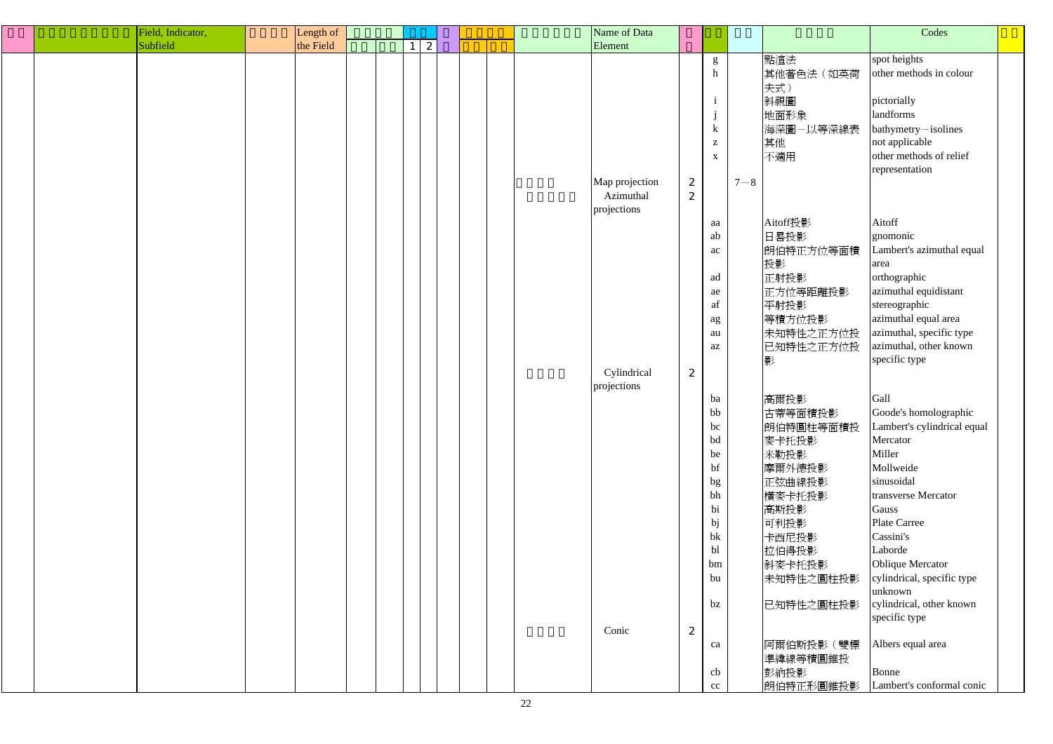| □□ | □□□□□□□□□ | Field, Indicator, Subfield | □□□□ | Length of the Field | □□□□ | | □□ | | □ | □□□□ | | □□□□□□ | Name of Data Element | □ | □□ | □□ | □□□□ | Codes | □□ |
|---|---|---|---|---|---|---|---|---|---|---|---|---|---|---|---|---|---|---|---|
| | | | | | □□ | □□ | 1 | 2 | □ | □□ | □□ | | | □ | | | | | |
| | | | | | | | | | | | | | | | g | | 點值法 | spot heights | |
| | | | | | | | | | | | | | | | h | | 其他著色法（如英荷夫式） | other methods in colour | |
| | | | | | | | | | | | | | | | i | | 斜視圖 | pictorially | |
| | | | | | | | | | | | | | | | j | | 地面形象 | landforms | |
| | | | | | | | | | | | | | | | k | | 海深圖－以等深線表 | bathymetry－isolines | |
| | | | | | | | | | | | | | | | z | | 其他 | not applicable | |
| | | | | | | | | | | | | | | | x | | 不適用 | other methods of relief representation | |
| | | | | | | | | | | | | □□□□ | Map projection | 2 | | 7－8 | | | |
| | | | | | | | | | | | | □□□□□ | Azimuthal projections | 2 | | | | | |
| | | | | | | | | | | | | | | | aa | | Aitoff投影 | Aitoff | |
| | | | | | | | | | | | | | | | ab | | 日晷投影 | gnomonic | |
| | | | | | | | | | | | | | | | ac | | 朗伯特正方位等面積投影 | Lambert's azimuthal equal area | |
| | | | | | | | | | | | | | | | ad | | 正射投影 | orthographic | |
| | | | | | | | | | | | | | | | ae | | 正方位等距離投影 | azimuthal equidistant | |
| | | | | | | | | | | | | | | | af | | 平射投影 | stereographic | |
| | | | | | | | | | | | | | | | ag | | 等積方位投影 | azimuthal equal area | |
| | | | | | | | | | | | | | | | au | | 未知特性之正方位投 | azimuthal, specific type | |
| | | | | | | | | | | | | | | | az | | 已知特性之正方位投影 | azimuthal, other known specific type | |
| | | | | | | | | | | | | □□□□ | Cylindrical projections | 2 | | | | | |
| | | | | | | | | | | | | | | | ba | | 高爾投影 | Gall | |
| | | | | | | | | | | | | | | | bb | | 古蒂等面積投影 | Goode's homolographic | |
| | | | | | | | | | | | | | | | bc | | 朗伯特圓柱等面積投 | Lambert's cylindrical equal | |
| | | | | | | | | | | | | | | | bd | | 麥卡托投影 | Mercator | |
| | | | | | | | | | | | | | | | be | | 米勒投影 | Miller | |
| | | | | | | | | | | | | | | | bf | | 摩爾外德投影 | Mollweide | |
| | | | | | | | | | | | | | | | bg | | 正弦曲線投影 | sinusoidal | |
| | | | | | | | | | | | | | | | bh | | 橫麥卡托投影 | transverse Mercator | |
| | | | | | | | | | | | | | | | bi | | 高斯投影 | Gauss | |
| | | | | | | | | | | | | | | | bj | | 可利投影 | Plate Carree | |
| | | | | | | | | | | | | | | | bk | | 卡西尼投影 | Cassini's | |
| | | | | | | | | | | | | | | | bl | | 拉伯得投影 | Laborde | |
| | | | | | | | | | | | | | | | bm | | 斜麥卡托投影 | Oblique Mercator | |
| | | | | | | | | | | | | | | | bu | | 未知特性之圓柱投影 | cylindrical, specific type unknown | |
| | | | | | | | | | | | | | | | bz | | 已知特性之圓柱投影 | cylindrical, other known specific type | |
| | | | | | | | | | | | | □□□□ | Conic | 2 | | | | | |
| | | | | | | | | | | | | | | | ca | | 阿爾伯斯投影（雙標準緯線等積圓錐投 | Albers equal area | |
| | | | | | | | | | | | | | | | cb | | 彭納投影 | Bonne | |
| | | | | | | | | | | | | | | | cc | | 朗伯特正形圓錐投影 | Lambert's conformal conic | |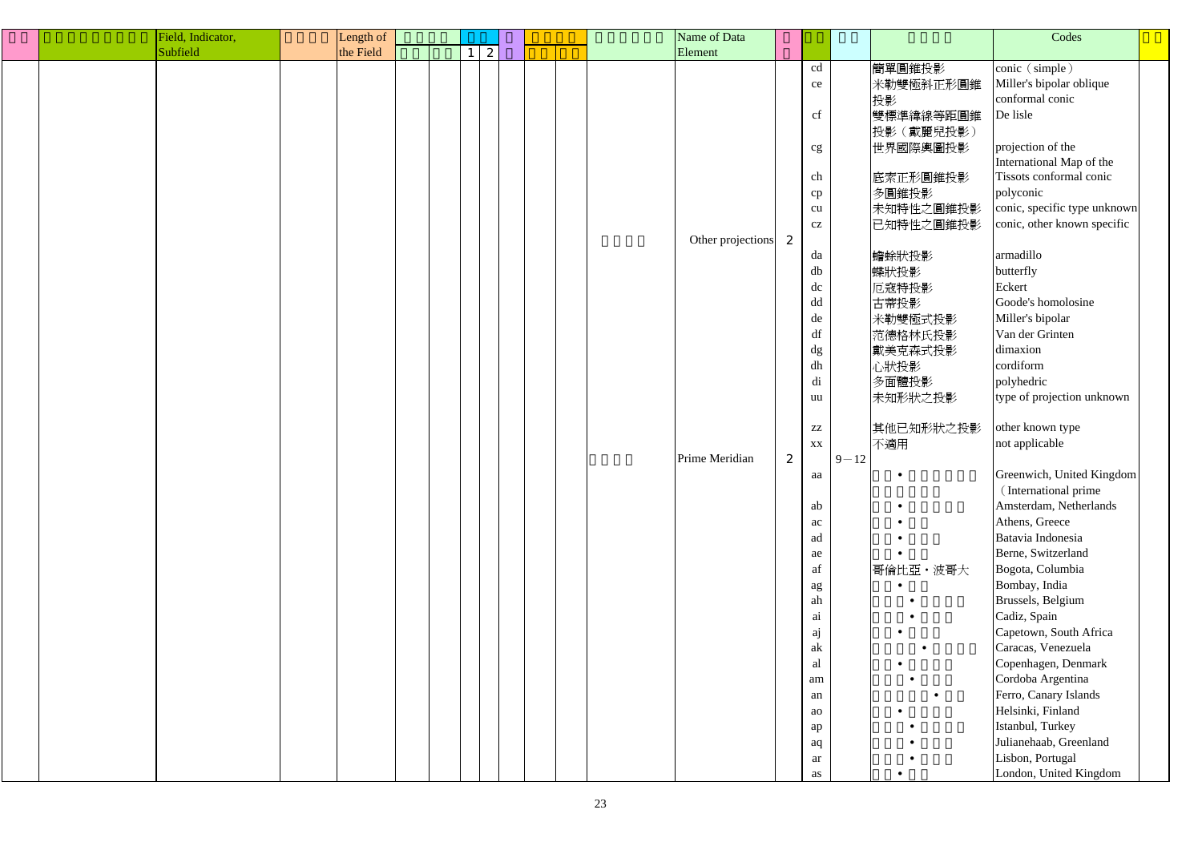| □□ | □□□□□□□□□ | Field, Indicator, Subfield | □□□□ | Length of the Field | □□□□ | □□ 1 2 | □ | □□□□ | □□□□□□ | Name of Data Element | □ | □□ | □□ | □□□□ | Codes | □□ |
|---|---|---|---|---|---|---|---|---|---|---|---|---|---|---|---|---|
| | | | | | | | | | | | | cd | | 簡單圓錐投影 | conic（simple） | |
| | | | | | | | | | | | | ce | | 米勒雙極斜正形圓錐投影 | Miller's bipolar oblique conformal conic | |
| | | | | | | | | | | | | cf | | 雙標準緯線等距圓錐投影（戴麗兒投影） | De lisle | |
| | | | | | | | | | | | | cg | | 世界國際輿圖投影 | projection of the International Map of the | |
| | | | | | | | | | | | | ch | | 底索正形圓錐投影 | Tissots conformal conic | |
| | | | | | | | | | | | | cp | | 多圓錐投影 | polyconic | |
| | | | | | | | | | | | | cu | | 未知特性之圓錐投影 | conic, specific type unknown | |
| | | | | | | | | | | | | cz | | 已知特性之圓錐投影 | conic, other known specific | |
| | | | | | | | | | □□□□ | Other projections | 2 | | | | | |
| | | | | | | | | | | | | da | | 蟾蜍狀投影 | armadillo | |
| | | | | | | | | | | | | db | | 蝶狀投影 | butterfly | |
| | | | | | | | | | | | | dc | | 厄寇特投影 | Eckert | |
| | | | | | | | | | | | | dd | | 古蒂投影 | Goode's homolosine | |
| | | | | | | | | | | | | de | | 米勒雙極式投影 | Miller's bipolar | |
| | | | | | | | | | | | | df | | 范德格林氏投影 | Van der Grinten | |
| | | | | | | | | | | | | dg | | 戴美克森式投影 | dimaxion | |
| | | | | | | | | | | | | dh | | 心狀投影 | cordiform | |
| | | | | | | | | | | | | di | | 多面體投影 | polyhedric | |
| | | | | | | | | | | | | uu | | 未知形狀之投影 | type of projection unknown | |
| | | | | | | | | | | | | zz | | 其他已知形狀之投影 | other known type | |
| | | | | | | | | | | | | xx | | 不適用 | not applicable | |
| | | | | | | | | | □□□□ | Prime Meridian | 2 | | 9－12 | | | |
| | | | | | | | | | | | | aa | | □□・□□□□□ □□□□□□ | Greenwich, United Kingdom (International prime | |
| | | | | | | | | | | | | ab | | □□・□□□□ | Amsterdam, Netherlands | |
| | | | | | | | | | | | | ac | | □□・□□ | Athens, Greece | |
| | | | | | | | | | | | | ad | | □□・□□□ | Batavia Indonesia | |
| | | | | | | | | | | | | ae | | □□・□□ | Berne, Switzerland | |
| | | | | | | | | | | | | af | | 哥倫比亞・波哥大 | Bogota, Columbia | |
| | | | | | | | | | | | | ag | | □□・□□ | Bombay, India | |
| | | | | | | | | | | | | ah | | □□□・□□□ | Brussels, Belgium | |
| | | | | | | | | | | | | ai | | □□□・□□□ | Cadiz, Spain | |
| | | | | | | | | | | | | aj | | □□・□□□ | Capetown, South Africa | |
| | | | | | | | | | | | | ak | | □□□□・□□□ | Caracas, Venezuela | |
| | | | | | | | | | | | | al | | □□・□□□ | Copenhagen, Denmark | |
| | | | | | | | | | | | | am | | □□□・□□□ | Cordoba Argentina | |
| | | | | | | | | | | | | an | | □□□□・□□ | Ferro, Canary Islands | |
| | | | | | | | | | | | | ao | | □□・□□□ | Helsinki, Finland | |
| | | | | | | | | | | | | ap | | □□□・□□□ | Istanbul, Turkey | |
| | | | | | | | | | | | | aq | | □□□・□□□ | Julianehaab, Greenland | |
| | | | | | | | | | | | | ar | | □□□・□□□ | Lisbon, Portugal | |
| | | | | | | | | | | | | as | | □□・□□ | London, United Kingdom | |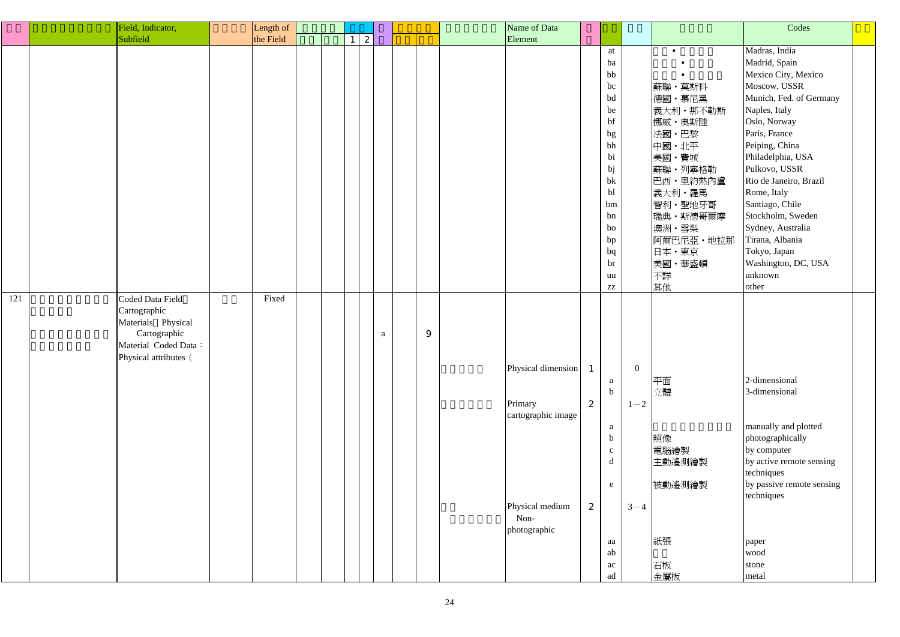| | | Field, Indicator, Subfield | | Length of the Field | | | | | | | | | | Name of Data Element | | | | | Codes | |
|---|---|---|---|---|---|---|---|---|---|---|---|---|---|---|---|---|---|---|---|---|
| | | | | | | | 1 | 2 | | | | | | | | | | | | |
| | | | | | | | | | | | | | | | | at | | • | Madras, India | |
| | | | | | | | | | | | | | | | | ba | | • | Madrid, Spain | |
| | | | | | | | | | | | | | | | | bb | | • | Mexico City, Mexico | |
| | | | | | | | | | | | | | | | | bc | | 蘇聯・莫斯科 | Moscow, USSR | |
| | | | | | | | | | | | | | | | | bd | | 德國・慕尼黑 | Munich, Fed. of Germany | |
| | | | | | | | | | | | | | | | | be | | 義大利・那不勒斯 | Naples, Italy | |
| | | | | | | | | | | | | | | | | bf | | 挪威・奧斯陸 | Oslo, Norway | |
| | | | | | | | | | | | | | | | | bg | | 法國・巴黎 | Paris, France | |
| | | | | | | | | | | | | | | | | bh | | 中國・北平 | Peiping, China | |
| | | | | | | | | | | | | | | | | bi | | 美國・費城 | Philadelphia, USA | |
| | | | | | | | | | | | | | | | | bj | | 蘇聯・列寧格勒 | Pulkovo, USSR | |
| | | | | | | | | | | | | | | | | bk | | 巴西・里約熱內盧 | Rio de Janeiro, Brazil | |
| | | | | | | | | | | | | | | | | bl | | 義大利・羅馬 | Rome, Italy | |
| | | | | | | | | | | | | | | | | bm | | 智利・聖地牙哥 | Santiago, Chile | |
| | | | | | | | | | | | | | | | | bn | | 瑞典・斯德哥爾摩 | Stockholm, Sweden | |
| | | | | | | | | | | | | | | | | bo | | 澳洲・雪梨 | Sydney, Australia | |
| | | | | | | | | | | | | | | | | bp | | 阿爾巴尼亞・地拉那 | Tirana, Albania | |
| | | | | | | | | | | | | | | | | bq | | 日本・東京 | Tokyo, Japan | |
| | | | | | | | | | | | | | | | | br | | 美國・華盛頓 | Washington, DC, USA | |
| | | | | | | | | | | | | | | | | uu | | 不詳 | unknown | |
| | | | | | | | | | | | | | | | | zz | | 其他 | other | |
| 121 | | Coded Data Field Cartographic Materials Physical | | Fixed | | | | | | | | | | | | | | | | |
| | | Cartographic Material Coded Data : Physical attributes ( | | | | | | | a | | | 9 | | | | | | | | |
| | | | | | | | | | | | | | | Physical dimension | 1 | | 0 | | | |
| | | | | | | | | | | | | | | | | a | | 平面 | 2-dimensional | |
| | | | | | | | | | | | | | | | | b | | 立體 | 3-dimensional | |
| | | | | | | | | | | | | | | Primary cartographic image | 2 | | 1－2 | | | |
| | | | | | | | | | | | | | | | | a | | | manually and plotted | |
| | | | | | | | | | | | | | | | | b | | 照像 | photographically | |
| | | | | | | | | | | | | | | | | c | | 電腦繪製 | by computer | |
| | | | | | | | | | | | | | | | | d | | 主動遙測繪製 | by active remote sensing techniques | |
| | | | | | | | | | | | | | | | | e | | 被動遙測繪製 | by passive remote sensing techniques | |
| | | | | | | | | | | | | | | Physical medium Non-photographic | 2 | | 3－4 | | | |
| | | | | | | | | | | | | | | | | aa | | 紙張 | paper | |
| | | | | | | | | | | | | | | | | ab | | | wood | |
| | | | | | | | | | | | | | | | | ac | | 石板 | stone | |
| | | | | | | | | | | | | | | | | ad | | 金屬板 | metal | |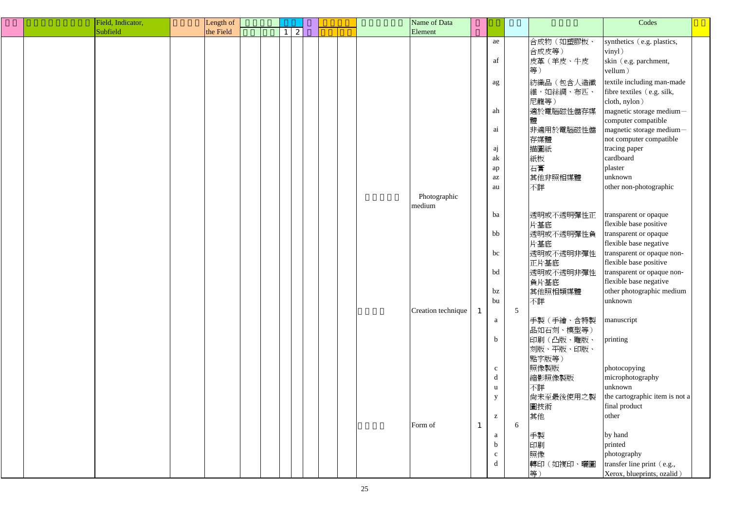| | | Field, Indicator, Subfield | | Length of the Field | | | | | | | | | | | Name of Data Element | | | | | Codes | |
|---|---|---|---|---|---|---|---|---|---|---|---|---|---|---|---|---|---|---|---|---|---|
| | | | | | | | 1 | 2 | | | | | | | | | | | | | |
| | | | | | | | | | | | | | | | | | ae | | 合成物（如塑膠板、合成皮等） | synthetics（e.g. plastics, vinyl） | |
| | | | | | | | | | | | | | | | | | af | | 皮革（羊皮、牛皮等） | skin（e.g. parchment, vellum） | |
| | | | | | | | | | | | | | | | | | ag | | 紡織品（包含人造纖維，如絲綢、布匹、尼龍等） | textile including man-made fibre textiles（e.g. silk, cloth, nylon） | |
| | | | | | | | | | | | | | | | | | ah | | 適於電腦磁性儲存媒體 | magnetic storage medium－computer compatible | |
| | | | | | | | | | | | | | | | | | ai | | 非適用於電腦磁性儲存媒體 | magnetic storage medium－not computer compatible | |
| | | | | | | | | | | | | | | | | | aj | | 描圖紙 | tracing paper | |
| | | | | | | | | | | | | | | | | | ak | | 紙板 | cardboard | |
| | | | | | | | | | | | | | | | | | ap | | 石膏 | plaster | |
| | | | | | | | | | | | | | | | | | az | | 其他非照相媒體 | unknown | |
| | | | | | | | | | | | | | | | | | au | | 不詳 | other non-photographic | |
| | | | | | | | | | | | | | | | Photographic medium | | | | | | |
| | | | | | | | | | | | | | | | | | ba | | 透明或不透明彈性正片基底 | transparent or opaque flexible base positive | |
| | | | | | | | | | | | | | | | | | bb | | 透明或不透明彈性負片基底 | transparent or opaque flexible base negative | |
| | | | | | | | | | | | | | | | | | bc | | 透明或不透明非彈性正片基底 | transparent or opaque non-flexible base positive | |
| | | | | | | | | | | | | | | | | | bd | | 透明或不透明非彈性負片基底 | transparent or opaque non-flexible base negative | |
| | | | | | | | | | | | | | | | | | bz | | 其他照相類媒體 | other photographic medium | |
| | | | | | | | | | | | | | | | | | bu | | 不詳 | unknown | |
| | | | | | | | | | | | | | | | Creation technique | 1 | | 5 | | | |
| | | | | | | | | | | | | | | | | | a | | 手製（手繪、含特製品如石刻、模型等） | manuscript | |
| | | | | | | | | | | | | | | | | | b | | 印刷（凸版、雕版、刻版、平版、印版、點字版等） | printing | |
| | | | | | | | | | | | | | | | | | c | | 照像製版 | photocopying | |
| | | | | | | | | | | | | | | | | | d | | 縮影照像製版 | microphotography | |
| | | | | | | | | | | | | | | | | | u | | 不詳 | unknown | |
| | | | | | | | | | | | | | | | | | y | | 尚未至最後使用之製圖技術 | the cartographic item is not a final product | |
| | | | | | | | | | | | | | | | | | z | | 其他 | other | |
| | | | | | | | | | | | | | | | Form of | 1 | | 6 | | | |
| | | | | | | | | | | | | | | | | | a | | 手製 | by hand | |
| | | | | | | | | | | | | | | | | | b | | 印刷 | printed | |
| | | | | | | | | | | | | | | | | | c | | 照像 | photography | |
| | | | | | | | | | | | | | | | | | d | | 轉印（如複印、曬圖等） | transfer line print（e.g., Xerox, blueprints, ozalid） | |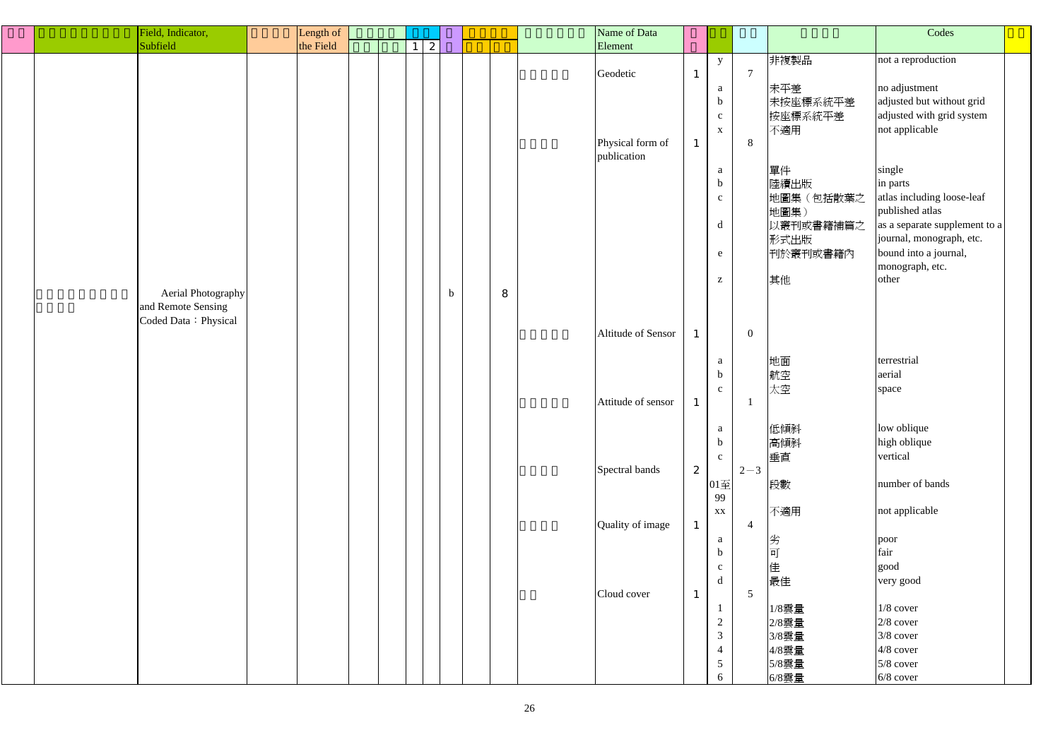| | | Field, Indicator, Subfield | | Length of the Field | | | | | | | | | | Name of Data Element | | | | | Codes | |
|---|---|---|---|---|---|---|---|---|---|---|---|---|---|---|---|---|---|---|---|---|
| | | | | | | | 1 | 2 | | | | | | | | | | | | |
| | | | | | | | | | | | | | | | | y | | 非複製品 | not a reproduction | |
| | | | | | | | | | | | | | | Geodetic | 1 | | 7 | | | |
| | | | | | | | | | | | | | | | | a | | 未平差 | no adjustment | |
| | | | | | | | | | | | | | | | | b | | 未按座標系統平差 | adjusted but without grid | |
| | | | | | | | | | | | | | | | | c | | 按座標系統平差 | adjusted with grid system | |
| | | | | | | | | | | | | | | | | x | | 不適用 | not applicable | |
| | | | | | | | | | | | | | | Physical form of publication | 1 | | 8 | | | |
| | | | | | | | | | | | | | | | | a | | 單件 | single | |
| | | | | | | | | | | | | | | | | b | | 陸續出版 | in parts | |
| | | | | | | | | | | | | | | | | c | | 地圖集（包括散葉之地圖集） | atlas including loose-leaf published atlas | |
| | | | | | | | | | | | | | | | | d | | 以叢刊或書籍補篇之形式出版 | as a separate supplement to a journal, monograph, etc. | |
| | | | | | | | | | | | | | | | | e | | 刊於叢刊或書籍內 | bound into a journal, monograph, etc. | |
| | | | | | | | | | | | | | | | | z | | 其他 | other | |
| | | Aerial Photography and Remote Sensing Coded Data：Physical | | | | | | | b | | 8 | | | | | | | | | |
| | | | | | | | | | | | | | | Altitude of Sensor | 1 | | 0 | | | |
| | | | | | | | | | | | | | | | | a | | 地面 | terrestrial | |
| | | | | | | | | | | | | | | | | b | | 航空 | aerial | |
| | | | | | | | | | | | | | | | | c | | 太空 | space | |
| | | | | | | | | | | | | | | Attitude of sensor | 1 | | 1 | | | |
| | | | | | | | | | | | | | | | | a | | 低傾斜 | low oblique | |
| | | | | | | | | | | | | | | | | b | | 高傾斜 | high oblique | |
| | | | | | | | | | | | | | | | | c | | 垂直 | vertical | |
| | | | | | | | | | | | | | | Spectral bands | 2 | | 2－3 | | | |
| | | | | | | | | | | | | | | | | 01至99 | | 段數 | number of bands | |
| | | | | | | | | | | | | | | | | xx | | 不適用 | not applicable | |
| | | | | | | | | | | | | | | Quality of image | 1 | | 4 | | | |
| | | | | | | | | | | | | | | | | a | | 劣 | poor | |
| | | | | | | | | | | | | | | | | b | | 可 | fair | |
| | | | | | | | | | | | | | | | | c | | 佳 | good | |
| | | | | | | | | | | | | | | | | d | | 最佳 | very good | |
| | | | | | | | | | | | | | | Cloud cover | 1 | | 5 | | | |
| | | | | | | | | | | | | | | | | 1 | | 1/8雲量 | 1/8 cover | |
| | | | | | | | | | | | | | | | | 2 | | 2/8雲量 | 2/8 cover | |
| | | | | | | | | | | | | | | | | 3 | | 3/8雲量 | 3/8 cover | |
| | | | | | | | | | | | | | | | | 4 | | 4/8雲量 | 4/8 cover | |
| | | | | | | | | | | | | | | | | 5 | | 5/8雲量 | 5/8 cover | |
| | | | | | | | | | | | | | | | | 6 | | 6/8雲量 | 6/8 cover | |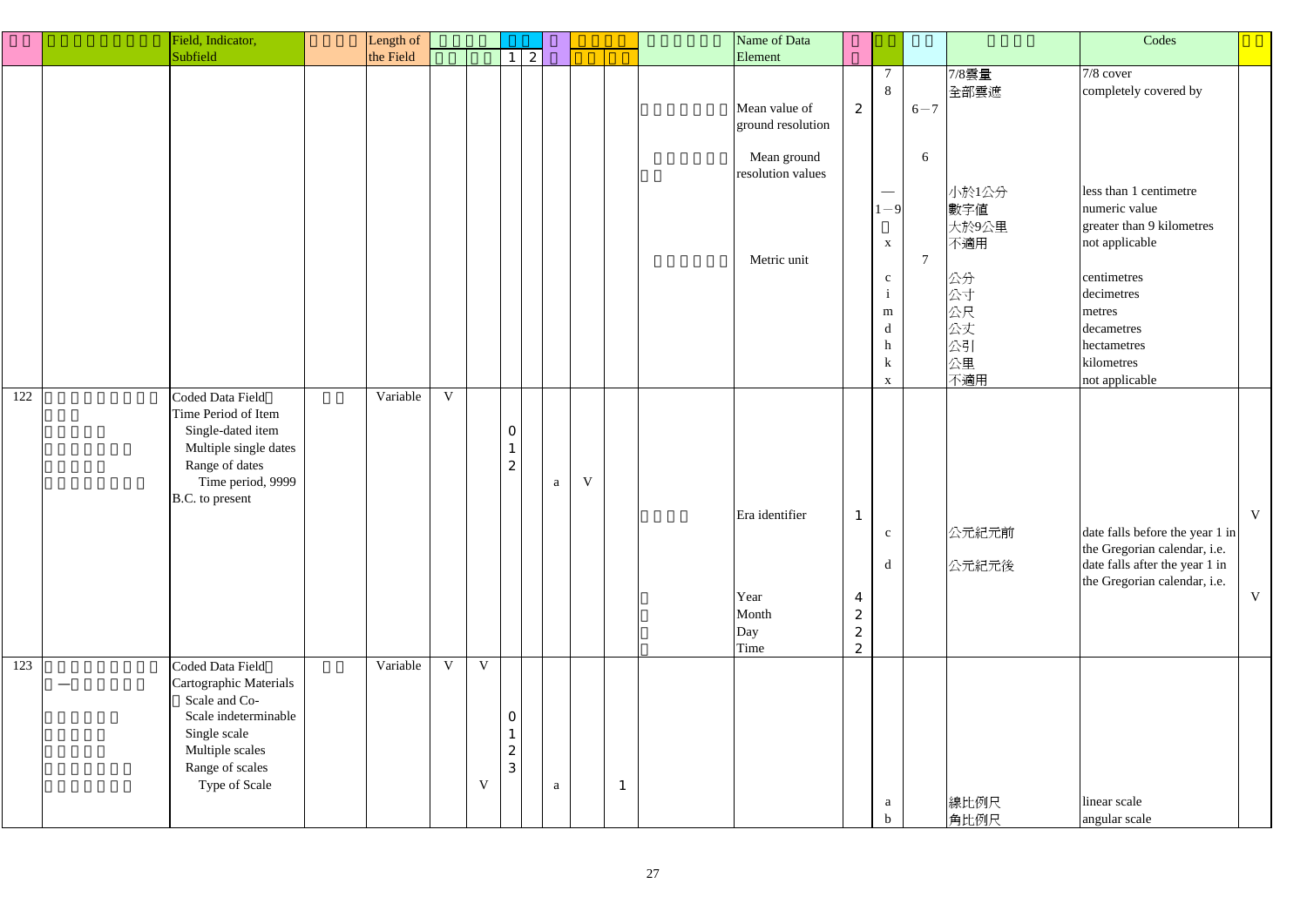| | | Field, Indicator, Subfield | | Length of the Field | | | 1 | 2 | | | | | Name of Data Element | | | | | Codes | |
|---|---|---|---|---|---|---|---|---|---|---|---|---|---|---|---|---|---|---|---|
| | | | | | | | | | | | | | | | 7 | | 7/8雲量 | 7/8 cover | |
| | | | | | | | | | | | | | | | 8 | | 全部雲遮 | completely covered by | |
| | | | | | | | | | | | | | Mean value of ground resolution | 2 | | 6－7 | | | |
| | | | | | | | | | | | | | Mean ground resolution values | | | 6 | | | |
| | | | | | | | | | | | | | | | — | | 小於1公分 | less than 1 centimetre | |
| | | | | | | | | | | | | | | | 1－9 | | 數字值 | numeric value | |
| | | | | | | | | | | | | | | | | | 大於9公里 | greater than 9 kilometres | |
| | | | | | | | | | | | | | | | x | | 不適用 | not applicable | |
| | | | | | | | | | | | | | Metric unit | | | 7 | | | |
| | | | | | | | | | | | | | | | c | | 公分 | centimetres | |
| | | | | | | | | | | | | | | | i | | 公寸 | decimetres | |
| | | | | | | | | | | | | | | | m | | 公尺 | metres | |
| | | | | | | | | | | | | | | | d | | 公丈 | decametres | |
| | | | | | | | | | | | | | | | h | | 公引 | hectametres | |
| | | | | | | | | | | | | | | | k | | 公里 | kilometres | |
| | | | | | | | | | | | | | | | x | | 不適用 | not applicable | |
| 122 | | Coded Data Field: Time Period of Item | | Variable | V | | | | | | | | | | | | | | |
| | | Single-dated item | | | | | 0 | | | | | | | | | | | | |
| | | Multiple single dates | | | | | 1 | | | | | | | | | | | | |
| | | Range of dates | | | | | 2 | | | | | | | | | | | | |
| | | Time period, 9999 B.C. to present | | | | | | | a | V | | | | | | | | | |
| | | | | | | | | | | | | | Era identifier | 1 | | | | | V |
| | | | | | | | | | | | | | | | c | | 公元紀元前 | date falls before the year 1 in the Gregorian calendar, i.e. | |
| | | | | | | | | | | | | | | | d | | 公元紀元後 | date falls after the year 1 in the Gregorian calendar, i.e. | |
| | | | | | | | | | | | | | Year | 4 | | | | | V |
| | | | | | | | | | | | | | Month | 2 | | | | | |
| | | | | | | | | | | | | | Day | 2 | | | | | |
| | | | | | | | | | | | | | Time | 2 | | | | | |
| 123 | | Coded Data Field: Cartographic Materials: Scale and Co- | | Variable | V | V | | | | | | | | | | | | | |
| | | Scale indeterminable | | | | | 0 | | | | | | | | | | | | |
| | | Single scale | | | | | 1 | | | | | | | | | | | | |
| | | Multiple scales | | | | | 2 | | | | | | | | | | | | |
| | | Range of scales | | | | | 3 | | | | | | | | | | | | |
| | | Type of Scale | | | | V | | | a | | 1 | | | | | | | | |
| | | | | | | | | | | | | | | | a | | 線比例尺 | linear scale | |
| | | | | | | | | | | | | | | | b | | 角比例尺 | angular scale | |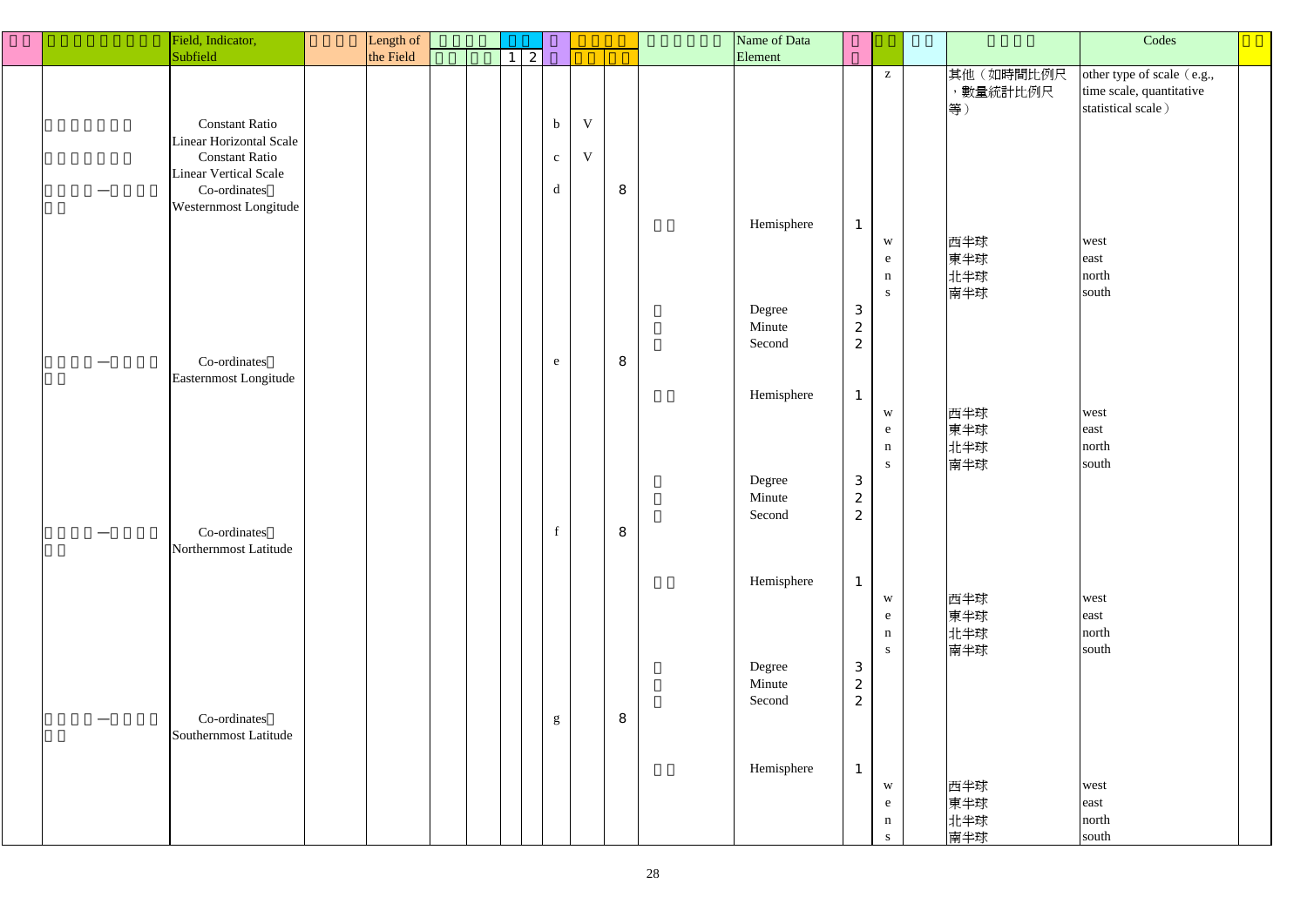| | | Field, Indicator, Subfield | | Length of the Field | | | 1 | 2 | | | | | Name of Data Element | | | | | Codes | |
|---|---|---|---|---|---|---|---|---|---|---|---|---|---|---|---|---|---|---|---|
| | | | | | | | | | | | | | | | z | | 其他（如時間比例尺，數量統計比例尺等） | other type of scale（e.g., time scale, quantitative statistical scale） | |
| | | Constant Ratio Linear Horizontal Scale | | | | | | | b | V | | | | | | | | | |
| | | Constant Ratio Linear Vertical Scale | | | | | | | c | V | | | | | | | | | |
| | | Co-ordinates Westernmost Longitude | | | | | | | d | | 8 | | | | | | | | |
| | | | | | | | | | | | | | Hemisphere | 1 | | | | | |
| | | | | | | | | | | | | | | | w | | 西半球 | west | |
| | | | | | | | | | | | | | | | e | | 東半球 | east | |
| | | | | | | | | | | | | | | | n | | 北半球 | north | |
| | | | | | | | | | | | | | | | s | | 南半球 | south | |
| | | | | | | | | | | | | | Degree | 3 | | | | | |
| | | | | | | | | | | | | | Minute | 2 | | | | | |
| | | | | | | | | | | | | | Second | 2 | | | | | |
| | | Co-ordinates Easternmost Longitude | | | | | | | e | | 8 | | | | | | | | |
| | | | | | | | | | | | | | Hemisphere | 1 | | | | | |
| | | | | | | | | | | | | | | | w | | 西半球 | west | |
| | | | | | | | | | | | | | | | e | | 東半球 | east | |
| | | | | | | | | | | | | | | | n | | 北半球 | north | |
| | | | | | | | | | | | | | | | s | | 南半球 | south | |
| | | | | | | | | | | | | | Degree | 3 | | | | | |
| | | | | | | | | | | | | | Minute | 2 | | | | | |
| | | | | | | | | | | | | | Second | 2 | | | | | |
| | | Co-ordinates Northernmost Latitude | | | | | | | f | | 8 | | | | | | | | |
| | | | | | | | | | | | | | Hemisphere | 1 | | | | | |
| | | | | | | | | | | | | | | | w | | 西半球 | west | |
| | | | | | | | | | | | | | | | e | | 東半球 | east | |
| | | | | | | | | | | | | | | | n | | 北半球 | north | |
| | | | | | | | | | | | | | | | s | | 南半球 | south | |
| | | | | | | | | | | | | | Degree | 3 | | | | | |
| | | | | | | | | | | | | | Minute | 2 | | | | | |
| | | | | | | | | | | | | | Second | 2 | | | | | |
| | | Co-ordinates Southernmost Latitude | | | | | | | g | | 8 | | | | | | | | |
| | | | | | | | | | | | | | Hemisphere | 1 | | | | | |
| | | | | | | | | | | | | | | | w | | 西半球 | west | |
| | | | | | | | | | | | | | | | e | | 東半球 | east | |
| | | | | | | | | | | | | | | | n | | 北半球 | north | |
| | | | | | | | | | | | | | | | s | | 南半球 | south | |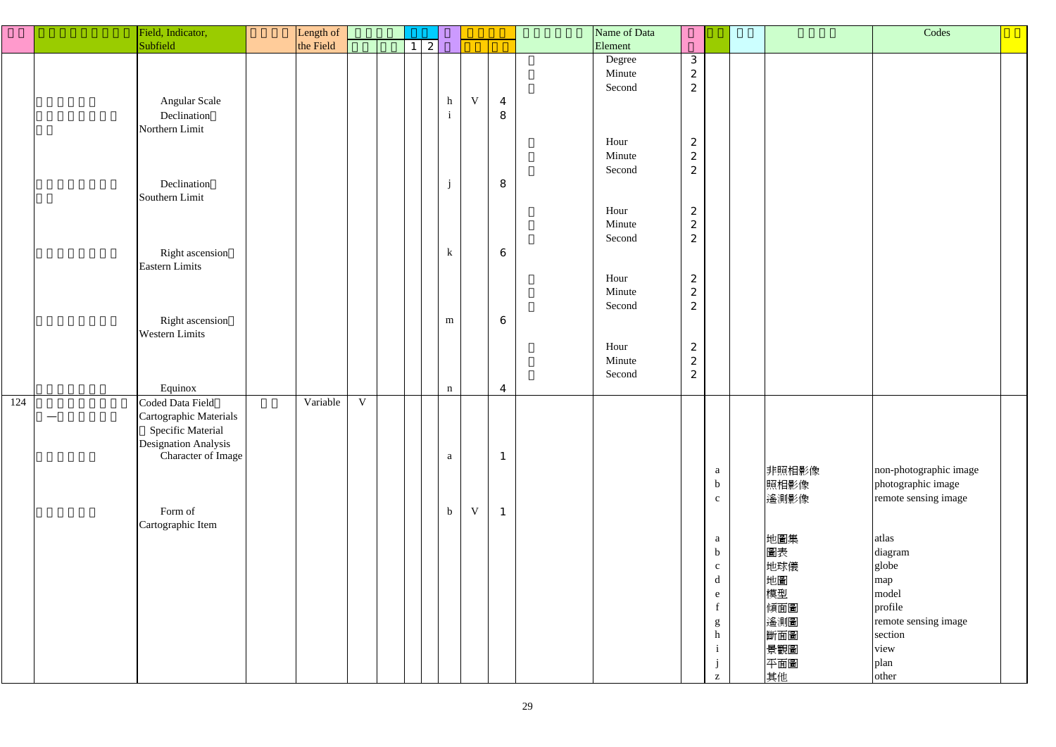| | | Field, Indicator, Subfield | | Length of the Field | | | | | | | | | | Name of Data Element | | | | | | Codes | |
|---|---|---|---|---|---|---|---|---|---|---|---|---|---|---|---|---|---|---|---|---|---|
| | | | | | | | 1 | 2 | | | | | | | | | | | | | |
| | | | | | | | | | | | | | | Degree | 3 | | | | | | |
| | | | | | | | | | | | | | | Minute | 2 | | | | | | |
| | | | | | | | | | | | | | | Second | 2 | | | | | | |
| | | Angular Scale | | | | | | | h | V | 4 | | | | | | | | | | |
| | | Declination Northern Limit | | | | | | | i | | 8 | | | | | | | | | | |
| | | | | | | | | | | | | | | Hour | 2 | | | | | | |
| | | | | | | | | | | | | | | Minute | 2 | | | | | | |
| | | | | | | | | | | | | | | Second | 2 | | | | | | |
| | | Declination Southern Limit | | | | | | | j | | 8 | | | | | | | | | | |
| | | | | | | | | | | | | | | Hour | 2 | | | | | | |
| | | | | | | | | | | | | | | Minute | 2 | | | | | | |
| | | | | | | | | | | | | | | Second | 2 | | | | | | |
| | | Right ascension Eastern Limits | | | | | | | k | | 6 | | | | | | | | | | |
| | | | | | | | | | | | | | | Hour | 2 | | | | | | |
| | | | | | | | | | | | | | | Minute | 2 | | | | | | |
| | | | | | | | | | | | | | | Second | 2 | | | | | | |
| | | Right ascension Western Limits | | | | | | | m | | 6 | | | | | | | | | | |
| | | | | | | | | | | | | | | Hour | 2 | | | | | | |
| | | | | | | | | | | | | | | Minute | 2 | | | | | | |
| | | | | | | | | | | | | | | Second | 2 | | | | | | |
| | | Equinox | | | | | | | n | | 4 | | | | | | | | | | |
| 124 | | Coded Data Field Cartographic Materials Specific Material Designation Analysis | | Variable | V | | | | | | | | | | | | | | | | |
| | | Character of Image | | | | | | | a | | 1 | | | | | | | | | | |
| | | | | | | | | | | | | | | | | a | | 非照相影像 | non-photographic image | |
| | | | | | | | | | | | | | | | | b | | 照相影像 | photographic image | |
| | | | | | | | | | | | | | | | | c | | 遙測影像 | remote sensing image | |
| | | Form of Cartographic Item | | | | | | | b | V | 1 | | | | | | | | | | |
| | | | | | | | | | | | | | | | | a | | 地圖集 | atlas | |
| | | | | | | | | | | | | | | | | b | | 圖表 | diagram | |
| | | | | | | | | | | | | | | | | c | | 地球儀 | globe | |
| | | | | | | | | | | | | | | | | d | | 地圖 | map | |
| | | | | | | | | | | | | | | | | e | | 模型 | model | |
| | | | | | | | | | | | | | | | | f | | 傾面圖 | profile | |
| | | | | | | | | | | | | | | | | g | | 遙測圖 | remote sensing image | |
| | | | | | | | | | | | | | | | | h | | 斷面圖 | section | |
| | | | | | | | | | | | | | | | | i | | 景觀圖 | view | |
| | | | | | | | | | | | | | | | | j | | 平面圖 | plan | |
| | | | | | | | | | | | | | | | | z | | 其他 | other | |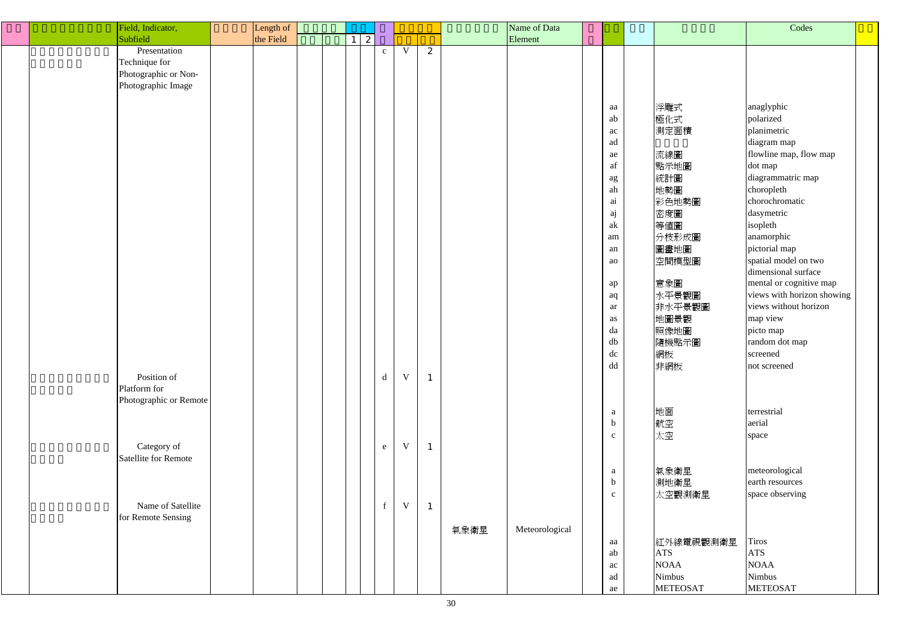| | | Field, Indicator, Subfield | | Length of the Field | | | | | | | | | | Name of Data Element | | | | | Codes | |
|---|---|---|---|---|---|---|---|---|---|---|---|---|---|---|---|---|---|---|---|---|
| | | | | | | | 1 | 2 | | | | | | | | | | | | |
| | | Presentation Technique for Photographic or Non-Photographic Image | | | | | | | c | V | 2 | | | | | | | | | |
| | | | | | | | | | | | | | | | | aa | | 浮雕式 | anaglyphic | |
| | | | | | | | | | | | | | | | | ab | | 極化式 | polarized | |
| | | | | | | | | | | | | | | | | ac | | 測定面積 | planimetric | |
| | | | | | | | | | | | | | | | | ad | | | diagram map | |
| | | | | | | | | | | | | | | | | ae | | 流線圖 | flowline map, flow map | |
| | | | | | | | | | | | | | | | | af | | 點示地圖 | dot map | |
| | | | | | | | | | | | | | | | | ag | | 統計圖 | diagrammatric map | |
| | | | | | | | | | | | | | | | | ah | | 地勢圖 | choropleth | |
| | | | | | | | | | | | | | | | | ai | | 彩色地勢圖 | chorochromatic | |
| | | | | | | | | | | | | | | | | aj | | 密度圖 | dasymetric | |
| | | | | | | | | | | | | | | | | ak | | 等值圖 | isopleth | |
| | | | | | | | | | | | | | | | | am | | 分枝形成圖 | anamorphic | |
| | | | | | | | | | | | | | | | | an | | 圖畫地圖 | pictorial map | |
| | | | | | | | | | | | | | | | | ao | | 空間模型圖 | spatial model on two dimensional surface | |
| | | | | | | | | | | | | | | | | ap | | 意象圖 | mental or cognitive map | |
| | | | | | | | | | | | | | | | | aq | | 水平景觀圖 | views with horizon showing | |
| | | | | | | | | | | | | | | | | ar | | 非水平景觀圖 | views without horizon | |
| | | | | | | | | | | | | | | | | as | | 地圖景觀 | map view | |
| | | | | | | | | | | | | | | | | da | | 照像地圖 | picto map | |
| | | | | | | | | | | | | | | | | db | | 隨機點示圖 | random dot map | |
| | | | | | | | | | | | | | | | | dc | | 網板 | screened | |
| | | | | | | | | | | | | | | | | dd | | 非網板 | not screened | |
| | | Position of Platform for Photographic or Remote | | | | | | | d | V | 1 | | | | | | | | | |
| | | | | | | | | | | | | | | | | a | | 地面 | terrestrial | |
| | | | | | | | | | | | | | | | | b | | 航空 | aerial | |
| | | | | | | | | | | | | | | | | c | | 太空 | space | |
| | | Category of Satellite for Remote | | | | | | | e | V | 1 | | | | | | | | | |
| | | | | | | | | | | | | | | | | a | | 氣象衛星 | meteorological | |
| | | | | | | | | | | | | | | | | b | | 測地衛星 | earth resources | |
| | | | | | | | | | | | | | | | | c | | 太空觀測衛星 | space observing | |
| | | Name of Satellite for Remote Sensing | | | | | | | f | V | 1 | | | | | | | | | |
| | | | | | | | | | | | | 氣象衛星 | Meteorological | | | | | | | |
| | | | | | | | | | | | | | | | | aa | | 紅外線電視觀測衛星 | Tiros | |
| | | | | | | | | | | | | | | | | ab | | ATS | ATS | |
| | | | | | | | | | | | | | | | | ac | | NOAA | NOAA | |
| | | | | | | | | | | | | | | | | ad | | Nimbus | Nimbus | |
| | | | | | | | | | | | | | | | | ae | | METEOSAT | METEOSAT | |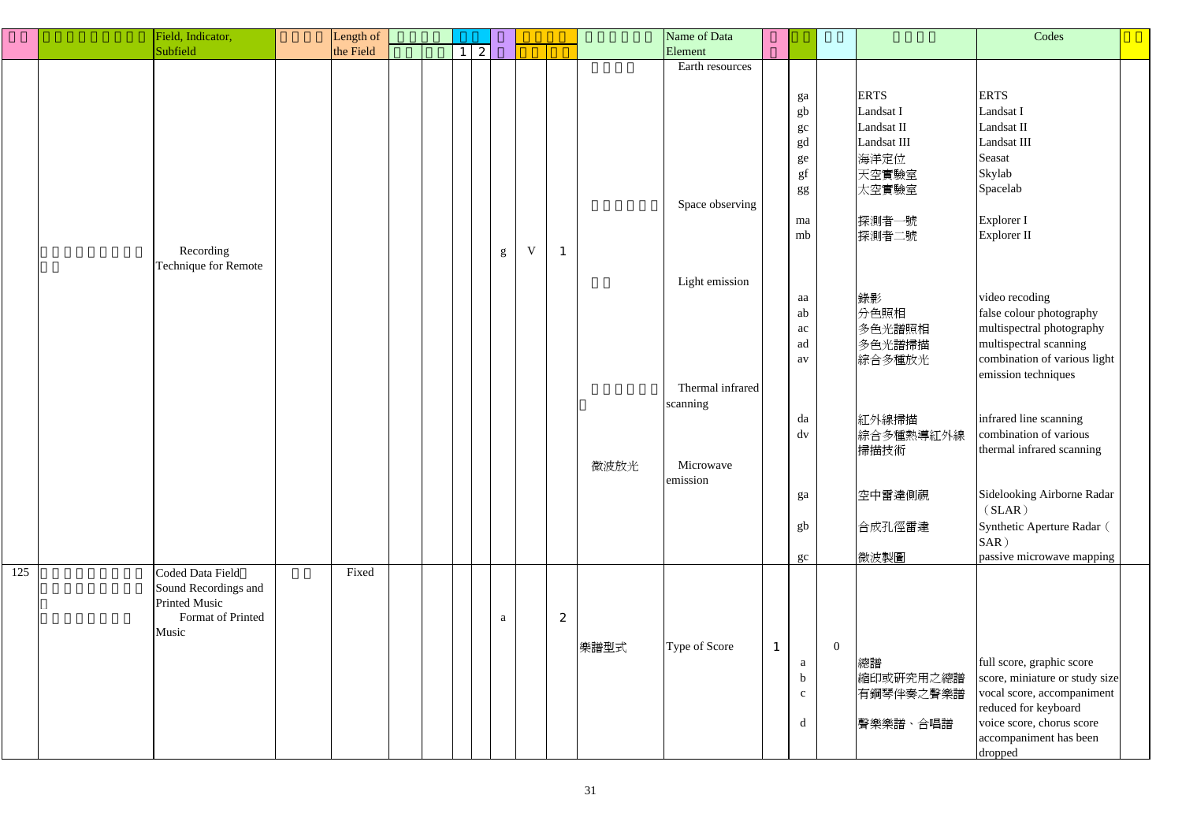| | | Field, Indicator, Subfield | | Length of the Field | | | | | | | | | | Name of Data Element | | | | | Codes | |
|---|---|---|---|---|---|---|---|---|---|---|---|---|---|---|---|---|---|---|---|---|
| | | | | | | | 1 | 2 | | | | | | | | | | | | |
| | | | | | | | | | | | | | | Earth resources | | | | | | |
| | | | | | | | | | | | | | | | | ga | | ERTS | ERTS | |
| | | | | | | | | | | | | | | | | gb | | Landsat I | Landsat I | |
| | | | | | | | | | | | | | | | | gc | | Landsat II | Landsat II | |
| | | | | | | | | | | | | | | | | gd | | Landsat III | Landsat III | |
| | | | | | | | | | | | | | | | | ge | | 海洋定位 | Seasat | |
| | | | | | | | | | | | | | | | | gf | | 天空實驗室 | Skylab | |
| | | | | | | | | | | | | | | | | gg | | 太空實驗室 | Spacelab | |
| | | | | | | | | | | | | | | Space observing | | | | | | |
| | | | | | | | | | | | | | | | | ma | | 探測者一號 | Explorer I | |
| | | | | | | | | | | | | | | | | mb | | 探測者二號 | Explorer II | |
| | | Recording Technique for Remote | | | | | | | g | V | 1 | | | | | | | | | |
| | | | | | | | | | | | | | | Light emission | | | | | | |
| | | | | | | | | | | | | | | | | aa | | 錄影 | video recoding | |
| | | | | | | | | | | | | | | | | ab | | 分色照相 | false colour photography | |
| | | | | | | | | | | | | | | | | ac | | 多色光譜照相 | multispectral photography | |
| | | | | | | | | | | | | | | | | ad | | 多色光譜掃描 | multispectral scanning | |
| | | | | | | | | | | | | | | | | av | | 綜合多種放光 | combination of various light emission techniques | |
| | | | | | | | | | | | | | | Thermal infrared scanning | | | | | | |
| | | | | | | | | | | | | | | | | da | | 紅外線掃描 | infrared line scanning | |
| | | | | | | | | | | | | | | | | dv | | 綜合多種熱導紅外線掃描技術 | combination of various thermal infrared scanning | |
| | | | | | | | | | | | | | 微波放光 | Microwave emission | | | | | | |
| | | | | | | | | | | | | | | | | ga | | 空中雷達側視 | Sidelooking Airborne Radar（SLAR） | |
| | | | | | | | | | | | | | | | | gb | | 合成孔徑雷達 | Synthetic Aperture Radar（SAR） | |
| | | | | | | | | | | | | | | | | gc | | 微波製圖 | passive microwave mapping | |
| 125 | | Coded Data Field Sound Recordings and Printed Music | | Fixed | | | | | | | | | | | | | | | | |
| | | Format of Printed Music | | | | | | | a | | 2 | | | | | | | | | |
| | | | | | | | | | | | | | 樂譜型式 | Type of Score | 1 | | 0 | | | |
| | | | | | | | | | | | | | | | | a | | 總譜 | full score, graphic score | |
| | | | | | | | | | | | | | | | | b | | 縮印或研究用之總譜 | score, miniature or study size | |
| | | | | | | | | | | | | | | | | c | | 有鋼琴伴奏之聲樂譜 | vocal score, accompaniment reduced for keyboard | |
| | | | | | | | | | | | | | | | | d | | 聲樂樂譜、合唱譜 | voice score, chorus score accompaniment has been dropped | |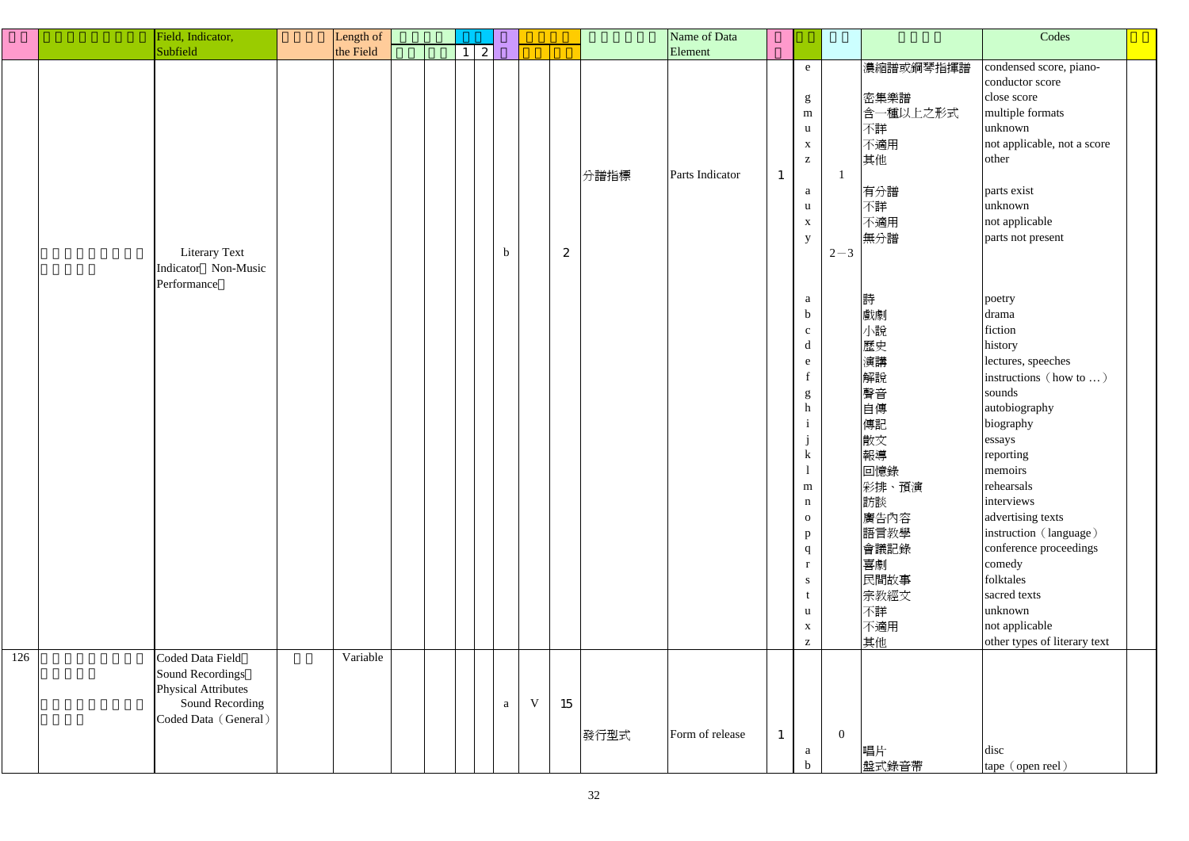| | | Field, Indicator, Subfield | | Length of the Field | | | | | 1 | 2 | | | | | | | Name of Data Element | | | | | | Codes | |
|---|---|---|---|---|---|---|---|---|---|---|---|---|---|---|---|---|---|---|---|---|---|---|---|---|
| | | | | | | | | | | | | | | | | | | | e | | 濃縮譜或鋼琴指揮譜 | condensed score, piano-conductor score | |
| | | | | | | | | | | | | | | | | | | | g | | 密集樂譜 | close score | |
| | | | | | | | | | | | | | | | | | | | m | | 含一種以上之形式 | multiple formats | |
| | | | | | | | | | | | | | | | | | | | u | | 不詳 | unknown | |
| | | | | | | | | | | | | | | | | | | | x | | 不適用 | not applicable, not a score | |
| | | | | | | | | | | | | | | | | | | | z | | 其他 | other | |
| | | | | | | | | | | | | | | | | 分譜指標 | Parts Indicator | 1 | | 1 | | | |
| | | | | | | | | | | | | | | | | | | | a | | 有分譜 | parts exist | |
| | | | | | | | | | | | | | | | | | | | u | | 不詳 | unknown | |
| | | | | | | | | | | | | | | | | | | | x | | 不適用 | not applicable | |
| | | | | | | | | | | | | | | | | | | | y | | 無分譜 | parts not present | |
| | | Literary Text Indicator Non-Music Performance | | | | | | | | | b | | 2 | | | | | | | 2－3 | | | |
| | | | | | | | | | | | | | | | | | | | a | | 詩 | poetry | |
| | | | | | | | | | | | | | | | | | | | b | | 戲劇 | drama | |
| | | | | | | | | | | | | | | | | | | | c | | 小說 | fiction | |
| | | | | | | | | | | | | | | | | | | | d | | 歷史 | history | |
| | | | | | | | | | | | | | | | | | | | e | | 演講 | lectures, speeches | |
| | | | | | | | | | | | | | | | | | | | f | | 解說 | instructions（how to …） | |
| | | | | | | | | | | | | | | | | | | | g | | 聲音 | sounds | |
| | | | | | | | | | | | | | | | | | | | h | | 自傳 | autobiography | |
| | | | | | | | | | | | | | | | | | | | i | | 傳記 | biography | |
| | | | | | | | | | | | | | | | | | | | j | | 散文 | essays | |
| | | | | | | | | | | | | | | | | | | | k | | 報導 | reporting | |
| | | | | | | | | | | | | | | | | | | | l | | 回憶錄 | memoirs | |
| | | | | | | | | | | | | | | | | | | | m | | 彩排、預演 | rehearsals | |
| | | | | | | | | | | | | | | | | | | | n | | 訪談 | interviews | |
| | | | | | | | | | | | | | | | | | | | o | | 廣告內容 | advertising texts | |
| | | | | | | | | | | | | | | | | | | | p | | 語言教學 | instruction（language） | |
| | | | | | | | | | | | | | | | | | | | q | | 會議記錄 | conference proceedings | |
| | | | | | | | | | | | | | | | | | | | r | | 喜劇 | comedy | |
| | | | | | | | | | | | | | | | | | | | s | | 民間故事 | folktales | |
| | | | | | | | | | | | | | | | | | | | t | | 宗教經文 | sacred texts | |
| | | | | | | | | | | | | | | | | | | | u | | 不詳 | unknown | |
| | | | | | | | | | | | | | | | | | | | x | | 不適用 | not applicable | |
| | | | | | | | | | | | | | | | | | | | z | | 其他 | other types of literary text | |
| 126 | | Coded Data Field Sound Recordings Physical Attributes | | Variable | | | | | | | | | | | | | | | | | | | |
| | | Sound Recording Coded Data（General） | | | | | | | | | a | V | 15 | | | | | | | | | | |
| | | | | | | | | | | | | | | | | 發行型式 | Form of release | 1 | | 0 | | | |
| | | | | | | | | | | | | | | | | | | | a | | 唱片 | disc | |
| | | | | | | | | | | | | | | | | | | | b | | 盤式錄音帶 | tape（open reel） | |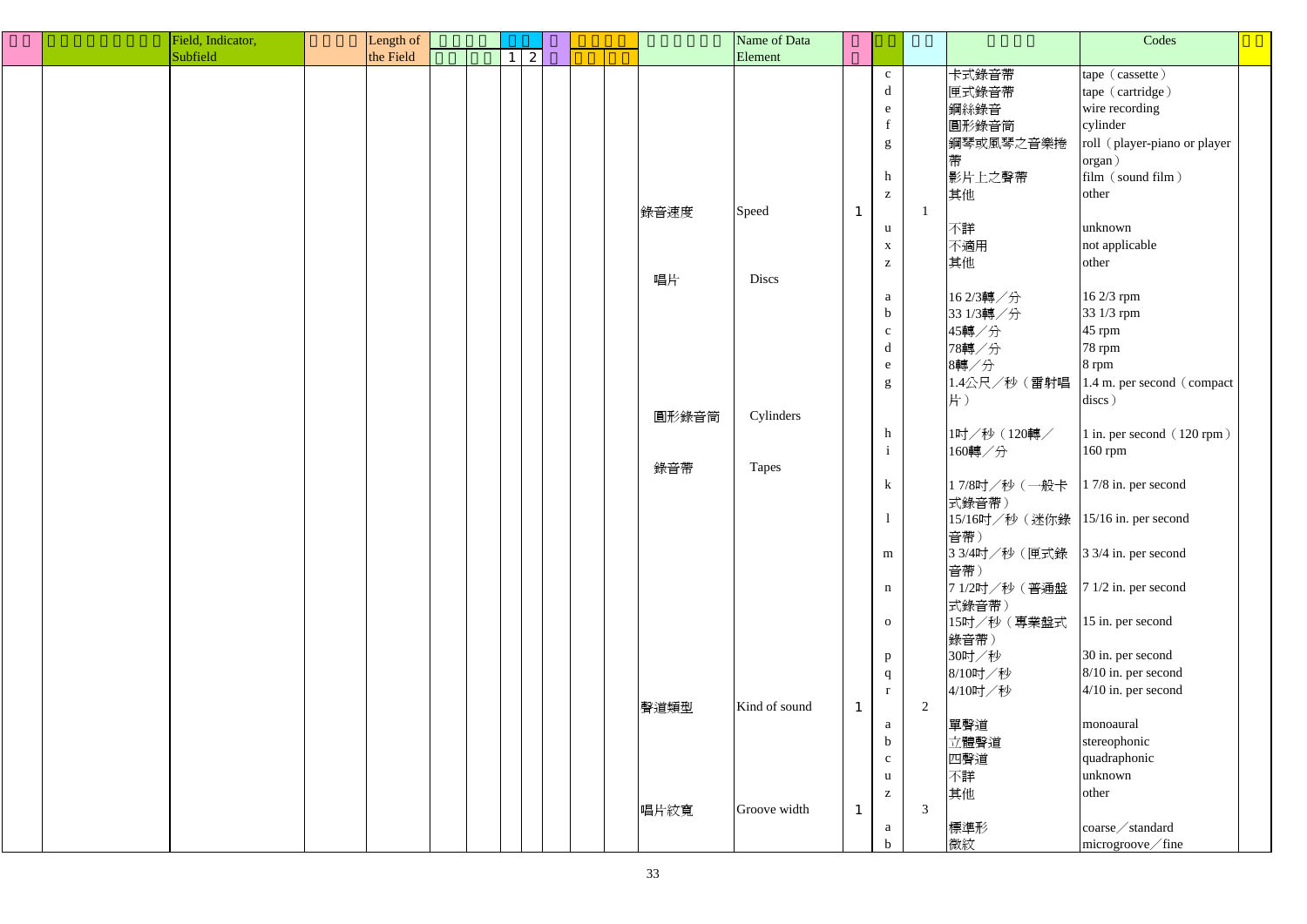| □□ | □□□□□□□□□ | Field, Indicator, Subfield | □□□□ | Length of the Field | □□□□ | | □□ | | □ | □□□□ | | □□□□□□ | Name of Data Element | □ | □□ | □□ | □□□□ | Codes | □□ |
|---|---|---|---|---|---|---|---|---|---|---|---|---|---|---|---|---|---|---|---|
| | | | | | □□ | □□ | 1 | 2 | | □□ | □□ | | | | | | | | |
| | | | | | | | | | | | | | | | c | | 卡式錄音帶 | tape（cassette） | |
| | | | | | | | | | | | | | | | d | | 匣式錄音帶 | tape（cartridge） | |
| | | | | | | | | | | | | | | | e | | 鋼絲錄音 | wire recording | |
| | | | | | | | | | | | | | | | f | | 圓形錄音筒 | cylinder | |
| | | | | | | | | | | | | | | | g | | 鋼琴或風琴之音樂捲帶 | roll（player-piano or player organ） | |
| | | | | | | | | | | | | | | | h | | 影片上之聲帶 | film（sound film） | |
| | | | | | | | | | | | | | | | z | | 其他 | other | |
| | | | | | | | | | | | | 錄音速度 | Speed | 1 | | 1 | | | |
| | | | | | | | | | | | | | | | u | | 不詳 | unknown | |
| | | | | | | | | | | | | | | | x | | 不適用 | not applicable | |
| | | | | | | | | | | | | | | | z | | 其他 | other | |
| | | | | | | | | | | | | 唱片 | Discs | | | | | | |
| | | | | | | | | | | | | | | | a | | 16 2/3轉／分 | 16 2/3 rpm | |
| | | | | | | | | | | | | | | | b | | 33 1/3轉／分 | 33 1/3 rpm | |
| | | | | | | | | | | | | | | | c | | 45轉／分 | 45 rpm | |
| | | | | | | | | | | | | | | | d | | 78轉／分 | 78 rpm | |
| | | | | | | | | | | | | | | | e | | 8轉／分 | 8 rpm | |
| | | | | | | | | | | | | | | | g | | 1.4公尺／秒（雷射唱片） | 1.4 m. per second（compact discs） | |
| | | | | | | | | | | | | 圓形錄音筒 | Cylinders | | | | | | |
| | | | | | | | | | | | | | | | h | | 1吋／秒（120轉／ | 1 in. per second（120 rpm） | |
| | | | | | | | | | | | | | | | i | | 160轉／分 | 160 rpm | |
| | | | | | | | | | | | | 錄音帶 | Tapes | | | | | | |
| | | | | | | | | | | | | | | | k | | 1 7/8吋／秒（一般卡式錄音帶） | 1 7/8 in. per second | |
| | | | | | | | | | | | | | | | l | | 15/16吋／秒（迷你錄音帶） | 15/16 in. per second | |
| | | | | | | | | | | | | | | | m | | 3 3/4吋／秒（匣式錄音帶） | 3 3/4 in. per second | |
| | | | | | | | | | | | | | | | n | | 7 1/2吋／秒（普通盤式錄音帶） | 7 1/2 in. per second | |
| | | | | | | | | | | | | | | | o | | 15吋／秒（專業盤式錄音帶） | 15 in. per second | |
| | | | | | | | | | | | | | | | p | | 30吋／秒 | 30 in. per second | |
| | | | | | | | | | | | | | | | q | | 8/10吋／秒 | 8/10 in. per second | |
| | | | | | | | | | | | | | | | r | | 4/10吋／秒 | 4/10 in. per second | |
| | | | | | | | | | | | | 聲道類型 | Kind of sound | 1 | | 2 | | | |
| | | | | | | | | | | | | | | | a | | 單聲道 | monoaural | |
| | | | | | | | | | | | | | | | b | | 立體聲道 | stereophonic | |
| | | | | | | | | | | | | | | | c | | 四聲道 | quadraphonic | |
| | | | | | | | | | | | | | | | u | | 不詳 | unknown | |
| | | | | | | | | | | | | | | | z | | 其他 | other | |
| | | | | | | | | | | | | 唱片紋寬 | Groove width | 1 | | 3 | | | |
| | | | | | | | | | | | | | | | a | | 標準形 | coarse／standard | |
| | | | | | | | | | | | | | | | b | | 微紋 | microgroove／fine | |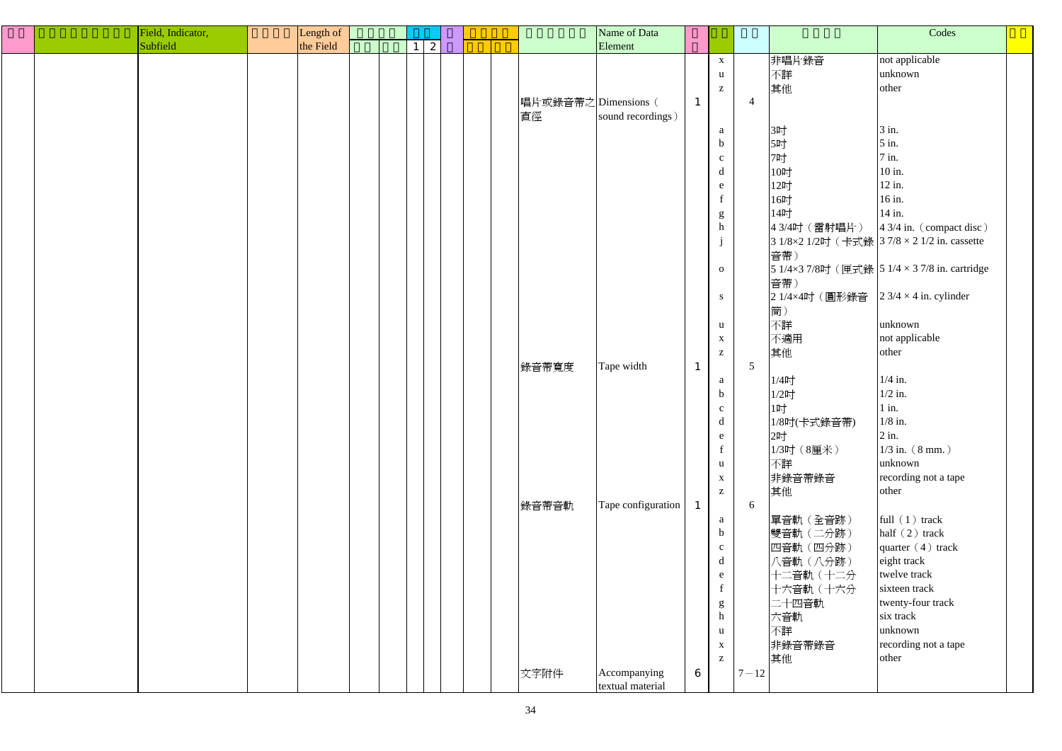| □□ | □□□□□□□□□ | Field, Indicator, Subfield | □□□□ | Length of the Field | □□□□ | | □□ | | □ | □□□□□ | | □□□□□□□ | Name of Data Element | □ □ | □□ | □□ | □□□□ | Codes | □□ |
|---|---|---|---|---|---|---|---|---|---|---|---|---|---|---|---|---|---|---|---|
| | | | | | □□ | □□ | 1 | 2 | | □□ | □□ | | | | | | | | |
| | | | | | | | | | | | | | | | x | | 非唱片錄音 | not applicable | |
| | | | | | | | | | | | | | | | u | | 不詳 | unknown | |
| | | | | | | | | | | | | | | | z | | 其他 | other | |
| | | | | | | | | | | | | 唱片或錄音帶之直徑 | Dimensions（sound recordings） | 1 | | 4 | | | |
| | | | | | | | | | | | | | | | a | | 3吋 | 3 in. | |
| | | | | | | | | | | | | | | | b | | 5吋 | 5 in. | |
| | | | | | | | | | | | | | | | c | | 7吋 | 7 in. | |
| | | | | | | | | | | | | | | | d | | 10吋 | 10 in. | |
| | | | | | | | | | | | | | | | e | | 12吋 | 12 in. | |
| | | | | | | | | | | | | | | | f | | 16吋 | 16 in. | |
| | | | | | | | | | | | | | | | g | | 14吋 | 14 in. | |
| | | | | | | | | | | | | | | | h | | 4 3/4吋（雷射唱片） | 4 3/4 in.（compact disc） | |
| | | | | | | | | | | | | | | | j | | 3 1/8×2 1/2吋（卡式錄音帶） | 3 7/8 × 2 1/2 in. cassette | |
| | | | | | | | | | | | | | | | o | | 5 1/4×3 7/8吋（匣式錄音帶） | 5 1/4 × 3 7/8 in. cartridge | |
| | | | | | | | | | | | | | | | s | | 2 1/4×4吋（圓形錄音筒） | 2 3/4 × 4 in. cylinder | |
| | | | | | | | | | | | | | | | u | | 不詳 | unknown | |
| | | | | | | | | | | | | | | | x | | 不適用 | not applicable | |
| | | | | | | | | | | | | | | | z | | 其他 | other | |
| | | | | | | | | | | | | 錄音帶寬度 | Tape width | 1 | | 5 | | | |
| | | | | | | | | | | | | | | | a | | 1/4吋 | 1/4 in. | |
| | | | | | | | | | | | | | | | b | | 1/2吋 | 1/2 in. | |
| | | | | | | | | | | | | | | | c | | 1吋 | 1 in. | |
| | | | | | | | | | | | | | | | d | | 1/8吋(卡式錄音帶) | 1/8 in. | |
| | | | | | | | | | | | | | | | e | | 2吋 | 2 in. | |
| | | | | | | | | | | | | | | | f | | 1/3吋（8厘米） | 1/3 in.（8 mm.） | |
| | | | | | | | | | | | | | | | u | | 不詳 | unknown | |
| | | | | | | | | | | | | | | | x | | 非錄音帶錄音 | recording not a tape | |
| | | | | | | | | | | | | | | | z | | 其他 | other | |
| | | | | | | | | | | | | 錄音帶音軌 | Tape configuration | 1 | | 6 | | | |
| | | | | | | | | | | | | | | | a | | 單音軌（全音跡） | full（1）track | |
| | | | | | | | | | | | | | | | b | | 雙音軌（二分跡） | half（2）track | |
| | | | | | | | | | | | | | | | c | | 四音軌（四分跡） | quarter（4）track | |
| | | | | | | | | | | | | | | | d | | 八音軌（八分跡） | eight track | |
| | | | | | | | | | | | | | | | e | | 十二音軌（十二分 | twelve track | |
| | | | | | | | | | | | | | | | f | | 十六音軌（十六分 | sixteen track | |
| | | | | | | | | | | | | | | | g | | 二十四音軌 | twenty-four track | |
| | | | | | | | | | | | | | | | h | | 六音軌 | six track | |
| | | | | | | | | | | | | | | | u | | 不詳 | unknown | |
| | | | | | | | | | | | | | | | x | | 非錄音帶錄音 | recording not a tape | |
| | | | | | | | | | | | | | | | z | | 其他 | other | |
| | | | | | | | | | | | | 文字附件 | Accompanying textual material | 6 | | 7－12 | | | |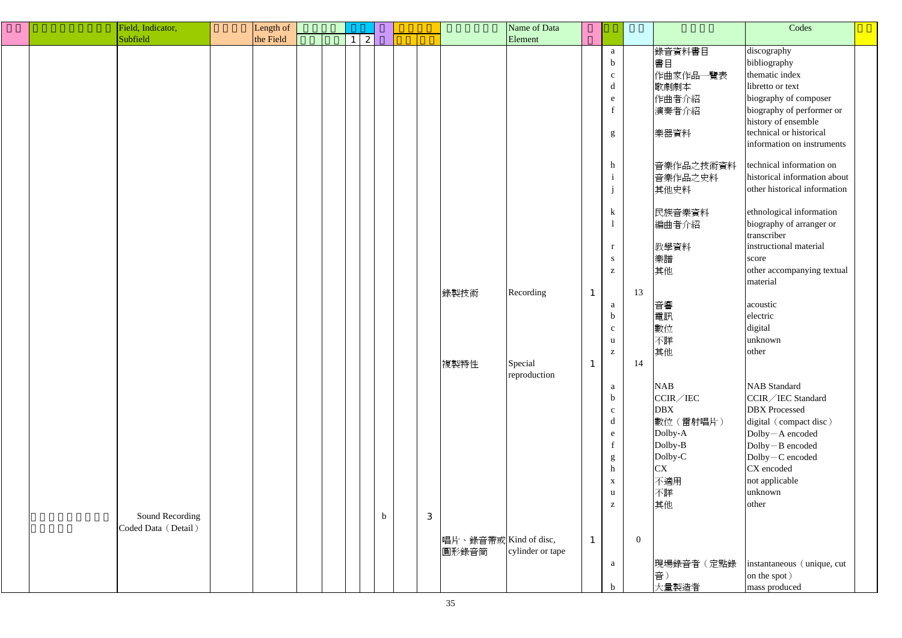| 欄號 | 欄位、指標、分欄名稱 | Field, Indicator, Subfield | 欄位長度 | Length of the Field | 必備 | 可重複 | 指標 1 | 指標 2 | 分欄 | 字元位置 起 | 字元位置 長 | 資料元素名稱 | Name of Data Element | 長度 | 位置 | 起始 | 代碼說明 | Codes | 備註 |
|---|---|---|---|---|---|---|---|---|---|---|---|---|---|---|---|---|---|---|---|
| | | | | | | | | | | | | | | | a | | 錄音資料書目 | discography | |
| | | | | | | | | | | | | | | | b | | 書目 | bibliography | |
| | | | | | | | | | | | | | | | c | | 作曲家作品一覽表 | thematic index | |
| | | | | | | | | | | | | | | | d | | 歌劇劇本 | libretto or text | |
| | | | | | | | | | | | | | | | e | | 作曲者介紹 | biography of composer | |
| | | | | | | | | | | | | | | | f | | 演奏者介紹 | biography of performer or history of ensemble | |
| | | | | | | | | | | | | | | | g | | 樂器資料 | technical or historical information on instruments | |
| | | | | | | | | | | | | | | | h | | 音樂作品之技術資料 | technical information on | |
| | | | | | | | | | | | | | | | i | | 音樂作品之史料 | historical information about | |
| | | | | | | | | | | | | | | | j | | 其他史料 | other historical information | |
| | | | | | | | | | | | | | | | k | | 民族音樂資料 | ethnological information | |
| | | | | | | | | | | | | | | | l | | 編曲者介紹 | biography of arranger or transcriber | |
| | | | | | | | | | | | | | | | r | | 教學資料 | instructional material | |
| | | | | | | | | | | | | | | | s | | 樂譜 | score | |
| | | | | | | | | | | | | | | | z | | 其他 | other accompanying textual material | |
| | | | | | | | | | | | | 錄製技術 | Recording | 1 | | 13 | | | |
| | | | | | | | | | | | | | | | a | | 音響 | acoustic | |
| | | | | | | | | | | | | | | | b | | 電訊 | electric | |
| | | | | | | | | | | | | | | | c | | 數位 | digital | |
| | | | | | | | | | | | | | | | u | | 不詳 | unknown | |
| | | | | | | | | | | | | | | | z | | 其他 | other | |
| | | | | | | | | | | | | 複製特性 | Special reproduction | 1 | | 14 | | | |
| | | | | | | | | | | | | | | | a | | NAB | NAB Standard | |
| | | | | | | | | | | | | | | | b | | CCIR／IEC | CCIR／IEC Standard | |
| | | | | | | | | | | | | | | | c | | DBX | DBX Processed | |
| | | | | | | | | | | | | | | | d | | 數位（雷射唱片） | digital（compact disc） | |
| | | | | | | | | | | | | | | | e | | Dolby-A | Dolby－A encoded | |
| | | | | | | | | | | | | | | | f | | Dolby-B | Dolby－B encoded | |
| | | | | | | | | | | | | | | | g | | Dolby-C | Dolby－C encoded | |
| | | | | | | | | | | | | | | | h | | CX | CX encoded | |
| | | | | | | | | | | | | | | | x | | 不適用 | not applicable | |
| | | | | | | | | | | | | | | | u | | 不詳 | unknown | |
| | | | | | | | | | | | | | | | z | | 其他 | other | |
| | 錄音資料編碼資料（細節） | Sound Recording Coded Data（Detail） | | | | | | | b | | 3 | | | | | | | | |
| | | | | | | | | | | | | 唱片、錄音帶或圓形錄音筒 | Kind of disc, cylinder or tape | 1 | | 0 | | | |
| | | | | | | | | | | | | | | | a | | 現場錄音者（定點錄音） | instantaneous（unique, cut on the spot） | |
| | | | | | | | | | | | | | | | b | | 大量製造者 | mass produced | |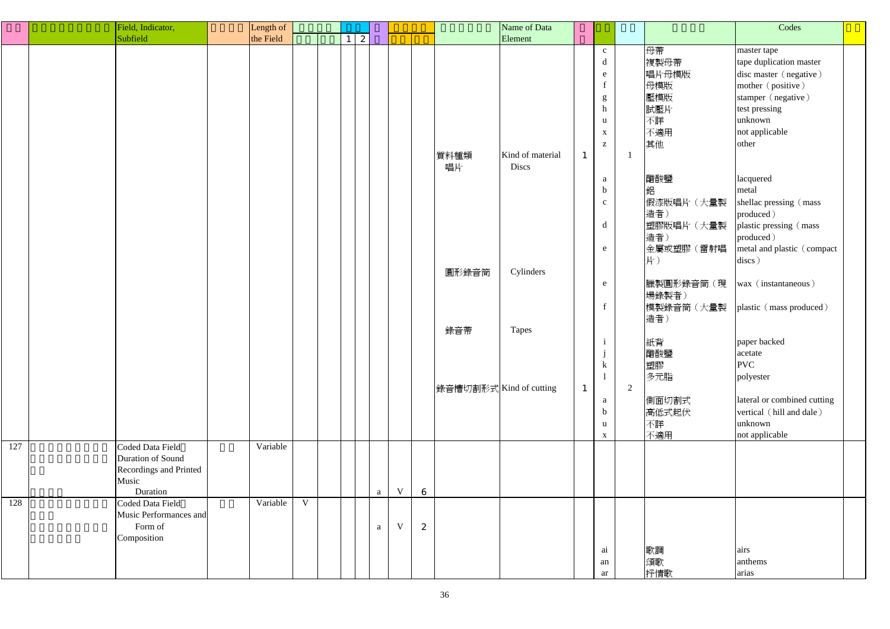| | | Field, Indicator, Subfield | | Length of the Field | | | 1 | 2 | | | | | Name of Data Element | | | | | Codes | |
|---|---|---|---|---|---|---|---|---|---|---|---|---|---|---|---|---|---|---|---|
| | | | | | | | | | | | | | | | c | | 母帶 | master tape | |
| | | | | | | | | | | | | | | | d | | 複製母帶 | tape duplication master | |
| | | | | | | | | | | | | | | | e | | 唱片母模版 | disc master（negative） | |
| | | | | | | | | | | | | | | | f | | 母模版 | mother（positive） | |
| | | | | | | | | | | | | | | | g | | 壓模版 | stamper（negative） | |
| | | | | | | | | | | | | | | | h | | 試壓片 | test pressing | |
| | | | | | | | | | | | | | | | u | | 不詳 | unknown | |
| | | | | | | | | | | | | | | | x | | 不適用 | not applicable | |
| | | | | | | | | | | | | | | | z | | 其他 | other | |
| | | | | | | | | | | | | 資料種類 唱片 | Kind of material Discs | 1 | | 1 | | | |
| | | | | | | | | | | | | | | | a | | 醋酸鹽 | lacquered | |
| | | | | | | | | | | | | | | | b | | 鋁 | metal | |
| | | | | | | | | | | | | | | | c | | 假漆版唱片（大量製造者） | shellac pressing（mass produced） | |
| | | | | | | | | | | | | | | | d | | 塑膠版唱片（大量製造者） | plastic pressing（mass produced） | |
| | | | | | | | | | | | | | | | e | | 金屬或塑膠（雷射唱片） | metal and plastic（compact discs） | |
| | | | | | | | | | | | | 圓形錄音筒 | Cylinders | | | | | | |
| | | | | | | | | | | | | | | | e | | 臘製圓形錄音筒（現場錄製者） | wax（instantaneous） | |
| | | | | | | | | | | | | | | | f | | 模製錄音筒（大量製造者） | plastic（mass produced） | |
| | | | | | | | | | | | | 錄音帶 | Tapes | | | | | | |
| | | | | | | | | | | | | | | | i | | 紙背 | paper backed | |
| | | | | | | | | | | | | | | | j | | 醋酸鹽 | acetate | |
| | | | | | | | | | | | | | | | k | | 塑膠 | PVC | |
| | | | | | | | | | | | | | | | l | | 多元脂 | polyester | |
| | | | | | | | | | | | | 錄音槽切割形式 | Kind of cutting | 1 | | 2 | | | |
| | | | | | | | | | | | | | | | a | | 側面切割式 | lateral or combined cutting | |
| | | | | | | | | | | | | | | | b | | 高低式起伏 | vertical（hill and dale） | |
| | | | | | | | | | | | | | | | u | | 不詳 | unknown | |
| | | | | | | | | | | | | | | | x | | 不適用 | not applicable | |
| 127 | | Coded Data Field: Duration of Sound Recordings and Printed Music | | Variable | | | | | | | | | | | | | | | |
| | | Duration | | | | | | | a | V | 6 | | | | | | | | |
| 128 | | Coded Data Field: Music Performances and | | Variable | V | | | | | | | | | | | | | | |
| | | Form of Composition | | | | | | | a | V | 2 | | | | | | | | |
| | | | | | | | | | | | | | | | ai | | 歌調 | airs | |
| | | | | | | | | | | | | | | | an | | 頌歌 | anthems | |
| | | | | | | | | | | | | | | | ar | | 抒情歌 | arias | |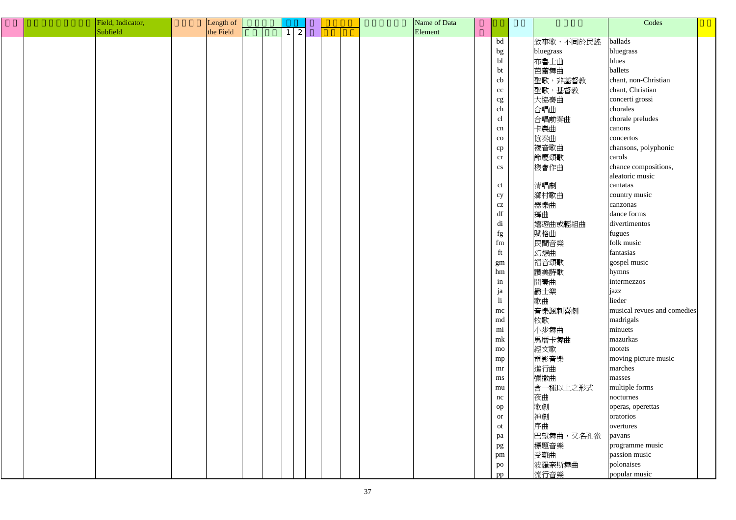| | | Field, Indicator, Subfield | | Length of the Field | | | | | | | | | | Name of Data Element | | | | | Codes | |
|---|---|---|---|---|---|---|---|---|---|---|---|---|---|---|---|---|---|---|---|---|
| | | | | | | | 1 | 2 | | | | | | | | | | | | |
| | | | | | | | | | | | | | | | | bd | | 敘事歌，不同於民謠 | ballads | |
| | | | | | | | | | | | | | | | | bg | | bluegrass | bluegrass | |
| | | | | | | | | | | | | | | | | bl | | 布魯士曲 | blues | |
| | | | | | | | | | | | | | | | | bt | | 芭蕾舞曲 | ballets | |
| | | | | | | | | | | | | | | | | cb | | 聖歌，非基督教 | chant, non-Christian | |
| | | | | | | | | | | | | | | | | cc | | 聖歌，基督教 | chant, Christian | |
| | | | | | | | | | | | | | | | | cg | | 大協奏曲 | concerti grossi | |
| | | | | | | | | | | | | | | | | ch | | 合唱曲 | chorales | |
| | | | | | | | | | | | | | | | | cl | | 合唱前奏曲 | chorale preludes | |
| | | | | | | | | | | | | | | | | cn | | 卡農曲 | canons | |
| | | | | | | | | | | | | | | | | co | | 協奏曲 | concertos | |
| | | | | | | | | | | | | | | | | cp | | 複音歌曲 | chansons, polyphonic | |
| | | | | | | | | | | | | | | | | cr | | 節慶頌歌 | carols | |
| | | | | | | | | | | | | | | | | cs | | 機會作曲 | chance compositions, aleatoric music | |
| | | | | | | | | | | | | | | | | ct | | 清唱劇 | cantatas | |
| | | | | | | | | | | | | | | | | cy | | 鄉村歌曲 | country music | |
| | | | | | | | | | | | | | | | | cz | | 器樂曲 | canzonas | |
| | | | | | | | | | | | | | | | | df | | 舞曲 | dance forms | |
| | | | | | | | | | | | | | | | | di | | 嬉遊曲或輕組曲 | divertimentos | |
| | | | | | | | | | | | | | | | | fg | | 賦格曲 | fugues | |
| | | | | | | | | | | | | | | | | fm | | 民間音樂 | folk music | |
| | | | | | | | | | | | | | | | | ft | | 幻想曲 | fantasias | |
| | | | | | | | | | | | | | | | | gm | | 福音頌歌 | gospel music | |
| | | | | | | | | | | | | | | | | hm | | 讚美詩歌 | hymns | |
| | | | | | | | | | | | | | | | | in | | 間奏曲 | intermezzos | |
| | | | | | | | | | | | | | | | | ja | | 爵士樂 | jazz | |
| | | | | | | | | | | | | | | | | li | | 歌曲 | lieder | |
| | | | | | | | | | | | | | | | | mc | | 音樂諷刺喜劇 | musical revues and comedies | |
| | | | | | | | | | | | | | | | | md | | 牧歌 | madrigals | |
| | | | | | | | | | | | | | | | | mi | | 小步舞曲 | minuets | |
| | | | | | | | | | | | | | | | | mk | | 馬厝卡舞曲 | mazurkas | |
| | | | | | | | | | | | | | | | | mo | | 經文歌 | motets | |
| | | | | | | | | | | | | | | | | mp | | 電影音樂 | moving picture music | |
| | | | | | | | | | | | | | | | | mr | | 進行曲 | marches | |
| | | | | | | | | | | | | | | | | ms | | 彌撒曲 | masses | |
| | | | | | | | | | | | | | | | | mu | | 含一種以上之形式 | multiple forms | |
| | | | | | | | | | | | | | | | | nc | | 夜曲 | nocturnes | |
| | | | | | | | | | | | | | | | | op | | 歌劇 | operas, operettas | |
| | | | | | | | | | | | | | | | | or | | 神劇 | oratorios | |
| | | | | | | | | | | | | | | | | ot | | 序曲 | overtures | |
| | | | | | | | | | | | | | | | | pa | | 巴望舞曲，又名孔雀 | pavans | |
| | | | | | | | | | | | | | | | | pg | | 標題音樂 | programme music | |
| | | | | | | | | | | | | | | | | pm | | 受難曲 | passion music | |
| | | | | | | | | | | | | | | | | po | | 波羅奈斯舞曲 | polonaises | |
| | | | | | | | | | | | | | | | | pp | | 流行音樂 | popular music | |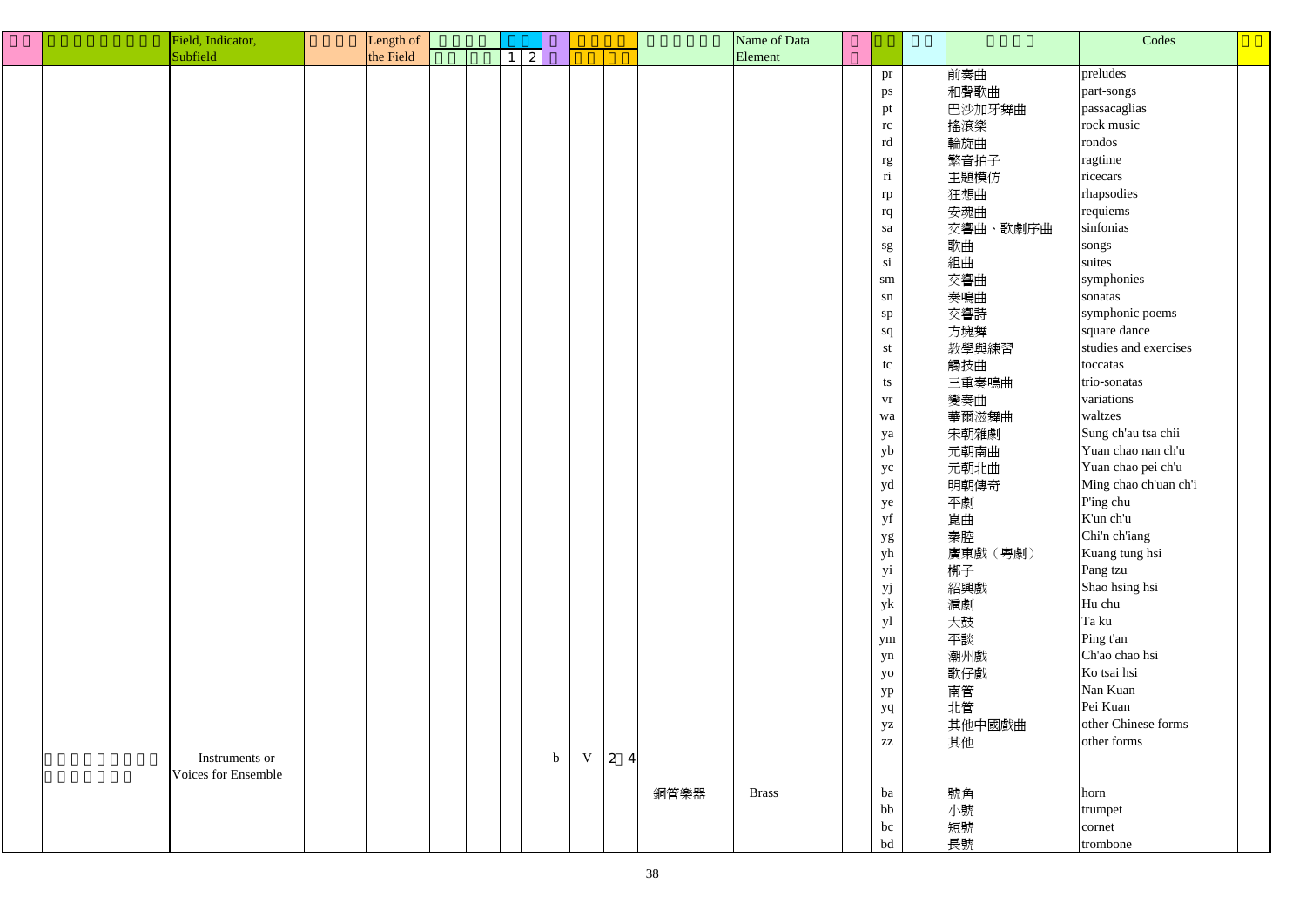| | | Field, Indicator, Subfield | | Length of the Field | | | | | | | | | Name of Data Element | | | | | Codes | |
|---|---|---|---|---|---|---|---|---|---|---|---|---|---|---|---|---|---|---|---|
| | | | | | | | 1 | 2 | | | | | | | | | | | |
| | | | | | | | | | | | | | | | pr | | 前奏曲 | preludes | |
| | | | | | | | | | | | | | | | ps | | 和聲歌曲 | part-songs | |
| | | | | | | | | | | | | | | | pt | | 巴沙加牙舞曲 | passacaglias | |
| | | | | | | | | | | | | | | | rc | | 搖滾樂 | rock music | |
| | | | | | | | | | | | | | | | rd | | 輪旋曲 | rondos | |
| | | | | | | | | | | | | | | | rg | | 繁音拍子 | ragtime | |
| | | | | | | | | | | | | | | | ri | | 主題模仿 | ricecars | |
| | | | | | | | | | | | | | | | rp | | 狂想曲 | rhapsodies | |
| | | | | | | | | | | | | | | | rq | | 安魂曲 | requiems | |
| | | | | | | | | | | | | | | | sa | | 交響曲、歌劇序曲 | sinfonias | |
| | | | | | | | | | | | | | | | sg | | 歌曲 | songs | |
| | | | | | | | | | | | | | | | si | | 組曲 | suites | |
| | | | | | | | | | | | | | | | sm | | 交響曲 | symphonies | |
| | | | | | | | | | | | | | | | sn | | 奏鳴曲 | sonatas | |
| | | | | | | | | | | | | | | | sp | | 交響詩 | symphonic poems | |
| | | | | | | | | | | | | | | | sq | | 方塊舞 | square dance | |
| | | | | | | | | | | | | | | | st | | 教學與練習 | studies and exercises | |
| | | | | | | | | | | | | | | | tc | | 觸技曲 | toccatas | |
| | | | | | | | | | | | | | | | ts | | 三重奏鳴曲 | trio-sonatas | |
| | | | | | | | | | | | | | | | vr | | 變奏曲 | variations | |
| | | | | | | | | | | | | | | | wa | | 華爾滋舞曲 | waltzes | |
| | | | | | | | | | | | | | | | ya | | 宋朝雜劇 | Sung ch'au tsa chii | |
| | | | | | | | | | | | | | | | yb | | 元朝南曲 | Yuan chao nan ch'u | |
| | | | | | | | | | | | | | | | yc | | 元朝北曲 | Yuan chao pei ch'u | |
| | | | | | | | | | | | | | | | yd | | 明朝傳奇 | Ming chao ch'uan ch'i | |
| | | | | | | | | | | | | | | | ye | | 平劇 | P'ing chu | |
| | | | | | | | | | | | | | | | yf | | 崑曲 | K'un ch'u | |
| | | | | | | | | | | | | | | | yg | | 秦腔 | Chi'n ch'iang | |
| | | | | | | | | | | | | | | | yh | | 廣東戲（粵劇） | Kuang tung hsi | |
| | | | | | | | | | | | | | | | yi | | 梆子 | Pang tzu | |
| | | | | | | | | | | | | | | | yj | | 紹興戲 | Shao hsing hsi | |
| | | | | | | | | | | | | | | | yk | | 滬劇 | Hu chu | |
| | | | | | | | | | | | | | | | yl | | 大鼓 | Ta ku | |
| | | | | | | | | | | | | | | | ym | | 平談 | Ping t'an | |
| | | | | | | | | | | | | | | | yn | | 潮州戲 | Ch'ao chao hsi | |
| | | | | | | | | | | | | | | | yo | | 歌仔戲 | Ko tsai hsi | |
| | | | | | | | | | | | | | | | yp | | 南管 | Nan Kuan | |
| | | | | | | | | | | | | | | | yq | | 北管 | Pei Kuan | |
| | | | | | | | | | | | | | | | yz | | 其他中國戲曲 | other Chinese forms | |
| | | | | | | | | | | | | | | | zz | | 其他 | other forms | |
| | | Instruments or Voices for Ensemble | | | | | | | b | V | 2 | 4 | | | | | | | |
| | | | | | | | | | | | | | 銅管樂器 | Brass | | ba | 號角 | horn | |
| | | | | | | | | | | | | | | | | bb | 小號 | trumpet | |
| | | | | | | | | | | | | | | | | bc | 短號 | cornet | |
| | | | | | | | | | | | | | | | | bd | 長號 | trombone | |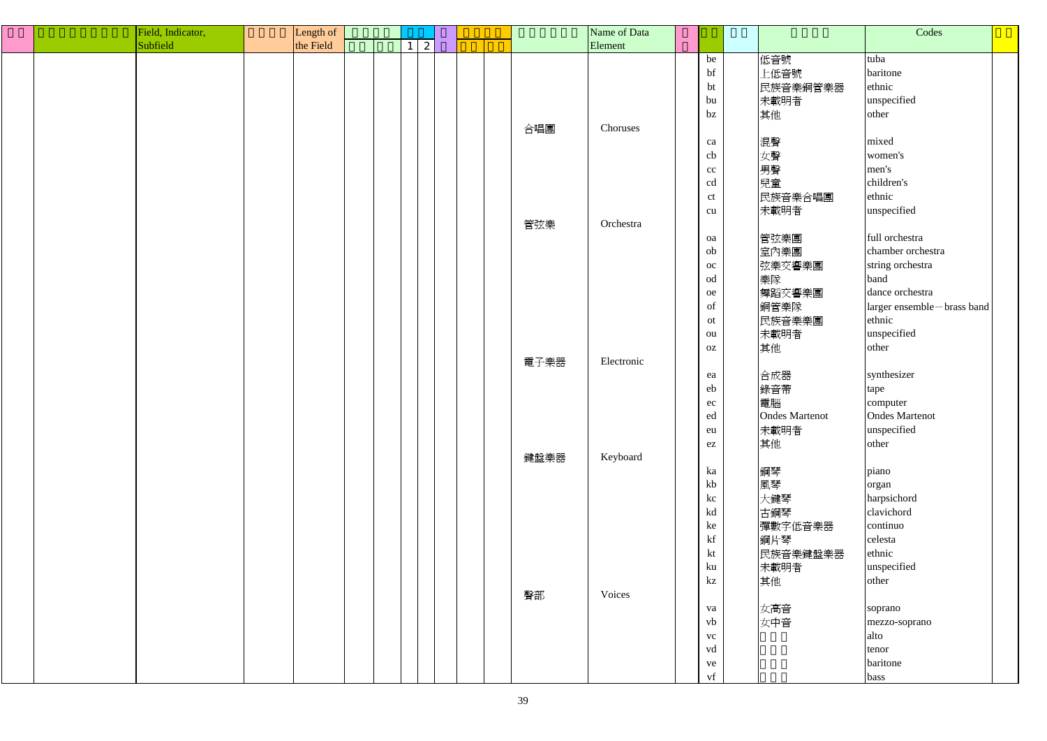| □□ | □□□□□□□□□ | Field, Indicator, Subfield | □□□□ | Length of the Field | □□□□ | | □□ | | □ | □□□□ | | □□□□□□ | Name of Data Element | □ | □□ | □□ | □□□□ | Codes | □□ |
|---|---|---|---|---|---|---|---|---|---|---|---|---|---|---|---|---|---|---|---|
| | | | | | □□ | □□ | 1 | 2 | □ | □□ | □□ | | | □ | | | | | |
| | | | | | | | | | | | | | | | be | | 低音號 | tuba | |
| | | | | | | | | | | | | | | | bf | | 上低音號 | baritone | |
| | | | | | | | | | | | | | | | bt | | 民族音樂銅管樂器 | ethnic | |
| | | | | | | | | | | | | | | | bu | | 未載明者 | unspecified | |
| | | | | | | | | | | | | | | | bz | | 其他 | other | |
| | | | | | | | | | | | | 合唱團 | Choruses | | | | | | |
| | | | | | | | | | | | | | | | ca | | 混聲 | mixed | |
| | | | | | | | | | | | | | | | cb | | 女聲 | women's | |
| | | | | | | | | | | | | | | | cc | | 男聲 | men's | |
| | | | | | | | | | | | | | | | cd | | 兒童 | children's | |
| | | | | | | | | | | | | | | | ct | | 民族音樂合唱團 | ethnic | |
| | | | | | | | | | | | | | | | cu | | 未載明者 | unspecified | |
| | | | | | | | | | | | | 管弦樂 | Orchestra | | | | | | |
| | | | | | | | | | | | | | | | oa | | 管弦樂團 | full orchestra | |
| | | | | | | | | | | | | | | | ob | | 室內樂團 | chamber orchestra | |
| | | | | | | | | | | | | | | | oc | | 弦樂交響樂團 | string orchestra | |
| | | | | | | | | | | | | | | | od | | 樂隊 | band | |
| | | | | | | | | | | | | | | | oe | | 舞蹈交響樂團 | dance orchestra | |
| | | | | | | | | | | | | | | | of | | 銅管樂隊 | larger ensemble－brass band | |
| | | | | | | | | | | | | | | | ot | | 民族音樂樂團 | ethnic | |
| | | | | | | | | | | | | | | | ou | | 未載明者 | unspecified | |
| | | | | | | | | | | | | | | | oz | | 其他 | other | |
| | | | | | | | | | | | | 電子樂器 | Electronic | | | | | | |
| | | | | | | | | | | | | | | | ea | | 合成器 | synthesizer | |
| | | | | | | | | | | | | | | | eb | | 錄音帶 | tape | |
| | | | | | | | | | | | | | | | ec | | 電腦 | computer | |
| | | | | | | | | | | | | | | | ed | | Ondes Martenot | Ondes Martenot | |
| | | | | | | | | | | | | | | | eu | | 未載明者 | unspecified | |
| | | | | | | | | | | | | | | | ez | | 其他 | other | |
| | | | | | | | | | | | | 鍵盤樂器 | Keyboard | | | | | | |
| | | | | | | | | | | | | | | | ka | | 鋼琴 | piano | |
| | | | | | | | | | | | | | | | kb | | 風琴 | organ | |
| | | | | | | | | | | | | | | | kc | | 大鍵琴 | harpsichord | |
| | | | | | | | | | | | | | | | kd | | 古鋼琴 | clavichord | |
| | | | | | | | | | | | | | | | ke | | 彈數字低音樂器 | continuo | |
| | | | | | | | | | | | | | | | kf | | 鋼片琴 | celesta | |
| | | | | | | | | | | | | | | | kt | | 民族音樂鍵盤樂器 | ethnic | |
| | | | | | | | | | | | | | | | ku | | 未載明者 | unspecified | |
| | | | | | | | | | | | | | | | kz | | 其他 | other | |
| | | | | | | | | | | | | 聲部 | Voices | | | | | | |
| | | | | | | | | | | | | | | | va | | 女高音 | soprano | |
| | | | | | | | | | | | | | | | vb | | 女中音 | mezzo-soprano | |
| | | | | | | | | | | | | | | | vc | | □□□ | alto | |
| | | | | | | | | | | | | | | | vd | | □□□ | tenor | |
| | | | | | | | | | | | | | | | ve | | □□□ | baritone | |
| | | | | | | | | | | | | | | | vf | | □□□ | bass | |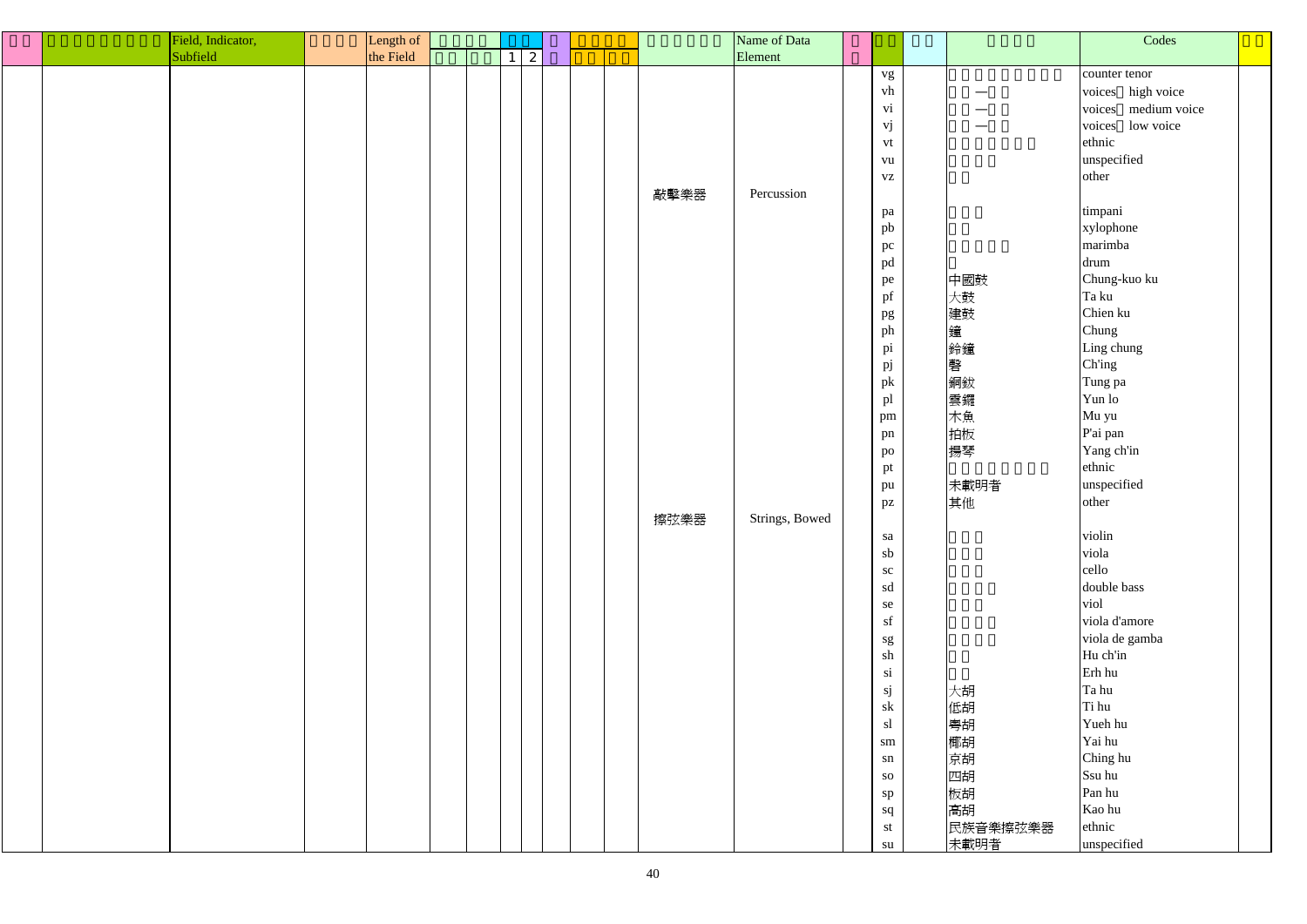| □□ | □□□□□□□□□ | Field, Indicator, Subfield | □□□□ | Length of the Field | □□□□ | | □□ | | □ | □□□□ | | □□□□□□ | Name of Data Element | □ | □□ | □□ | □□□□ | Codes | □□ |
|---|---|---|---|---|---|---|---|---|---|---|---|---|---|---|---|---|---|---|---|
| | | | | | □□ | □□ | 1 | 2 | | □□ | □□ | | | | | | | | |
| | | | | | | | | | | | | | | | vg | | □□□□□□□□□ | counter tenor | |
| | | | | | | | | | | | | | | | vh | | □□—□□ | voices□ high voice | |
| | | | | | | | | | | | | | | | vi | | □□—□□ | voices□ medium voice | |
| | | | | | | | | | | | | | | | vj | | □□—□□ | voices□ low voice | |
| | | | | | | | | | | | | | | | vt | | □□□□□□□ | ethnic | |
| | | | | | | | | | | | | | | | vu | | □□□□ | unspecified | |
| | | | | | | | | | | | | | | | vz | | □□ | other | |
| | | | | | | | | | | | | 敲擊樂器 | Percussion | | | | | | |
| | | | | | | | | | | | | | | | pa | | □□□ | timpani | |
| | | | | | | | | | | | | | | | pb | | □□ | xylophone | |
| | | | | | | | | | | | | | | | pc | | □□□□□ | marimba | |
| | | | | | | | | | | | | | | | pd | | □ | drum | |
| | | | | | | | | | | | | | | | pe | | 中國鼓 | Chung-kuo ku | |
| | | | | | | | | | | | | | | | pf | | 大鼓 | Ta ku | |
| | | | | | | | | | | | | | | | pg | | 建鼓 | Chien ku | |
| | | | | | | | | | | | | | | | ph | | 鐘 | Chung | |
| | | | | | | | | | | | | | | | pi | | 鈴鐘 | Ling chung | |
| | | | | | | | | | | | | | | | pj | | 磬 | Ch'ing | |
| | | | | | | | | | | | | | | | pk | | 銅鈸 | Tung pa | |
| | | | | | | | | | | | | | | | pl | | 雲鑼 | Yun lo | |
| | | | | | | | | | | | | | | | pm | | 木魚 | Mu yu | |
| | | | | | | | | | | | | | | | pn | | 拍板 | P'ai pan | |
| | | | | | | | | | | | | | | | po | | 揚琴 | Yang ch'in | |
| | | | | | | | | | | | | | | | pt | | □□□□□□□□ | ethnic | |
| | | | | | | | | | | | | | | | pu | | 未載明者 | unspecified | |
| | | | | | | | | | | | | | | | pz | | 其他 | other | |
| | | | | | | | | | | | | 擦弦樂器 | Strings, Bowed | | | | | | |
| | | | | | | | | | | | | | | | sa | | □□□ | violin | |
| | | | | | | | | | | | | | | | sb | | □□□ | viola | |
| | | | | | | | | | | | | | | | sc | | □□□ | cello | |
| | | | | | | | | | | | | | | | sd | | □□□□ | double bass | |
| | | | | | | | | | | | | | | | se | | □□□ | viol | |
| | | | | | | | | | | | | | | | sf | | □□□□ | viola d'amore | |
| | | | | | | | | | | | | | | | sg | | □□□□ | viola de gamba | |
| | | | | | | | | | | | | | | | sh | | □□ | Hu ch'in | |
| | | | | | | | | | | | | | | | si | | □□ | Erh hu | |
| | | | | | | | | | | | | | | | sj | | 大胡 | Ta hu | |
| | | | | | | | | | | | | | | | sk | | 低胡 | Ti hu | |
| | | | | | | | | | | | | | | | sl | | 粵胡 | Yueh hu | |
| | | | | | | | | | | | | | | | sm | | 椰胡 | Yai hu | |
| | | | | | | | | | | | | | | | sn | | 京胡 | Ching hu | |
| | | | | | | | | | | | | | | | so | | 四胡 | Ssu hu | |
| | | | | | | | | | | | | | | | sp | | 板胡 | Pan hu | |
| | | | | | | | | | | | | | | | sq | | 高胡 | Kao hu | |
| | | | | | | | | | | | | | | | st | | 民族音樂擦弦樂器 | ethnic | |
| | | | | | | | | | | | | | | | su | | 未載明者 | unspecified | |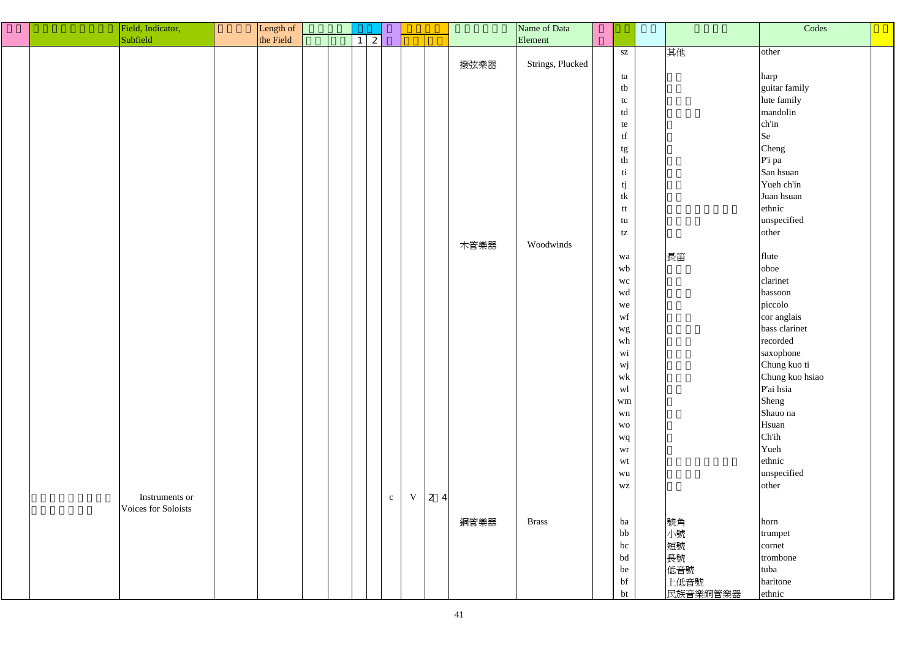| □□ | □□□□□□□□□ | Field, Indicator, Subfield | □□□□ | Length of the Field | □□□□ | | □□ | | □ | □□□□ | | □□□□□□ | Name of Data Element | □ | □□ | □□ | □□□□ | Codes | □□ |
|---|---|---|---|---|---|---|---|---|---|---|---|---|---|---|---|---|---|---|---|
| | | | | | □□ | □□ | 1 | 2 | | □□ | □□ | | | | | | | | |
| | | | | | | | | | | | | | | | sz | | 其他 | other | |
| | | | | | | | | | | | | 撥弦樂器 | Strings, Plucked | | | | | | |
| | | | | | | | | | | | | | | | ta | | □□ | harp | |
| | | | | | | | | | | | | | | | tb | | □□ | guitar family | |
| | | | | | | | | | | | | | | | tc | | □□□ | lute family | |
| | | | | | | | | | | | | | | | td | | □□□□ | mandolin | |
| | | | | | | | | | | | | | | | te | | □ | ch'in | |
| | | | | | | | | | | | | | | | tf | | □ | Se | |
| | | | | | | | | | | | | | | | tg | | □ | Cheng | |
| | | | | | | | | | | | | | | | th | | □□ | P'i pa | |
| | | | | | | | | | | | | | | | ti | | □□ | San hsuan | |
| | | | | | | | | | | | | | | | tj | | □□ | Yueh ch'in | |
| | | | | | | | | | | | | | | | tk | | □□ | Juan hsuan | |
| | | | | | | | | | | | | | | | tt | | □□□□□□□□ | ethnic | |
| | | | | | | | | | | | | | | | tu | | □□□□ | unspecified | |
| | | | | | | | | | | | | | | | tz | | □□ | other | |
| | | | | | | | | | | | | 木管樂器 | Woodwinds | | | | | | |
| | | | | | | | | | | | | | | | wa | | 長笛 | flute | |
| | | | | | | | | | | | | | | | wb | | □□□ | oboe | |
| | | | | | | | | | | | | | | | wc | | □□ | clarinet | |
| | | | | | | | | | | | | | | | wd | | □□□ | bassoon | |
| | | | | | | | | | | | | | | | we | | □□ | piccolo | |
| | | | | | | | | | | | | | | | wf | | □□□ | cor anglais | |
| | | | | | | | | | | | | | | | wg | | □□□□ | bass clarinet | |
| | | | | | | | | | | | | | | | wh | | □□□ | recorded | |
| | | | | | | | | | | | | | | | wi | | □□□ | saxophone | |
| | | | | | | | | | | | | | | | wj | | □□□ | Chung kuo ti | |
| | | | | | | | | | | | | | | | wk | | □□□ | Chung kuo hsiao | |
| | | | | | | | | | | | | | | | wl | | □□ | P'ai hsia | |
| | | | | | | | | | | | | | | | wm | | □ | Sheng | |
| | | | | | | | | | | | | | | | wn | | □□ | Shauo na | |
| | | | | | | | | | | | | | | | wo | | □ | Hsuan | |
| | | | | | | | | | | | | | | | wq | | □ | Ch'ih | |
| | | | | | | | | | | | | | | | wr | | □ | Yueh | |
| | | | | | | | | | | | | | | | wt | | □□□□□□□□ | ethnic | |
| | | | | | | | | | | | | | | | wu | | □□□□ | unspecified | |
| | | | | | | | | | | | | | | | wz | | □□ | other | |
| | □□□□□□□□□ □□□□□□□ | Instruments or Voices for Soloists | | | | | | | c | V | 2□4 | | | | | | | | |
| | | | | | | | | | | | | 銅管樂器 | Brass | | | | | | |
| | | | | | | | | | | | | | | | ba | | 號角 | horn | |
| | | | | | | | | | | | | | | | bb | | 小號 | trumpet | |
| | | | | | | | | | | | | | | | bc | | 短號 | cornet | |
| | | | | | | | | | | | | | | | bd | | 長號 | trombone | |
| | | | | | | | | | | | | | | | be | | 低音號 | tuba | |
| | | | | | | | | | | | | | | | bf | | 上低音號 | baritone | |
| | | | | | | | | | | | | | | | bt | | 民族音樂銅管樂器 | ethnic | |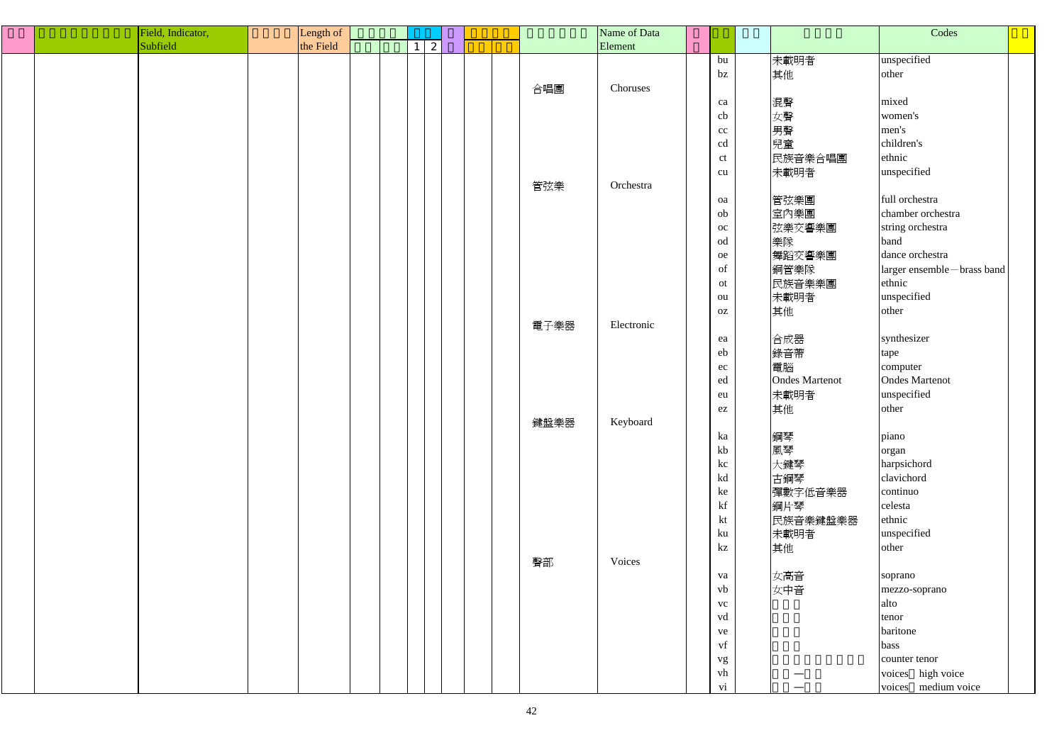| □□ | □□□□□□□□□ | Field, Indicator, Subfield | □□□□ | Length of the Field | □□□□ | | □□ | | □ | □□□□ | | □□□□□□ | Name of Data Element | □ | □□ | □□ | □□□□ | Codes | □□ |
|---|---|---|---|---|---|---|---|---|---|---|---|---|---|---|---|---|---|---|---|
| | | | | | □□ | □□ | 1 | 2 | | □□ | □□ | | | □ | | | | | |
| | | | | | | | | | | | | | | | bu | | 未載明者 | unspecified | |
| | | | | | | | | | | | | | | | bz | | 其他 | other | |
| | | | | | | | | | | | | 合唱團 | Choruses | | | | | | |
| | | | | | | | | | | | | | | | ca | | 混聲 | mixed | |
| | | | | | | | | | | | | | | | cb | | 女聲 | women's | |
| | | | | | | | | | | | | | | | cc | | 男聲 | men's | |
| | | | | | | | | | | | | | | | cd | | 兒童 | children's | |
| | | | | | | | | | | | | | | | ct | | 民族音樂合唱團 | ethnic | |
| | | | | | | | | | | | | | | | cu | | 未載明者 | unspecified | |
| | | | | | | | | | | | | 管弦樂 | Orchestra | | | | | | |
| | | | | | | | | | | | | | | | oa | | 管弦樂團 | full orchestra | |
| | | | | | | | | | | | | | | | ob | | 室內樂團 | chamber orchestra | |
| | | | | | | | | | | | | | | | oc | | 弦樂交響樂團 | string orchestra | |
| | | | | | | | | | | | | | | | od | | 樂隊 | band | |
| | | | | | | | | | | | | | | | oe | | 舞蹈交響樂團 | dance orchestra | |
| | | | | | | | | | | | | | | | of | | 銅管樂隊 | larger ensemble－brass band | |
| | | | | | | | | | | | | | | | ot | | 民族音樂樂團 | ethnic | |
| | | | | | | | | | | | | | | | ou | | 未載明者 | unspecified | |
| | | | | | | | | | | | | | | | oz | | 其他 | other | |
| | | | | | | | | | | | | 電子樂器 | Electronic | | | | | | |
| | | | | | | | | | | | | | | | ea | | 合成器 | synthesizer | |
| | | | | | | | | | | | | | | | eb | | 錄音帶 | tape | |
| | | | | | | | | | | | | | | | ec | | 電腦 | computer | |
| | | | | | | | | | | | | | | | ed | | Ondes Martenot | Ondes Martenot | |
| | | | | | | | | | | | | | | | eu | | 未載明者 | unspecified | |
| | | | | | | | | | | | | | | | ez | | 其他 | other | |
| | | | | | | | | | | | | 鍵盤樂器 | Keyboard | | | | | | |
| | | | | | | | | | | | | | | | ka | | 鋼琴 | piano | |
| | | | | | | | | | | | | | | | kb | | 風琴 | organ | |
| | | | | | | | | | | | | | | | kc | | 大鍵琴 | harpsichord | |
| | | | | | | | | | | | | | | | kd | | 古鋼琴 | clavichord | |
| | | | | | | | | | | | | | | | ke | | 彈數字低音樂器 | continuo | |
| | | | | | | | | | | | | | | | kf | | 鋼片琴 | celesta | |
| | | | | | | | | | | | | | | | kt | | 民族音樂鍵盤樂器 | ethnic | |
| | | | | | | | | | | | | | | | ku | | 未載明者 | unspecified | |
| | | | | | | | | | | | | | | | kz | | 其他 | other | |
| | | | | | | | | | | | | 聲部 | Voices | | | | | | |
| | | | | | | | | | | | | | | | va | | 女高音 | soprano | |
| | | | | | | | | | | | | | | | vb | | 女中音 | mezzo-soprano | |
| | | | | | | | | | | | | | | | vc | | □□□ | alto | |
| | | | | | | | | | | | | | | | vd | | □□□ | tenor | |
| | | | | | | | | | | | | | | | ve | | □□□ | baritone | |
| | | | | | | | | | | | | | | | vf | | □□□ | bass | |
| | | | | | | | | | | | | | | | vg | | □□□□□□□□□ | counter tenor | |
| | | | | | | | | | | | | | | | vh | | □□—□□ | voices□ high voice | |
| | | | | | | | | | | | | | | | vi | | □□—□□ | voices□ medium voice | |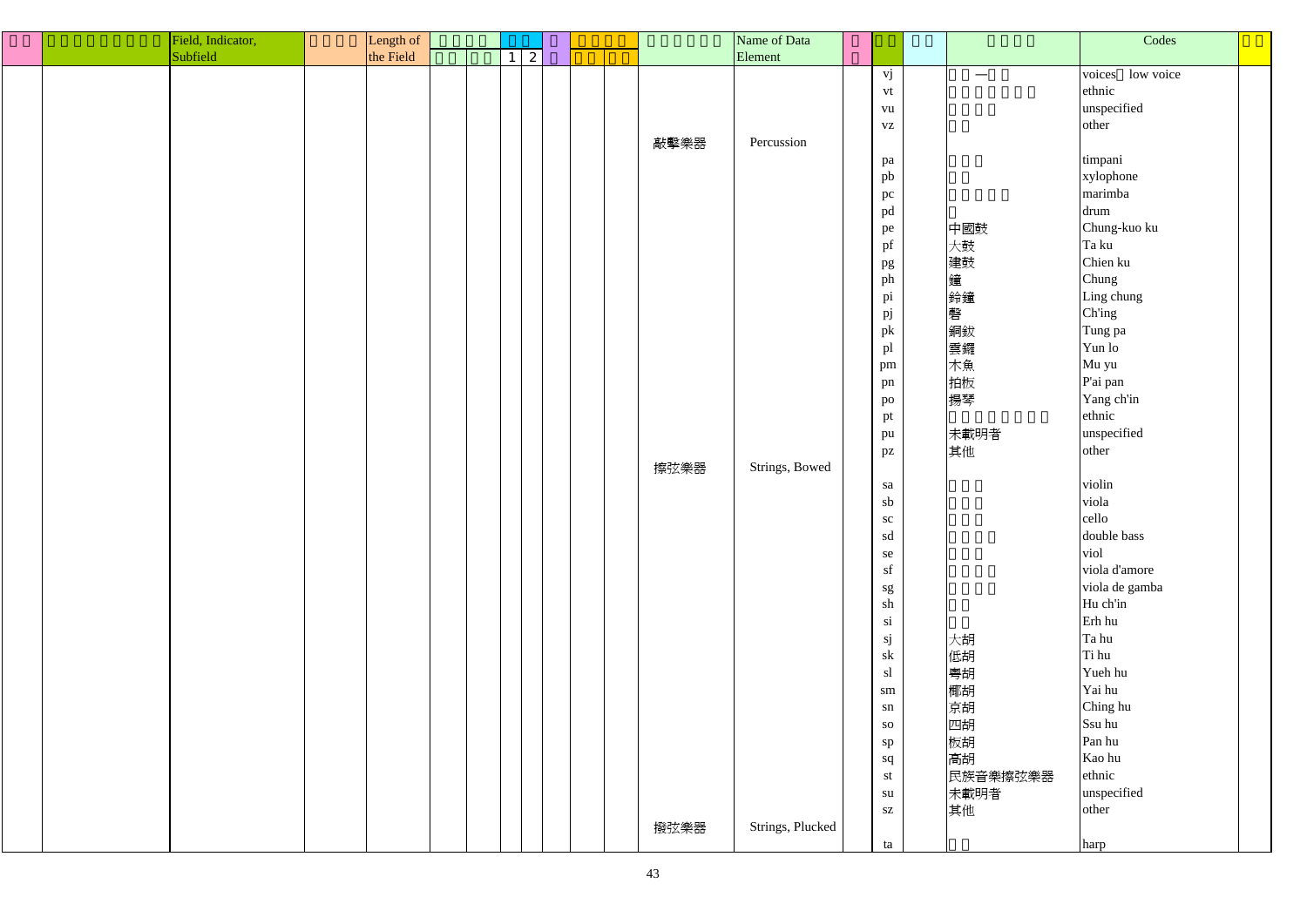| | | Field, Indicator, Subfield | | Length of the Field | | | 1 | 2 | | | | | Name of Data Element | | | | | Codes | |
|---|---|---|---|---|---|---|---|---|---|---|---|---|---|---|---|---|---|---|---|
| | | | | | | | | | | | | | | | vj | | — | voices low voice | |
| | | | | | | | | | | | | | | | vt | | | ethnic | |
| | | | | | | | | | | | | | | | vu | | | unspecified | |
| | | | | | | | | | | | | | | | vz | | | other | |
| | | | | | | | | | | | | 敲擊樂器 | Percussion | | | | | | |
| | | | | | | | | | | | | | | | pa | | | timpani | |
| | | | | | | | | | | | | | | | pb | | | xylophone | |
| | | | | | | | | | | | | | | | pc | | | marimba | |
| | | | | | | | | | | | | | | | pd | | | drum | |
| | | | | | | | | | | | | | | | pe | | 中國鼓 | Chung-kuo ku | |
| | | | | | | | | | | | | | | | pf | | 大鼓 | Ta ku | |
| | | | | | | | | | | | | | | | pg | | 建鼓 | Chien ku | |
| | | | | | | | | | | | | | | | ph | | 鐘 | Chung | |
| | | | | | | | | | | | | | | | pi | | 鈴鐘 | Ling chung | |
| | | | | | | | | | | | | | | | pj | | 磬 | Ch'ing | |
| | | | | | | | | | | | | | | | pk | | 銅鈸 | Tung pa | |
| | | | | | | | | | | | | | | | pl | | 雲鑼 | Yun lo | |
| | | | | | | | | | | | | | | | pm | | 木魚 | Mu yu | |
| | | | | | | | | | | | | | | | pn | | 拍板 | P'ai pan | |
| | | | | | | | | | | | | | | | po | | 揚琴 | Yang ch'in | |
| | | | | | | | | | | | | | | | pt | | | ethnic | |
| | | | | | | | | | | | | | | | pu | | 未載明者 | unspecified | |
| | | | | | | | | | | | | | | | pz | | 其他 | other | |
| | | | | | | | | | | | | 擦弦樂器 | Strings, Bowed | | | | | | |
| | | | | | | | | | | | | | | | sa | | | violin | |
| | | | | | | | | | | | | | | | sb | | | viola | |
| | | | | | | | | | | | | | | | sc | | | cello | |
| | | | | | | | | | | | | | | | sd | | | double bass | |
| | | | | | | | | | | | | | | | se | | | viol | |
| | | | | | | | | | | | | | | | sf | | | viola d'amore | |
| | | | | | | | | | | | | | | | sg | | | viola de gamba | |
| | | | | | | | | | | | | | | | sh | | | Hu ch'in | |
| | | | | | | | | | | | | | | | si | | | Erh hu | |
| | | | | | | | | | | | | | | | sj | | 大胡 | Ta hu | |
| | | | | | | | | | | | | | | | sk | | 低胡 | Ti hu | |
| | | | | | | | | | | | | | | | sl | | 粵胡 | Yueh hu | |
| | | | | | | | | | | | | | | | sm | | 椰胡 | Yai hu | |
| | | | | | | | | | | | | | | | sn | | 京胡 | Ching hu | |
| | | | | | | | | | | | | | | | so | | 四胡 | Ssu hu | |
| | | | | | | | | | | | | | | | sp | | 板胡 | Pan hu | |
| | | | | | | | | | | | | | | | sq | | 高胡 | Kao hu | |
| | | | | | | | | | | | | | | | st | | 民族音樂擦弦樂器 | ethnic | |
| | | | | | | | | | | | | | | | su | | 未載明者 | unspecified | |
| | | | | | | | | | | | | | | | sz | | 其他 | other | |
| | | | | | | | | | | | | 撥弦樂器 | Strings, Plucked | | | | | | |
| | | | | | | | | | | | | | | | ta | | | harp | |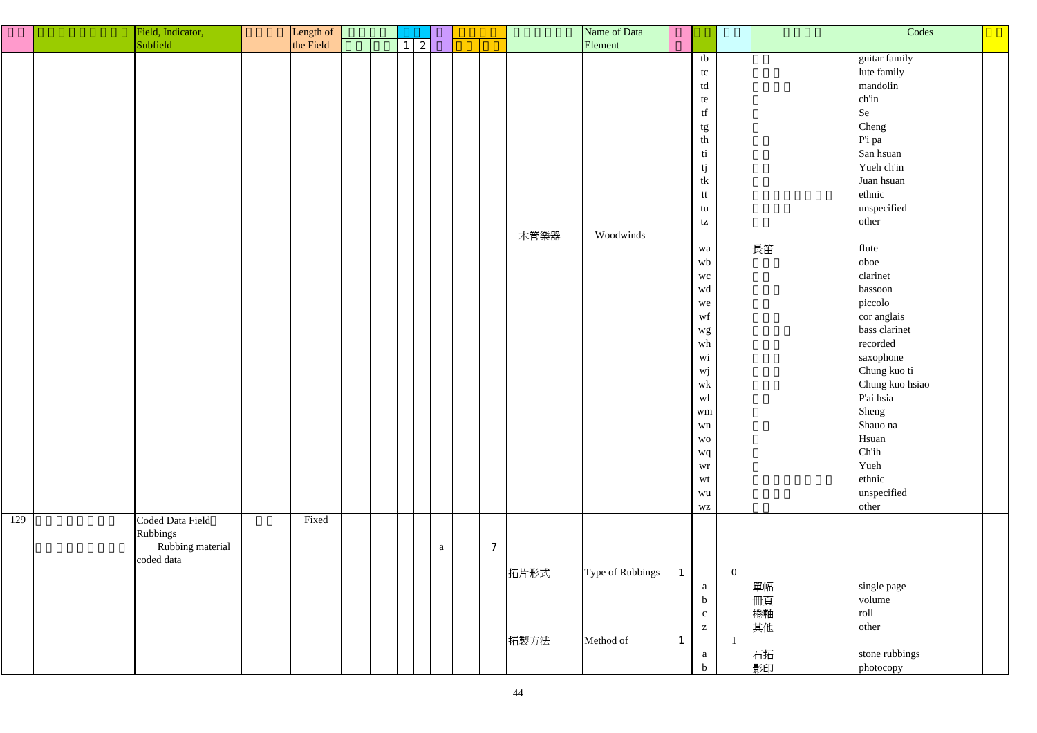| □□ | □□□□□□□□□ | Field, Indicator, Subfield | □□□□ | Length of the Field | □□□□ | | □□ | | □ | □□□□ | | □□□□□□□ | Name of Data Element | □ | □□ | □□ | □□□□ | Codes | □□ |
|---|---|---|---|---|---|---|---|---|---|---|---|---|---|---|---|---|---|---|---|
| | | | | | □□ | □□ | 1 | 2 | □ | □□ | □□ | | | □ | | | | | |
| | | | | | | | | | | | | | | | tb | | □□ | guitar family | |
| | | | | | | | | | | | | | | | tc | | □□□ | lute family | |
| | | | | | | | | | | | | | | | td | | □□□□ | mandolin | |
| | | | | | | | | | | | | | | | te | | □ | ch'in | |
| | | | | | | | | | | | | | | | tf | | □ | Se | |
| | | | | | | | | | | | | | | | tg | | □ | Cheng | |
| | | | | | | | | | | | | | | | th | | □□ | P'i pa | |
| | | | | | | | | | | | | | | | ti | | □□ | San hsuan | |
| | | | | | | | | | | | | | | | tj | | □□ | Yueh ch'in | |
| | | | | | | | | | | | | | | | tk | | □□ | Juan hsuan | |
| | | | | | | | | | | | | | | | tt | | □□□□□□□□ | ethnic | |
| | | | | | | | | | | | | | | | tu | | □□□□ | unspecified | |
| | | | | | | | | | | | | | | | tz | | □□ | other | |
| | | | | | | | | | | | | 木管樂器 | Woodwinds | | | | | | |
| | | | | | | | | | | | | | | | wa | | 長笛 | flute | |
| | | | | | | | | | | | | | | | wb | | □□□ | oboe | |
| | | | | | | | | | | | | | | | wc | | □□ | clarinet | |
| | | | | | | | | | | | | | | | wd | | □□□ | bassoon | |
| | | | | | | | | | | | | | | | we | | □□ | piccolo | |
| | | | | | | | | | | | | | | | wf | | □□□ | cor anglais | |
| | | | | | | | | | | | | | | | wg | | □□□□ | bass clarinet | |
| | | | | | | | | | | | | | | | wh | | □□□ | recorded | |
| | | | | | | | | | | | | | | | wi | | □□□ | saxophone | |
| | | | | | | | | | | | | | | | wj | | □□□ | Chung kuo ti | |
| | | | | | | | | | | | | | | | wk | | □□□ | Chung kuo hsiao | |
| | | | | | | | | | | | | | | | wl | | □□ | P'ai hsia | |
| | | | | | | | | | | | | | | | wm | | □ | Sheng | |
| | | | | | | | | | | | | | | | wn | | □□ | Shauo na | |
| | | | | | | | | | | | | | | | wo | | □ | Hsuan | |
| | | | | | | | | | | | | | | | wq | | □ | Ch'ih | |
| | | | | | | | | | | | | | | | wr | | □ | Yueh | |
| | | | | | | | | | | | | | | | wt | | □□□□□□□□ | ethnic | |
| | | | | | | | | | | | | | | | wu | | □□□□ | unspecified | |
| | | | | | | | | | | | | | | | wz | | □□ | other | |
| 129 | □□□□□□□□□ | Coded Data Field□ Rubbings | □□ | Fixed | | | | | | | | | | | | | | | |
| | □□□□□□□□□ | Rubbing material coded data | | | | | | | a | | 7 | | | | | | | | |
| | | | | | | | | | | | | 拓片形式 | Type of Rubbings | 1 | | 0 | | | |
| | | | | | | | | | | | | | | | a | | 單幅 | single page | |
| | | | | | | | | | | | | | | | b | | 冊頁 | volume | |
| | | | | | | | | | | | | | | | c | | 捲軸 | roll | |
| | | | | | | | | | | | | | | | z | | 其他 | other | |
| | | | | | | | | | | | | 拓製方法 | Method of | 1 | | 1 | | | |
| | | | | | | | | | | | | | | | a | | 石拓 | stone rubbings | |
| | | | | | | | | | | | | | | | b | | 影印 | photocopy | |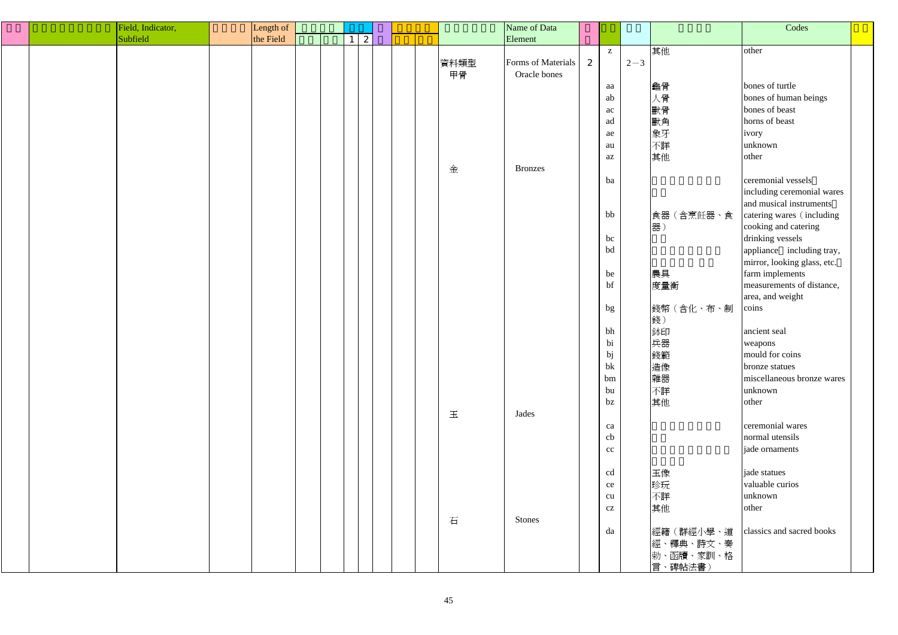| □□ | □□□□□□□□□ | Field, Indicator, Subfield | □□□□ | Length of the Field | □□□□ | | □□ | | □ | □□□□ | | □□□□□□ | Name of Data Element | □□ | □□ | □□ | □□□□ | Codes | □□ |
|---|---|---|---|---|---|---|---|---|---|---|---|---|---|---|---|---|---|---|---|
| | | | | | □□ | □□ | 1 | 2 | | □□ | □□ | | | | | | | | |
| | | | | | | | | | | | | | | | z | | 其他 | other | |
| | | | | | | | | | | | | 資料類型 | Forms of Materials | 2 | | 2－3 | | | |
| | | | | | | | | | | | | 甲骨 | Oracle bones | | | | | | |
| | | | | | | | | | | | | | | | aa | | 龜骨 | bones of turtle | |
| | | | | | | | | | | | | | | | ab | | 人骨 | bones of human beings | |
| | | | | | | | | | | | | | | | ac | | 獸骨 | bones of beast | |
| | | | | | | | | | | | | | | | ad | | 獸角 | horns of beast | |
| | | | | | | | | | | | | | | | ae | | 象牙 | ivory | |
| | | | | | | | | | | | | | | | au | | 不詳 | unknown | |
| | | | | | | | | | | | | | | | az | | 其他 | other | |
| | | | | | | | | | | | | 金 | Bronzes | | | | | | |
| | | | | | | | | | | | | | | | ba | | □□□□□□□□□□ | ceremonial vessels□including ceremonial wares and musical instruments□ | |
| | | | | | | | | | | | | | | | bb | | 食器（含烹飪器、食器） | catering wares（including cooking and catering | |
| | | | | | | | | | | | | | | | bc | | □□ | drinking vessels | |
| | | | | | | | | | | | | | | | bd | | □□□□□□□□□□□□□□□ | appliance□ including tray, mirror, looking glass, etc.□ | |
| | | | | | | | | | | | | | | | be | | 農具 | farm implements | |
| | | | | | | | | | | | | | | | bf | | 度量衡 | measurements of distance, area, and weight | |
| | | | | | | | | | | | | | | | bg | | 錢幣（含化、布、制錢） | coins | |
| | | | | | | | | | | | | | | | bh | | 鉩印 | ancient seal | |
| | | | | | | | | | | | | | | | bi | | 兵器 | weapons | |
| | | | | | | | | | | | | | | | bj | | 錢範 | mould for coins | |
| | | | | | | | | | | | | | | | bk | | 造像 | bronze statues | |
| | | | | | | | | | | | | | | | bm | | 雜器 | miscellaneous bronze wares | |
| | | | | | | | | | | | | | | | bu | | 不詳 | unknown | |
| | | | | | | | | | | | | | | | bz | | 其他 | other | |
| | | | | | | | | | | | | 玉 | Jades | | | | | | |
| | | | | | | | | | | | | | | | ca | | □□□□□□□□ | ceremonial wares | |
| | | | | | | | | | | | | | | | cb | | □□ | normal utensils | |
| | | | | | | | | | | | | | | | cc | | □□□□□□□□□□□□□ | jade ornaments | |
| | | | | | | | | | | | | | | | cd | | 玉像 | jade statues | |
| | | | | | | | | | | | | | | | ce | | 珍玩 | valuable curios | |
| | | | | | | | | | | | | | | | cu | | 不詳 | unknown | |
| | | | | | | | | | | | | | | | cz | | 其他 | other | |
| | | | | | | | | | | | | 石 | Stones | | | | | | |
| | | | | | | | | | | | | | | | da | | 經籍（群經小學、道經、釋典、詩文、奏勅、函牘、家訓、格言、碑帖法書） | classics and sacred books | |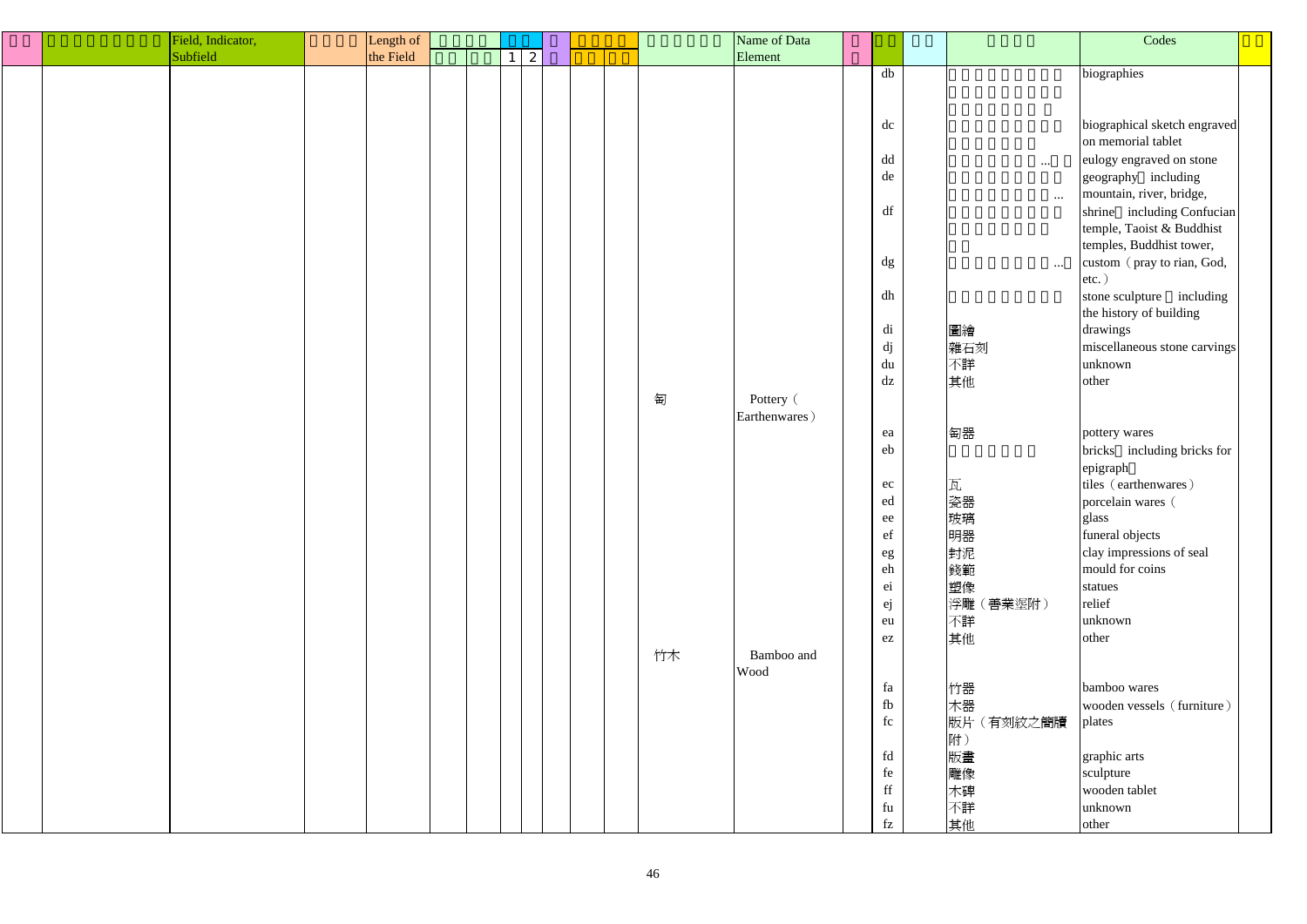| | | Field, Indicator, Subfield | | Length of the Field | | | | | | | | | | Name of Data Element | | | | | Codes | |
|---|---|---|---|---|---|---|---|---|---|---|---|---|---|---|---|---|---|---|---|---|
| | | | | | | | 1 | 2 | | | | | | | | | | | | |
| | | | | | | | | | | | | | | | | db | | | biographies | |
| | | | | | | | | | | | | | | | | dc | | | biographical sketch engraved on memorial tablet | |
| | | | | | | | | | | | | | | | | dd | | … | eulogy engraved on stone | |
| | | | | | | | | | | | | | | | | de | | … | geography including mountain, river, bridge, | |
| | | | | | | | | | | | | | | | | df | | | shrine including Confucian temple, Taoist & Buddhist temples, Buddhist tower, | |
| | | | | | | | | | | | | | | | | dg | | … | custom (pray to rian, God, etc.) | |
| | | | | | | | | | | | | | | | | dh | | | stone sculpture including the history of building | |
| | | | | | | | | | | | | | | | | di | | 圖繪 | drawings | |
| | | | | | | | | | | | | | | | | dj | | 雜石刻 | miscellaneous stone carvings | |
| | | | | | | | | | | | | | | | | du | | 不詳 | unknown | |
| | | | | | | | | | | | | | | | | dz | | 其他 | other | |
| | | | | | | | | | | | | | 匋 | Pottery (Earthenwares) | | | | | | |
| | | | | | | | | | | | | | | | | ea | | 匋器 | pottery wares | |
| | | | | | | | | | | | | | | | | eb | | | bricks including bricks for epigraph | |
| | | | | | | | | | | | | | | | | ec | | 瓦 | tiles (earthenwares) | |
| | | | | | | | | | | | | | | | | ed | | 瓷器 | porcelain wares ( | |
| | | | | | | | | | | | | | | | | ee | | 玻璃 | glass | |
| | | | | | | | | | | | | | | | | ef | | 明器 | funeral objects | |
| | | | | | | | | | | | | | | | | eg | | 封泥 | clay impressions of seal | |
| | | | | | | | | | | | | | | | | eh | | 錢範 | mould for coins | |
| | | | | | | | | | | | | | | | | ei | | 塑像 | statues | |
| | | | | | | | | | | | | | | | | ej | | 浮雕(書業塈附) | relief | |
| | | | | | | | | | | | | | | | | eu | | 不詳 | unknown | |
| | | | | | | | | | | | | | | | | ez | | 其他 | other | |
| | | | | | | | | | | | | | 竹木 | Bamboo and Wood | | | | | | |
| | | | | | | | | | | | | | | | | fa | | 竹器 | bamboo wares | |
| | | | | | | | | | | | | | | | | fb | | 木器 | wooden vessels (furniture) | |
| | | | | | | | | | | | | | | | | fc | | 版片(有刻紋之簡牘附) | plates | |
| | | | | | | | | | | | | | | | | fd | | 版畫 | graphic arts | |
| | | | | | | | | | | | | | | | | fe | | 雕像 | sculpture | |
| | | | | | | | | | | | | | | | | ff | | 木碑 | wooden tablet | |
| | | | | | | | | | | | | | | | | fu | | 不詳 | unknown | |
| | | | | | | | | | | | | | | | | fz | | 其他 | other | |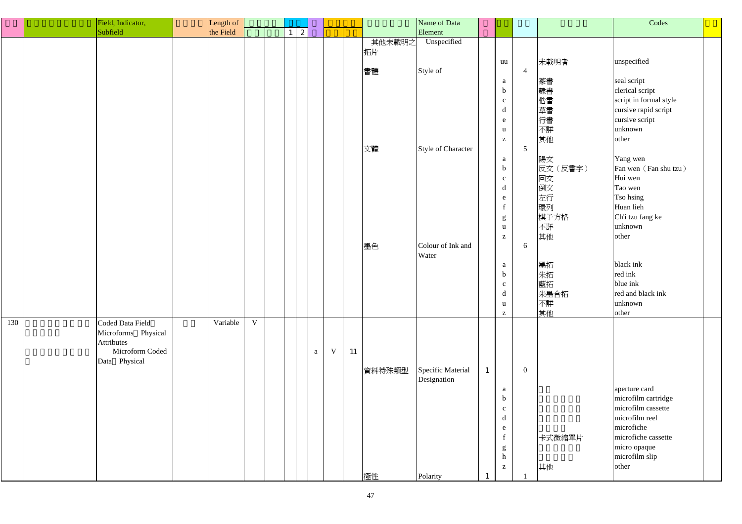| □□ | □□□□□□□□□ | Field, Indicator, Subfield | □□□□ | Length of the Field | □□□□□ | | □□ | | □ | □□□□□ | | □□□□□□□ | Name of Data Element | □ | □□ | □□ | □□□□ | Codes | □□ |
|---|---|---|---|---|---|---|---|---|---|---|---|---|---|---|---|---|---|---|---|
| | | | | | □□ | □□ | 1 | 2 | | □□ | □□ | | | □ | | | | | |
| | | | | | | | | | | | | 其他未載明之拓片 | Unspecified | | | | | | |
| | | | | | | | | | | | | | | | uu | | 未載明者 | unspecified | |
| | | | | | | | | | | | | 書體 | Style of | | | 4 | | | |
| | | | | | | | | | | | | | | | a | | 篆書 | seal script | |
| | | | | | | | | | | | | | | | b | | 隸書 | clerical script | |
| | | | | | | | | | | | | | | | c | | 楷書 | script in formal style | |
| | | | | | | | | | | | | | | | d | | 草書 | cursive rapid script | |
| | | | | | | | | | | | | | | | e | | 行書 | cursive script | |
| | | | | | | | | | | | | | | | u | | 不詳 | unknown | |
| | | | | | | | | | | | | | | | z | | 其他 | other | |
| | | | | | | | | | | | | 文體 | Style of Character | | | 5 | | | |
| | | | | | | | | | | | | | | | a | | 陽文 | Yang wen | |
| | | | | | | | | | | | | | | | b | | 反文（反書字） | Fan wen（Fan shu tzu） | |
| | | | | | | | | | | | | | | | c | | 回文 | Hui wen | |
| | | | | | | | | | | | | | | | d | | 倒文 | Tao wen | |
| | | | | | | | | | | | | | | | e | | 左行 | Tso hsing | |
| | | | | | | | | | | | | | | | f | | 環列 | Huan lieh | |
| | | | | | | | | | | | | | | | g | | 棋子方格 | Ch'i tzu fang ke | |
| | | | | | | | | | | | | | | | u | | 不詳 | unknown | |
| | | | | | | | | | | | | | | | z | | 其他 | other | |
| | | | | | | | | | | | | 墨色 | Colour of Ink and Water | | | 6 | | | |
| | | | | | | | | | | | | | | | a | | 墨拓 | black ink | |
| | | | | | | | | | | | | | | | b | | 朱拓 | red ink | |
| | | | | | | | | | | | | | | | c | | 藍拓 | blue ink | |
| | | | | | | | | | | | | | | | d | | 朱墨合拓 | red and black ink | |
| | | | | | | | | | | | | | | | u | | 不詳 | unknown | |
| | | | | | | | | | | | | | | | z | | 其他 | other | |
| 130 | □□□□□□□□□□□□□□□ | Coded Data Field：Microforms：Physical Attributes | □□ | Variable | V | | | | | | | | | | | | | | |
| | □□□□□□□□□□ | Microform Coded Data：Physical | | | | | | | a | V | 11 | | | | | | | | |
| | | | | | | | | | | | | 資料特殊類型 | Specific Material Designation | 1 | | 0 | | | |
| | | | | | | | | | | | | | | | a | | □□ | aperture card | |
| | | | | | | | | | | | | | | | b | | □□□□□□ | microfilm cartridge | |
| | | | | | | | | | | | | | | | c | | □□□□□□ | microfilm cassette | |
| | | | | | | | | | | | | | | | d | | □□□□□□ | microfilm reel | |
| | | | | | | | | | | | | | | | e | | □□□□ | microfiche | |
| | | | | | | | | | | | | | | | f | | 卡式微縮單片 | microfiche cassette | |
| | | | | | | | | | | | | | | | g | | □□□□□□ | micro opaque | |
| | | | | | | | | | | | | | | | h | | □□□□□ | microfilm slip | |
| | | | | | | | | | | | | | | | z | | 其他 | other | |
| | | | | | | | | | | | | 極性 | Polarity | 1 | | 1 | | | |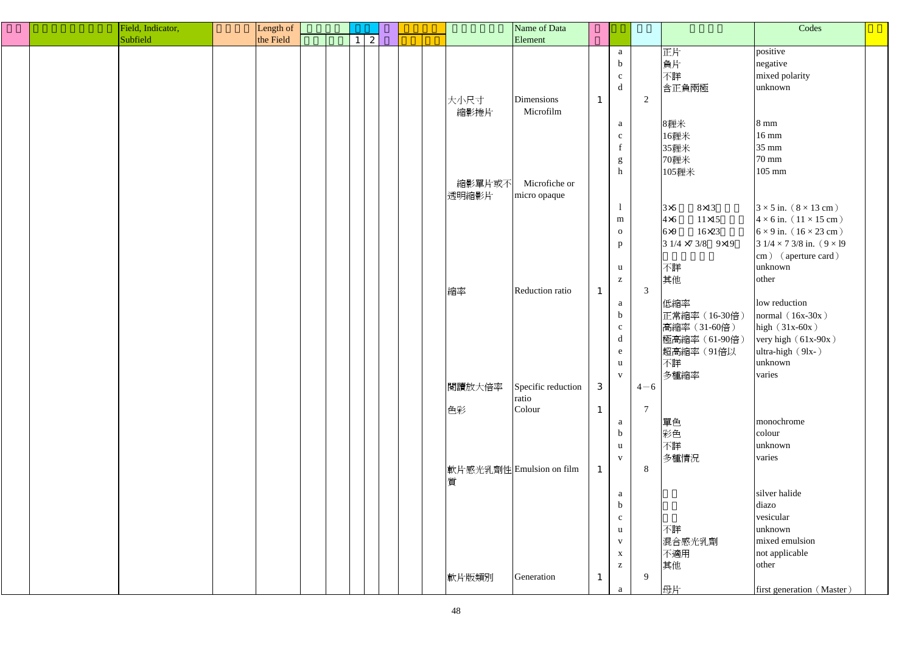| □□ | □□□□□□□□□ | Field, Indicator, Subfield | □□□□ | Length of the Field | □□□□ | | □□ | | □ | □□□□ | | □□□□□□□ | Name of Data Element | □ | □□ | □□ | □□□□ | Codes | □□ |
|---|---|---|---|---|---|---|---|---|---|---|---|---|---|---|---|---|---|---|---|
| | | | | | □□ | □□ | 1 | 2 | | □□ | □□ | | | □ | | | | | |
| | | | | | | | | | | | | | | | a | | 正片 | positive | |
| | | | | | | | | | | | | | | | b | | 負片 | negative | |
| | | | | | | | | | | | | | | | c | | 不詳 | mixed polarity | |
| | | | | | | | | | | | | | | | d | | 含正負兩極 | unknown | |
| | | | | | | | | | | | | 大小尺寸 縮影捲片 | Dimensions Microfilm | 1 | | 2 | | | |
| | | | | | | | | | | | | | | | a | | 8糎米 | 8 mm | |
| | | | | | | | | | | | | | | | c | | 16糎米 | 16 mm | |
| | | | | | | | | | | | | | | | f | | 35糎米 | 35 mm | |
| | | | | | | | | | | | | | | | g | | 70糎米 | 70 mm | |
| | | | | | | | | | | | | | | | h | | 105糎米 | 105 mm | |
| | | | | | | | | | | | | 縮影單片或不透明縮影片 | Microfiche or micro opaque | | | | | | |
| | | | | | | | | | | | | | | | l | | 3×5□□8×13□□□ | 3 × 5 in.（8 × 13 cm） | |
| | | | | | | | | | | | | | | | m | | 4×6□□11×15□□□ | 4 × 6 in.（11 × 15 cm） | |
| | | | | | | | | | | | | | | | o | | 6×9□□16×23□□□ | 6 × 9 in.（16 × 23 cm） | |
| | | | | | | | | | | | | | | | p | | 3 1/4 ×7 3/8□9×19□ □□□□□□ | 3 1/4 × 7 3/8 in.（9 × 19 cm）（aperture card） | |
| | | | | | | | | | | | | | | | u | | 不詳 | unknown | |
| | | | | | | | | | | | | | | | z | | 其他 | other | |
| | | | | | | | | | | | | 縮率 | Reduction ratio | 1 | | 3 | | | |
| | | | | | | | | | | | | | | | a | | 低縮率 | low reduction | |
| | | | | | | | | | | | | | | | b | | 正常縮率（16-30倍） | normal（16x-30x） | |
| | | | | | | | | | | | | | | | c | | 高縮率（31-60倍） | high（31x-60x） | |
| | | | | | | | | | | | | | | | d | | 極高縮率（61-90倍） | very high（61x-90x） | |
| | | | | | | | | | | | | | | | e | | 超高縮率（91倍以 | ultra-high（9lx-） | |
| | | | | | | | | | | | | | | | u | | 不詳 | unknown | |
| | | | | | | | | | | | | | | | v | | 多種縮率 | varies | |
| | | | | | | | | | | | | 閱讀放大倍率 | Specific reduction ratio | 3 | | 4－6 | | | |
| | | | | | | | | | | | | 色彩 | Colour | 1 | | 7 | | | |
| | | | | | | | | | | | | | | | a | | 單色 | monochrome | |
| | | | | | | | | | | | | | | | b | | 彩色 | colour | |
| | | | | | | | | | | | | | | | u | | 不詳 | unknown | |
| | | | | | | | | | | | | | | | v | | 多種情況 | varies | |
| | | | | | | | | | | | | 軟片感光乳劑性質 | Emulsion on film | 1 | | 8 | | | |
| | | | | | | | | | | | | | | | a | | □□ | silver halide | |
| | | | | | | | | | | | | | | | b | | □□ | diazo | |
| | | | | | | | | | | | | | | | c | | □□ | vesicular | |
| | | | | | | | | | | | | | | | u | | 不詳 | unknown | |
| | | | | | | | | | | | | | | | v | | 混合感光乳劑 | mixed emulsion | |
| | | | | | | | | | | | | | | | x | | 不適用 | not applicable | |
| | | | | | | | | | | | | | | | z | | 其他 | other | |
| | | | | | | | | | | | | 軟片版類別 | Generation | 1 | | 9 | | | |
| | | | | | | | | | | | | | | | a | | 母片 | first generation（Master） | |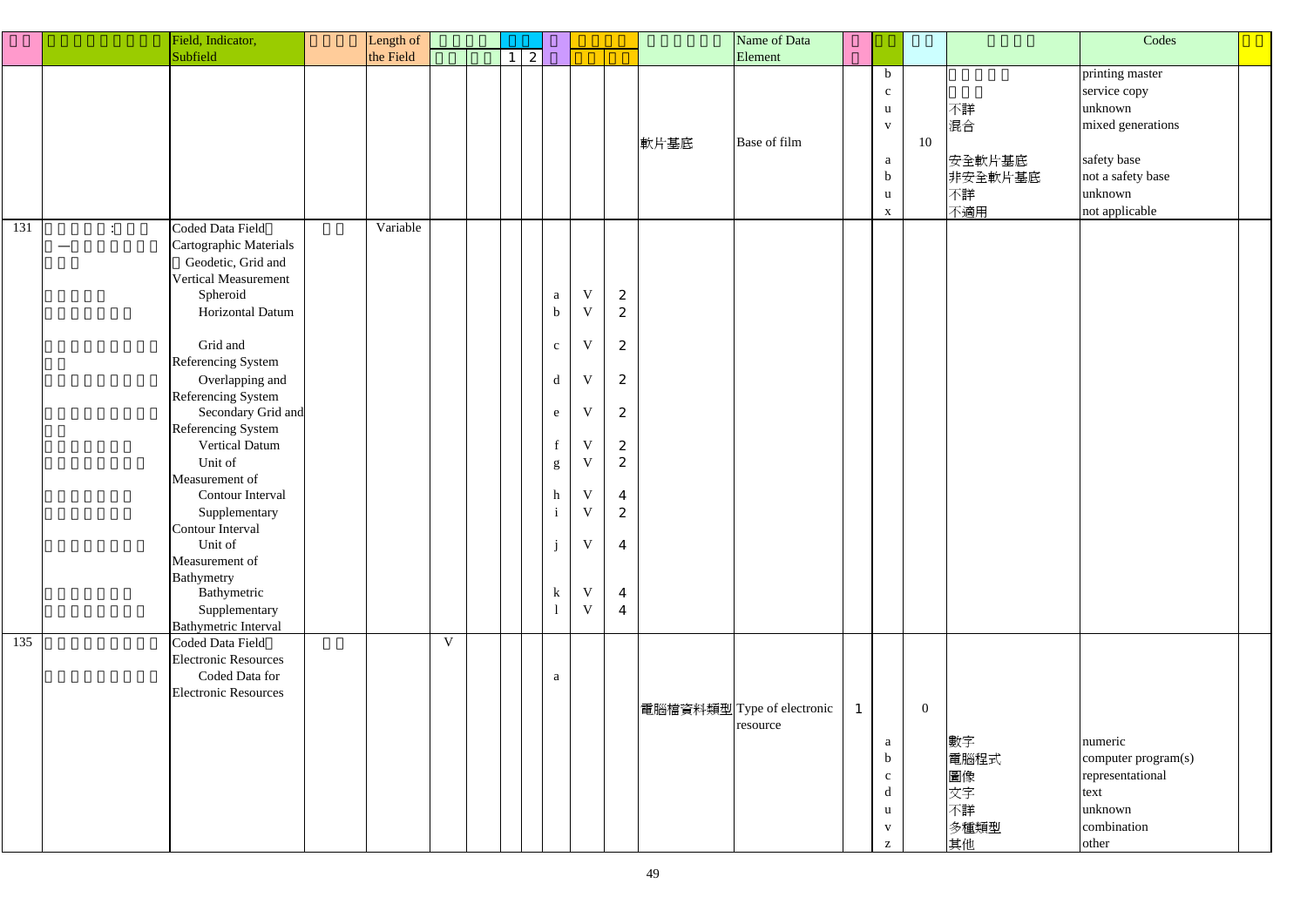| 欄號 | 欄位、指標、分欄名稱 | Field, Indicator, Subfield | 欄位長度 | Length of the Field | 必備 | 可重複 | 指標 1 | 指標 2 | 分欄 | 分欄 必備 | 分欄 可重複 | 資料元素名稱 | Name of Data Element | 字元位置 | 代碼 | 長度 | 代碼說明 | Codes | 備註 |
|---|---|---|---|---|---|---|---|---|---|---|---|---|---|---|---|---|---|---|---|
| | | | | | | | | | | | | | | | b | | | printing master | |
| | | | | | | | | | | | | | | | c | | | service copy | |
| | | | | | | | | | | | | | | | u | | 不詳 | unknown | |
| | | | | | | | | | | | | | | | v | | 混合 | mixed generations | |
| | | | | | | | | | | | | 軟片基底 | Base of film | | | 10 | | | |
| | | | | | | | | | | | | | | | a | | 安全軟片基底 | safety base | |
| | | | | | | | | | | | | | | | b | | 非安全軟片基底 | not a safety base | |
| | | | | | | | | | | | | | | | u | | 不詳 | unknown | |
| | | | | | | | | | | | | | | | x | | 不適用 | not applicable | |
| 131 | | Coded Data Field: Cartographic Materials: Geodetic, Grid and Vertical Measurement | | Variable | | | | | | | | | | | | | | | |
| | | Spheroid | | | | | | | a | V | 2 | | | | | | | | |
| | | Horizontal Datum | | | | | | | b | V | 2 | | | | | | | | |
| | | Grid and Referencing System | | | | | | | c | V | 2 | | | | | | | | |
| | | Overlapping and Referencing System | | | | | | | d | V | 2 | | | | | | | | |
| | | Secondary Grid and Referencing System | | | | | | | e | V | 2 | | | | | | | | |
| | | Vertical Datum | | | | | | | f | V | 2 | | | | | | | | |
| | | Unit of Measurement of | | | | | | | g | V | 2 | | | | | | | | |
| | | Contour Interval | | | | | | | h | V | 4 | | | | | | | | |
| | | Supplementary Contour Interval | | | | | | | i | V | 2 | | | | | | | | |
| | | Unit of Measurement of Bathymetry | | | | | | | j | V | 4 | | | | | | | | |
| | | Bathymetric | | | | | | | k | V | 4 | | | | | | | | |
| | | Supplementary Bathymetric Interval | | | | | | | l | V | 4 | | | | | | | | |
| 135 | | Coded Data Field: Electronic Resources | | | V | | | | | | | | | | | | | | |
| | | Coded Data for Electronic Resources | | | | | | | a | | | | | | | | | | |
| | | | | | | | | | | | | 電腦檔資料類型 | Type of electronic resource | 1 | | 0 | | | |
| | | | | | | | | | | | | | | | a | | 數字 | numeric | |
| | | | | | | | | | | | | | | | b | | 電腦程式 | computer program(s) | |
| | | | | | | | | | | | | | | | c | | 圖像 | representational | |
| | | | | | | | | | | | | | | | d | | 文字 | text | |
| | | | | | | | | | | | | | | | u | | 不詳 | unknown | |
| | | | | | | | | | | | | | | | v | | 多種類型 | combination | |
| | | | | | | | | | | | | | | | z | | 其他 | other | |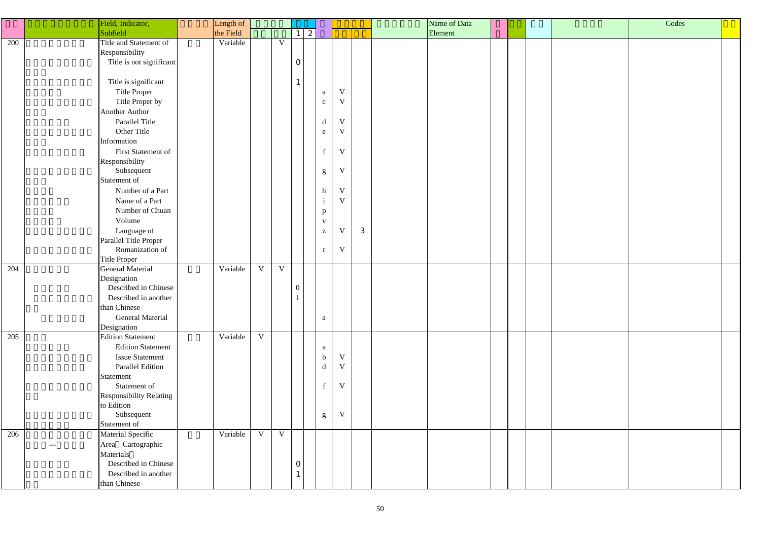| | | Field, Indicator, Subfield | | Length of the Field | | | 1 | 2 | | | | | Name of Data Element | | | | | Codes | |
|---|---|---|---|---|---|---|---|---|---|---|---|---|---|---|---|---|---|---|---|
| 200 | | Title and Statement of Responsibility | | Variable | | V | | | | | | | | | | | | | |
| | | Title is not significant | | | | | 0 | | | | | | | | | | | | |
| | | Title is significant | | | | | 1 | | | | | | | | | | | | |
| | | Title Proper | | | | | | | a | V | | | | | | | | | |
| | | Title Proper by Another Author | | | | | | | c | V | | | | | | | | | |
| | | Parallel Title | | | | | | | d | V | | | | | | | | | |
| | | Other Title Information | | | | | | | e | V | | | | | | | | | |
| | | First Statement of Responsibility | | | | | | | f | V | | | | | | | | | |
| | | Subsequent Statement of | | | | | | | g | V | | | | | | | | | |
| | | Number of a Part | | | | | | | h | V | | | | | | | | | |
| | | Name of a Part | | | | | | | i | V | | | | | | | | | |
| | | Number of Chuan | | | | | | | p | | | | | | | | | | |
| | | Volume | | | | | | | v | | | | | | | | | | |
| | | Language of Parallel Title Proper | | | | | | | z | V | 3 | | | | | | | | |
| | | Romanization of Title Proper | | | | | | | r | V | | | | | | | | | |
| 204 | | General Material Designation | | Variable | V | V | | | | | | | | | | | | | |
| | | Described in Chinese | | | | | 0 | | | | | | | | | | | | |
| | | Described in another than Chinese | | | | | 1 | | | | | | | | | | | | |
| | | General Material Designation | | | | | | | a | | | | | | | | | | |
| 205 | | Edition Statement | | Variable | V | | | | | | | | | | | | | | |
| | | Edition Statement | | | | | | | a | | | | | | | | | | |
| | | Issue Statement | | | | | | | b | V | | | | | | | | | |
| | | Parallel Edition Statement | | | | | | | d | V | | | | | | | | | |
| | | Statement of Responsibility Relating to Edition | | | | | | | f | V | | | | | | | | | |
| | | Subsequent Statement of | | | | | | | g | V | | | | | | | | | |
| 206 | | Material Specific Area Cartographic Materials | | Variable | V | V | | | | | | | | | | | | | |
| | | Described in Chinese | | | | | 0 | | | | | | | | | | | | |
| | | Described in another than Chinese | | | | | 1 | | | | | | | | | | | | |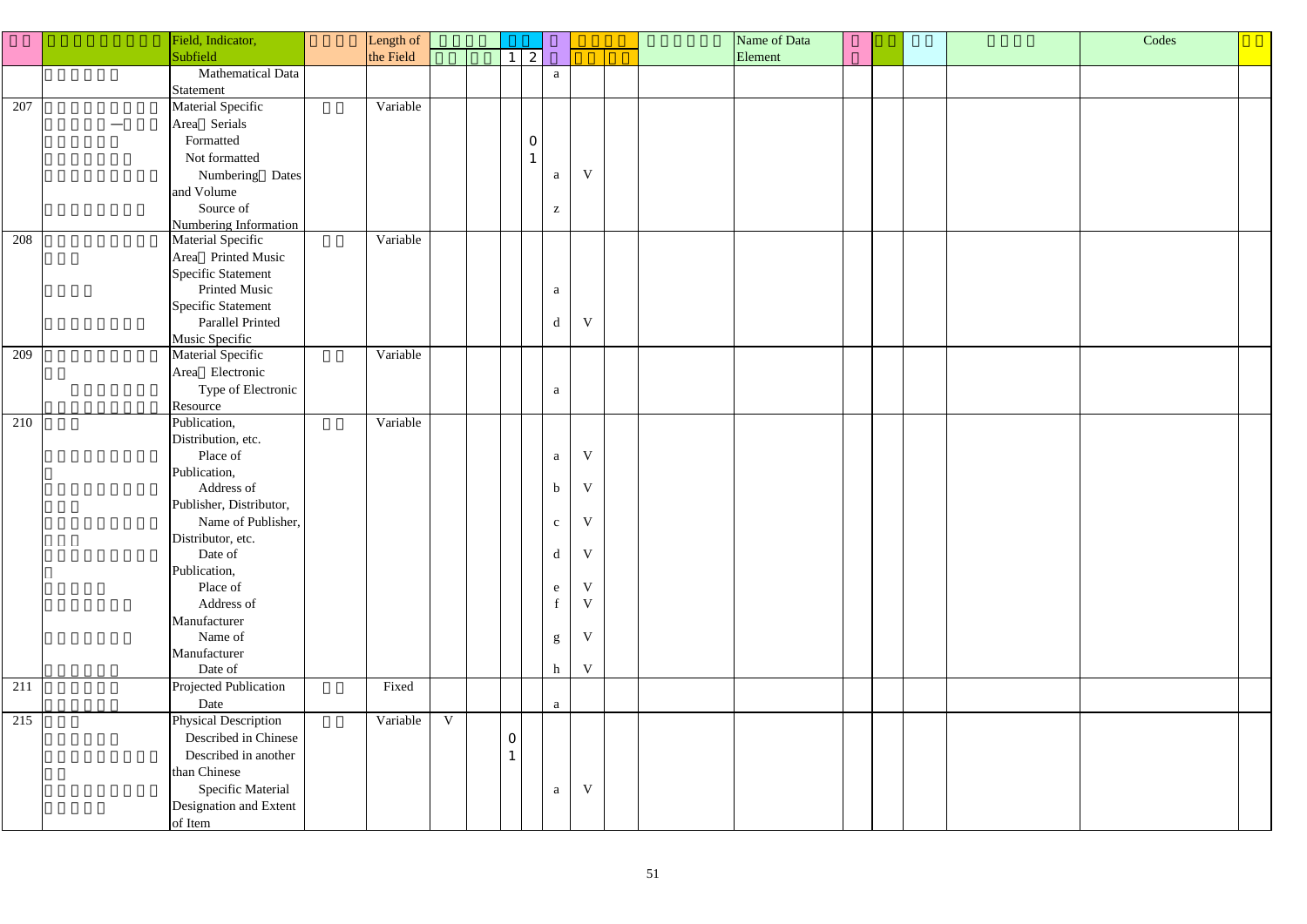| | Field, Indicator, Subfield | Length of the Field | | 1 | 2 | | | Name of Data Element | Codes |
|---|---|---|---|---|---|---|---|---|---|
| | Mathematical Data Statement | | | | | a | | | |
| 207 | Material Specific Area: Serials | Variable | | | | | | | |
| | Formatted | | | | 0 | | | | |
| | Not formatted | | | | 1 | | | | |
| | Numbering: Dates and Volume | | | | | a | V | | |
| | Source of Numbering Information | | | | | z | | | |
| 208 | Material Specific Area: Printed Music Specific Statement | Variable | | | | | | | |
| | Printed Music Specific Statement | | | | | a | | | |
| | Parallel Printed Music Specific | | | | | d | V | | |
| 209 | Material Specific Area: Electronic | Variable | | | | | | | |
| | Type of Electronic Resource | | | | | a | | | |
| 210 | Publication, Distribution, etc. | Variable | | | | | | | |
| | Place of Publication, | | | | | a | V | | |
| | Address of Publisher, Distributor, | | | | | b | V | | |
| | Name of Publisher, Distributor, etc. | | | | | c | V | | |
| | Date of Publication, | | | | | d | V | | |
| | Place of | | | | | e | V | | |
| | Address of Manufacturer | | | | | f | V | | |
| | Name of Manufacturer | | | | | g | V | | |
| | Date of | | | | | h | V | | |
| 211 | Projected Publication | Fixed | | | | | | | |
| | Date | | | | | a | | | |
| 215 | Physical Description | Variable | V | | | | | | |
| | Described in Chinese | | | 0 | | | | | |
| | Described in another than Chinese | | | 1 | | | | | |
| | Specific Material Designation and Extent of Item | | | | | a | V | | |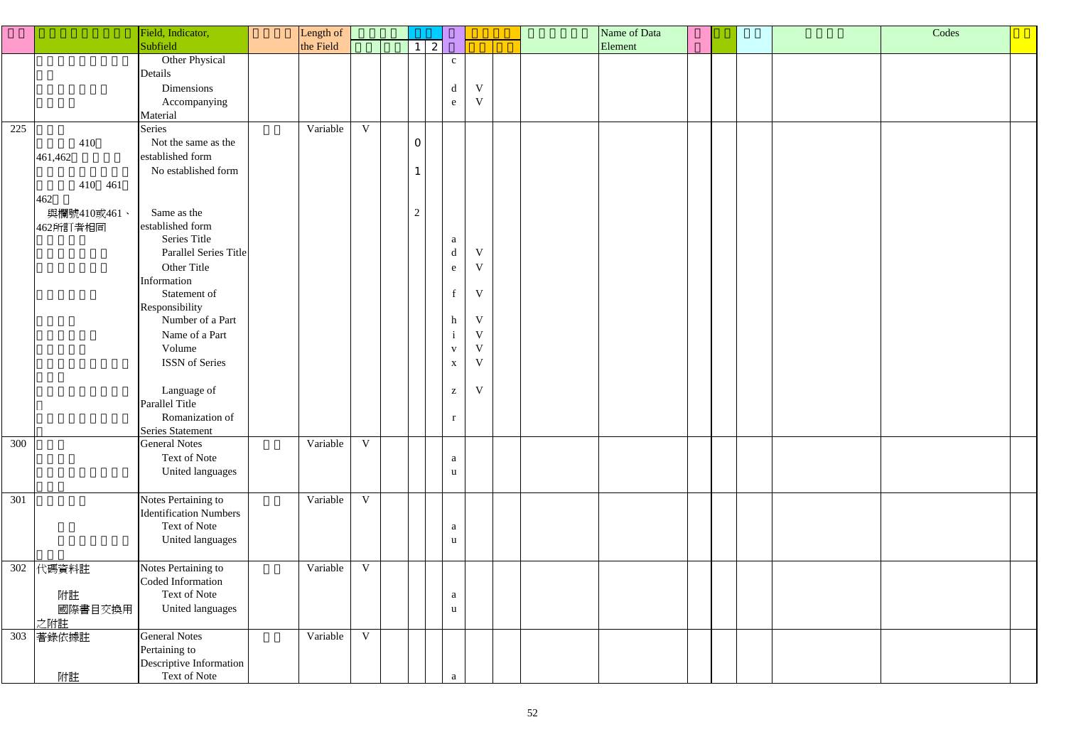| | | Field, Indicator, Subfield | | Length of the Field | | | | | | | | | | Name of Data Element | | | | | | Codes | |
|---|---|---|---|---|---|---|---|---|---|---|---|---|---|---|---|---|---|---|---|---|---|
| | | | | | | | 1 | 2 | | | | | | | | | | | | | |
| | | Other Physical Details | | | | | | | c | | | | | | | | | | | | |
| | | Dimensions | | | | | | | d | V | | | | | | | | | | | |
| | | Accompanying Material | | | | | | | e | V | | | | | | | | | | | |
| 225 | | Series | | Variable | V | | | | | | | | | | | | | | | | |
| | 410 461,462 | Not the same as the established form | | | | | 0 | | | | | | | | | | | | | | |
| | 410 461 462 | No established form | | | | | 1 | | | | | | | | | | | | | | |
| | 與欄號410或461、462所訂者相同 | Same as the established form | | | | | 2 | | | | | | | | | | | | | | |
| | | Series Title | | | | | | | a | | | | | | | | | | | | |
| | | Parallel Series Title | | | | | | | d | V | | | | | | | | | | | |
| | | Other Title Information | | | | | | | e | V | | | | | | | | | | | |
| | | Statement of Responsibility | | | | | | | f | V | | | | | | | | | | | |
| | | Number of a Part | | | | | | | h | V | | | | | | | | | | | |
| | | Name of a Part | | | | | | | i | V | | | | | | | | | | | |
| | | Volume | | | | | | | v | V | | | | | | | | | | | |
| | | ISSN of Series | | | | | | | x | V | | | | | | | | | | | |
| | | Language of Parallel Title | | | | | | | z | V | | | | | | | | | | | |
| | | Romanization of Series Statement | | | | | | | r | | | | | | | | | | | | |
| 300 | | General Notes | | Variable | V | | | | | | | | | | | | | | | | |
| | | Text of Note | | | | | | | a | | | | | | | | | | | | |
| | | United languages | | | | | | | u | | | | | | | | | | | | |
| 301 | | Notes Pertaining to Identification Numbers | | Variable | V | | | | | | | | | | | | | | | | |
| | | Text of Note | | | | | | | a | | | | | | | | | | | | |
| | | United languages | | | | | | | u | | | | | | | | | | | | |
| 302 | 代碼資料註 | Notes Pertaining to Coded Information | | Variable | V | | | | | | | | | | | | | | | | |
| | 附註 | Text of Note | | | | | | | a | | | | | | | | | | | | |
| | 國際書目交換用之附註 | United languages | | | | | | | u | | | | | | | | | | | | |
| 303 | 著錄依據註 | General Notes Pertaining to Descriptive Information | | Variable | V | | | | | | | | | | | | | | | | |
| | 附註 | Text of Note | | | | | | | a | | | | | | | | | | | | |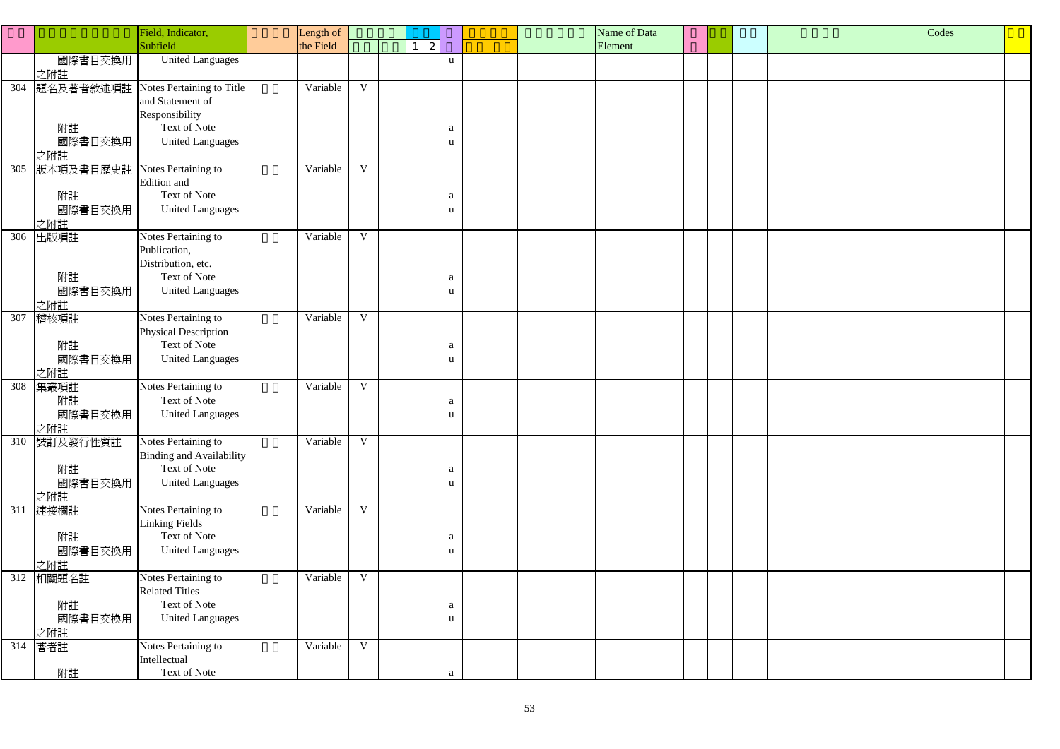| | | Field, Indicator, Subfield | | Length of the Field | | | | | | | | | | Name of Data Element | | | | | | Codes | |
|---|---|---|---|---|---|---|---|---|---|---|---|---|---|---|---|---|---|---|---|---|---|
| | | | | | | | 1 | 2 | | | | | | | | | | | | | |
| | 國際書目交換用之附註 | United Languages | | | | | | | u | | | | | | | | | | | | |
| 304 | 題名及著者敘述項註 | Notes Pertaining to Title and Statement of Responsibility | | Variable | V | | | | | | | | | | | | | | | | |
| | 附註 | Text of Note | | | | | | | a | | | | | | | | | | | | |
| | 國際書目交換用之附註 | United Languages | | | | | | | u | | | | | | | | | | | | |
| 305 | 版本項及書目歷史註 | Notes Pertaining to Edition and | | Variable | V | | | | | | | | | | | | | | | | |
| | 附註 | Text of Note | | | | | | | a | | | | | | | | | | | | |
| | 國際書目交換用之附註 | United Languages | | | | | | | u | | | | | | | | | | | | |
| 306 | 出版項註 | Notes Pertaining to Publication, Distribution, etc. | | Variable | V | | | | | | | | | | | | | | | | |
| | 附註 | Text of Note | | | | | | | a | | | | | | | | | | | | |
| | 國際書目交換用之附註 | United Languages | | | | | | | u | | | | | | | | | | | | |
| 307 | 稽核項註 | Notes Pertaining to Physical Description | | Variable | V | | | | | | | | | | | | | | | | |
| | 附註 | Text of Note | | | | | | | a | | | | | | | | | | | | |
| | 國際書目交換用之附註 | United Languages | | | | | | | u | | | | | | | | | | | | |
| 308 | 集叢項註 | Notes Pertaining to | | Variable | V | | | | | | | | | | | | | | | | |
| | 附註 | Text of Note | | | | | | | a | | | | | | | | | | | | |
| | 國際書目交換用之附註 | United Languages | | | | | | | u | | | | | | | | | | | | |
| 310 | 裝訂及發行性質註 | Notes Pertaining to Binding and Availability | | Variable | V | | | | | | | | | | | | | | | | |
| | 附註 | Text of Note | | | | | | | a | | | | | | | | | | | | |
| | 國際書目交換用之附註 | United Languages | | | | | | | u | | | | | | | | | | | | |
| 311 | 連接欄註 | Notes Pertaining to Linking Fields | | Variable | V | | | | | | | | | | | | | | | | |
| | 附註 | Text of Note | | | | | | | a | | | | | | | | | | | | |
| | 國際書目交換用之附註 | United Languages | | | | | | | u | | | | | | | | | | | | |
| 312 | 相關題名註 | Notes Pertaining to Related Titles | | Variable | V | | | | | | | | | | | | | | | | |
| | 附註 | Text of Note | | | | | | | a | | | | | | | | | | | | |
| | 國際書目交換用之附註 | United Languages | | | | | | | u | | | | | | | | | | | | |
| 314 | 著者註 | Notes Pertaining to Intellectual | | Variable | V | | | | | | | | | | | | | | | | |
| | 附註 | Text of Note | | | | | | | a | | | | | | | | | | | | |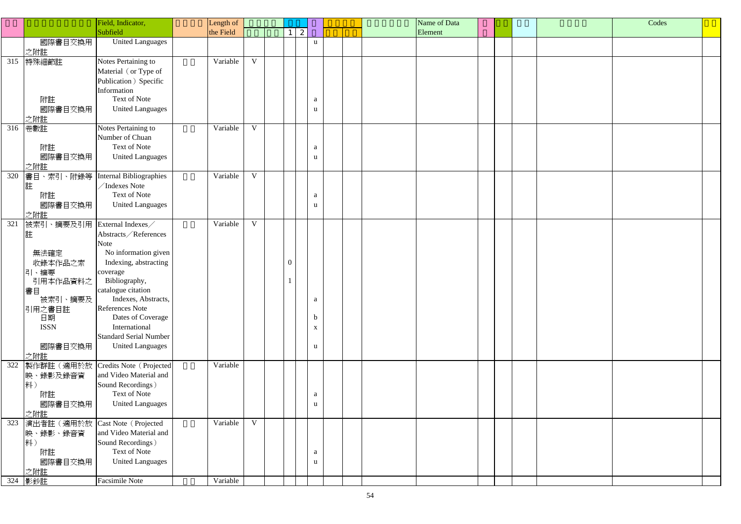| | | Field, Indicator, Subfield | | Length of the Field | | | 1 | 2 | | | | | Name of Data Element | | | | | Codes | |
|---|---|---|---|---|---|---|---|---|---|---|---|---|---|---|---|---|---|---|---|
| | 國際書目交換用之附註 | United Languages | | | | | | | u | | | | | | | | | | |
| 315 | 特殊細節註 | Notes Pertaining to Material (or Type of Publication) Specific Information | | Variable | V | | | | | | | | | | | | | | |
| | 附註 | Text of Note | | | | | | | a | | | | | | | | | | |
| | 國際書目交換用之附註 | United Languages | | | | | | | u | | | | | | | | | | |
| 316 | 卷數註 | Notes Pertaining to Number of Chuan | | Variable | V | | | | | | | | | | | | | | |
| | 附註 | Text of Note | | | | | | | a | | | | | | | | | | |
| | 國際書目交換用之附註 | United Languages | | | | | | | u | | | | | | | | | | |
| 320 | 書目、索引、附錄等註 | Internal Bibliographies ／Indexes Note | | Variable | V | | | | | | | | | | | | | | |
| | 附註 | Text of Note | | | | | | | a | | | | | | | | | | |
| | 國際書目交換用之附註 | United Languages | | | | | | | u | | | | | | | | | | |
| 321 | 被索引、摘要及引用註 | External Indexes／Abstracts／References Note | | Variable | V | | | | | | | | | | | | | | |
| | 無法確定 | No information given | | | | | | | | | | | | | | | | | |
| | 收錄本作品之索引、摘要 | Indexing, abstracting coverage | | | | | 0 | | | | | | | | | | | | |
| | 引用本作品資料之書目 | Bibliography, catalogue citation | | | | | 1 | | | | | | | | | | | | |
| | 被索引、摘要及引用之書目註 | Indexes, Abstracts, References Note | | | | | | | a | | | | | | | | | | |
| | 日期 | Dates of Coverage | | | | | | | b | | | | | | | | | | |
| | ISSN | International Standard Serial Number | | | | | | | x | | | | | | | | | | |
| | 國際書目交換用之附註 | United Languages | | | | | | | u | | | | | | | | | | |
| 322 | 製作群註（適用於放映、錄影及錄音資料） | Credits Note (Projected and Video Material and Sound Recordings) | | Variable | | | | | | | | | | | | | | | |
| | 附註 | Text of Note | | | | | | | a | | | | | | | | | | |
| | 國際書目交換用之附註 | United Languages | | | | | | | u | | | | | | | | | | |
| 323 | 演出者註（適用於放映、錄影、錄音資料） | Cast Note (Projected and Video Material and Sound Recordings) | | Variable | V | | | | | | | | | | | | | | |
| | 附註 | Text of Note | | | | | | | a | | | | | | | | | | |
| | 國際書目交換用之附註 | United Languages | | | | | | | u | | | | | | | | | | |
| 324 | 影鈔註 | Facsimile Note | | Variable | | | | | | | | | | | | | | | |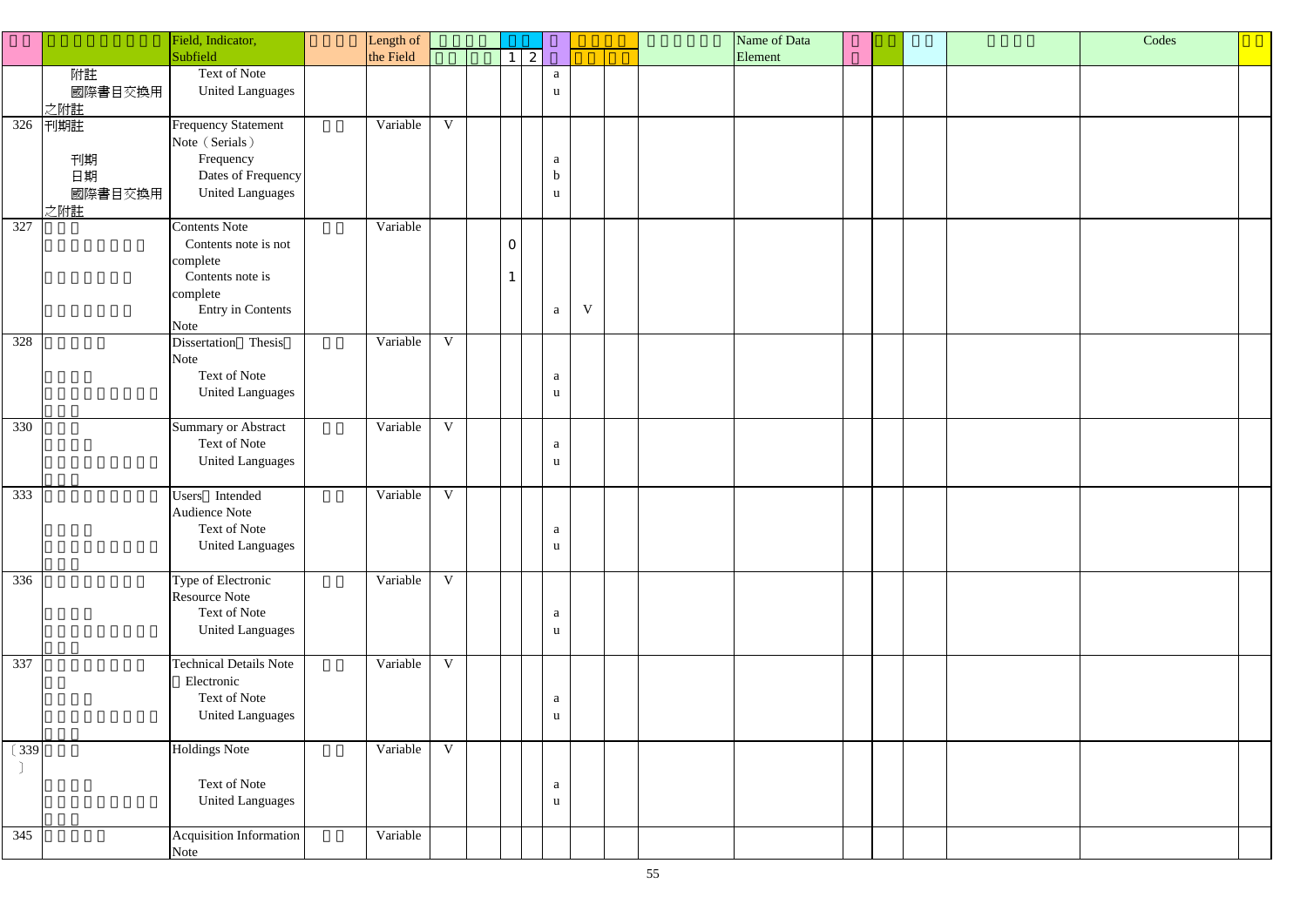| | | Field, Indicator, Subfield | | Length of the Field | | | | | | | | | | Name of Data Element | | | | | | Codes | |
|---|---|---|---|---|---|---|---|---|---|---|---|---|---|---|---|---|---|---|---|---|---|
| | | | | | | | 1 | 2 | | | | | | | | | | | | | |
| | 附註 | Text of Note | | | | | | | a | | | | | | | | | | | | |
| | 國際書目交換用之附註 | United Languages | | | | | | | u | | | | | | | | | | | | |
| 326 | 刊期註 | Frequency Statement Note (Serials) | | Variable | V | | | | | | | | | | | | | | | | |
| | 刊期 | Frequency | | | | | | | a | | | | | | | | | | | | |
| | 日期 | Dates of Frequency | | | | | | | b | | | | | | | | | | | | |
| | 國際書目交換用之附註 | United Languages | | | | | | | u | | | | | | | | | | | | |
| 327 | | Contents Note | | Variable | | | | | | | | | | | | | | | | | |
| | | Contents note is not complete | | | | | 0 | | | | | | | | | | | | | | |
| | | Contents note is complete | | | | | 1 | | | | | | | | | | | | | | |
| | | Entry in Contents Note | | | | | | | a | V | | | | | | | | | | | |
| 328 | | Dissertation Thesis Note | | Variable | V | | | | | | | | | | | | | | | | |
| | | Text of Note | | | | | | | a | | | | | | | | | | | | |
| | | United Languages | | | | | | | u | | | | | | | | | | | | |
| 330 | | Summary or Abstract | | Variable | V | | | | | | | | | | | | | | | | |
| | | Text of Note | | | | | | | a | | | | | | | | | | | | |
| | | United Languages | | | | | | | u | | | | | | | | | | | | |
| 333 | | Users Intended Audience Note | | Variable | V | | | | | | | | | | | | | | | | |
| | | Text of Note | | | | | | | a | | | | | | | | | | | | |
| | | United Languages | | | | | | | u | | | | | | | | | | | | |
| 336 | | Type of Electronic Resource Note | | Variable | V | | | | | | | | | | | | | | | | |
| | | Text of Note | | | | | | | a | | | | | | | | | | | | |
| | | United Languages | | | | | | | u | | | | | | | | | | | | |
| 337 | | Technical Details Note Electronic | | Variable | V | | | | | | | | | | | | | | | | |
| | | Text of Note | | | | | | | a | | | | | | | | | | | | |
| | | United Languages | | | | | | | u | | | | | | | | | | | | |
| 〔339〕 | | Holdings Note | | Variable | V | | | | | | | | | | | | | | | | |
| | | Text of Note | | | | | | | a | | | | | | | | | | | | |
| | | United Languages | | | | | | | u | | | | | | | | | | | | |
| 345 | | Acquisition Information Note | | Variable | | | | | | | | | | | | | | | | | |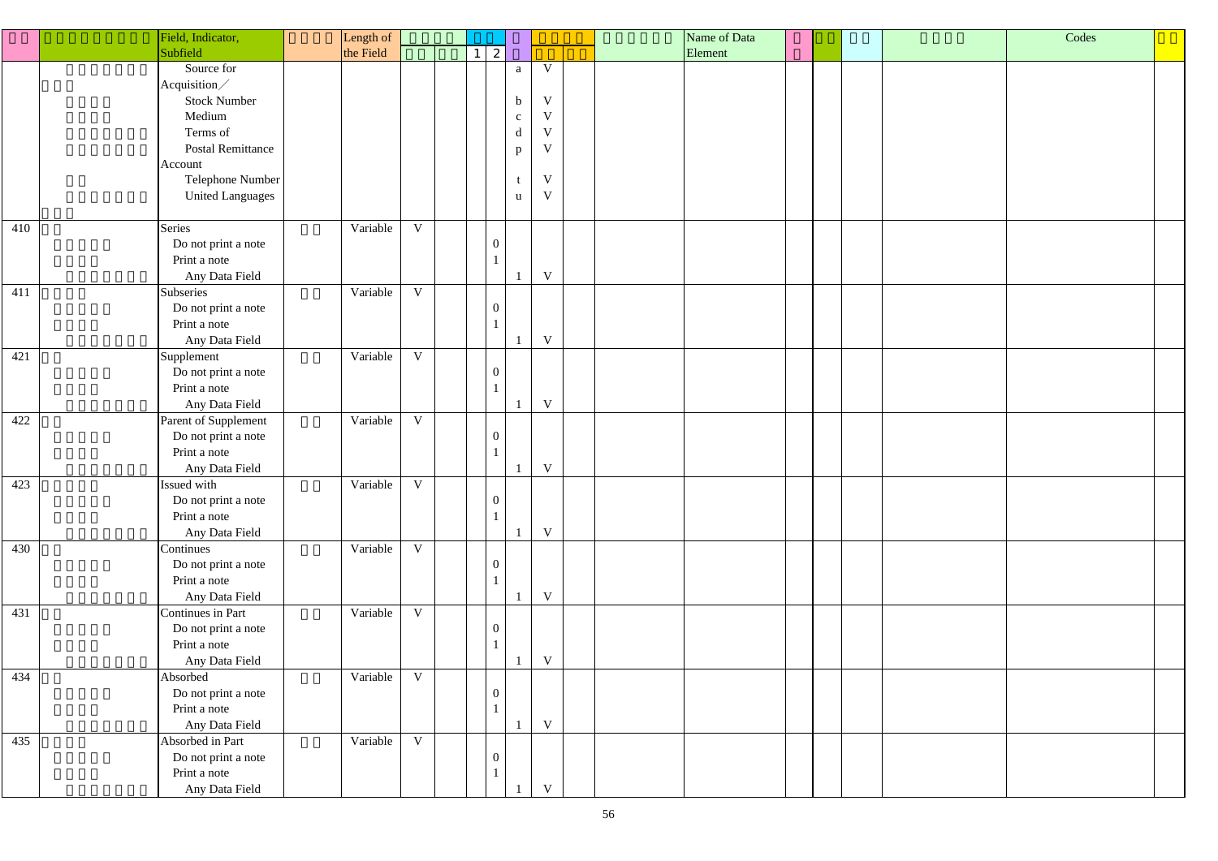| Tag | Field, Indicator, Subfield | Length of the Field | | | 1 | 2 | | | | Name of Data Element | Codes |
|---|---|---|---|---|---|---|---|---|---|---|---|
| | Source for Acquisition／ | | | | | | a | V | | | |
| | Stock Number | | | | | | b | V | | | |
| | Medium | | | | | | c | V | | | |
| | Terms of | | | | | | d | V | | | |
| | Postal Remittance Account | | | | | | p | V | | | |
| | Telephone Number | | | | | | t | V | | | |
| | United Languages | | | | | | u | V | | | |
| 410 | Series | Variable | V | | | | | | | | |
| | Do not print a note | | | | | 0 | | | | | |
| | Print a note | | | | | 1 | | | | | |
| | Any Data Field | | | | | | 1 | V | | | |
| 411 | Subseries | Variable | V | | | | | | | | |
| | Do not print a note | | | | | 0 | | | | | |
| | Print a note | | | | | 1 | | | | | |
| | Any Data Field | | | | | | 1 | V | | | |
| 421 | Supplement | Variable | V | | | | | | | | |
| | Do not print a note | | | | | 0 | | | | | |
| | Print a note | | | | | 1 | | | | | |
| | Any Data Field | | | | | | 1 | V | | | |
| 422 | Parent of Supplement | Variable | V | | | | | | | | |
| | Do not print a note | | | | | 0 | | | | | |
| | Print a note | | | | | 1 | | | | | |
| | Any Data Field | | | | | | 1 | V | | | |
| 423 | Issued with | Variable | V | | | | | | | | |
| | Do not print a note | | | | | 0 | | | | | |
| | Print a note | | | | | 1 | | | | | |
| | Any Data Field | | | | | | 1 | V | | | |
| 430 | Continues | Variable | V | | | | | | | | |
| | Do not print a note | | | | | 0 | | | | | |
| | Print a note | | | | | 1 | | | | | |
| | Any Data Field | | | | | | 1 | V | | | |
| 431 | Continues in Part | Variable | V | | | | | | | | |
| | Do not print a note | | | | | 0 | | | | | |
| | Print a note | | | | | 1 | | | | | |
| | Any Data Field | | | | | | 1 | V | | | |
| 434 | Absorbed | Variable | V | | | | | | | | |
| | Do not print a note | | | | | 0 | | | | | |
| | Print a note | | | | | 1 | | | | | |
| | Any Data Field | | | | | | 1 | V | | | |
| 435 | Absorbed in Part | Variable | V | | | | | | | | |
| | Do not print a note | | | | | 0 | | | | | |
| | Print a note | | | | | 1 | | | | | |
| | Any Data Field | | | | | | 1 | V | | | |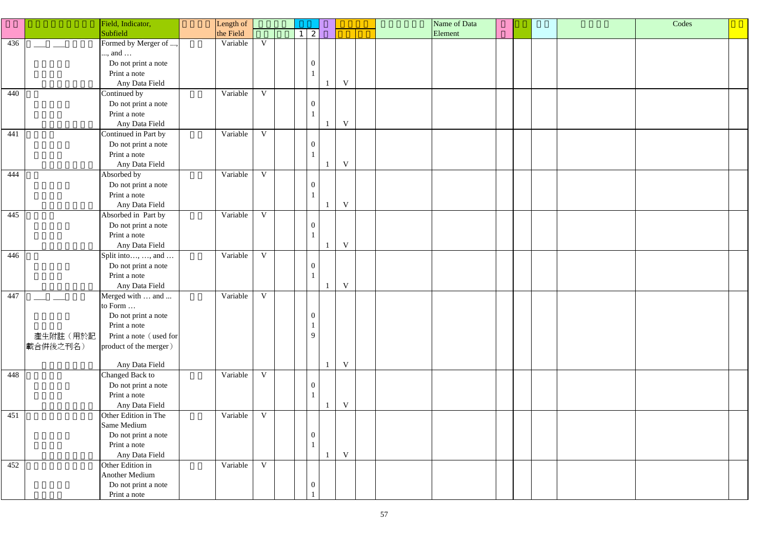| | | Field, Indicator, Subfield | | Length of the Field | | | | | | | | | | Name of Data Element | | | | | Codes | |
|---|---|---|---|---|---|---|---|---|---|---|---|---|---|---|---|---|---|---|---|---|
| | | | | | | | 1 | 2 | | | | | | | | | | | | |
| 436 | | Formed by Merger of ..., ..., and … | | Variable | V | | | | | | | | | | | | | | | |
| | | Do not print a note | | | | | | 0 | | | | | | | | | | | | |
| | | Print a note | | | | | | 1 | | | | | | | | | | | | |
| | | Any Data Field | | | | | | | 1 | V | | | | | | | | | | |
| 440 | | Continued by | | Variable | V | | | | | | | | | | | | | | | |
| | | Do not print a note | | | | | | 0 | | | | | | | | | | | | |
| | | Print a note | | | | | | 1 | | | | | | | | | | | | |
| | | Any Data Field | | | | | | | 1 | V | | | | | | | | | | |
| 441 | | Continued in Part by | | Variable | V | | | | | | | | | | | | | | | |
| | | Do not print a note | | | | | | 0 | | | | | | | | | | | | |
| | | Print a note | | | | | | 1 | | | | | | | | | | | | |
| | | Any Data Field | | | | | | | 1 | V | | | | | | | | | | |
| 444 | | Absorbed by | | Variable | V | | | | | | | | | | | | | | | |
| | | Do not print a note | | | | | | 0 | | | | | | | | | | | | |
| | | Print a note | | | | | | 1 | | | | | | | | | | | | |
| | | Any Data Field | | | | | | | 1 | V | | | | | | | | | | |
| 445 | | Absorbed in Part by | | Variable | V | | | | | | | | | | | | | | | |
| | | Do not print a note | | | | | | 0 | | | | | | | | | | | | |
| | | Print a note | | | | | | 1 | | | | | | | | | | | | |
| | | Any Data Field | | | | | | | 1 | V | | | | | | | | | | |
| 446 | | Split into…, …, and … | | Variable | V | | | | | | | | | | | | | | | |
| | | Do not print a note | | | | | | 0 | | | | | | | | | | | | |
| | | Print a note | | | | | | 1 | | | | | | | | | | | | |
| | | Any Data Field | | | | | | | 1 | V | | | | | | | | | | |
| 447 | | Merged with … and ... to Form … | | Variable | V | | | | | | | | | | | | | | | |
| | | Do not print a note | | | | | | 0 | | | | | | | | | | | | |
| | | Print a note | | | | | | 1 | | | | | | | | | | | | |
| | 產生附註（用於記載合併後之刊名） | Print a note（used for product of the merger） | | | | | | 9 | | | | | | | | | | | | |
| | | Any Data Field | | | | | | | 1 | V | | | | | | | | | | |
| 448 | | Changed Back to | | Variable | V | | | | | | | | | | | | | | | |
| | | Do not print a note | | | | | | 0 | | | | | | | | | | | | |
| | | Print a note | | | | | | 1 | | | | | | | | | | | | |
| | | Any Data Field | | | | | | | 1 | V | | | | | | | | | | |
| 451 | | Other Edition in The Same Medium | | Variable | V | | | | | | | | | | | | | | | |
| | | Do not print a note | | | | | | 0 | | | | | | | | | | | | |
| | | Print a note | | | | | | 1 | | | | | | | | | | | | |
| | | Any Data Field | | | | | | | 1 | V | | | | | | | | | | |
| 452 | | Other Edition in Another Medium | | Variable | V | | | | | | | | | | | | | | | |
| | | Do not print a note | | | | | | 0 | | | | | | | | | | | | |
| | | Print a note | | | | | | 1 | | | | | | | | | | | | |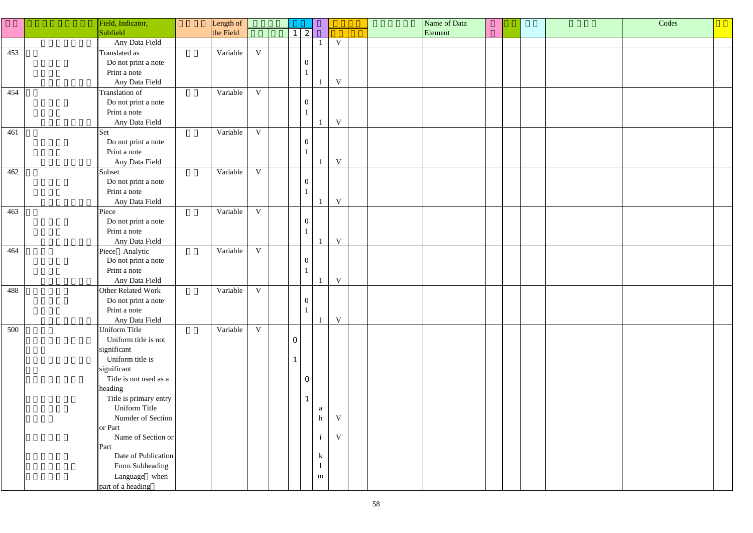| □□ | □□□□□□□□ | Field, Indicator, Subfield | □□□□ | Length of the Field | □□□□ | | □□ | | □ | □□□□ | | □□□□□□ | Name of Data Element | □ | □□ | □□ | □□□ | Codes | □□ |
|---|---|---|---|---|---|---|---|---|---|---|---|---|---|---|---|---|---|---|---|
| | | | | | □□ | □□ | 1 | 2 | □ | □□ | □□ | | | □ | | | | | |
| | □□□□□□□□ | Any Data Field | | | | | | | 1 | V | | | | | | | | | |
| 453 | □□ | Translated as | □□ | Variable | V | | | | | | | | | | | | | | |
| | □□□□□ | Do not print a note | | | | | | 0 | | | | | | | | | | | |
| | □□□□ | Print a note | | | | | | 1 | | | | | | | | | | | |
| | □□□□□□□□ | Any Data Field | | | | | | | 1 | V | | | | | | | | | |
| 454 | □□ | Translation of | □□ | Variable | V | | | | | | | | | | | | | | |
| | □□□□□ | Do not print a note | | | | | | 0 | | | | | | | | | | | |
| | □□□□ | Print a note | | | | | | 1 | | | | | | | | | | | |
| | □□□□□□□□ | Any Data Field | | | | | | | 1 | V | | | | | | | | | |
| 461 | □□ | Set | □□ | Variable | V | | | | | | | | | | | | | | |
| | □□□□□ | Do not print a note | | | | | | 0 | | | | | | | | | | | |
| | □□□□ | Print a note | | | | | | 1 | | | | | | | | | | | |
| | □□□□□□□□ | Any Data Field | | | | | | | 1 | V | | | | | | | | | |
| 462 | □□ | Subset | □□ | Variable | V | | | | | | | | | | | | | | |
| | □□□□□ | Do not print a note | | | | | | 0 | | | | | | | | | | | |
| | □□□□ | Print a note | | | | | | 1 | | | | | | | | | | | |
| | □□□□□□□□ | Any Data Field | | | | | | | 1 | V | | | | | | | | | |
| 463 | □□ | Piece | □□ | Variable | V | | | | | | | | | | | | | | |
| | □□□□□ | Do not print a note | | | | | | 0 | | | | | | | | | | | |
| | □□□□ | Print a note | | | | | | 1 | | | | | | | | | | | |
| | □□□□□□□□ | Any Data Field | | | | | | | 1 | V | | | | | | | | | |
| 464 | □□□ | Piece□ Analytic | □□ | Variable | V | | | | | | | | | | | | | | |
| | □□□□□ | Do not print a note | | | | | | 0 | | | | | | | | | | | |
| | □□□□ | Print a note | | | | | | 1 | | | | | | | | | | | |
| | □□□□□□□□ | Any Data Field | | | | | | | 1 | V | | | | | | | | | |
| 488 | □□□□□□ | Other Related Work | □□ | Variable | V | | | | | | | | | | | | | | |
| | □□□□□ | Do not print a note | | | | | | 0 | | | | | | | | | | | |
| | □□□□ | Print a note | | | | | | 1 | | | | | | | | | | | |
| | □□□□□□□□ | Any Data Field | | | | | | | 1 | V | | | | | | | | | |
| 500 | □□□□ | Uniform Title | □□ | Variable | V | | | | | | | | | | | | | | |
| | □□□□□□□□□□ | Uniform title is not significant | | | | | 0 | | | | | | | | | | | | |
| | □□□□□□□□□□ | Uniform title is significant | | | | | 1 | | | | | | | | | | | | |
| | □□□□□□□□ | Title is not used as a heading | | | | | | 0 | | | | | | | | | | | |
| | □□□□□□□ | Title is primary entry | | | | | | 1 | | | | | | | | | | | |
| | □□□□□ | Uniform Title | | | | | | | a | | | | | | | | | | |
| | □□□□ | Numder of Section or Part | | | | | | | h | V | | | | | | | | | |
| | □□□□□ | Name of Section or Part | | | | | | | i | V | | | | | | | | | |
| | □□□□□ | Date of Publication | | | | | | | k | | | | | | | | | | |
| | □□□□□□ | Form Subheading | | | | | | | l | | | | | | | | | | |
| | □□□□□ | Language□ when part of a heading□ | | | | | | | m | | | | | | | | | | |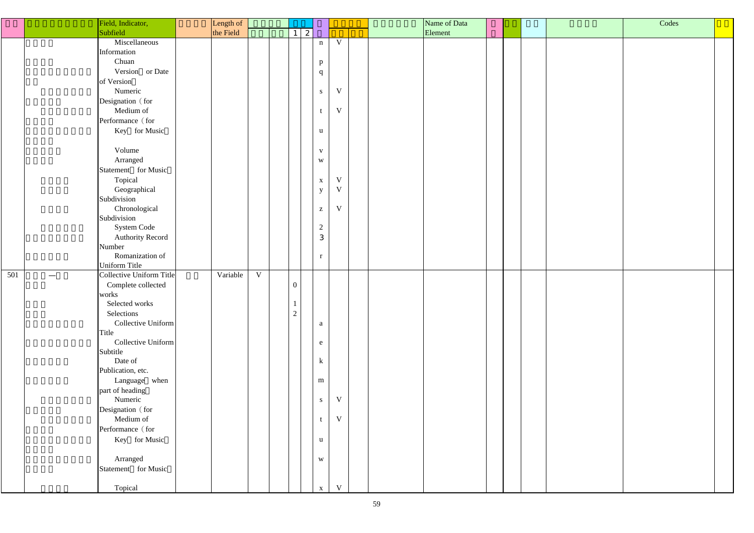| □□ | □□□□□□□□□ | Field, Indicator, Subfield | □□□□ | Length of the Field | □□□□ | | □□ | | □ | □□□□ | | □□□□□□ | Name of Data Element | □ | □□ | □□ | □□□□ | Codes | □□ |
|---|---|---|---|---|---|---|---|---|---|---|---|---|---|---|---|---|---|---|---|
| | | | | | □□ | □□ | 1 | 2 | □ | □□ | □□ | | | □ | | | | | |
| | □□□ | Miscellaneous Information | | | | | | | n | V | | | | | | | | | |
| | □□□ | Chuan | | | | | | | p | | | | | | | | | | |
| | □□□□□□□□□□ | Version□ or Date of Version□ | | | | | | | q | | | | | | | | | | |
| | □□□□□□□□□□□ | Numeric Designation (for | | | | | | | s | V | | | | | | | | | |
| | □□□□□□□□□□ | Medium of Performance (for | | | | | | | t | V | | | | | | | | | |
| | □□□□□□□□□□□ | Key□ for Music□ | | | | | | | u | | | | | | | | | | |
| | □□□□□ | Volume | | | | | | | v | | | | | | | | | | |
| | □□□□ | Arranged Statement□ for Music□ | | | | | | | w | | | | | | | | | | |
| | □□□□ | Topical | | | | | | | x | V | | | | | | | | | |
| | □□□□ | Geographical Subdivision | | | | | | | y | V | | | | | | | | | |
| | □□□□ | Chronological Subdivision | | | | | | | z | V | | | | | | | | | |
| | □□□□□□ | System Code | | | | | | | 2 | | | | | | | | | | |
| | □□□□□□□□ | Authority Record Number | | | | | | | 3 | | | | | | | | | | |
| | □□□□□□ | Romanization of Uniform Title | | | | | | | r | | | | | | | | | | |
| 501 | □□□—□□ | Collective Uniform Title | □□ | Variable | V | | | | | | | | | | | | | | |
| | □□□ | Complete collected works | | | | | 0 | | | | | | | | | | | | |
| | □□□ | Selected works | | | | | 1 | | | | | | | | | | | | |
| | □□□ | Selections | | | | | 2 | | | | | | | | | | | | |
| | □□□□□□□□□ | Collective Uniform Title | | | | | | | a | | | | | | | | | | |
| | □□□□□□□□□ | Collective Uniform Subtitle | | | | | | | e | | | | | | | | | | |
| | □□□□□□ | Date of Publication, etc. | | | | | | | k | | | | | | | | | | |
| | □□□□□□ | Language□ when part of heading□ | | | | | | | m | | | | | | | | | | |
| | □□□□□□□□□□□ | Numeric Designation (for | | | | | | | s | V | | | | | | | | | |
| | □□□□□□□□□□ | Medium of Performance (for | | | | | | | t | V | | | | | | | | | |
| | □□□□□□□□□□□ | Key□ for Music□ | | | | | | | u | | | | | | | | | | |
| | □□□□□□□□□□□ | Arranged Statement□ for Music□ | | | | | | | w | | | | | | | | | | |
| | □□□□ | Topical | | | | | | | x | V | | | | | | | | | |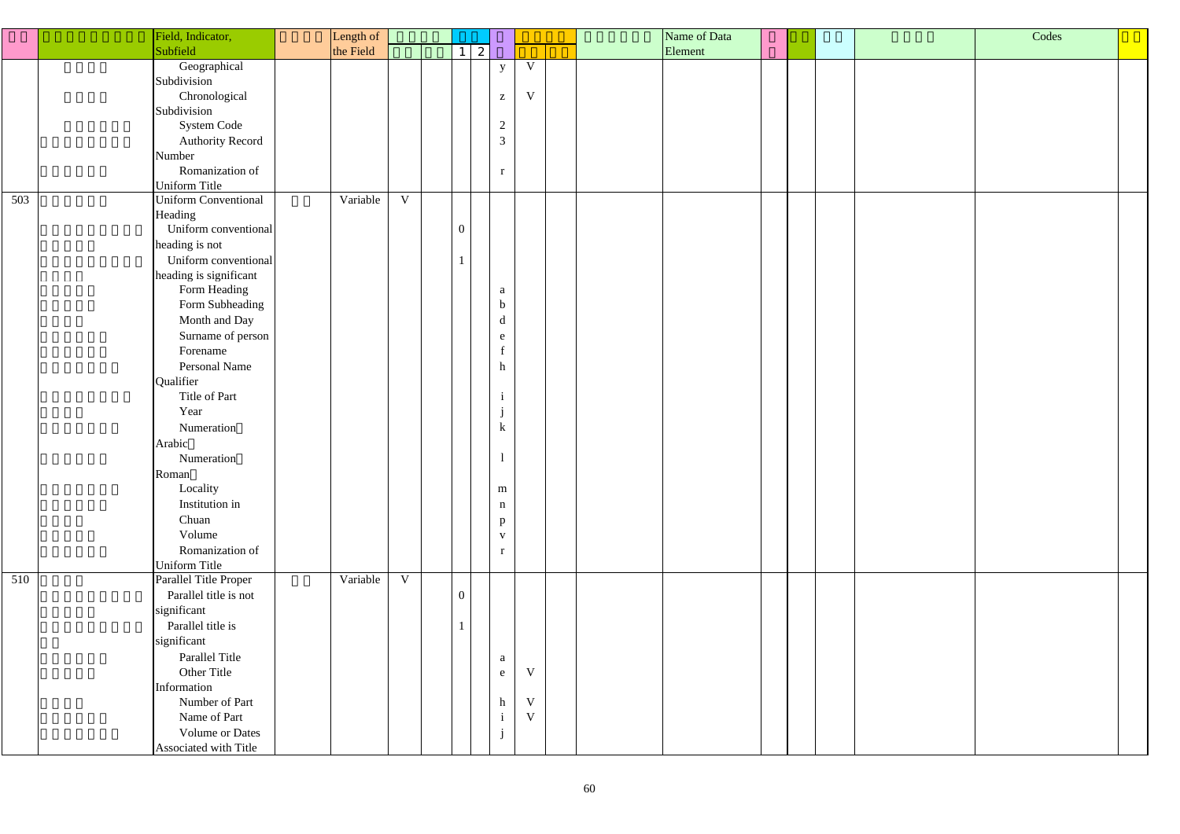| | | Field, Indicator, Subfield | | Length of the Field | | | | | | | | | Name of Data Element | | | | | Codes | |
|---|---|---|---|---|---|---|---|---|---|---|---|---|---|---|---|---|---|---|---|
| | | | | | | | 1 | 2 | | | | | | | | | | | |
| | | Geographical Subdivision | | | | | | | y | V | | | | | | | | | |
| | | Chronological Subdivision | | | | | | | z | V | | | | | | | | | |
| | | System Code | | | | | | | 2 | | | | | | | | | | |
| | | Authority Record Number | | | | | | | 3 | | | | | | | | | | |
| | | Romanization of Uniform Title | | | | | | | r | | | | | | | | | | |
| 503 | | Uniform Conventional Heading | | Variable | V | | | | | | | | | | | | | | |
| | | Uniform conventional heading is not | | | | | 0 | | | | | | | | | | | | |
| | | Uniform conventional heading is significant | | | | | 1 | | | | | | | | | | | | |
| | | Form Heading | | | | | | | a | | | | | | | | | | |
| | | Form Subheading | | | | | | | b | | | | | | | | | | |
| | | Month and Day | | | | | | | d | | | | | | | | | | |
| | | Surname of person | | | | | | | e | | | | | | | | | | |
| | | Forename | | | | | | | f | | | | | | | | | | |
| | | Personal Name Qualifier | | | | | | | h | | | | | | | | | | |
| | | Title of Part | | | | | | | i | | | | | | | | | | |
| | | Year | | | | | | | j | | | | | | | | | | |
| | | Numeration (Arabic) | | | | | | | k | | | | | | | | | | |
| | | Numeration (Roman) | | | | | | | l | | | | | | | | | | |
| | | Locality | | | | | | | m | | | | | | | | | | |
| | | Institution in | | | | | | | n | | | | | | | | | | |
| | | Chuan | | | | | | | p | | | | | | | | | | |
| | | Volume | | | | | | | v | | | | | | | | | | |
| | | Romanization of Uniform Title | | | | | | | r | | | | | | | | | | |
| 510 | | Parallel Title Proper | | Variable | V | | | | | | | | | | | | | | |
| | | Parallel title is not significant | | | | | 0 | | | | | | | | | | | | |
| | | Parallel title is significant | | | | | 1 | | | | | | | | | | | | |
| | | Parallel Title | | | | | | | a | | | | | | | | | | |
| | | Other Title Information | | | | | | | e | V | | | | | | | | | |
| | | Number of Part | | | | | | | h | V | | | | | | | | | |
| | | Name of Part | | | | | | | i | V | | | | | | | | | |
| | | Volume or Dates Associated with Title | | | | | | | j | | | | | | | | | | |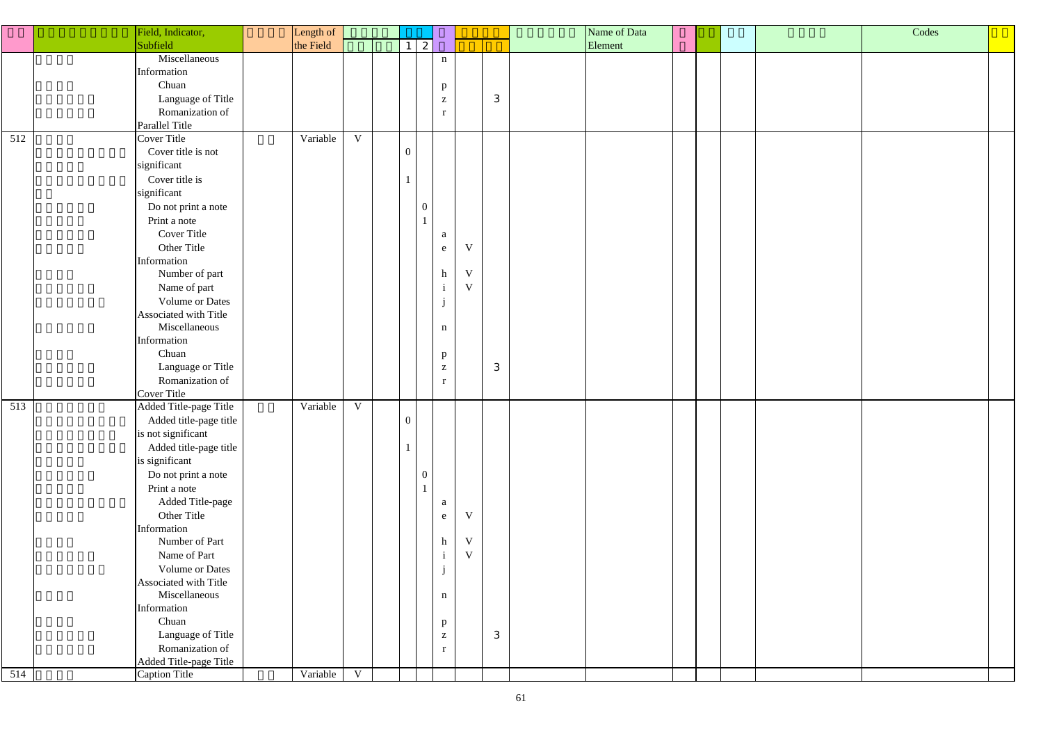| | | Field, Indicator, Subfield | | Length of the Field | | | | | | | | | | Name of Data Element | | | | | Codes | |
|---|---|---|---|---|---|---|---|---|---|---|---|---|---|---|---|---|---|---|---|---|
| | | | | | | | 1 | 2 | | | | | | | | | | | | |
| | | Miscellaneous Information | | | | | | | n | | | | | | | | | | | |
| | | Chuan | | | | | | | p | | | | | | | | | | | |
| | | Language of Title | | | | | | | z | | 3 | | | | | | | | | |
| | | Romanization of Parallel Title | | | | | | | r | | | | | | | | | | | |
| 512 | | Cover Title | | Variable | V | | | | | | | | | | | | | | | |
| | | Cover title is not significant | | | | | 0 | | | | | | | | | | | | | |
| | | Cover title is significant | | | | | 1 | | | | | | | | | | | | | |
| | | Do not print a note | | | | | | 0 | | | | | | | | | | | | |
| | | Print a note | | | | | | 1 | | | | | | | | | | | | |
| | | Cover Title | | | | | | | a | | | | | | | | | | | |
| | | Other Title Information | | | | | | | e | V | | | | | | | | | | |
| | | Number of part | | | | | | | h | V | | | | | | | | | | |
| | | Name of part | | | | | | | i | V | | | | | | | | | | |
| | | Volume or Dates Associated with Title | | | | | | | j | | | | | | | | | | | |
| | | Miscellaneous Information | | | | | | | n | | | | | | | | | | | |
| | | Chuan | | | | | | | p | | | | | | | | | | | |
| | | Language or Title | | | | | | | z | | 3 | | | | | | | | | |
| | | Romanization of Cover Title | | | | | | | r | | | | | | | | | | | |
| 513 | | Added Title-page Title | | Variable | V | | | | | | | | | | | | | | | |
| | | Added title-page title is not significant | | | | | 0 | | | | | | | | | | | | | |
| | | Added title-page title is significant | | | | | 1 | | | | | | | | | | | | | |
| | | Do not print a note | | | | | | 0 | | | | | | | | | | | | |
| | | Print a note | | | | | | 1 | | | | | | | | | | | | |
| | | Added Title-page | | | | | | | a | | | | | | | | | | | |
| | | Other Title Information | | | | | | | e | V | | | | | | | | | | |
| | | Number of Part | | | | | | | h | V | | | | | | | | | | |
| | | Name of Part | | | | | | | i | V | | | | | | | | | | |
| | | Volume or Dates Associated with Title | | | | | | | j | | | | | | | | | | | |
| | | Miscellaneous Information | | | | | | | n | | | | | | | | | | | |
| | | Chuan | | | | | | | p | | | | | | | | | | | |
| | | Language of Title | | | | | | | z | | 3 | | | | | | | | | |
| | | Romanization of Added Title-page Title | | | | | | | r | | | | | | | | | | | |
| 514 | | Caption Title | | Variable | V | | | | | | | | | | | | | | | |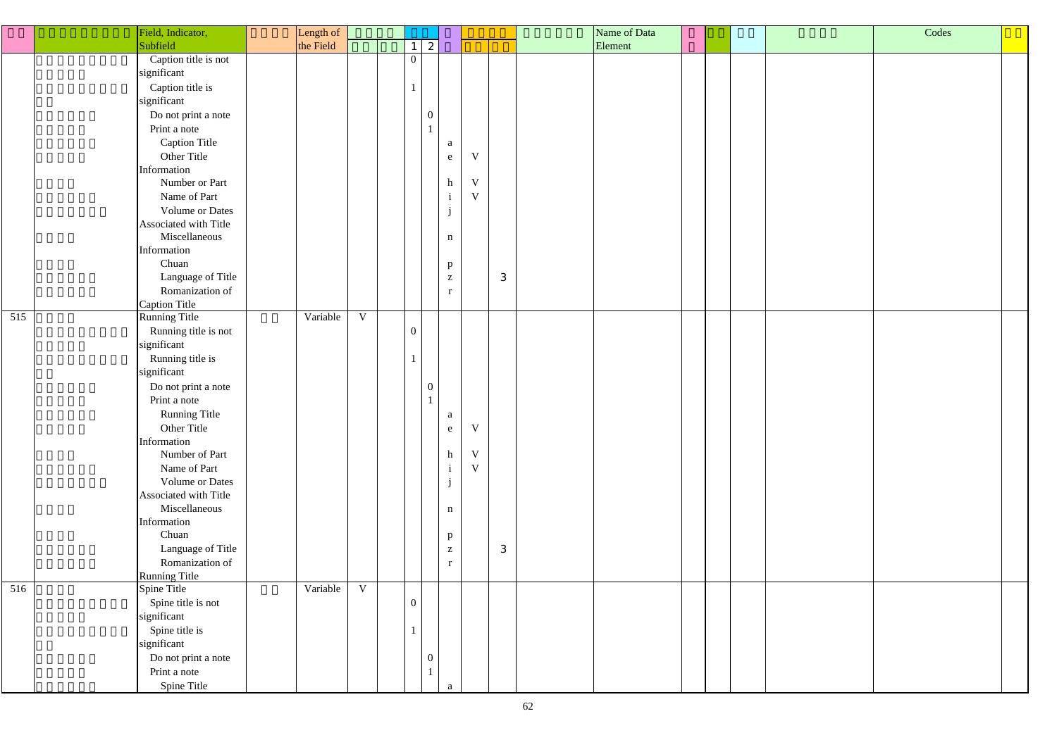| | | Field, Indicator, Subfield | | Length of the Field | | | | | | | | | Name of Data Element | | | | | Codes | |
|---|---|---|---|---|---|---|---|---|---|---|---|---|---|---|---|---|---|---|---|
| | | | | | | | 1 | 2 | | | | | | | | | | | |
| | | Caption title is not significant | | | | | 0 | | | | | | | | | | | | |
| | | Caption title is significant | | | | | 1 | | | | | | | | | | | | |
| | | Do not print a note | | | | | | 0 | | | | | | | | | | | |
| | | Print a note | | | | | | 1 | | | | | | | | | | | |
| | | Caption Title | | | | | | | a | | | | | | | | | | |
| | | Other Title Information | | | | | | | e | V | | | | | | | | | |
| | | Number or Part | | | | | | | h | V | | | | | | | | | |
| | | Name of Part | | | | | | | i | V | | | | | | | | | |
| | | Volume or Dates Associated with Title | | | | | | | j | | | | | | | | | | |
| | | Miscellaneous Information | | | | | | | n | | | | | | | | | | |
| | | Chuan | | | | | | | p | | | | | | | | | | |
| | | Language of Title | | | | | | | z | | 3 | | | | | | | | |
| | | Romanization of Caption Title | | | | | | | r | | | | | | | | | | |
| 515 | | Running Title | | Variable | V | | | | | | | | | | | | | | |
| | | Running title is not significant | | | | | 0 | | | | | | | | | | | | |
| | | Running title is significant | | | | | 1 | | | | | | | | | | | | |
| | | Do not print a note | | | | | | 0 | | | | | | | | | | | |
| | | Print a note | | | | | | 1 | | | | | | | | | | | |
| | | Running Title | | | | | | | a | | | | | | | | | | |
| | | Other Title Information | | | | | | | e | V | | | | | | | | | |
| | | Number of Part | | | | | | | h | V | | | | | | | | | |
| | | Name of Part | | | | | | | i | V | | | | | | | | | |
| | | Volume or Dates Associated with Title | | | | | | | j | | | | | | | | | | |
| | | Miscellaneous Information | | | | | | | n | | | | | | | | | | |
| | | Chuan | | | | | | | p | | | | | | | | | | |
| | | Language of Title | | | | | | | z | | 3 | | | | | | | | |
| | | Romanization of Running Title | | | | | | | r | | | | | | | | | | |
| 516 | | Spine Title | | Variable | V | | | | | | | | | | | | | | |
| | | Spine title is not significant | | | | | 0 | | | | | | | | | | | | |
| | | Spine title is significant | | | | | 1 | | | | | | | | | | | | |
| | | Do not print a note | | | | | | 0 | | | | | | | | | | | |
| | | Print a note | | | | | | 1 | | | | | | | | | | | |
| | | Spine Title | | | | | | | a | | | | | | | | | | |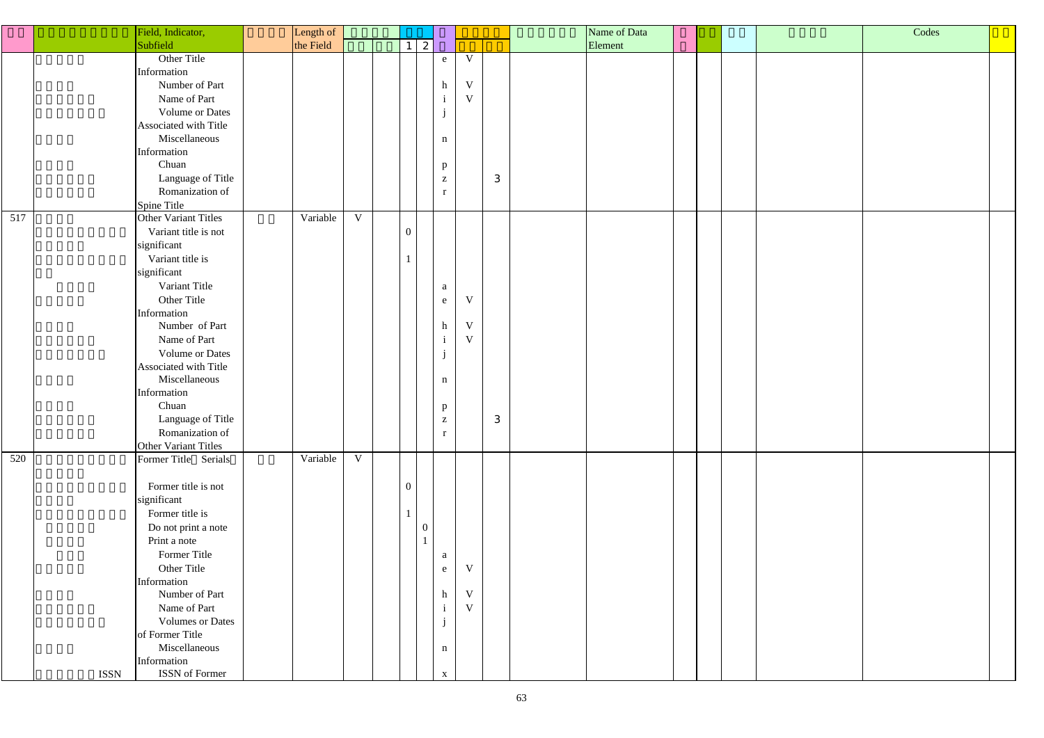| | | Field, Indicator, Subfield | | Length of the Field | | | | | | | | | | Name of Data Element | | | | | | Codes | |
|---|---|---|---|---|---|---|---|---|---|---|---|---|---|---|---|---|---|---|---|---|---|
| | | | | | | | 1 | 2 | | | | | | | | | | | | | |
| | | Other Title Information | | | | | | | e | V | | | | | | | | | | | |
| | | Number of Part | | | | | | | h | V | | | | | | | | | | | |
| | | Name of Part | | | | | | | i | V | | | | | | | | | | | |
| | | Volume or Dates Associated with Title | | | | | | | j | | | | | | | | | | | | |
| | | Miscellaneous Information | | | | | | | n | | | | | | | | | | | | |
| | | Chuan | | | | | | | p | | | | | | | | | | | | |
| | | Language of Title | | | | | | | z | | 3 | | | | | | | | | | |
| | | Romanization of Spine Title | | | | | | | r | | | | | | | | | | | | |
| 517 | | Other Variant Titles | | Variable | V | | | | | | | | | | | | | | | | |
| | | Variant title is not significant | | | | | 0 | | | | | | | | | | | | | | |
| | | Variant title is significant | | | | | 1 | | | | | | | | | | | | | | |
| | | Variant Title | | | | | | | a | | | | | | | | | | | | |
| | | Other Title Information | | | | | | | e | V | | | | | | | | | | | |
| | | Number of Part | | | | | | | h | V | | | | | | | | | | | |
| | | Name of Part | | | | | | | i | V | | | | | | | | | | | |
| | | Volume or Dates Associated with Title | | | | | | | j | | | | | | | | | | | | |
| | | Miscellaneous Information | | | | | | | n | | | | | | | | | | | | |
| | | Chuan | | | | | | | p | | | | | | | | | | | | |
| | | Language of Title | | | | | | | z | | 3 | | | | | | | | | | |
| | | Romanization of Other Variant Titles | | | | | | | r | | | | | | | | | | | | |
| 520 | | Former Title（Serials） | | Variable | V | | | | | | | | | | | | | | | | |
| | | Former title is not significant | | | | | 0 | | | | | | | | | | | | | | |
| | | Former title is | | | | | 1 | | | | | | | | | | | | | | |
| | | Do not print a note | | | | | | 0 | | | | | | | | | | | | | |
| | | Print a note | | | | | | 1 | | | | | | | | | | | | | |
| | | Former Title | | | | | | | a | | | | | | | | | | | | |
| | | Other Title Information | | | | | | | e | V | | | | | | | | | | | |
| | | Number of Part | | | | | | | h | V | | | | | | | | | | | |
| | | Name of Part | | | | | | | i | V | | | | | | | | | | | |
| | | Volumes or Dates of Former Title | | | | | | | j | | | | | | | | | | | | |
| | | Miscellaneous Information | | | | | | | n | | | | | | | | | | | | |
| | ISSN | ISSN of Former | | | | | | | x | | | | | | | | | | | | |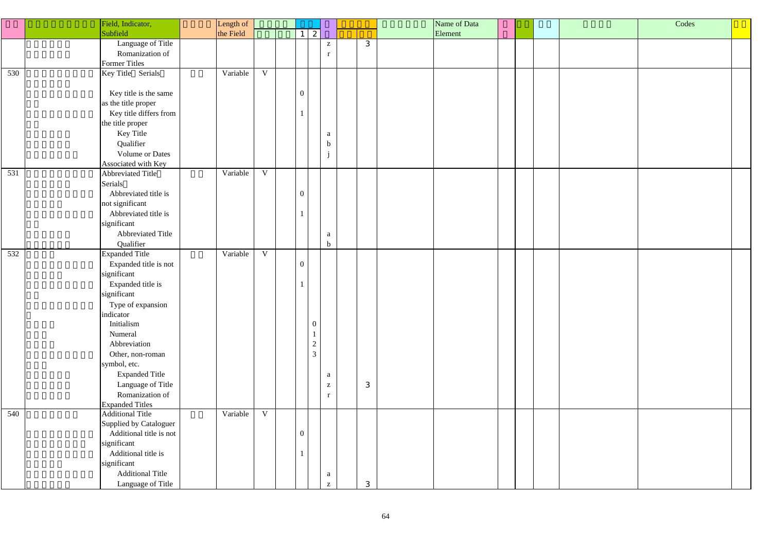| | | Field, Indicator, Subfield | | Length of the Field | | | | | | | | | | Name of Data Element | | | | | | Codes | |
|---|---|---|---|---|---|---|---|---|---|---|---|---|---|---|---|---|---|---|---|---|---|
| | | | | | | | 1 | 2 | | | | | | | | | | | | | |
| | | Language of Title | | | | | | | z | | 3 | | | | | | | | | | |
| | | Romanization of Former Titles | | | | | | | r | | | | | | | | | | | | |
| 530 | | Key Title Serials | | Variable | V | | | | | | | | | | | | | | | | |
| | | Key title is the same as the title proper | | | | | 0 | | | | | | | | | | | | | | |
| | | Key title differs from the title proper | | | | | 1 | | | | | | | | | | | | | | |
| | | Key Title | | | | | | | a | | | | | | | | | | | | |
| | | Qualifier | | | | | | | b | | | | | | | | | | | | |
| | | Volume or Dates Associated with Key | | | | | | | j | | | | | | | | | | | | |
| 531 | | Abbreviated Title Serials | | Variable | V | | | | | | | | | | | | | | | | |
| | | Abbreviated title is not significant | | | | | 0 | | | | | | | | | | | | | | |
| | | Abbreviated title is significant | | | | | 1 | | | | | | | | | | | | | | |
| | | Abbreviated Title | | | | | | | a | | | | | | | | | | | | |
| | | Qualifier | | | | | | | b | | | | | | | | | | | | |
| 532 | | Expanded Title | | Variable | V | | | | | | | | | | | | | | | | |
| | | Expanded title is not significant | | | | | 0 | | | | | | | | | | | | | | |
| | | Expanded title is significant | | | | | 1 | | | | | | | | | | | | | | |
| | | Type of expansion indicator | | | | | | | | | | | | | | | | | | | |
| | | Initialism | | | | | | 0 | | | | | | | | | | | | | |
| | | Numeral | | | | | | 1 | | | | | | | | | | | | | |
| | | Abbreviation | | | | | | 2 | | | | | | | | | | | | | |
| | | Other, non-roman symbol, etc. | | | | | | 3 | | | | | | | | | | | | | |
| | | Expanded Title | | | | | | | a | | | | | | | | | | | | |
| | | Language of Title | | | | | | | z | | 3 | | | | | | | | | | |
| | | Romanization of Expanded Titles | | | | | | | r | | | | | | | | | | | | |
| 540 | | Additional Title Supplied by Cataloguer | | Variable | V | | | | | | | | | | | | | | | | |
| | | Additional title is not significant | | | | | 0 | | | | | | | | | | | | | | |
| | | Additional title is significant | | | | | 1 | | | | | | | | | | | | | | |
| | | Additional Title | | | | | | | a | | | | | | | | | | | | |
| | | Language of Title | | | | | | | z | | 3 | | | | | | | | | | |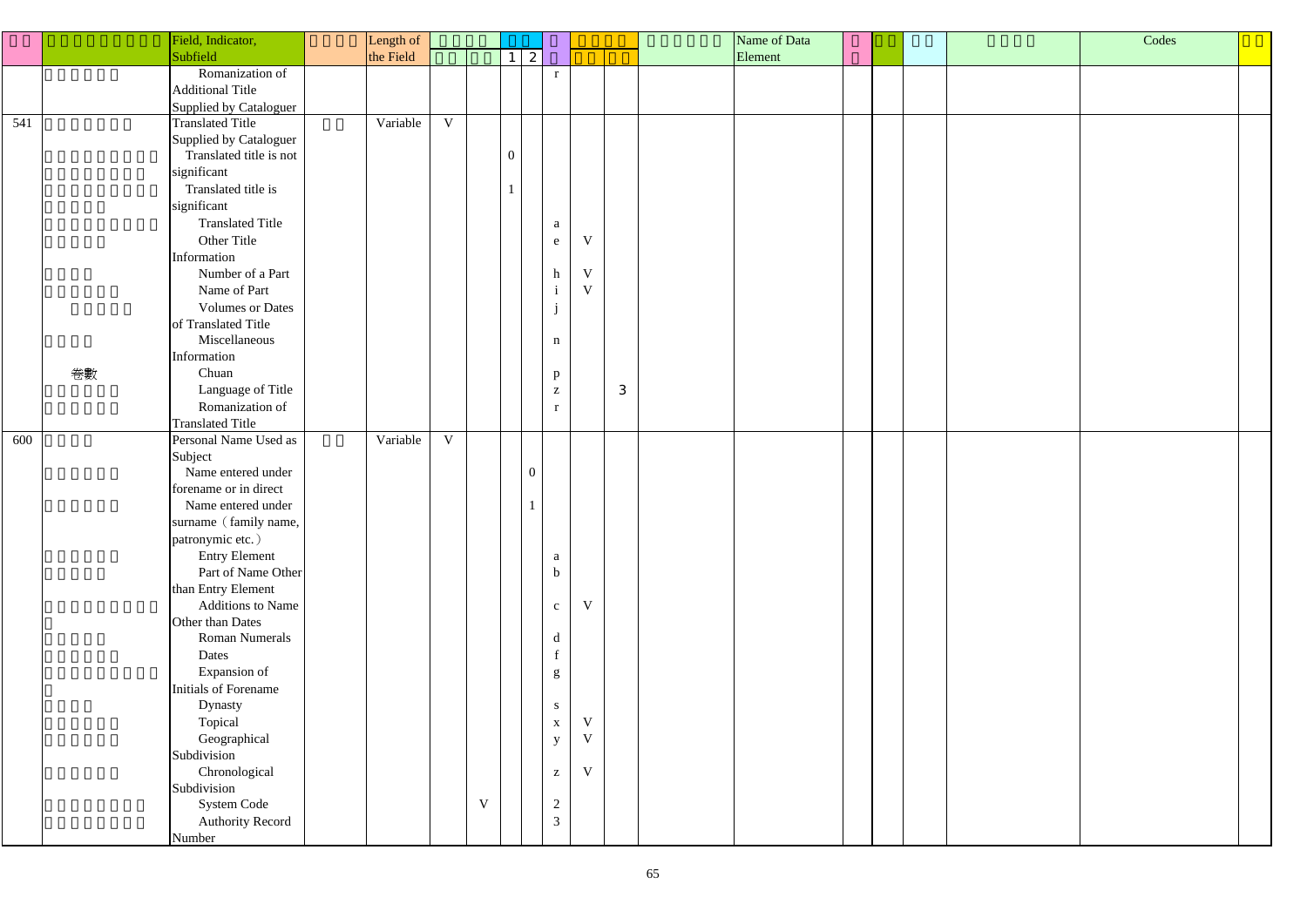| | | Field, Indicator, Subfield | | Length of the Field | | | | | | | | | Name of Data Element | | | | | Codes | |
|---|---|---|---|---|---|---|---|---|---|---|---|---|---|---|---|---|---|---|---|
| | | | | | | | 1 | 2 | | | | | | | | | | | |
| | | Romanization of Additional Title Supplied by Cataloguer | | | | | | | r | | | | | | | | | | |
| 541 | | Translated Title Supplied by Cataloguer | | Variable | V | | | | | | | | | | | | | | |
| | | Translated title is not significant | | | | | 0 | | | | | | | | | | | | |
| | | Translated title is significant | | | | | 1 | | | | | | | | | | | | |
| | | Translated Title | | | | | | | a | | | | | | | | | | |
| | | Other Title Information | | | | | | | e | V | | | | | | | | | |
| | | Number of a Part | | | | | | | h | V | | | | | | | | | |
| | | Name of Part | | | | | | | i | V | | | | | | | | | |
| | | Volumes or Dates of Translated Title | | | | | | | j | | | | | | | | | | |
| | | Miscellaneous Information | | | | | | | n | | | | | | | | | | |
| | 卷數 | Chuan | | | | | | | p | | | | | | | | | | |
| | | Language of Title | | | | | | | z | | 3 | | | | | | | | |
| | | Romanization of Translated Title | | | | | | | r | | | | | | | | | | |
| 600 | | Personal Name Used as Subject | | Variable | V | | | | | | | | | | | | | | |
| | | Name entered under forename or in direct | | | | | | 0 | | | | | | | | | | | |
| | | Name entered under surname (family name, patronymic etc.) | | | | | | 1 | | | | | | | | | | | |
| | | Entry Element | | | | | | | a | | | | | | | | | | |
| | | Part of Name Other than Entry Element | | | | | | | b | | | | | | | | | | |
| | | Additions to Name Other than Dates | | | | | | | c | V | | | | | | | | | |
| | | Roman Numerals | | | | | | | d | | | | | | | | | | |
| | | Dates | | | | | | | f | | | | | | | | | | |
| | | Expansion of Initials of Forename | | | | | | | g | | | | | | | | | | |
| | | Dynasty | | | | | | | s | | | | | | | | | | |
| | | Topical | | | | | | | x | V | | | | | | | | | |
| | | Geographical Subdivision | | | | | | | y | V | | | | | | | | | |
| | | Chronological Subdivision | | | | | | | z | V | | | | | | | | | |
| | | System Code | | | | V | | | 2 | | | | | | | | | | |
| | | Authority Record Number | | | | | | | 3 | | | | | | | | | | |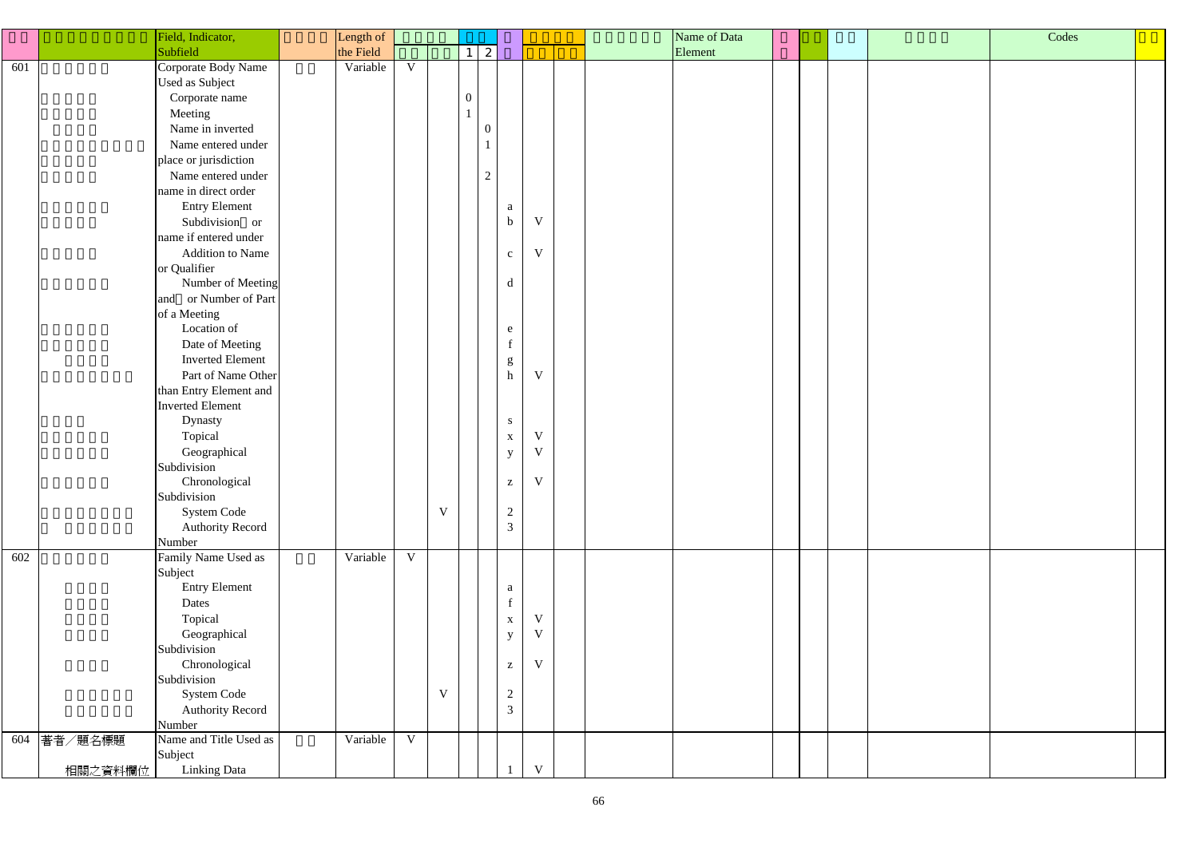| | | Field, Indicator, Subfield | | Length of the Field | | | | | | | | | Name of Data Element | | | | | Codes | |
|---|---|---|---|---|---|---|---|---|---|---|---|---|---|---|---|---|---|---|---|
| | | | | | | | 1 | 2 | | | | | | | | | | | |
| 601 | | Corporate Body Name Used as Subject | | Variable | V | | | | | | | | | | | | | | |
| | | Corporate name | | | | | 0 | | | | | | | | | | | | |
| | | Meeting | | | | | 1 | | | | | | | | | | | | |
| | | Name in inverted | | | | | | 0 | | | | | | | | | | | |
| | | Name entered under place or jurisdiction | | | | | | 1 | | | | | | | | | | | |
| | | Name entered under name in direct order | | | | | | 2 | | | | | | | | | | | |
| | | Entry Element | | | | | | | a | | | | | | | | | | |
| | | Subdivision or name if entered under | | | | | | | b | V | | | | | | | | | |
| | | Addition to Name or Qualifier | | | | | | | c | V | | | | | | | | | |
| | | Number of Meeting and or Number of Part of a Meeting | | | | | | | d | | | | | | | | | | |
| | | Location of | | | | | | | e | | | | | | | | | | |
| | | Date of Meeting | | | | | | | f | | | | | | | | | | |
| | | Inverted Element | | | | | | | g | | | | | | | | | | |
| | | Part of Name Other than Entry Element and Inverted Element | | | | | | | h | V | | | | | | | | | |
| | | Dynasty | | | | | | | s | | | | | | | | | | |
| | | Topical | | | | | | | x | V | | | | | | | | | |
| | | Geographical Subdivision | | | | | | | y | V | | | | | | | | | |
| | | Chronological Subdivision | | | | | | | z | V | | | | | | | | | |
| | | System Code | | | | V | | | 2 | | | | | | | | | | |
| | | Authority Record Number | | | | | | | 3 | | | | | | | | | | |
| 602 | | Family Name Used as Subject | | Variable | V | | | | | | | | | | | | | | |
| | | Entry Element | | | | | | | a | | | | | | | | | | |
| | | Dates | | | | | | | f | | | | | | | | | | |
| | | Topical | | | | | | | x | V | | | | | | | | | |
| | | Geographical Subdivision | | | | | | | y | V | | | | | | | | | |
| | | Chronological Subdivision | | | | | | | z | V | | | | | | | | | |
| | | System Code | | | | V | | | 2 | | | | | | | | | | |
| | | Authority Record Number | | | | | | | 3 | | | | | | | | | | |
| 604 | 著者／題名標題 | Name and Title Used as Subject | | Variable | V | | | | | | | | | | | | | | |
| | 相關之資料欄位 | Linking Data | | | | | | | 1 | V | | | | | | | | | |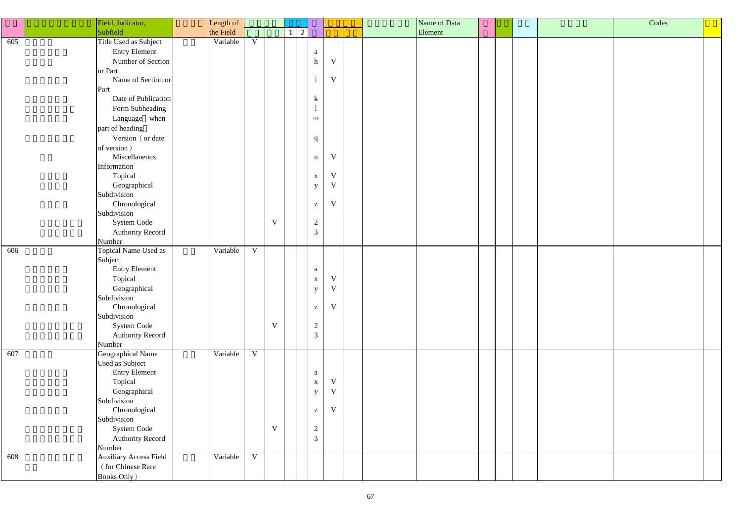| | | Field, Indicator, Subfield | | Length of the Field | | | 1 | 2 | | | | | | Name of Data Element | | | | | Codes | |
|---|---|---|---|---|---|---|---|---|---|---|---|---|---|---|---|---|---|---|---|---|
| 605 | | Title Used as Subject | | Variable | V | | | | | | | | | | | | | | | |
| | | Entry Element | | | | | | | a | | | | | | | | | | | |
| | | Number of Section or Part | | | | | | | h | V | | | | | | | | | | |
| | | Name of Section or Part | | | | | | | i | V | | | | | | | | | | |
| | | Date of Publication | | | | | | | k | | | | | | | | | | | |
| | | Form Subheading | | | | | | | l | | | | | | | | | | | |
| | | Language（when part of heading） | | | | | | | m | | | | | | | | | | | |
| | | Version（or date of version） | | | | | | | q | | | | | | | | | | | |
| | | Miscellaneous Information | | | | | | | n | V | | | | | | | | | | |
| | | Topical | | | | | | | x | V | | | | | | | | | | |
| | | Geographical Subdivision | | | | | | | y | V | | | | | | | | | | |
| | | Chronological Subdivision | | | | | | | z | V | | | | | | | | | | |
| | | System Code | | | | V | | | 2 | | | | | | | | | | | |
| | | Authority Record Number | | | | | | | 3 | | | | | | | | | | | |
| 606 | | Topical Name Used as Subject | | Variable | V | | | | | | | | | | | | | | | |
| | | Entry Element | | | | | | | a | | | | | | | | | | | |
| | | Topical | | | | | | | x | V | | | | | | | | | | |
| | | Geographical Subdivision | | | | | | | y | V | | | | | | | | | | |
| | | Chronological Subdivision | | | | | | | z | V | | | | | | | | | | |
| | | System Code | | | | V | | | 2 | | | | | | | | | | | |
| | | Authority Record Number | | | | | | | 3 | | | | | | | | | | | |
| 607 | | Geographical Name Used as Subject | | Variable | V | | | | | | | | | | | | | | | |
| | | Entry Element | | | | | | | a | | | | | | | | | | | |
| | | Topical | | | | | | | x | V | | | | | | | | | | |
| | | Geographical Subdivision | | | | | | | y | V | | | | | | | | | | |
| | | Chronological Subdivision | | | | | | | z | V | | | | | | | | | | |
| | | System Code | | | | V | | | 2 | | | | | | | | | | | |
| | | Authority Record Number | | | | | | | 3 | | | | | | | | | | | |
| 608 | | Auxiliary Access Field（for Chinese Rare Books Only） | | Variable | V | | | | | | | | | | | | | | | |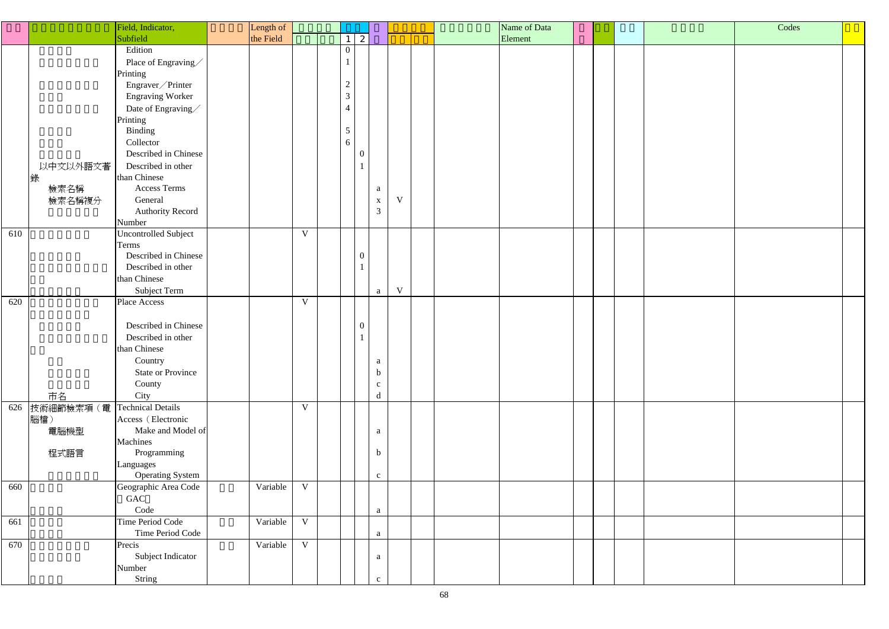| □□ | □□□□□□□□□ | Field, Indicator, Subfield | □□□□ | Length of the Field | □□ | □□ | 1 | 2 | □ | □□ | □□ | □□□□□□ | Name of Data Element | □ | □□ | □□ | □□□□ | Codes | □□ |
|---|---|---|---|---|---|---|---|---|---|---|---|---|---|---|---|---|---|---|---|
| | □□□□ | Edition | | | | | 0 | | | | | | | | | | | | |
| | □□□□□□□ | Place of Engraving／Printing | | | | | 1 | | | | | | | | | | | | |
| | □□□□□□□ | Engraver／Printer | | | | | 2 | | | | | | | | | | | | |
| | □□□ | Engraving Worker | | | | | 3 | | | | | | | | | | | | |
| | □□□□□□□ | Date of Engraving／Printing | | | | | 4 | | | | | | | | | | | | |
| | □□□□ | Binding | | | | | 5 | | | | | | | | | | | | |
| | □□□ | Collector | | | | | 6 | | | | | | | | | | | | |
| | □□□□□ | Described in Chinese | | | | | | 0 | | | | | | | | | | | |
| | 以中文以外語文著錄 | Described in other than Chinese | | | | | | 1 | | | | | | | | | | | |
| | 檢索名稱 | Access Terms | | | | | | | a | | | | | | | | | | |
| | 檢索名稱複分 | General | | | | | | | x | V | | | | | | | | | |
| | □□□□□□ | Authority Record Number | | | | | | | 3 | | | | | | | | | | |
| 610 | □□□□□□□ | Uncontrolled Subject Terms | | | V | | | | | | | | | | | | | | |
| | □□□□□□ | Described in Chinese | | | | | | 0 | | | | | | | | | | | |
| | □□□□□□□□□□ | Described in other than Chinese | | | | | | 1 | | | | | | | | | | | |
| | □□□□□□ | Subject Term | | | | | | | a | V | | | | | | | | | |
| 620 | □□□□□□□□□ | Place Access | | | V | | | | | | | | | | | | | | |
| | □□□□□□ | Described in Chinese | | | | | | 0 | | | | | | | | | | | |
| | □□□□□□□□□□ | Described in other than Chinese | | | | | | 1 | | | | | | | | | | | |
| | □□ | Country | | | | | | | a | | | | | | | | | | |
| | □□□□□ | State or Province | | | | | | | b | | | | | | | | | | |
| | □□□□□ | County | | | | | | | c | | | | | | | | | | |
| | 市名 | City | | | | | | | d | | | | | | | | | | |
| 626 | 技術細節檢索項（電腦檔） | Technical Details Access（Electronic | | | V | | | | | | | | | | | | | | |
| | 電腦機型 | Make and Model of Machines | | | | | | | a | | | | | | | | | | |
| | 程式語言 | Programming Languages | | | | | | | b | | | | | | | | | | |
| | □□□□□□ | Operating System | | | | | | | c | | | | | | | | | | |
| 660 | □□□□ | Geographic Area Code（GAC） | □□ | Variable | V | | | | | | | | | | | | | | |
| | □□□□ | Code | | | | | | | a | | | | | | | | | | |
| 661 | □□□□ | Time Period Code | □□ | Variable | V | | | | | | | | | | | | | | |
| | □□□□ | Time Period Code | | | | | | | a | | | | | | | | | | |
| 670 | □□□□□□□ | Precis | □□ | Variable | V | | | | | | | | | | | | | | |
| | □□□□□□ | Subject Indicator Number | | | | | | | a | | | | | | | | | | |
| | □□□□ | String | | | | | | | c | | | | | | | | | | |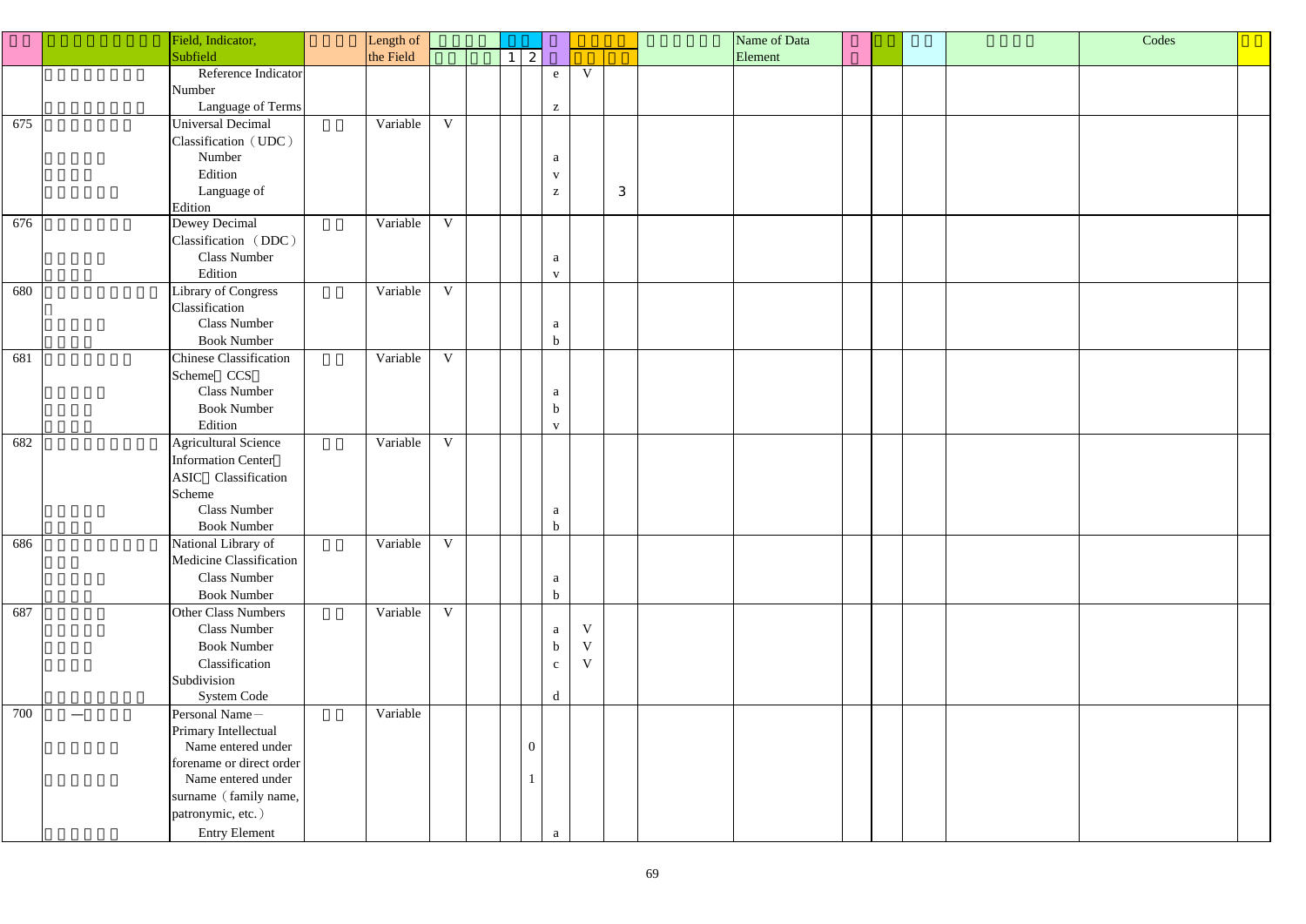| □□ | □□□□□□□□ | Field, Indicator, Subfield | □□□□ | Length of the Field | □□□□ | | □□ | | □ | □□□□□ | | □□□□ | Name of Data Element | □ | □□ | □□ | □□□ | Codes | □□ |
|---|---|---|---|---|---|---|---|---|---|---|---|---|---|---|---|---|---|---|---|
| | | | | | □□ | □□ | 1 | 2 | □ | □□ | □□ | | | | | | | | |
| | □□□□□□ | Reference Indicator Number | | | | | | | e | V | | | | | | | | | |
| | □□□□□□ | Language of Terms | | | | | | | z | | | | | | | | | | |
| 675 | □□□□□□ | Universal Decimal Classification（UDC） | □□ | Variable | V | | | | | | | | | | | | | | |
| | □□□□ | Number | | | | | | | a | | | | | | | | | | |
| | □□□ | Edition | | | | | | | v | | | | | | | | | | |
| | □□□□□ | Language of Edition | | | | | | | z | | 3 | | | | | | | | |
| 676 | □□□□□□ | Dewey Decimal Classification （DDC） | □□ | Variable | V | | | | | | | | | | | | | | |
| | □□□□ | Class Number | | | | | | | a | | | | | | | | | | |
| | □□□ | Edition | | | | | | | v | | | | | | | | | | |
| 680 | □□□□□□□□□ | Library of Congress Classification | □□ | Variable | V | | | | | | | | | | | | | | |
| | □□□□ | Class Number | | | | | | | a | | | | | | | | | | |
| | □□□ | Book Number | | | | | | | b | | | | | | | | | | |
| 681 | □□□□□□ | Chinese Classification Scheme□CCS□ | □□ | Variable | V | | | | | | | | | | | | | | |
| | □□□□ | Class Number | | | | | | | a | | | | | | | | | | |
| | □□□ | Book Number | | | | | | | b | | | | | | | | | | |
| | □□□ | Edition | | | | | | | v | | | | | | | | | | |
| 682 | □□□□□□□□ | Agricultural Science Information Center□ASIC□Classification Scheme | □□ | Variable | V | | | | | | | | | | | | | | |
| | □□□□ | Class Number | | | | | | | a | | | | | | | | | | |
| | □□□ | Book Number | | | | | | | b | | | | | | | | | | |
| 686 | □□□□□□□□□□ | National Library of Medicine Classification | □□ | Variable | V | | | | | | | | | | | | | | |
| | □□□□ | Class Number | | | | | | | a | | | | | | | | | | |
| | □□□ | Book Number | | | | | | | b | | | | | | | | | | |
| 687 | □□□□□ | Other Class Numbers | □□ | Variable | V | | | | | | | | | | | | | | |
| | □□□□ | Class Number | | | | | | | a | V | | | | | | | | | |
| | □□□ | Book Number | | | | | | | b | V | | | | | | | | | |
| | □□□ | Classification Subdivision | | | | | | | c | V | | | | | | | | | |
| | □□□□□□□ | System Code | | | | | | | d | | | | | | | | | | |
| 700 | □□—□□□ | Personal Name－Primary Intellectual | □□ | Variable | | | | | | | | | | | | | | | |
| | □□□□□ | Name entered under forename or direct order | | | | | | 0 | | | | | | | | | | | |
| | □□□□□ | Name entered under surname（family name, patronymic, etc.） | | | | | | 1 | | | | | | | | | | | |
| | □□□□□ | Entry Element | | | | | | | a | | | | | | | | | | |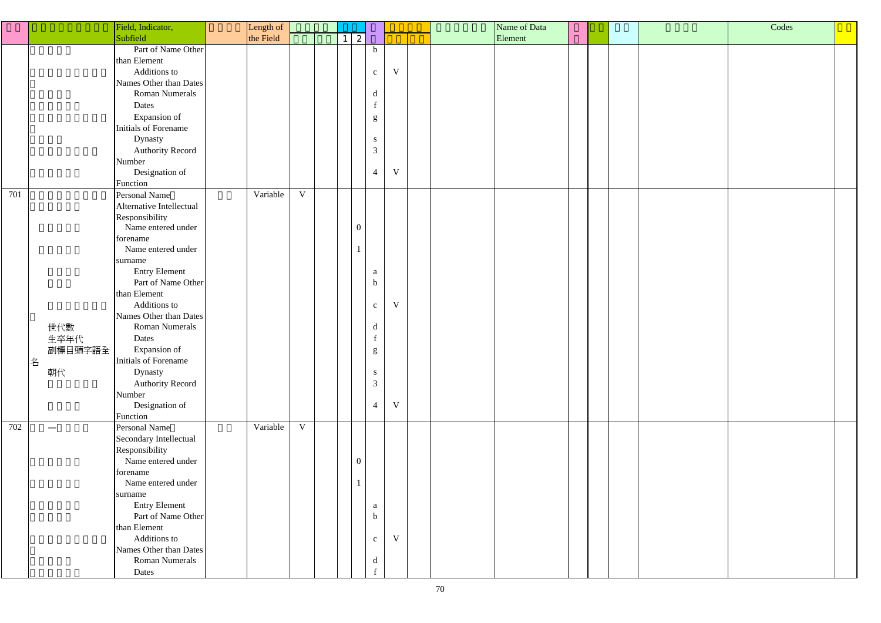| | | Field, Indicator, Subfield | | Length of the Field | | | | | | | | | | Name of Data Element | | | | | | Codes | |
|---|---|---|---|---|---|---|---|---|---|---|---|---|---|---|---|---|---|---|---|---|---|
| | | | | | | | 1 | 2 | | | | | | | | | | | | | |
| | | Part of Name Other than Element | | | | | | | b | | | | | | | | | | | | |
| | | Additions to Names Other than Dates | | | | | | | c | V | | | | | | | | | | | |
| | | Roman Numerals | | | | | | | d | | | | | | | | | | | | |
| | | Dates | | | | | | | f | | | | | | | | | | | | |
| | | Expansion of Initials of Forename | | | | | | | g | | | | | | | | | | | | |
| | | Dynasty | | | | | | | s | | | | | | | | | | | | |
| | | Authority Record Number | | | | | | | 3 | | | | | | | | | | | | |
| | | Designation of Function | | | | | | | 4 | V | | | | | | | | | | | |
| 701 | | Personal Name Alternative Intellectual Responsibility | | Variable | V | | | | | | | | | | | | | | | | |
| | | Name entered under forename | | | | | | 0 | | | | | | | | | | | | | |
| | | Name entered under surname | | | | | | 1 | | | | | | | | | | | | | |
| | | Entry Element | | | | | | | a | | | | | | | | | | | | |
| | | Part of Name Other than Element | | | | | | | b | | | | | | | | | | | | |
| | | Additions to Names Other than Dates | | | | | | | c | V | | | | | | | | | | | |
| | 世代數 | Roman Numerals | | | | | | | d | | | | | | | | | | | | |
| | 生卒年代 | Dates | | | | | | | f | | | | | | | | | | | | |
| | 副標目頭字語全名 | Expansion of Initials of Forename | | | | | | | g | | | | | | | | | | | | |
| | 朝代 | Dynasty | | | | | | | s | | | | | | | | | | | | |
| | | Authority Record Number | | | | | | | 3 | | | | | | | | | | | | |
| | | Designation of Function | | | | | | | 4 | V | | | | | | | | | | | |
| 702 | —— | Personal Name Secondary Intellectual Responsibility | | Variable | V | | | | | | | | | | | | | | | | |
| | | Name entered under forename | | | | | | 0 | | | | | | | | | | | | | |
| | | Name entered under surname | | | | | | 1 | | | | | | | | | | | | | |
| | | Entry Element | | | | | | | a | | | | | | | | | | | | |
| | | Part of Name Other than Element | | | | | | | b | | | | | | | | | | | | |
| | | Additions to Names Other than Dates | | | | | | | c | V | | | | | | | | | | | |
| | | Roman Numerals | | | | | | | d | | | | | | | | | | | | |
| | | Dates | | | | | | | f | | | | | | | | | | | | |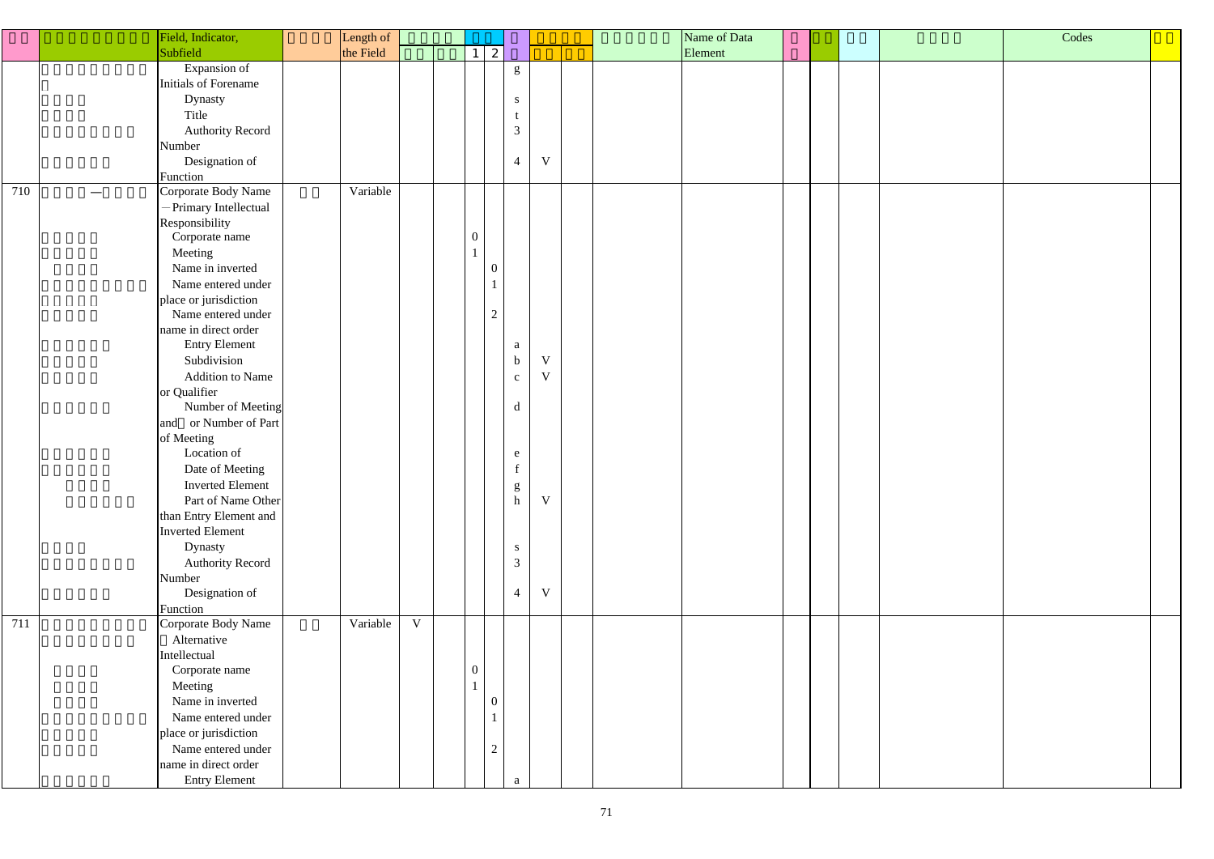| | | Field, Indicator, Subfield | | Length of the Field | | | 1 | 2 | | | | | Name of Data Element | | | | | Codes | |
|---|---|---|---|---|---|---|---|---|---|---|---|---|---|---|---|---|---|---|---|
| | | Expansion of Initials of Forename | | | | | | | g | | | | | | | | | | |
| | | Dynasty | | | | | | | s | | | | | | | | | | |
| | | Title | | | | | | | t | | | | | | | | | | |
| | | Authority Record Number | | | | | | | 3 | | | | | | | | | | |
| | | Designation of Function | | | | | | | 4 | V | | | | | | | | | |
| 710 | | Corporate Body Name －Primary Intellectual Responsibility | | Variable | | | | | | | | | | | | | | | |
| | | Corporate name | | | | | 0 | | | | | | | | | | | | |
| | | Meeting | | | | | 1 | | | | | | | | | | | | |
| | | Name in inverted | | | | | | 0 | | | | | | | | | | | |
| | | Name entered under place or jurisdiction | | | | | | 1 | | | | | | | | | | | |
| | | Name entered under name in direct order | | | | | | 2 | | | | | | | | | | | |
| | | Entry Element | | | | | | | a | | | | | | | | | | |
| | | Subdivision | | | | | | | b | V | | | | | | | | | |
| | | Addition to Name or Qualifier | | | | | | | c | V | | | | | | | | | |
| | | Number of Meeting and or Number of Part of Meeting | | | | | | | d | | | | | | | | | | |
| | | Location of | | | | | | | e | | | | | | | | | | |
| | | Date of Meeting | | | | | | | f | | | | | | | | | | |
| | | Inverted Element | | | | | | | g | | | | | | | | | | |
| | | Part of Name Other than Entry Element and Inverted Element | | | | | | | h | V | | | | | | | | | |
| | | Dynasty | | | | | | | s | | | | | | | | | | |
| | | Authority Record Number | | | | | | | 3 | | | | | | | | | | |
| | | Designation of Function | | | | | | | 4 | V | | | | | | | | | |
| 711 | | Corporate Body Name Alternative Intellectual | | Variable | V | | | | | | | | | | | | | | |
| | | Corporate name | | | | | 0 | | | | | | | | | | | | |
| | | Meeting | | | | | 1 | | | | | | | | | | | | |
| | | Name in inverted | | | | | | 0 | | | | | | | | | | | |
| | | Name entered under place or jurisdiction | | | | | | 1 | | | | | | | | | | | |
| | | Name entered under name in direct order | | | | | | 2 | | | | | | | | | | | |
| | | Entry Element | | | | | | | a | | | | | | | | | | |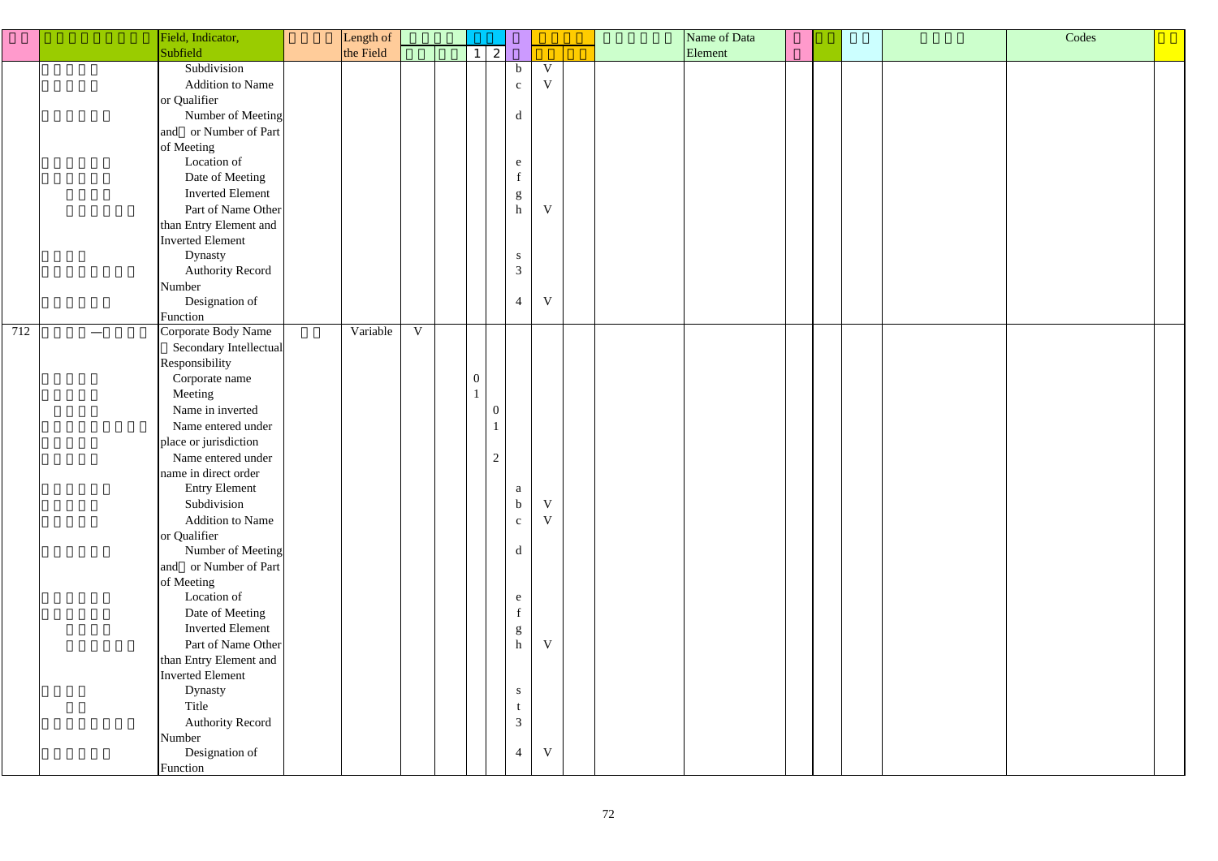| □□ | □□□□□□□□□ | Field, Indicator, Subfield | □□□□ | Length of the Field | □□□□□ | | □□ | | □ | □□□□□ | | □□□□□□□ | Name of Data Element | □ □ | □□ | □□ | □□□□ | Codes | □□ |
|---|---|---|---|---|---|---|---|---|---|---|---|---|---|---|---|---|---|---|---|
| | | | | | □□ | □□ | 1 | 2 | | □□ | □□ | | | | | | | | |
| | □□□□ | Subdivision | | | | | | | b | V | | | | | | | | | |
| | □□□□ | Addition to Name or Qualifier | | | | | | | c | V | | | | | | | | | |
| | □□□□□ | Number of Meeting and□ or Number of Part of Meeting | | | | | | | d | | | | | | | | | | |
| | □□□□□ | Location of | | | | | | | e | | | | | | | | | | |
| | □□□□□ | Date of Meeting | | | | | | | f | | | | | | | | | | |
| | □□□□ | Inverted Element | | | | | | | g | | | | | | | | | | |
| | □□□□□□ | Part of Name Other than Entry Element and Inverted Element | | | | | | | h | V | | | | | | | | | |
| | □□□□ | Dynasty | | | | | | | s | | | | | | | | | | |
| | □□□□□□□□ | Authority Record Number | | | | | | | 3 | | | | | | | | | | |
| | □□□□□ | Designation of Function | | | | | | | 4 | V | | | | | | | | | |
| 712 | □□□□—□□□□ | Corporate Body Name □Secondary Intellectual Responsibility | □□ | Variable | V | | | | | | | | | | | | | | |
| | □□□□ | Corporate name | | | | | 0 | | | | | | | | | | | | |
| | □□□□ | Meeting | | | | | 1 | | | | | | | | | | | | |
| | □□□□ | Name in inverted | | | | | | 0 | | | | | | | | | | | |
| | □□□□□□□□□ | Name entered under place or jurisdiction | | | | | | 1 | | | | | | | | | | | |
| | □□□□ | Name entered under name in direct order | | | | | | 2 | | | | | | | | | | | |
| | □□□□□ | Entry Element | | | | | | | a | | | | | | | | | | |
| | □□□□ | Subdivision | | | | | | | b | V | | | | | | | | | |
| | □□□□ | Addition to Name or Qualifier | | | | | | | c | V | | | | | | | | | |
| | □□□□□ | Number of Meeting and□ or Number of Part of Meeting | | | | | | | d | | | | | | | | | | |
| | □□□□□ | Location of | | | | | | | e | | | | | | | | | | |
| | □□□□□ | Date of Meeting | | | | | | | f | | | | | | | | | | |
| | □□□□ | Inverted Element | | | | | | | g | | | | | | | | | | |
| | □□□□□□ | Part of Name Other than Entry Element and Inverted Element | | | | | | | h | V | | | | | | | | | |
| | □□□□ | Dynasty | | | | | | | s | | | | | | | | | | |
| | □□ | Title | | | | | | | t | | | | | | | | | | |
| | □□□□□□□□ | Authority Record Number | | | | | | | 3 | | | | | | | | | | |
| | □□□□□ | Designation of Function | | | | | | | 4 | V | | | | | | | | | |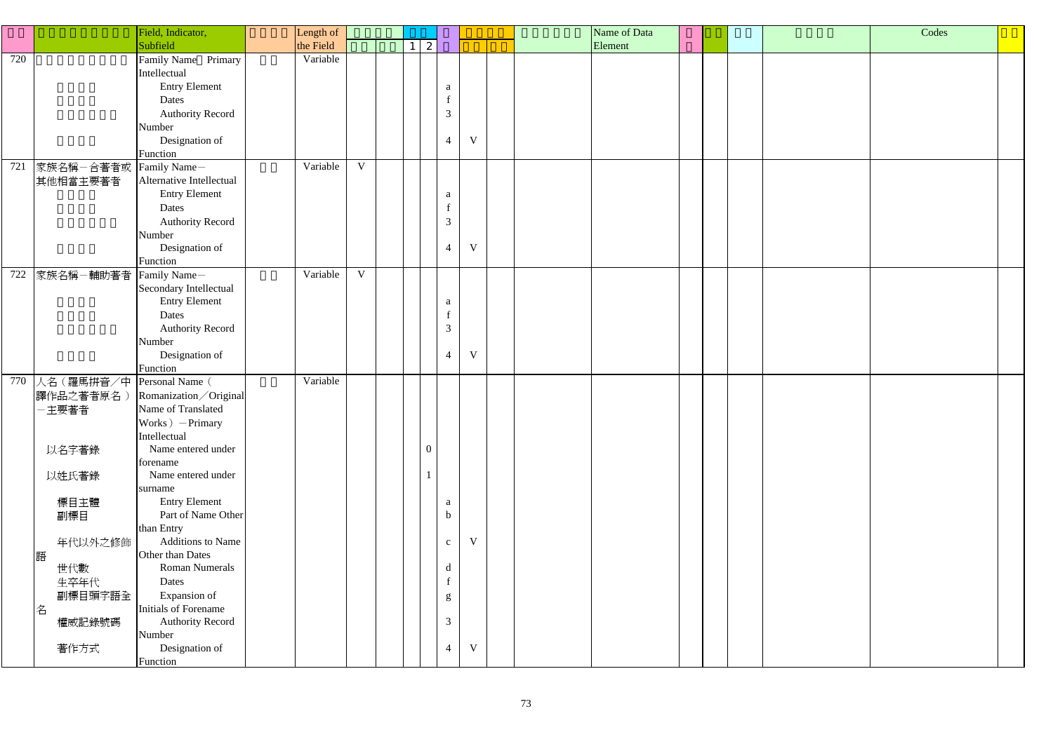| | | Field, Indicator, Subfield | | Length of the Field | | | | | | | | | | Name of Data Element | | | | | | Codes | |
|---|---|---|---|---|---|---|---|---|---|---|---|---|---|---|---|---|---|---|---|---|---|
| | | | | | | | 1 | 2 | | | | | | | | | | | | | |
| 720 | | Family Name Primary Intellectual | | Variable | | | | | | | | | | | | | | | | | |
| | | Entry Element | | | | | | | a | | | | | | | | | | | | |
| | | Dates | | | | | | | f | | | | | | | | | | | | |
| | | Authority Record Number | | | | | | | 3 | | | | | | | | | | | | |
| | | Designation of Function | | | | | | | 4 | V | | | | | | | | | | | |
| 721 | 家族名稱－合著者或其他相當主要著者 | Family Name－Alternative Intellectual | | Variable | V | | | | | | | | | | | | | | | | |
| | | Entry Element | | | | | | | a | | | | | | | | | | | | |
| | | Dates | | | | | | | f | | | | | | | | | | | | |
| | | Authority Record Number | | | | | | | 3 | | | | | | | | | | | | |
| | | Designation of Function | | | | | | | 4 | V | | | | | | | | | | | |
| 722 | 家族名稱－輔助著者 | Family Name－Secondary Intellectual | | Variable | V | | | | | | | | | | | | | | | | |
| | | Entry Element | | | | | | | a | | | | | | | | | | | | |
| | | Dates | | | | | | | f | | | | | | | | | | | | |
| | | Authority Record Number | | | | | | | 3 | | | | | | | | | | | | |
| | | Designation of Function | | | | | | | 4 | V | | | | | | | | | | | |
| 770 | 人名（羅馬拼音／中譯作品之著者原名）－主要著者 | Personal Name（Romanization／Original Name of Translated Works）－Primary Intellectual | | Variable | | | | | | | | | | | | | | | | | |
| | 以名字著錄 | Name entered under forename | | | | | | 0 | | | | | | | | | | | | | |
| | 以姓氏著錄 | Name entered under surname | | | | | | 1 | | | | | | | | | | | | | |
| | 標目主體 | Entry Element | | | | | | | a | | | | | | | | | | | | |
| | 副標目 | Part of Name Other than Entry | | | | | | | b | | | | | | | | | | | | |
| | 年代以外之修飾語 | Additions to Name Other than Dates | | | | | | | c | V | | | | | | | | | | | |
| | 世代數 | Roman Numerals | | | | | | | d | | | | | | | | | | | | |
| | 生卒年代 | Dates | | | | | | | f | | | | | | | | | | | | |
| | 副標目頭字語全名 | Expansion of Initials of Forename | | | | | | | g | | | | | | | | | | | | |
| | 權威記錄號碼 | Authority Record Number | | | | | | | 3 | | | | | | | | | | | | |
| | 著作方式 | Designation of Function | | | | | | | 4 | V | | | | | | | | | | | |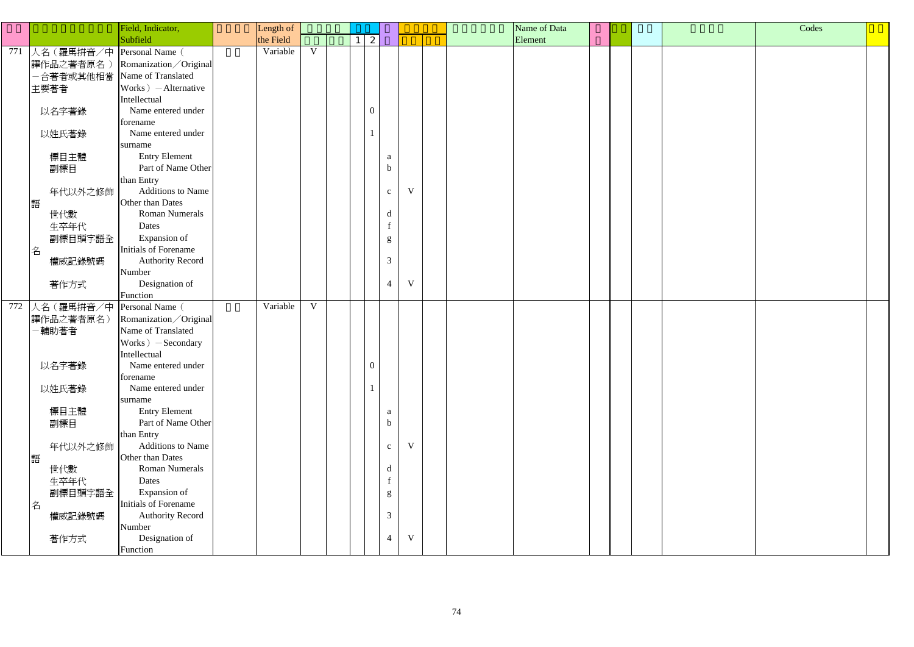| □□ | □□□□□□□□□ | Field, Indicator, Subfield | □□□□ | Length of the Field | □□□□ | | □□ | | □ | □□□□ | | □□□□□□□ | Name of Data Element | □ □ | □□ | □□ | □□□□ | Codes | □□ |
|---|---|---|---|---|---|---|---|---|---|---|---|---|---|---|---|---|---|---|---|
| | | | | | □□ | □□ | 1 | 2 | | □□ | □□ | | | | | | | | |
| 771 | 人名（羅馬拼音／中譯作品之著者原名）－合著者或其他相當主要著者 | Personal Name（Romanization／Original Name of Translated Works）－Alternative Intellectual | □□ | Variable | V | | | | | | | | | | | | | | |
| | 以名字著錄 | Name entered under forename | | | | | | 0 | | | | | | | | | | | |
| | 以姓氏著錄 | Name entered under surname | | | | | | 1 | | | | | | | | | | | |
| | 標目主體 | Entry Element | | | | | | | a | | | | | | | | | | |
| | 副標目 | Part of Name Other than Entry | | | | | | | b | | | | | | | | | | |
| | 年代以外之修飾語 | Additions to Name Other than Dates | | | | | | | c | V | | | | | | | | | |
| | 世代數 | Roman Numerals | | | | | | | d | | | | | | | | | | |
| | 生卒年代 | Dates | | | | | | | f | | | | | | | | | | |
| | 副標目頭字語全名 | Expansion of Initials of Forename | | | | | | | g | | | | | | | | | | |
| | 權威記錄號碼 | Authority Record Number | | | | | | | 3 | | | | | | | | | | |
| | 著作方式 | Designation of Function | | | | | | | 4 | V | | | | | | | | | |
| 772 | 人名（羅馬拼音／中譯作品之著者原名）－輔助著者 | Personal Name（Romanization／Original Name of Translated Works）－Secondary Intellectual | □□ | Variable | V | | | | | | | | | | | | | | |
| | 以名字著錄 | Name entered under forename | | | | | | 0 | | | | | | | | | | | |
| | 以姓氏著錄 | Name entered under surname | | | | | | 1 | | | | | | | | | | | |
| | 標目主體 | Entry Element | | | | | | | a | | | | | | | | | | |
| | 副標目 | Part of Name Other than Entry | | | | | | | b | | | | | | | | | | |
| | 年代以外之修飾語 | Additions to Name Other than Dates | | | | | | | c | V | | | | | | | | | |
| | 世代數 | Roman Numerals | | | | | | | d | | | | | | | | | | |
| | 生卒年代 | Dates | | | | | | | f | | | | | | | | | | |
| | 副標目頭字語全名 | Expansion of Initials of Forename | | | | | | | g | | | | | | | | | | |
| | 權威記錄號碼 | Authority Record Number | | | | | | | 3 | | | | | | | | | | |
| | 著作方式 | Designation of Function | | | | | | | 4 | V | | | | | | | | | |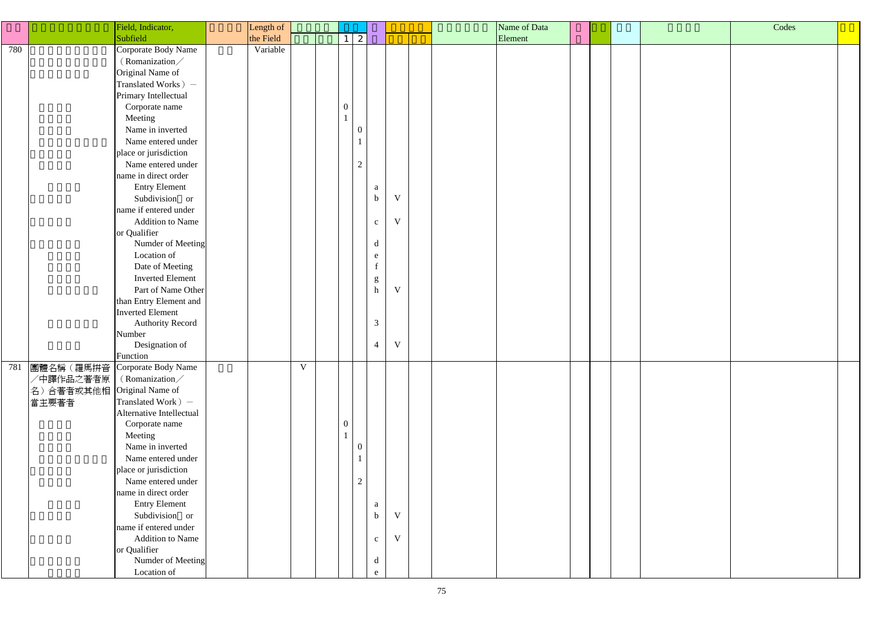| | | Field, Indicator, Subfield | | Length of the Field | | | | | | | | | | Name of Data Element | | | | | | Codes | |
|---|---|---|---|---|---|---|---|---|---|---|---|---|---|---|---|---|---|---|---|---|---|
| | | | | | | | 1 | 2 | | | | | | | | | | | | | |
| 780 | | Corporate Body Name (Romanization／Original Name of Translated Works) － Primary Intellectual | | Variable | | | | | | | | | | | | | | | | | |
| | | Corporate name | | | | | 0 | | | | | | | | | | | | | | |
| | | Meeting | | | | | 1 | | | | | | | | | | | | | | |
| | | Name in inverted | | | | | | 0 | | | | | | | | | | | | | |
| | | Name entered under place or jurisdiction | | | | | | 1 | | | | | | | | | | | | | |
| | | Name entered under name in direct order | | | | | | 2 | | | | | | | | | | | | | |
| | | Entry Element | | | | | | | a | | | | | | | | | | | | |
| | | Subdivision or name if entered under | | | | | | | b | V | | | | | | | | | | | |
| | | Addition to Name or Qualifier | | | | | | | c | V | | | | | | | | | | | |
| | | Numder of Meeting | | | | | | | d | | | | | | | | | | | | |
| | | Location of | | | | | | | e | | | | | | | | | | | | |
| | | Date of Meeting | | | | | | | f | | | | | | | | | | | | |
| | | Inverted Element | | | | | | | g | | | | | | | | | | | | |
| | | Part of Name Other than Entry Element and Inverted Element | | | | | | | h | V | | | | | | | | | | | |
| | | Authority Record Number | | | | | | | 3 | | | | | | | | | | | | |
| | | Designation of Function | | | | | | | 4 | V | | | | | | | | | | | |
| 781 | 團體名稱（羅馬拼音／中譯作品之著者原名）合著者或其他相當主要著者 | Corporate Body Name (Romanization／Original Name of Translated Work) － Alternative Intellectual | | | V | | | | | | | | | | | | | | | | |
| | | Corporate name | | | | | 0 | | | | | | | | | | | | | | |
| | | Meeting | | | | | 1 | | | | | | | | | | | | | | |
| | | Name in inverted | | | | | | 0 | | | | | | | | | | | | | |
| | | Name entered under place or jurisdiction | | | | | | 1 | | | | | | | | | | | | | |
| | | Name entered under name in direct order | | | | | | 2 | | | | | | | | | | | | | |
| | | Entry Element | | | | | | | a | | | | | | | | | | | | |
| | | Subdivision or name if entered under | | | | | | | b | V | | | | | | | | | | | |
| | | Addition to Name or Qualifier | | | | | | | c | V | | | | | | | | | | | |
| | | Numder of Meeting | | | | | | | d | | | | | | | | | | | | |
| | | Location of | | | | | | | e | | | | | | | | | | | | |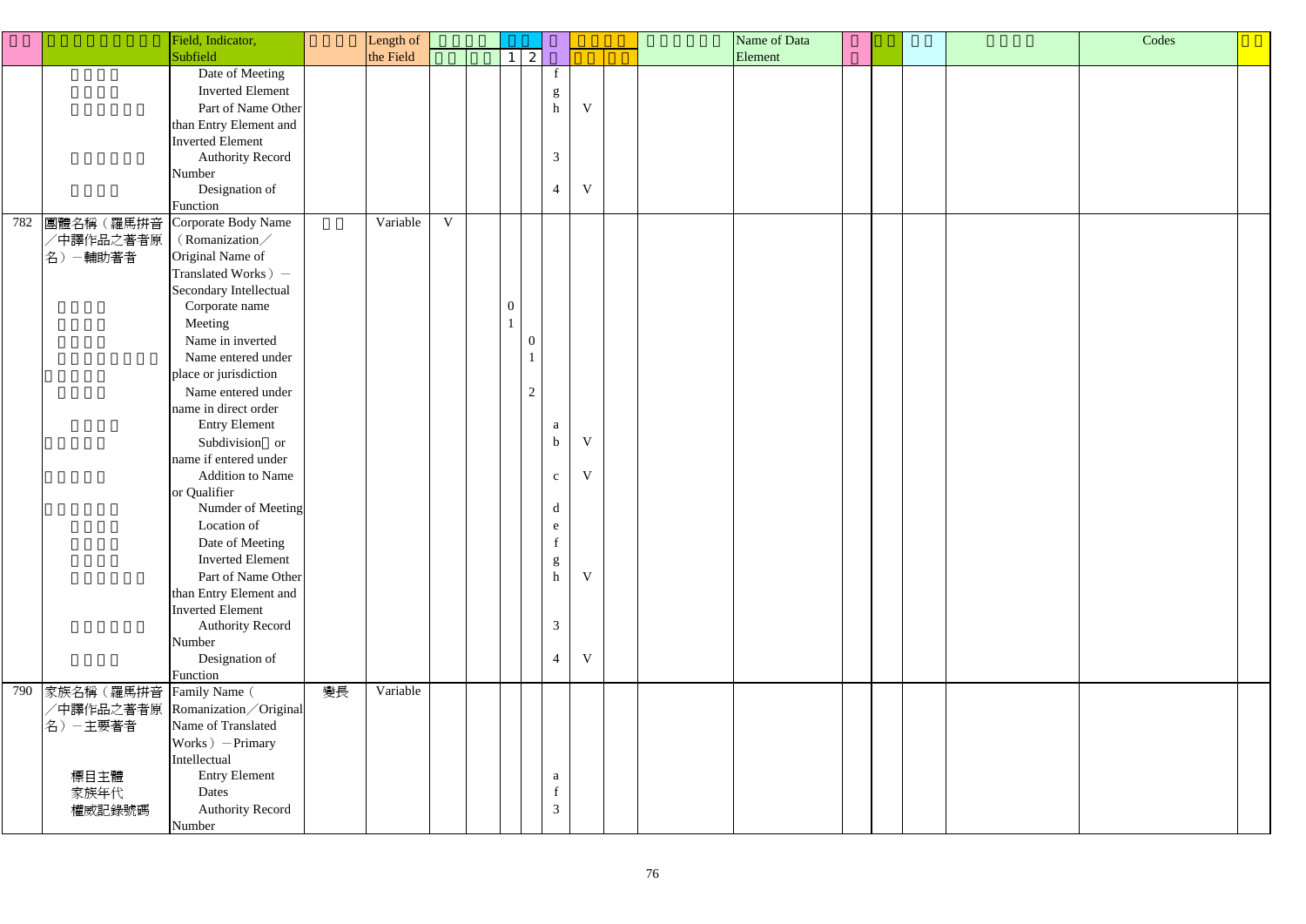| | | Field, Indicator, Subfield | | Length of the Field | | | | | | | | | | Name of Data Element | | | | | Codes | |
|---|---|---|---|---|---|---|---|---|---|---|---|---|---|---|---|---|---|---|---|---|
| | | | | | | | 1 | 2 | | | | | | | | | | | | |
| | | Date of Meeting | | | | | | | f | | | | | | | | | | | |
| | | Inverted Element | | | | | | | g | | | | | | | | | | | |
| | | Part of Name Other than Entry Element and Inverted Element | | | | | | | h | V | | | | | | | | | | |
| | | Authority Record Number | | | | | | | 3 | | | | | | | | | | | |
| | | Designation of Function | | | | | | | 4 | V | | | | | | | | | | |
| 782 | 團體名稱（羅馬拼音／中譯作品之著者原名）－輔助著者 | Corporate Body Name（Romanization／Original Name of Translated Works）－Secondary Intellectual | | Variable | V | | | | | | | | | | | | | | | |
| | | Corporate name | | | | | 0 | | | | | | | | | | | | | |
| | | Meeting | | | | | 1 | | | | | | | | | | | | | |
| | | Name in inverted | | | | | | 0 | | | | | | | | | | | | |
| | | Name entered under place or jurisdiction | | | | | | 1 | | | | | | | | | | | | |
| | | Name entered under name in direct order | | | | | | 2 | | | | | | | | | | | | |
| | | Entry Element | | | | | | | a | | | | | | | | | | | |
| | | Subdivision or name if entered under | | | | | | | b | V | | | | | | | | | | |
| | | Addition to Name or Qualifier | | | | | | | c | V | | | | | | | | | | |
| | | Numder of Meeting | | | | | | | d | | | | | | | | | | | |
| | | Location of | | | | | | | e | | | | | | | | | | | |
| | | Date of Meeting | | | | | | | f | | | | | | | | | | | |
| | | Inverted Element | | | | | | | g | | | | | | | | | | | |
| | | Part of Name Other than Entry Element and Inverted Element | | | | | | | h | V | | | | | | | | | | |
| | | Authority Record Number | | | | | | | 3 | | | | | | | | | | | |
| | | Designation of Function | | | | | | | 4 | V | | | | | | | | | | |
| 790 | 家族名稱（羅馬拼音／中譯作品之著者原名）－主要著者 | Family Name（Romanization／Original Name of Translated Works）－Primary Intellectual | 變長 | Variable | | | | | | | | | | | | | | | | |
| | 標目主體 | Entry Element | | | | | | | a | | | | | | | | | | | |
| | 家族年代 | Dates | | | | | | | f | | | | | | | | | | | |
| | 權威記錄號碼 | Authority Record Number | | | | | | | 3 | | | | | | | | | | | |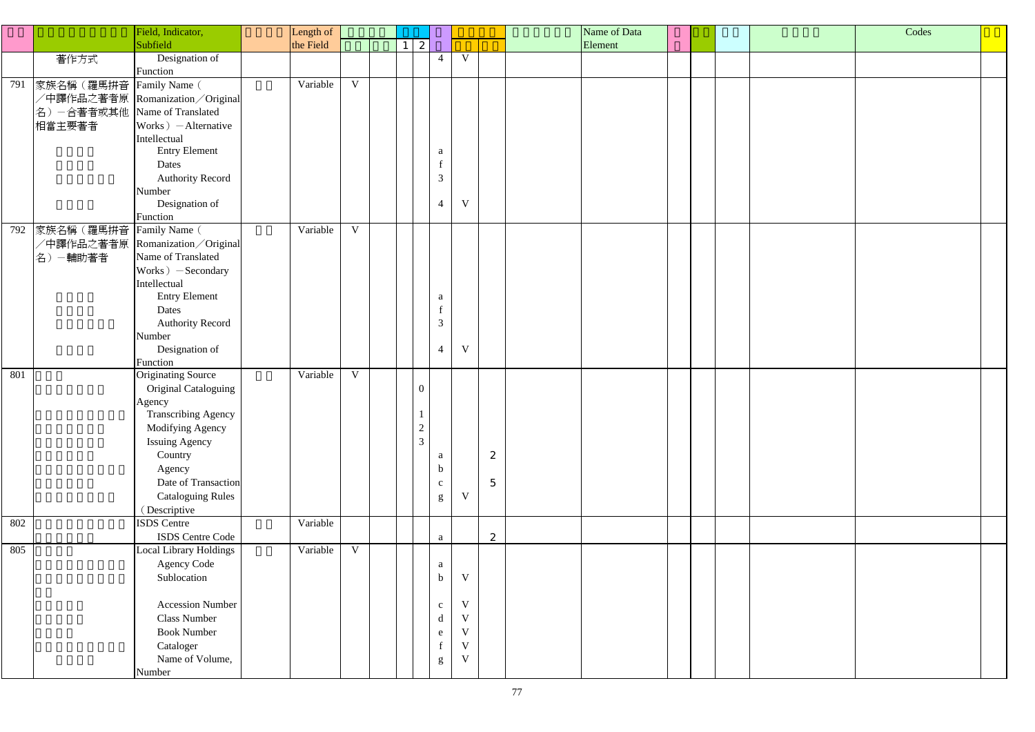| | | Field, Indicator, Subfield | | Length of the Field | | | 1 | 2 | | | | | Name of Data Element | | | | | Codes | |
|---|---|---|---|---|---|---|---|---|---|---|---|---|---|---|---|---|---|---|---|
| | 著作方式 | Designation of Function | | | | | | | 4 | V | | | | | | | | | |
| 791 | 家族名稱（羅馬拼音／中譯作品之著者原名）－合著者或其他相當主要著者 | Family Name（Romanization／Original Name of Translated Works）－Alternative Intellectual | | Variable | V | | | | | | | | | | | | | | |
| | | Entry Element | | | | | | | a | | | | | | | | | | |
| | | Dates | | | | | | | f | | | | | | | | | | |
| | | Authority Record Number | | | | | | | 3 | | | | | | | | | | |
| | | Designation of Function | | | | | | | 4 | V | | | | | | | | | |
| 792 | 家族名稱（羅馬拼音／中譯作品之著者原名）－輔助著者 | Family Name（Romanization／Original Name of Translated Works）－Secondary Intellectual | | Variable | V | | | | | | | | | | | | | | |
| | | Entry Element | | | | | | | a | | | | | | | | | | |
| | | Dates | | | | | | | f | | | | | | | | | | |
| | | Authority Record Number | | | | | | | 3 | | | | | | | | | | |
| | | Designation of Function | | | | | | | 4 | V | | | | | | | | | |
| 801 | | Originating Source | | Variable | V | | | | | | | | | | | | | | |
| | | Original Cataloguing Agency | | | | | | 0 | | | | | | | | | | | |
| | | Transcribing Agency | | | | | | 1 | | | | | | | | | | | |
| | | Modifying Agency | | | | | | 2 | | | | | | | | | | | |
| | | Issuing Agency | | | | | | 3 | | | | | | | | | | | |
| | | Country | | | | | | | a | | 2 | | | | | | | | |
| | | Agency | | | | | | | b | | | | | | | | | | |
| | | Date of Transaction | | | | | | | c | | 5 | | | | | | | | |
| | | Cataloguing Rules（Descriptive | | | | | | | g | V | | | | | | | | | |
| 802 | | ISDS Centre | | Variable | | | | | | | | | | | | | | | |
| | | ISDS Centre Code | | | | | | | a | | 2 | | | | | | | | |
| 805 | | Local Library Holdings | | Variable | V | | | | | | | | | | | | | | |
| | | Agency Code | | | | | | | a | | | | | | | | | | |
| | | Sublocation | | | | | | | b | V | | | | | | | | | |
| | | Accession Number | | | | | | | c | V | | | | | | | | | |
| | | Class Number | | | | | | | d | V | | | | | | | | | |
| | | Book Number | | | | | | | e | V | | | | | | | | | |
| | | Cataloger | | | | | | | f | V | | | | | | | | | |
| | | Name of Volume, Number | | | | | | | g | V | | | | | | | | | |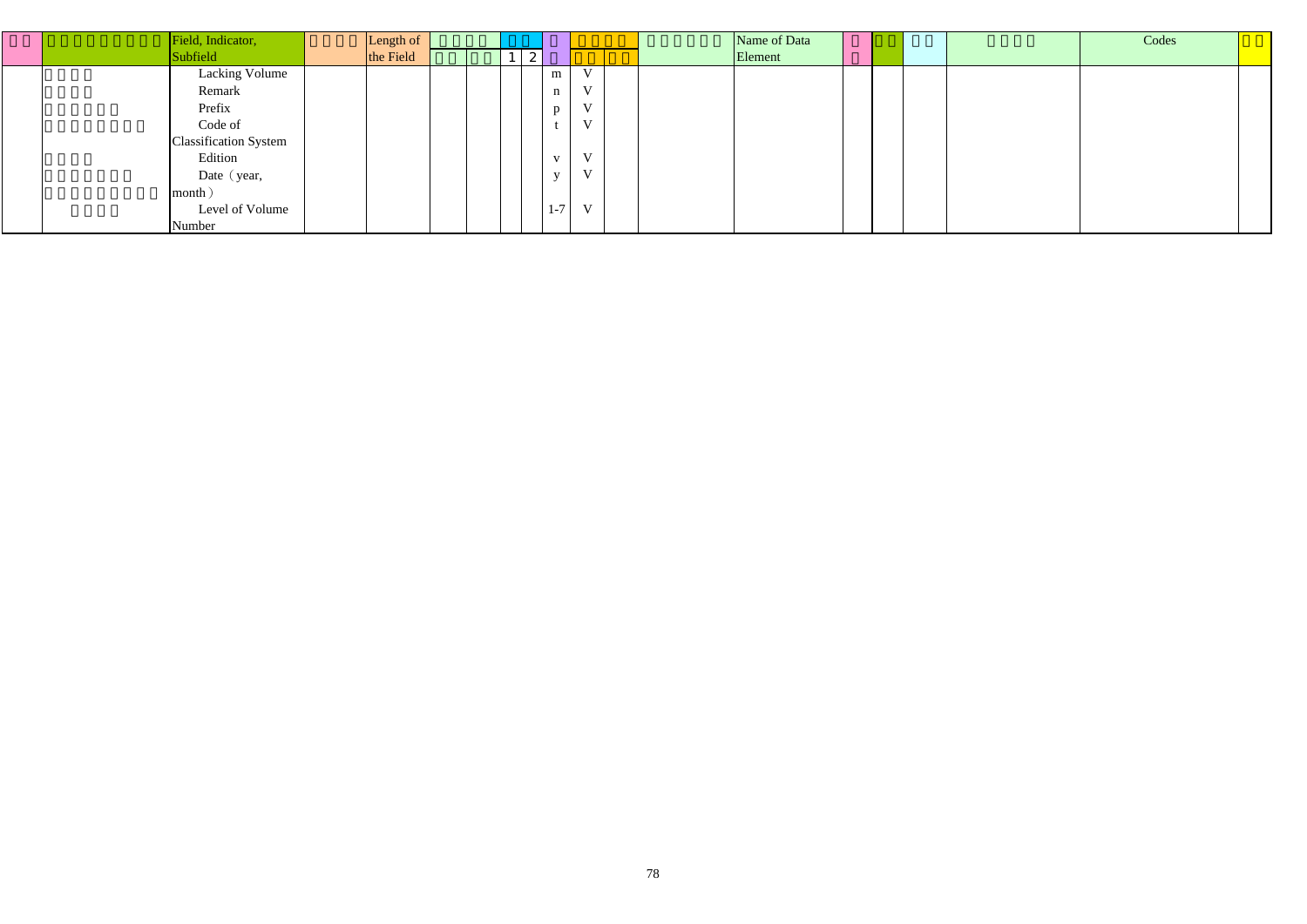| □□ | □□□□□□□□□ | Field, Indicator, Subfield | □□□□ | Length of the Field | □□□□ | | □□ | | □ | □□□□ | | □□□□□□ | Name of Data Element | □□ | □□ | □□ | □□□□ | Codes | □□ |
|---|---|---|---|---|---|---|---|---|---|---|---|---|---|---|---|---|---|---|---|
| | | | | | □□ | □□ | 1 | 2 | | □□ | □□ | | | | | | | | |
| | □□□□ | Lacking Volume | | | | | | | m | V | | | | | | | | | |
| | □□□□ | Remark | | | | | | | n | V | | | | | | | | | |
| | □□□□□□ | Prefix | | | | | | | p | V | | | | | | | | | |
| | □□□□□□□□ | Code of Classification System | | | | | | | t | V | | | | | | | | | |
| | □□□□ | Edition | | | | | | | v | V | | | | | | | | | |
| | □□□□□□□ □□□□□□□□□□□ | Date（year, month） | | | | | | | y | V | | | | | | | | | |
| | □□□□ | Level of Volume Number | | | | | | | 1-7 | V | | | | | | | | | |